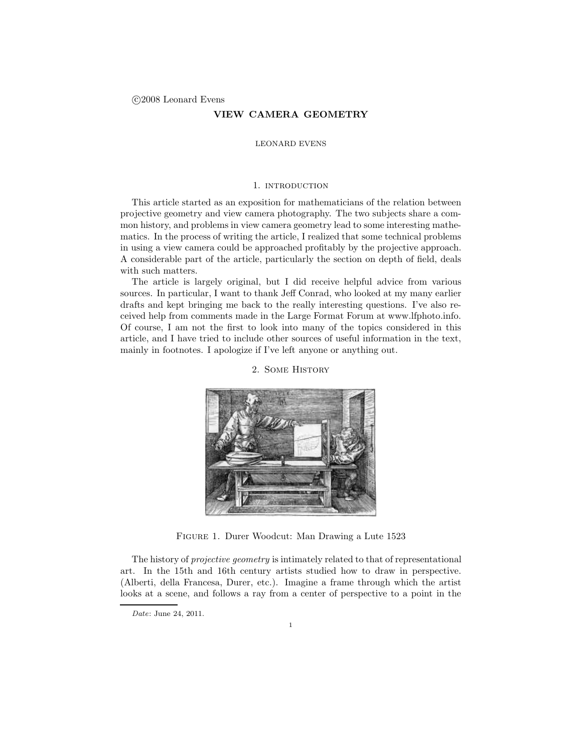©2008 Leonard Evens

# VIEW CAMERA GEOMETRY

LEONARD EVENS

## 1. introduction

This article started as an exposition for mathematicians of the relation between projective geometry and view camera photography. The two subjects share a common history, and problems in view camera geometry lead to some interesting mathematics. In the process of writing the article, I realized that some technical problems in using a view camera could be approached profitably by the projective approach. A considerable part of the article, particularly the section on depth of field, deals with such matters.

The article is largely original, but I did receive helpful advice from various sources. In particular, I want to thank Jeff Conrad, who looked at my many earlier drafts and kept bringing me back to the really interesting questions. I've also received help from comments made in the Large Format Forum at www.lfphoto.info. Of course, I am not the first to look into many of the topics considered in this article, and I have tried to include other sources of useful information in the text, mainly in footnotes. I apologize if I've left anyone or anything out.

## 2. Some History

Figure 1. Durer Woodcut: Man Drawing a Lute 1523

The history of *projective geometry* is intimately related to that of representational art. In the 15th and 16th century artists studied how to draw in perspective. (Alberti, della Francesa, Durer, etc.). Imagine a frame through which the artist looks at a scene, and follows a ray from a center of perspective to a point in the

*Date*: June 24, 2011.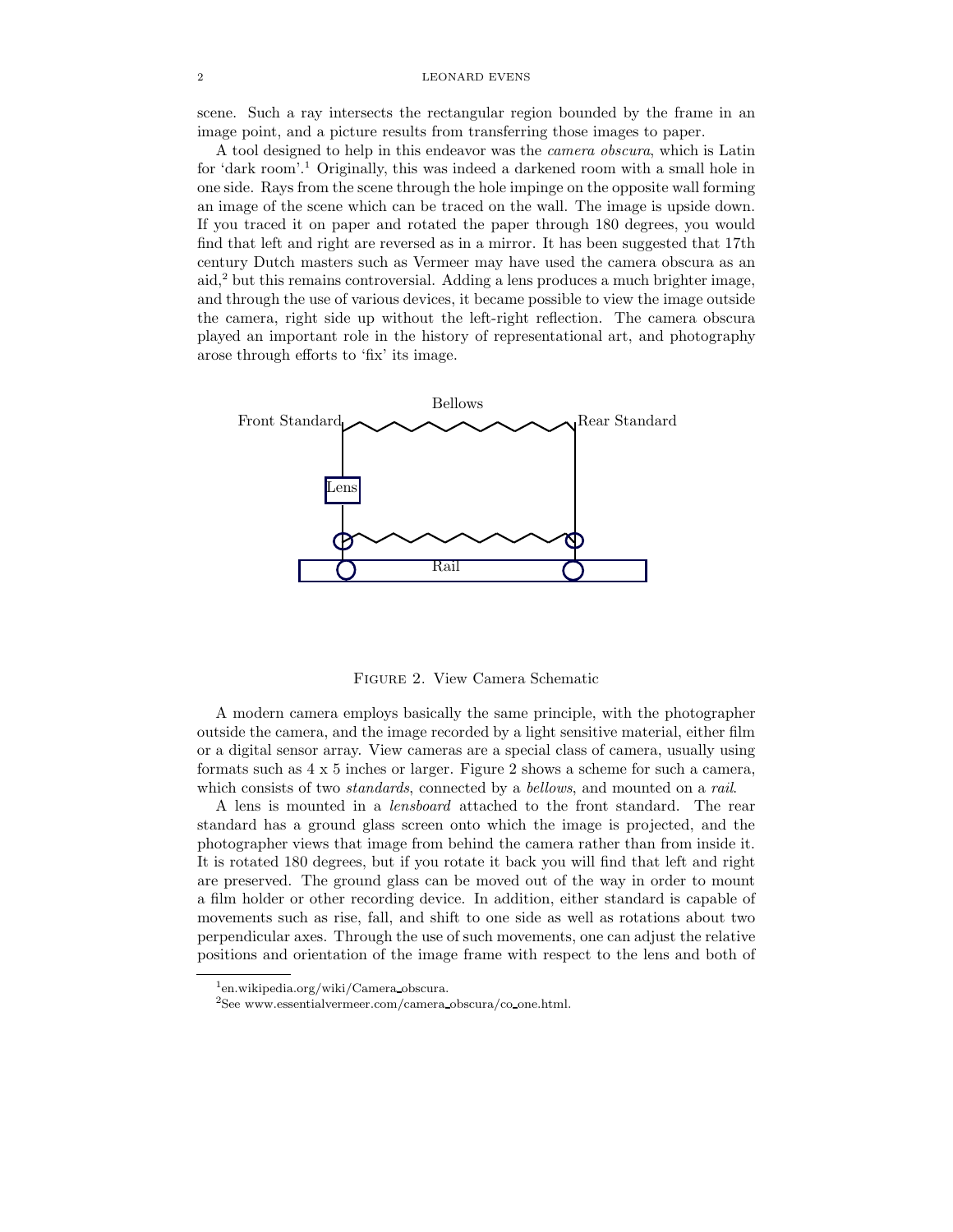scene. Such a ray intersects the rectangular region bounded by the frame in an image point, and a picture results from transferring those images to paper.

A tool designed to help in this endeavor was the *camera obscura*, which is Latin for 'dark room'.[1] Originally, this was indeed a darkened room with a small hole in one side. Rays from the scene through the hole impinge on the opposite wall forming an image of the scene which can be traced on the wall. The image is upside down. If you traced it on paper and rotated the paper through 180 degrees, you would find that left and right are reversed as in a mirror. It has been suggested that 17th century Dutch masters such as Vermeer may have used the camera obscura as an aid,[2] but this remains controversial. Adding a lens produces a much brighter image, and through the use of various devices, it became possible to view the image outside the camera, right side up without the left-right reflection. The camera obscura played an important role in the history of representational art, and photography arose through efforts to 'fix' its image.

Bellows

Front Standard

Rear Standard

Lens

Rail

Figure 2. View Camera Schematic

A modern camera employs basically the same principle, with the photographer outside the camera, and the image recorded by a light sensitive material, either film or a digital sensor array. View cameras are a special class of camera, usually using formats such as 4 x 5 inches or larger. Figure 2 shows a scheme for such a camera, which consists of two *standards*, connected by a *bellows*, and mounted on a *rail*.

A lens is mounted in a *lensboard* attached to the front standard. The rear standard has a ground glass screen onto which the image is projected, and the photographer views that image from behind the camera rather than from inside it. It is rotated 180 degrees, but if you rotate it back you will find that left and right are preserved. The ground glass can be moved out of the way in order to mount a film holder or other recording device. In addition, either standard is capable of movements such as rise, fall, and shift to one side as well as rotations about two perpendicular axes. Through the use of such movements, one can adjust the relative positions and orientation of the image frame with respect to the lens and both of

[1] en.wikipedia.org/wiki/Camera_obscura.

[2] See www.essentialvermeer.com/camera_obscura/co_one.html.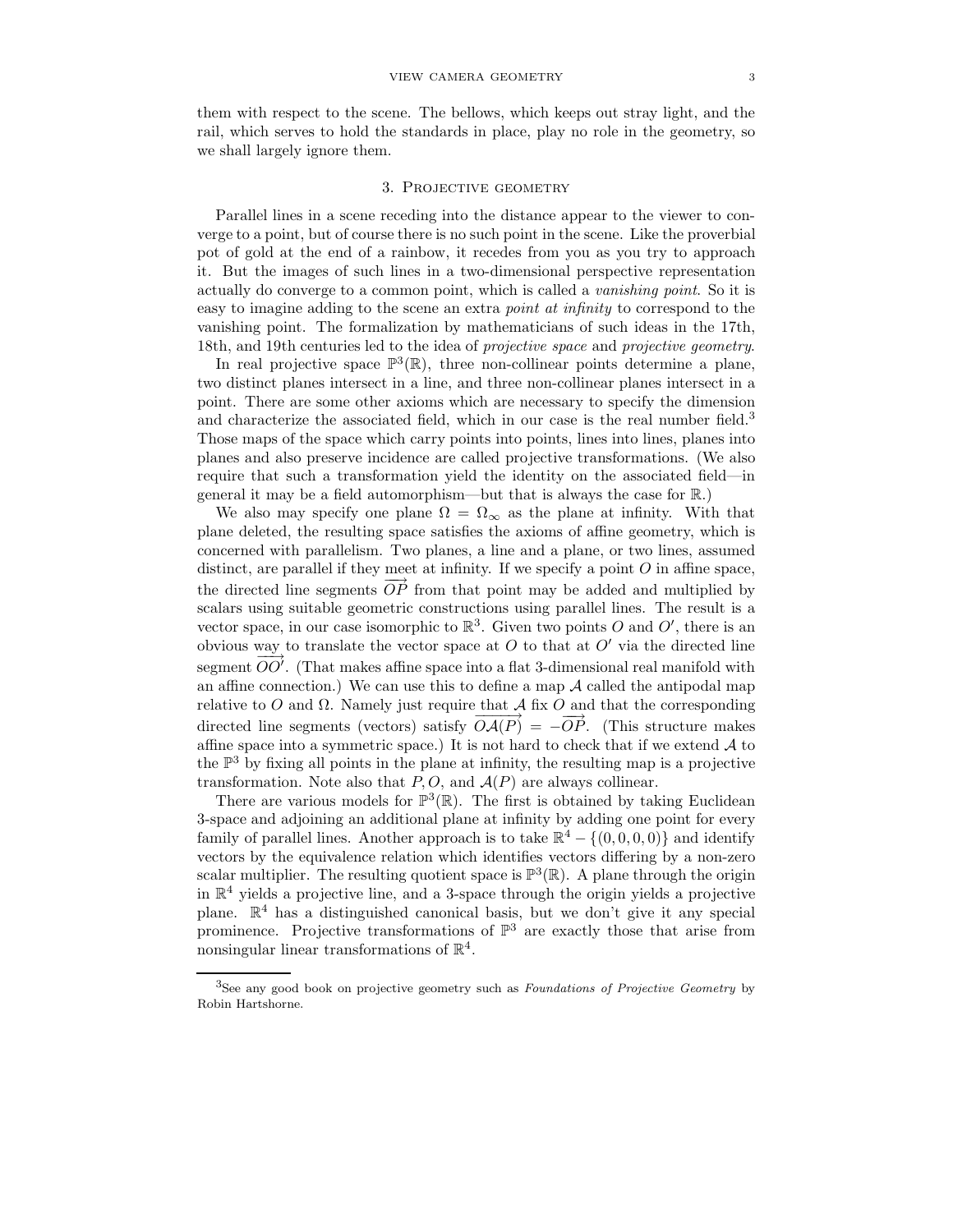them with respect to the scene. The bellows, which keeps out stray light, and the rail, which serves to hold the standards in place, play no role in the geometry, so we shall largely ignore them.

## 3. Projective geometry

Parallel lines in a scene receding into the distance appear to the viewer to converge to a point, but of course there is no such point in the scene. Like the proverbial pot of gold at the end of a rainbow, it recedes from you as you try to approach it. But the images of such lines in a two-dimensional perspective representation actually do converge to a common point, which is called a *vanishing point*. So it is easy to imagine adding to the scene an extra *point at infinity* to correspond to the vanishing point. The formalization by mathematicians of such ideas in the 17th, 18th, and 19th centuries led to the idea of *projective space* and *projective geometry*.

In real projective space $\mathbb{P}^3(\mathbb{R})$, three non-collinear points determine a plane, two distinct planes intersect in a line, and three non-collinear planes intersect in a point. There are some other axioms which are necessary to specify the dimension and characterize the associated field, which in our case is the real number field.[3] Those maps of the space which carry points into points, lines into lines, planes into planes and also preserve incidence are called projective transformations. (We also require that such a transformation yield the identity on the associated field—in general it may be a field automorphism—but that is always the case for $\mathbb{R}$.)

We also may specify one plane $\Omega = \Omega_\infty$ as the plane at infinity. With that plane deleted, the resulting space satisfies the axioms of affine geometry, which is concerned with parallelism. Two planes, a line and a plane, or two lines, assumed distinct, are parallel if they meet at infinity. If we specify a point $O$ in affine space, the directed line segments $\overrightarrow{OP}$ from that point may be added and multiplied by scalars using suitable geometric constructions using parallel lines. The result is a vector space, in our case isomorphic to $\mathbb{R}^3$. Given two points $O$ and $O'$, there is an obvious way to translate the vector space at $O$ to that at $O'$ via the directed line segment $\overrightarrow{OO'}$. (That makes affine space into a flat 3-dimensional real manifold with an affine connection.) We can use this to define a map $\mathcal{A}$ called the antipodal map relative to $O$ and $\Omega$. Namely just require that $\mathcal{A}$ fix $O$ and that the corresponding directed line segments (vectors) satisfy $\overrightarrow{O\mathcal{A}(P)} = -\overrightarrow{OP}$. (This structure makes affine space into a symmetric space.) It is not hard to check that if we extend $\mathcal{A}$ to the $\mathbb{P}^3$ by fixing all points in the plane at infinity, the resulting map is a projective transformation. Note also that $P, O$, and $\mathcal{A}(P)$ are always collinear.

There are various models for $\mathbb{P}^3(\mathbb{R})$. The first is obtained by taking Euclidean 3-space and adjoining an additional plane at infinity by adding one point for every family of parallel lines. Another approach is to take $\mathbb{R}^4 - \{(0,0,0,0)\}$ and identify vectors by the equivalence relation which identifies vectors differing by a non-zero scalar multiplier. The resulting quotient space is $\mathbb{P}^3(\mathbb{R})$. A plane through the origin in $\mathbb{R}^4$ yields a projective line, and a 3-space through the origin yields a projective plane. $\mathbb{R}^4$ has a distinguished canonical basis, but we don't give it any special prominence. Projective transformations of $\mathbb{P}^3$ are exactly those that arise from nonsingular linear transformations of $\mathbb{R}^4$.

---

[3] See any good book on projective geometry such as *Foundations of Projective Geometry* by Robin Hartshorne.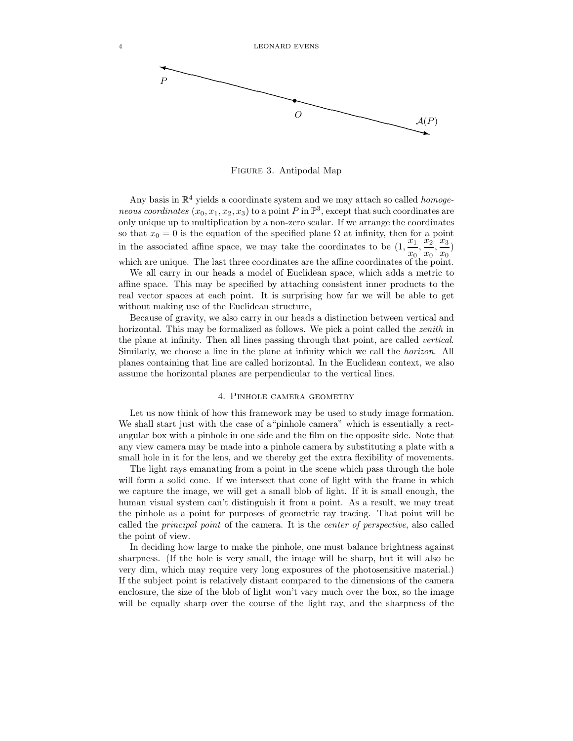FIGURE 3. Antipodal Map

Any basis in $\mathbb{R}^4$ yields a coordinate system and we may attach so called *homogeneous coordinates* $(x_0, x_1, x_2, x_3)$ to a point $P$ in $\mathbb{P}^3$, except that such coordinates are only unique up to multiplication by a non-zero scalar. If we arrange the coordinates so that $x_0 = 0$ is the equation of the specified plane $\Omega$ at infinity, then for a point in the associated affine space, we may take the coordinates to be $(1, \frac{x_1}{x_0}, \frac{x_2}{x_0}, \frac{x_3}{x_0})$ which are unique. The last three coordinates are the affine coordinates of the point.

We all carry in our heads a model of Euclidean space, which adds a metric to affine space. This may be specified by attaching consistent inner products to the real vector spaces at each point. It is surprising how far we will be able to get without making use of the Euclidean structure,

Because of gravity, we also carry in our heads a distinction between vertical and horizontal. This may be formalized as follows. We pick a point called the *zenith* in the plane at infinity. Then all lines passing through that point, are called *vertical*. Similarly, we choose a line in the plane at infinity which we call the *horizon*. All planes containing that line are called horizontal. In the Euclidean context, we also assume the horizontal planes are perpendicular to the vertical lines.

## 4. Pinhole camera geometry

Let us now think of how this framework may be used to study image formation. We shall start just with the case of a"pinhole camera" which is essentially a rectangular box with a pinhole in one side and the film on the opposite side. Note that any view camera may be made into a pinhole camera by substituting a plate with a small hole in it for the lens, and we thereby get the extra flexibility of movements.

The light rays emanating from a point in the scene which pass through the hole will form a solid cone. If we intersect that cone of light with the frame in which we capture the image, we will get a small blob of light. If it is small enough, the human visual system can't distinguish it from a point. As a result, we may treat the pinhole as a point for purposes of geometric ray tracing. That point will be called the *principal point* of the camera. It is the *center of perspective*, also called the point of view.

In deciding how large to make the pinhole, one must balance brightness against sharpness. (If the hole is very small, the image will be sharp, but it will also be very dim, which may require very long exposures of the photosensitive material.) If the subject point is relatively distant compared to the dimensions of the camera enclosure, the size of the blob of light won't vary much over the box, so the image will be equally sharp over the course of the light ray, and the sharpness of the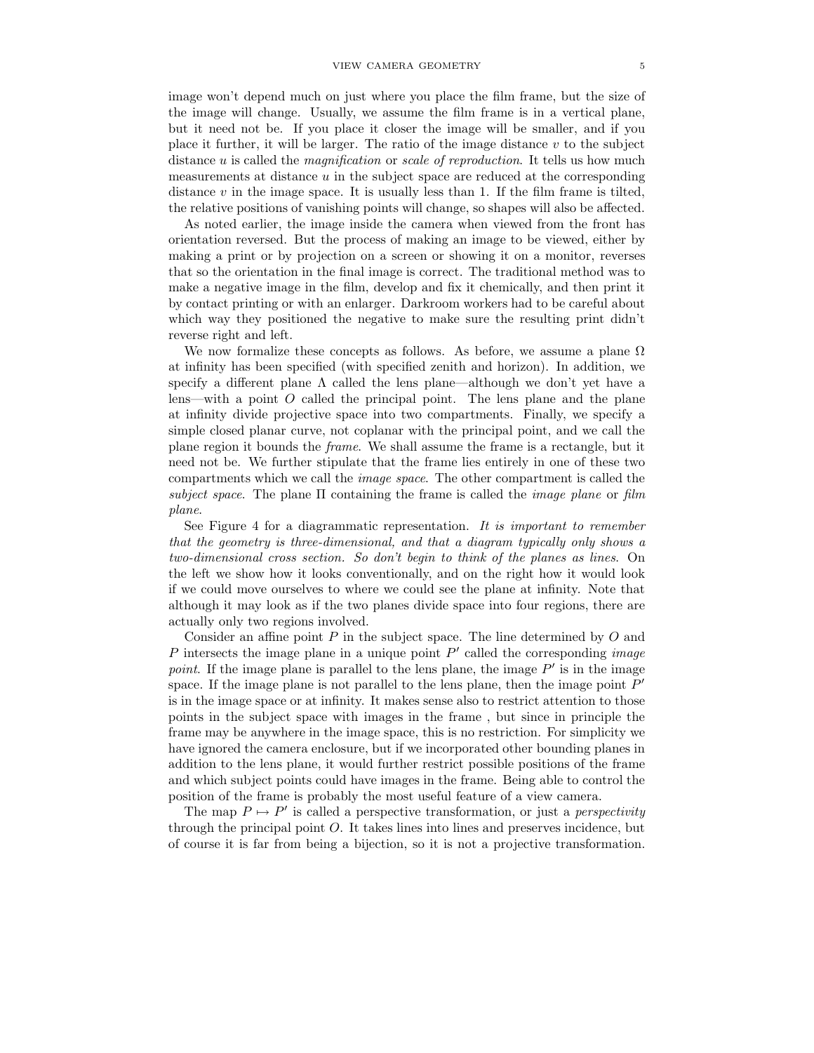image won't depend much on just where you place the film frame, but the size of the image will change. Usually, we assume the film frame is in a vertical plane, but it need not be. If you place it closer the image will be smaller, and if you place it further, it will be larger. The ratio of the image distance $v$ to the subject distance $u$ is called the *magnification* or *scale of reproduction*. It tells us how much measurements at distance $u$ in the subject space are reduced at the corresponding distance $v$ in the image space. It is usually less than 1. If the film frame is tilted, the relative positions of vanishing points will change, so shapes will also be affected.

As noted earlier, the image inside the camera when viewed from the front has orientation reversed. But the process of making an image to be viewed, either by making a print or by projection on a screen or showing it on a monitor, reverses that so the orientation in the final image is correct. The traditional method was to make a negative image in the film, develop and fix it chemically, and then print it by contact printing or with an enlarger. Darkroom workers had to be careful about which way they positioned the negative to make sure the resulting print didn't reverse right and left.

We now formalize these concepts as follows. As before, we assume a plane $\Omega$ at infinity has been specified (with specified zenith and horizon). In addition, we specify a different plane $\Lambda$ called the lens plane—although we don't yet have a lens—with a point $O$ called the principal point. The lens plane and the plane at infinity divide projective space into two compartments. Finally, we specify a simple closed planar curve, not coplanar with the principal point, and we call the plane region it bounds the *frame*. We shall assume the frame is a rectangle, but it need not be. We further stipulate that the frame lies entirely in one of these two compartments which we call the *image space*. The other compartment is called the *subject space*. The plane $\Pi$ containing the frame is called the *image plane* or *film plane*.

See Figure 4 for a diagrammatic representation. *It is important to remember that the geometry is three-dimensional, and that a diagram typically only shows a two-dimensional cross section. So don't begin to think of the planes as lines.* On the left we show how it looks conventionally, and on the right how it would look if we could move ourselves to where we could see the plane at infinity. Note that although it may look as if the two planes divide space into four regions, there are actually only two regions involved.

Consider an affine point $P$ in the subject space. The line determined by $O$ and $P$ intersects the image plane in a unique point $P'$ called the corresponding *image point*. If the image plane is parallel to the lens plane, the image $P'$ is in the image space. If the image plane is not parallel to the lens plane, then the image point $P'$ is in the image space or at infinity. It makes sense also to restrict attention to those points in the subject space with images in the frame , but since in principle the frame may be anywhere in the image space, this is no restriction. For simplicity we have ignored the camera enclosure, but if we incorporated other bounding planes in addition to the lens plane, it would further restrict possible positions of the frame and which subject points could have images in the frame. Being able to control the position of the frame is probably the most useful feature of a view camera.

The map $P \mapsto P'$ is called a perspective transformation, or just a *perspectivity* through the principal point $O$. It takes lines into lines and preserves incidence, but of course it is far from being a bijection, so it is not a projective transformation.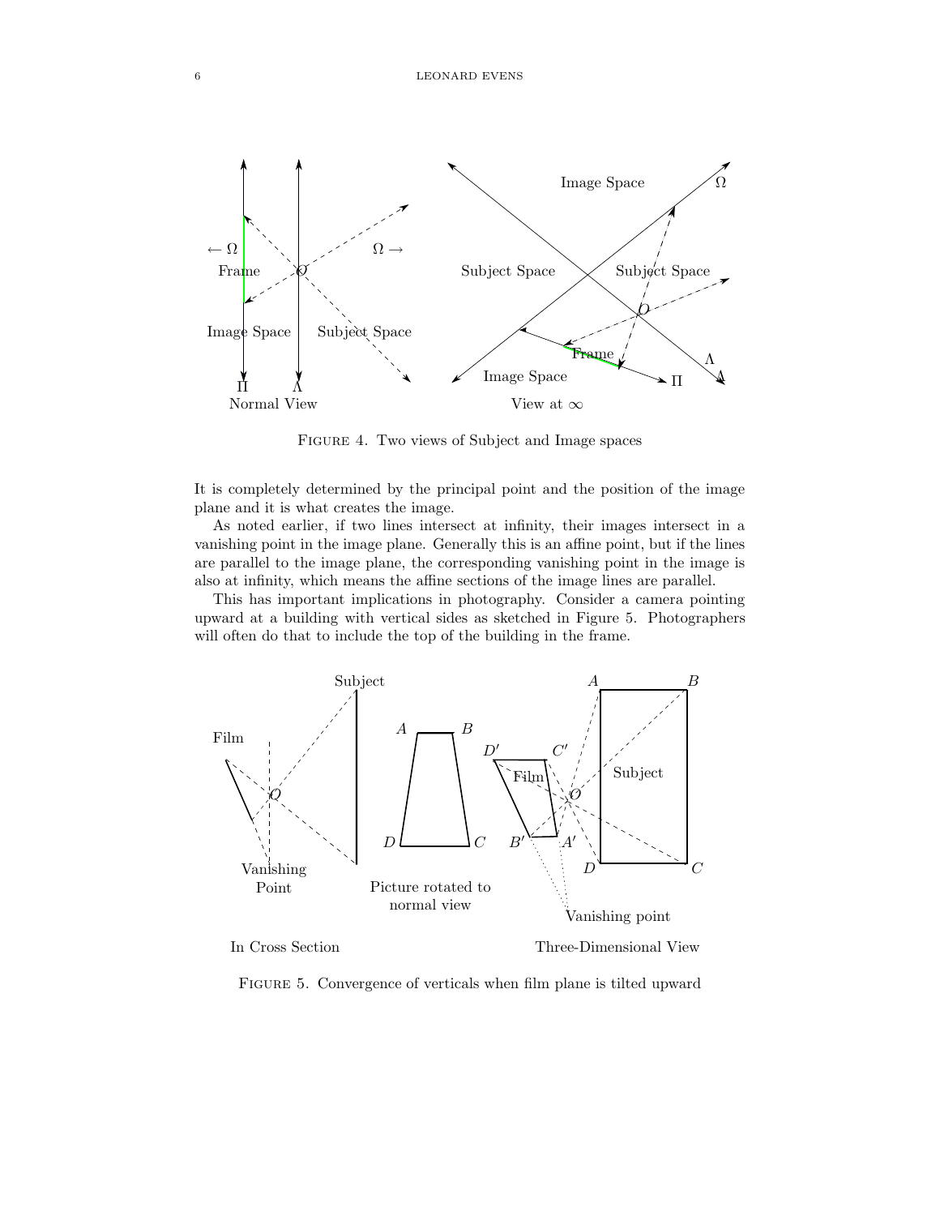FIGURE 4. Two views of Subject and Image spaces

It is completely determined by the principal point and the position of the image plane and it is what creates the image.

As noted earlier, if two lines intersect at infinity, their images intersect in a vanishing point in the image plane. Generally this is an affine point, but if the lines are parallel to the image plane, the corresponding vanishing point in the image is also at infinity, which means the affine sections of the image lines are parallel.

This has important implications in photography. Consider a camera pointing upward at a building with vertical sides as sketched in Figure 5. Photographers will often do that to include the top of the building in the frame.

FIGURE 5. Convergence of verticals when film plane is tilted upward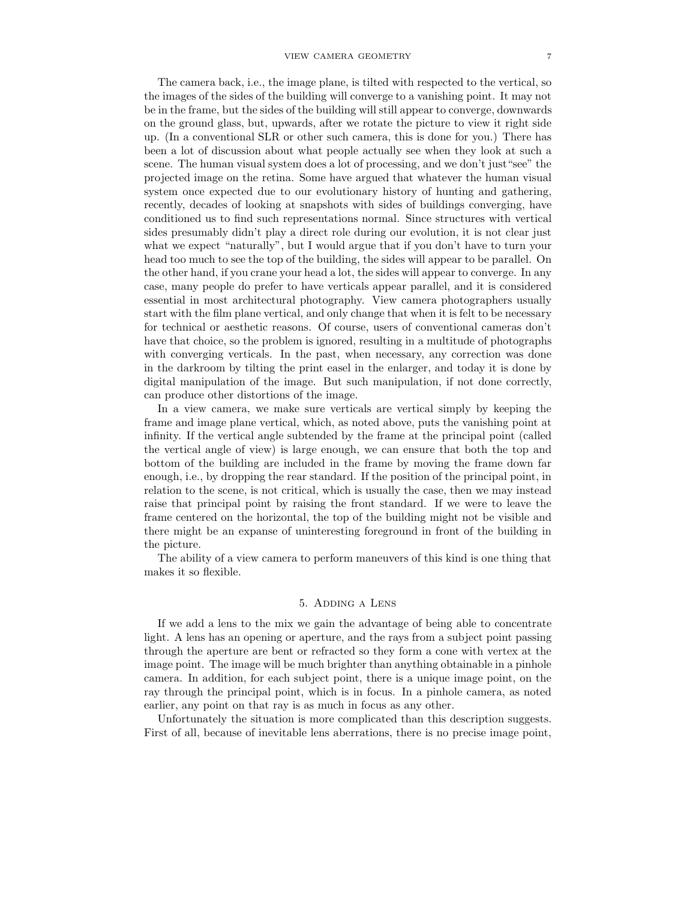The camera back, i.e., the image plane, is tilted with respected to the vertical, so the images of the sides of the building will converge to a vanishing point. It may not be in the frame, but the sides of the building will still appear to converge, downwards on the ground glass, but, upwards, after we rotate the picture to view it right side up. (In a conventional SLR or other such camera, this is done for you.) There has been a lot of discussion about what people actually see when they look at such a scene. The human visual system does a lot of processing, and we don't just"see" the projected image on the retina. Some have argued that whatever the human visual system once expected due to our evolutionary history of hunting and gathering, recently, decades of looking at snapshots with sides of buildings converging, have conditioned us to find such representations normal. Since structures with vertical sides presumably didn't play a direct role during our evolution, it is not clear just what we expect "naturally", but I would argue that if you don't have to turn your head too much to see the top of the building, the sides will appear to be parallel. On the other hand, if you crane your head a lot, the sides will appear to converge. In any case, many people do prefer to have verticals appear parallel, and it is considered essential in most architectural photography. View camera photographers usually start with the film plane vertical, and only change that when it is felt to be necessary for technical or aesthetic reasons. Of course, users of conventional cameras don't have that choice, so the problem is ignored, resulting in a multitude of photographs with converging verticals. In the past, when necessary, any correction was done in the darkroom by tilting the print easel in the enlarger, and today it is done by digital manipulation of the image. But such manipulation, if not done correctly, can produce other distortions of the image.

In a view camera, we make sure verticals are vertical simply by keeping the frame and image plane vertical, which, as noted above, puts the vanishing point at infinity. If the vertical angle subtended by the frame at the principal point (called the vertical angle of view) is large enough, we can ensure that both the top and bottom of the building are included in the frame by moving the frame down far enough, i.e., by dropping the rear standard. If the position of the principal point, in relation to the scene, is not critical, which is usually the case, then we may instead raise that principal point by raising the front standard. If we were to leave the frame centered on the horizontal, the top of the building might not be visible and there might be an expanse of uninteresting foreground in front of the building in the picture.

The ability of a view camera to perform maneuvers of this kind is one thing that makes it so flexible.

## 5. Adding a Lens

If we add a lens to the mix we gain the advantage of being able to concentrate light. A lens has an opening or aperture, and the rays from a subject point passing through the aperture are bent or refracted so they form a cone with vertex at the image point. The image will be much brighter than anything obtainable in a pinhole camera. In addition, for each subject point, there is a unique image point, on the ray through the principal point, which is in focus. In a pinhole camera, as noted earlier, any point on that ray is as much in focus as any other.

Unfortunately the situation is more complicated than this description suggests. First of all, because of inevitable lens aberrations, there is no precise image point,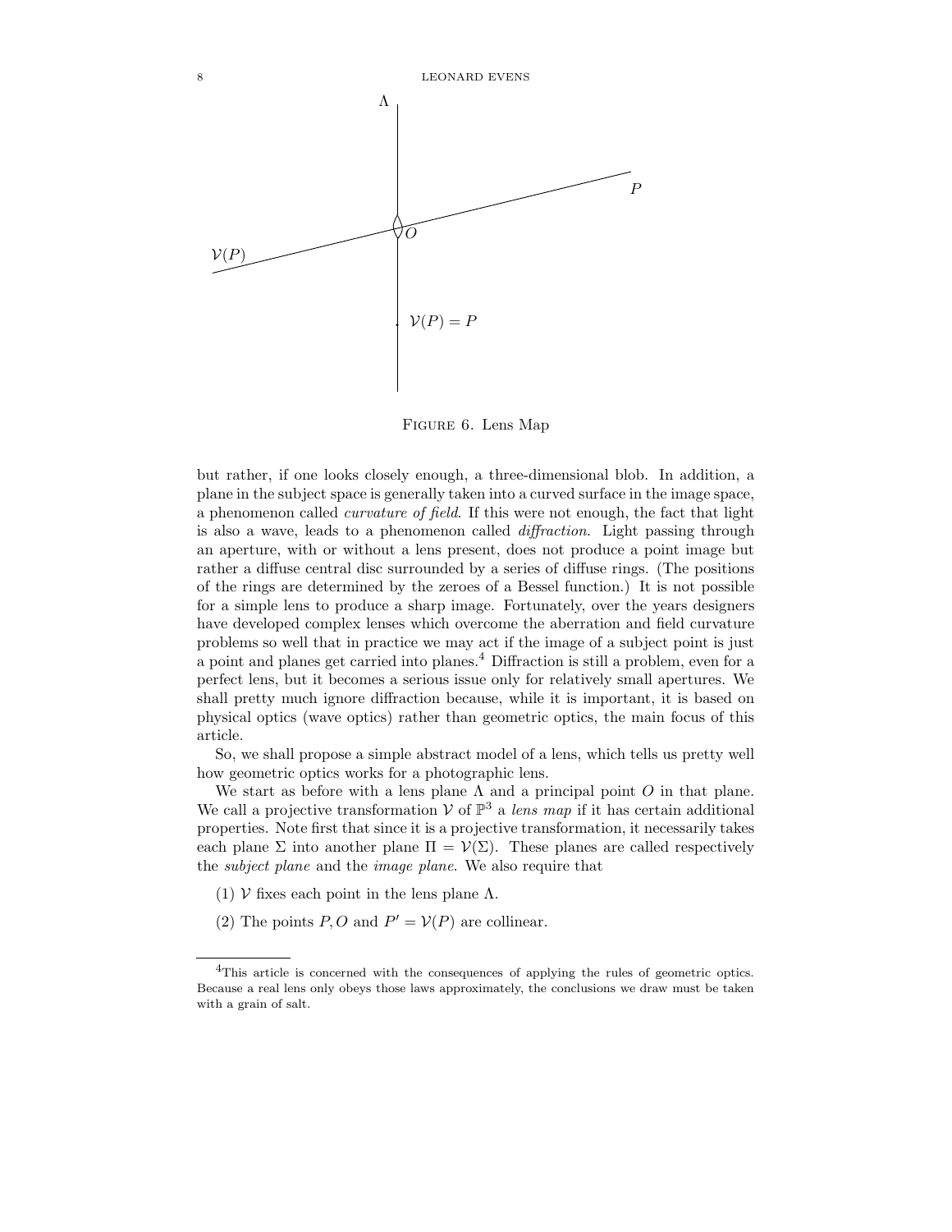Figure 6. Lens Map

but rather, if one looks closely enough, a three-dimensional blob. In addition, a plane in the subject space is generally taken into a curved surface in the image space, a phenomenon called *curvature of field*. If this were not enough, the fact that light is also a wave, leads to a phenomenon called *diffraction*. Light passing through an aperture, with or without a lens present, does not produce a point image but rather a diffuse central disc surrounded by a series of diffuse rings. (The positions of the rings are determined by the zeroes of a Bessel function.) It is not possible for a simple lens to produce a sharp image. Fortunately, over the years designers have developed complex lenses which overcome the aberration and field curvature problems so well that in practice we may act if the image of a subject point is just a point and planes get carried into planes.[4] Diffraction is still a problem, even for a perfect lens, but it becomes a serious issue only for relatively small apertures. We shall pretty much ignore diffraction because, while it is important, it is based on physical optics (wave optics) rather than geometric optics, the main focus of this article.

So, we shall propose a simple abstract model of a lens, which tells us pretty well how geometric optics works for a photographic lens.

We start as before with a lens plane $\Lambda$ and a principal point $O$ in that plane. We call a projective transformation $\mathcal{V}$ of $\mathbb{P}^3$ a *lens map* if it has certain additional properties. Note first that since it is a projective transformation, it necessarily takes each plane $\Sigma$ into another plane $\Pi = \mathcal{V}(\Sigma)$. These planes are called respectively the *subject plane* and the *image plane*. We also require that

(1) $\mathcal{V}$ fixes each point in the lens plane $\Lambda$.

(2) The points $P, O$ and $P' = \mathcal{V}(P)$ are collinear.

[4] This article is concerned with the consequences of applying the rules of geometric optics. Because a real lens only obeys those laws approximately, the conclusions we draw must be taken with a grain of salt.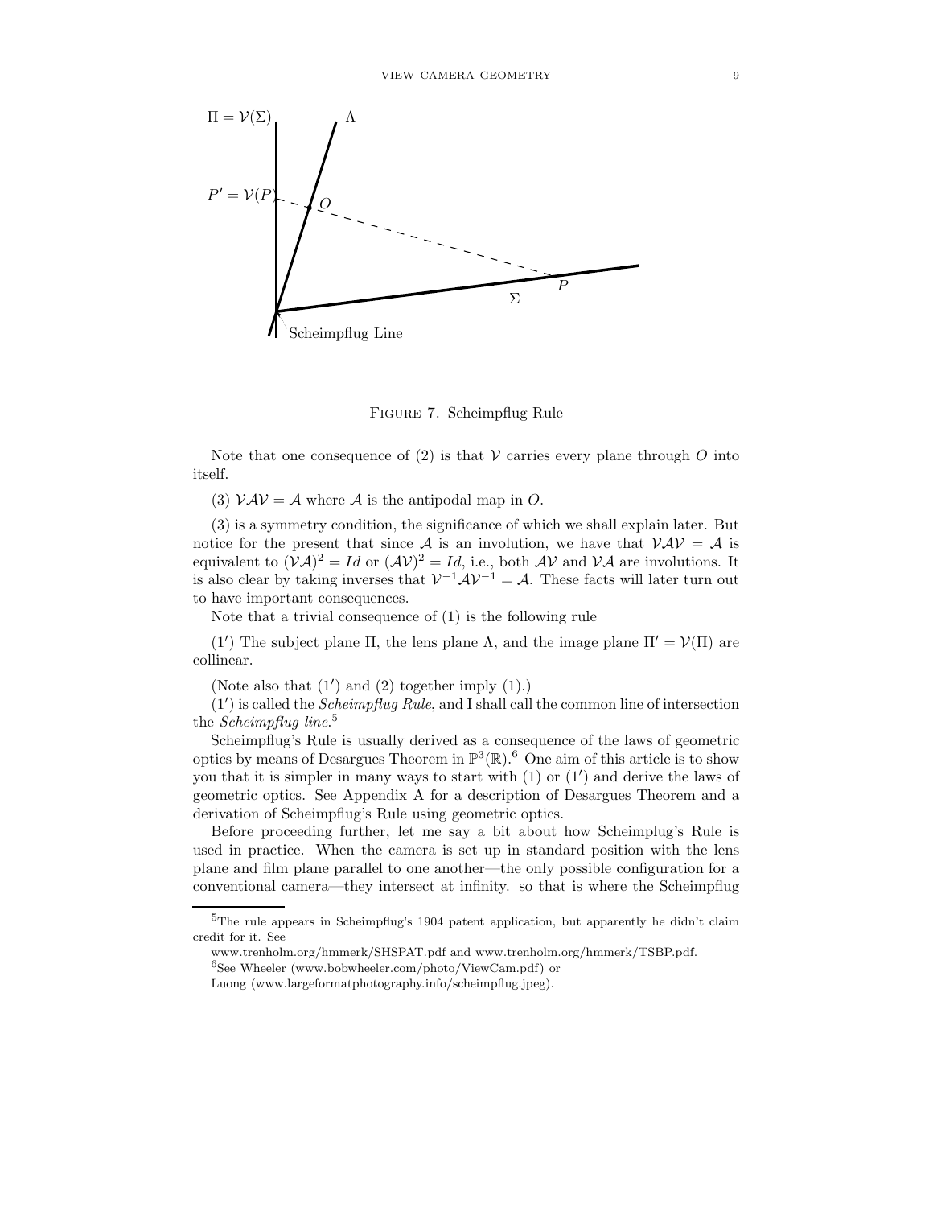Figure 7. Scheimpflug Rule

Note that one consequence of (2) is that $\mathcal{V}$ carries every plane through $O$ into itself.

(3) $\mathcal{VAV} = \mathcal{A}$ where $\mathcal{A}$ is the antipodal map in $O$.

(3) is a symmetry condition, the significance of which we shall explain later. But notice for the present that since $\mathcal{A}$ is an involution, we have that $\mathcal{VAV} = \mathcal{A}$ is equivalent to $(\mathcal{VA})^2 = Id$ or $(\mathcal{AV})^2 = Id$, i.e., both $\mathcal{AV}$ and $\mathcal{VA}$ are involutions. It is also clear by taking inverses that $\mathcal{V}^{-1}\mathcal{A}\mathcal{V}^{-1} = \mathcal{A}$. These facts will later turn out to have important consequences.

Note that a trivial consequence of (1) is the following rule

($1'$) The subject plane $\Pi$, the lens plane $\Lambda$, and the image plane $\Pi' = \mathcal{V}(\Pi)$ are collinear.

(Note also that ($1'$) and (2) together imply (1).)

($1'$) is called the *Scheimpflug Rule*, and I shall call the common line of intersection the *Scheimpflug line*.[5]

Scheimpflug's Rule is usually derived as a consequence of the laws of geometric optics by means of Desargues Theorem in $\mathbb{P}^3(\mathbb{R})$.[6] One aim of this article is to show you that it is simpler in many ways to start with (1) or ($1'$) and derive the laws of geometric optics. See Appendix A for a description of Desargues Theorem and a derivation of Scheimpflug's Rule using geometric optics.

Before proceeding further, let me say a bit about how Scheimplug's Rule is used in practice. When the camera is set up in standard position with the lens plane and film plane parallel to one another—the only possible configuration for a conventional camera—they intersect at infinity. so that is where the Scheimpflug

---

[5]The rule appears in Scheimpflug's 1904 patent application, but apparently he didn't claim credit for it. See
www.trenholm.org/hmmerk/SHSPAT.pdf and www.trenholm.org/hmmerk/TSBP.pdf.

[6]See Wheeler (www.bobwheeler.com/photo/ViewCam.pdf) or
Luong (www.largeformatphotography.info/scheimpflug.jpeg).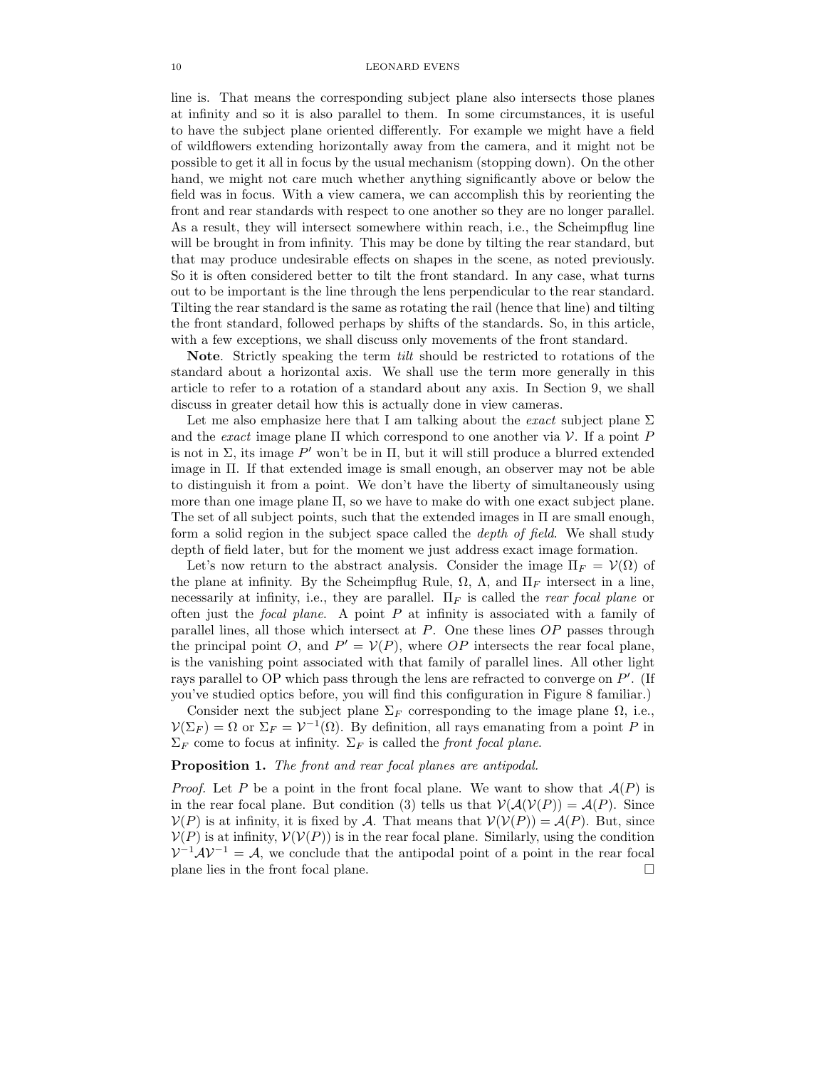line is. That means the corresponding subject plane also intersects those planes at infinity and so it is also parallel to them. In some circumstances, it is useful to have the subject plane oriented differently. For example we might have a field of wildflowers extending horizontally away from the camera, and it might not be possible to get it all in focus by the usual mechanism (stopping down). On the other hand, we might not care much whether anything significantly above or below the field was in focus. With a view camera, we can accomplish this by reorienting the front and rear standards with respect to one another so they are no longer parallel. As a result, they will intersect somewhere within reach, i.e., the Scheimpflug line will be brought in from infinity. This may be done by tilting the rear standard, but that may produce undesirable effects on shapes in the scene, as noted previously. So it is often considered better to tilt the front standard. In any case, what turns out to be important is the line through the lens perpendicular to the rear standard. Tilting the rear standard is the same as rotating the rail (hence that line) and tilting the front standard, followed perhaps by shifts of the standards. So, in this article, with a few exceptions, we shall discuss only movements of the front standard.

**Note**. Strictly speaking the term *tilt* should be restricted to rotations of the standard about a horizontal axis. We shall use the term more generally in this article to refer to a rotation of a standard about any axis. In Section 9, we shall discuss in greater detail how this is actually done in view cameras.

Let me also emphasize here that I am talking about the *exact* subject plane $\Sigma$ and the *exact* image plane $\Pi$ which correspond to one another via $\mathcal{V}$. If a point $P$ is not in $\Sigma$, its image $P'$ won't be in $\Pi$, but it will still produce a blurred extended image in $\Pi$. If that extended image is small enough, an observer may not be able to distinguish it from a point. We don't have the liberty of simultaneously using more than one image plane $\Pi$, so we have to make do with one exact subject plane. The set of all subject points, such that the extended images in $\Pi$ are small enough, form a solid region in the subject space called the *depth of field*. We shall study depth of field later, but for the moment we just address exact image formation.

Let's now return to the abstract analysis. Consider the image $\Pi_F = \mathcal{V}(\Omega)$ of the plane at infinity. By the Scheimpflug Rule, $\Omega$, $\Lambda$, and $\Pi_F$ intersect in a line, necessarily at infinity, i.e., they are parallel. $\Pi_F$ is called the *rear focal plane* or often just the *focal plane*. A point $P$ at infinity is associated with a family of parallel lines, all those which intersect at $P$. One these lines $OP$ passes through the principal point $O$, and $P' = \mathcal{V}(P)$, where $OP$ intersects the rear focal plane, is the vanishing point associated with that family of parallel lines. All other light rays parallel to OP which pass through the lens are refracted to converge on $P'$. (If you've studied optics before, you will find this configuration in Figure 8 familiar.)

Consider next the subject plane $\Sigma_F$ corresponding to the image plane $\Omega$, i.e., $\mathcal{V}(\Sigma_F) = \Omega$ or $\Sigma_F = \mathcal{V}^{-1}(\Omega)$. By definition, all rays emanating from a point $P$ in $\Sigma_F$ come to focus at infinity. $\Sigma_F$ is called the *front focal plane*.

**Proposition 1.** *The front and rear focal planes are antipodal.*

*Proof.* Let $P$ be a point in the front focal plane. We want to show that $\mathcal{A}(P)$ is in the rear focal plane. But condition (3) tells us that $\mathcal{V}(\mathcal{A}(\mathcal{V}(P))) = \mathcal{A}(P)$. Since $\mathcal{V}(P)$ is at infinity, it is fixed by $\mathcal{A}$. That means that $\mathcal{V}(\mathcal{V}(P)) = \mathcal{A}(P)$. But, since $\mathcal{V}(P)$ is at infinity, $\mathcal{V}(\mathcal{V}(P))$ is in the rear focal plane. Similarly, using the condition $\mathcal{V}^{-1}\mathcal{A}\mathcal{V}^{-1} = \mathcal{A}$, we conclude that the antipodal point of a point in the rear focal plane lies in the front focal plane. □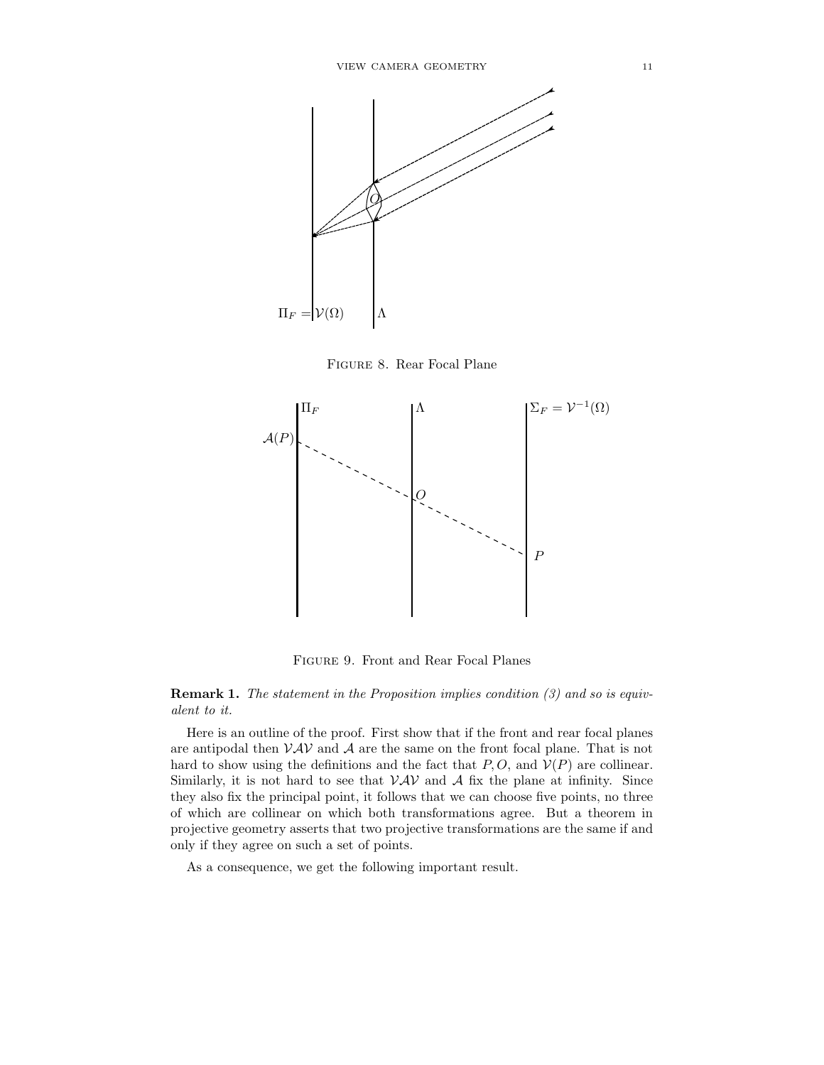Figure 8. Rear Focal Plane

Figure 9. Front and Rear Focal Planes

**Remark 1.** *The statement in the Proposition implies condition (3) and so is equivalent to it.*

Here is an outline of the proof. First show that if the front and rear focal planes are antipodal then $\mathcal{VAV}$ and $\mathcal{A}$ are the same on the front focal plane. That is not hard to show using the definitions and the fact that $P, O$, and $\mathcal{V}(P)$ are collinear. Similarly, it is not hard to see that $\mathcal{VAV}$ and $\mathcal{A}$ fix the plane at infinity. Since they also fix the principal point, it follows that we can choose five points, no three of which are collinear on which both transformations agree. But a theorem in projective geometry asserts that two projective transformations are the same if and only if they agree on such a set of points.

As a consequence, we get the following important result.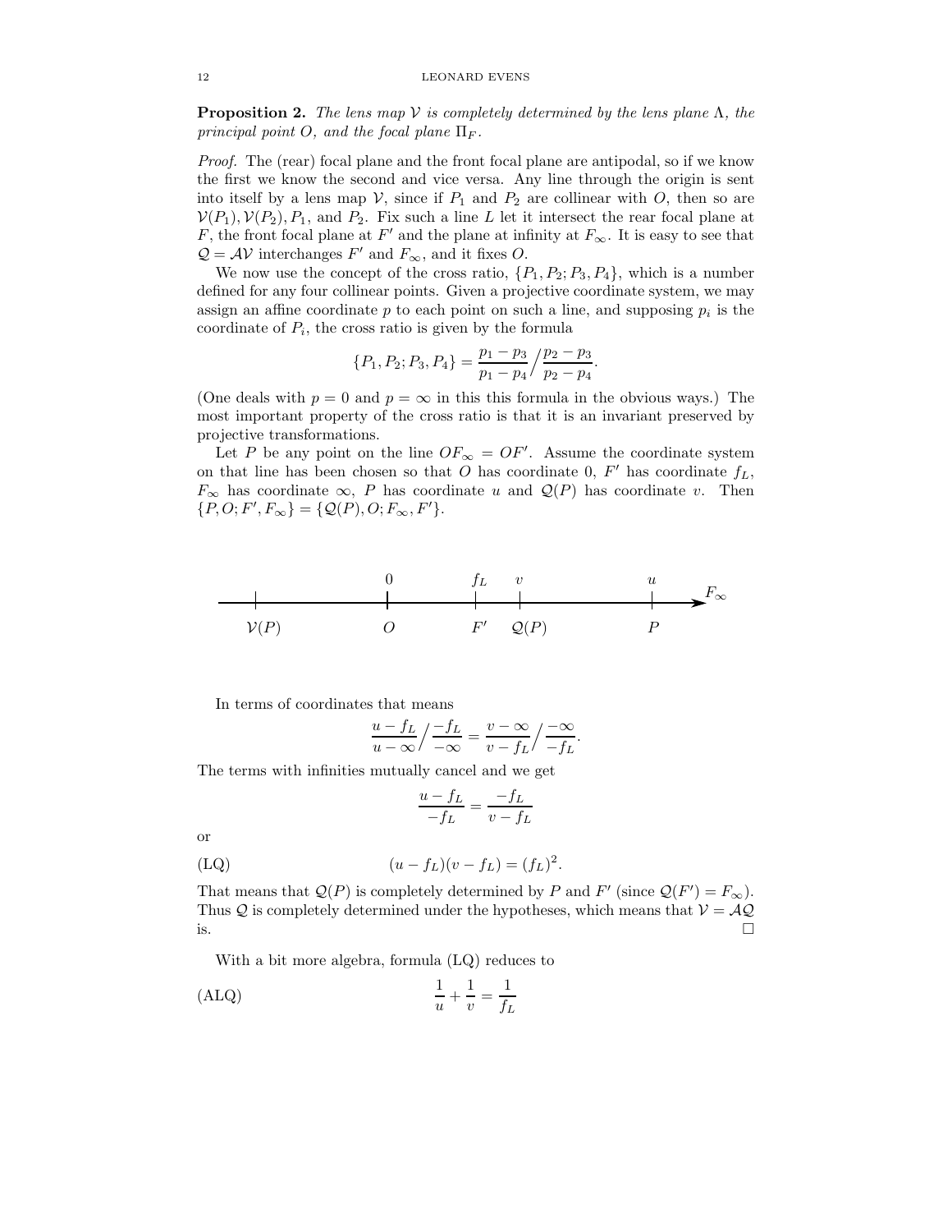**Proposition 2.** *The lens map $\mathcal{V}$ is completely determined by the lens plane $\Lambda$, the principal point $O$, and the focal plane $\Pi_F$.*

*Proof.* The (rear) focal plane and the front focal plane are antipodal, so if we know the first we know the second and vice versa. Any line through the origin is sent into itself by a lens map $\mathcal{V}$, since if $P_1$ and $P_2$ are collinear with $O$, then so are $\mathcal{V}(P_1), \mathcal{V}(P_2), P_1$, and $P_2$. Fix such a line $L$ let it intersect the rear focal plane at $F$, the front focal plane at $F'$ and the plane at infinity at $F_\infty$. It is easy to see that $\mathcal{Q} = \mathcal{AV}$ interchanges $F'$ and $F_\infty$, and it fixes $O$.

We now use the concept of the cross ratio, $\{P_1, P_2; P_3, P_4\}$, which is a number defined for any four collinear points. Given a projective coordinate system, we may assign an affine coordinate $p$ to each point on such a line, and supposing $p_i$ is the coordinate of $P_i$, the cross ratio is given by the formula

$$\{P_1, P_2; P_3, P_4\} = \frac{p_1 - p_3}{p_1 - p_4} \Big/ \frac{p_2 - p_3}{p_2 - p_4}.$$

(One deals with $p = 0$ and $p = \infty$ in this this formula in the obvious ways.) The most important property of the cross ratio is that it is an invariant preserved by projective transformations.

Let $P$ be any point on the line $OF_\infty = OF'$. Assume the coordinate system on that line has been chosen so that $O$ has coordinate 0, $F'$ has coordinate $f_L$, $F_\infty$ has coordinate $\infty$, $P$ has coordinate $u$ and $\mathcal{Q}(P)$ has coordinate $v$. Then $\{P, O; F', F_\infty\} = \{\mathcal{Q}(P), O; F_\infty, F'\}$.

In terms of coordinates that means

$$\frac{u - f_L}{u - \infty} \Big/ \frac{-f_L}{-\infty} = \frac{v - \infty}{v - f_L} \Big/ \frac{-\infty}{-f_L}.$$

The terms with infinities mutually cancel and we get

$$\frac{u - f_L}{-f_L} = \frac{-f_L}{v - f_L}$$

or

$$(u - f_L)(v - f_L) = (f_L)^2. \qquad \text{(LQ)}$$

That means that $\mathcal{Q}(P)$ is completely determined by $P$ and $F'$ (since $\mathcal{Q}(F') = F_\infty$). Thus $\mathcal{Q}$ is completely determined under the hypotheses, which means that $\mathcal{V} = \mathcal{AQ}$ is. $\square$

With a bit more algebra, formula (LQ) reduces to

$$\frac{1}{u} + \frac{1}{v} = \frac{1}{f_L} \qquad \text{(ALQ)}$$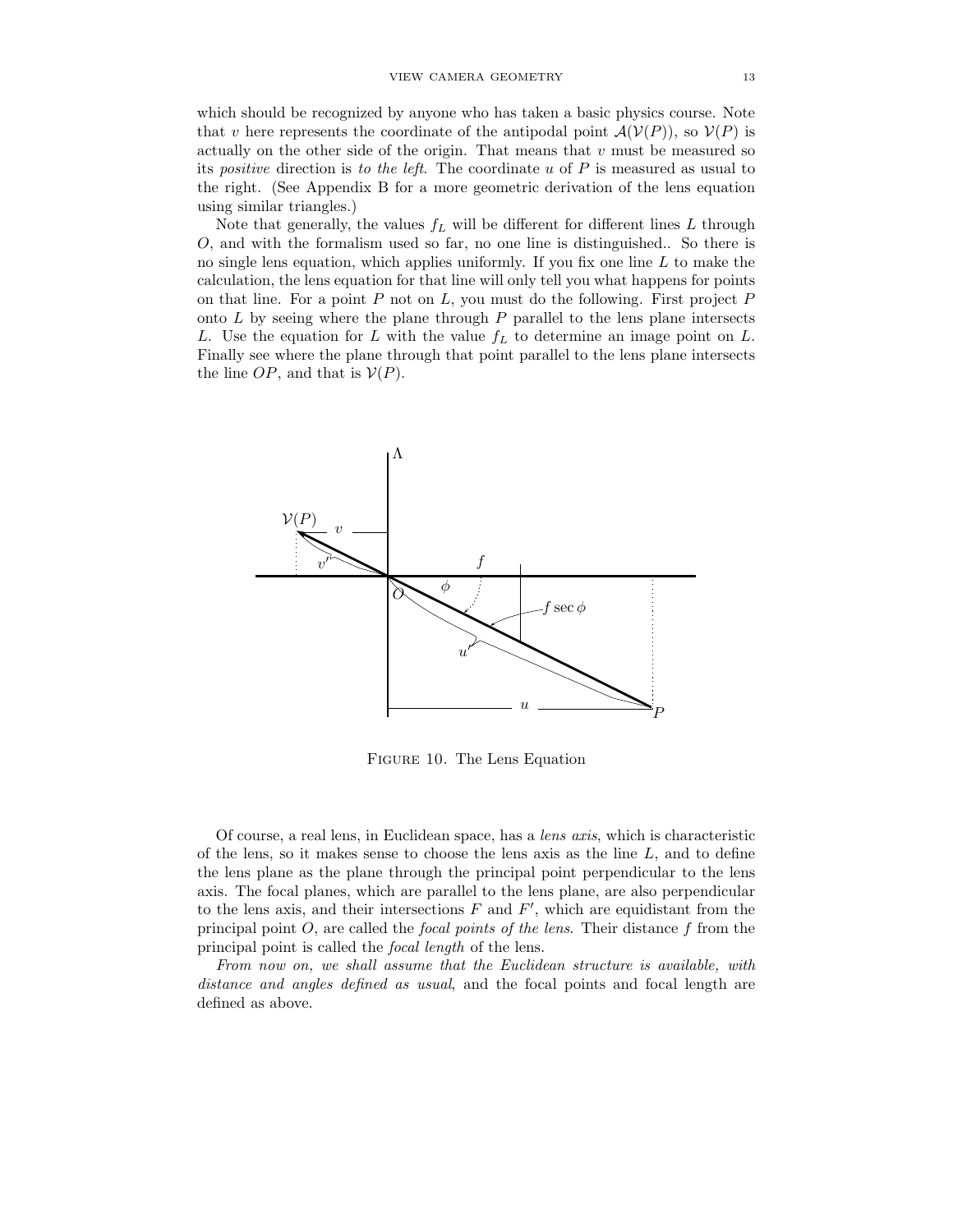which should be recognized by anyone who has taken a basic physics course. Note that $v$ here represents the coordinate of the antipodal point $\mathcal{A}(\mathcal{V}(P))$, so $\mathcal{V}(P)$ is actually on the other side of the origin. That means that $v$ must be measured so its *positive* direction is *to the left*. The coordinate $u$ of $P$ is measured as usual to the right. (See Appendix B for a more geometric derivation of the lens equation using similar triangles.)

Note that generally, the values $f_L$ will be different for different lines $L$ through $O$, and with the formalism used so far, no one line is distinguished.. So there is no single lens equation, which applies uniformly. If you fix one line $L$ to make the calculation, the lens equation for that line will only tell you what happens for points on that line. For a point $P$ not on $L$, you must do the following. First project $P$ onto $L$ by seeing where the plane through $P$ parallel to the lens plane intersects $L$. Use the equation for $L$ with the value $f_L$ to determine an image point on $L$. Finally see where the plane through that point parallel to the lens plane intersects the line $OP$, and that is $\mathcal{V}(P)$.

Figure 10. The Lens Equation

Of course, a real lens, in Euclidean space, has a *lens axis*, which is characteristic of the lens, so it makes sense to choose the lens axis as the line $L$, and to define the lens plane as the plane through the principal point perpendicular to the lens axis. The focal planes, which are parallel to the lens plane, are also perpendicular to the lens axis, and their intersections $F$ and $F'$, which are equidistant from the principal point $O$, are called the *focal points of the lens*. Their distance $f$ from the principal point is called the *focal length* of the lens.

*From now on, we shall assume that the Euclidean structure is available, with distance and angles defined as usual*, and the focal points and focal length are defined as above.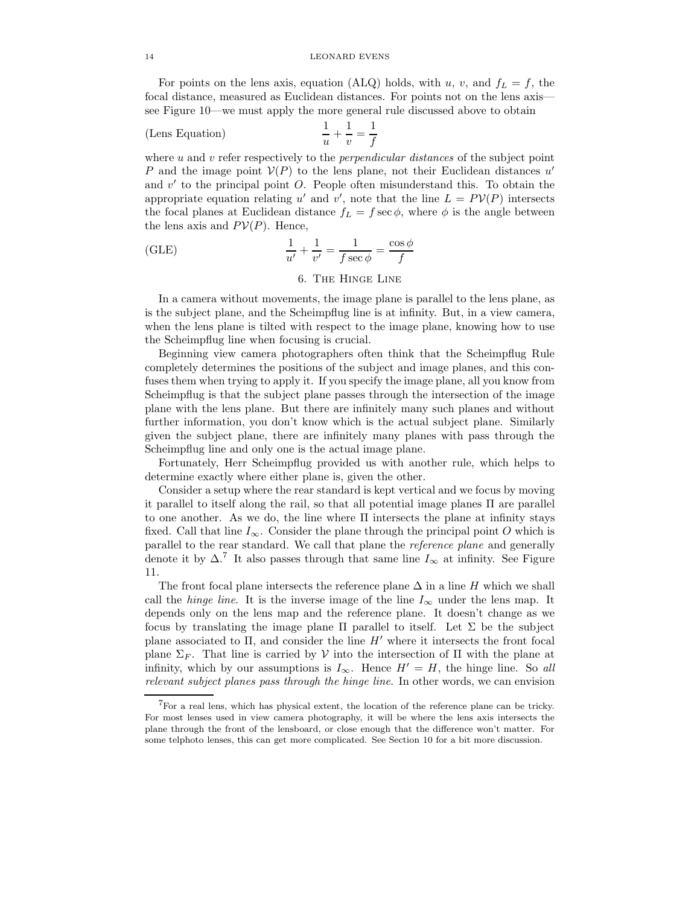For points on the lens axis, equation (ALQ) holds, with $u$, $v$, and $f_L = f$, the focal distance, measured as Euclidean distances. For points not on the lens axis—see Figure 10—we must apply the more general rule discussed above to obtain

$$\text{(Lens Equation)} \qquad \frac{1}{u} + \frac{1}{v} = \frac{1}{f}$$

where $u$ and $v$ refer respectively to the *perpendicular distances* of the subject point $P$ and the image point $\mathcal{V}(P)$ to the lens plane, not their Euclidean distances $u'$ and $v'$ to the principal point $O$. People often misunderstand this. To obtain the appropriate equation relating $u'$ and $v'$, note that the line $L = P\mathcal{V}(P)$ intersects the focal planes at Euclidean distance $f_L = f \sec \phi$, where $\phi$ is the angle between the lens axis and $P\mathcal{V}(P)$. Hence,

$$\text{(GLE)} \qquad \frac{1}{u'} + \frac{1}{v'} = \frac{1}{f \sec \phi} = \frac{\cos \phi}{f}$$

## 6. The Hinge Line

In a camera without movements, the image plane is parallel to the lens plane, as is the subject plane, and the Scheimpflug line is at infinity. But, in a view camera, when the lens plane is tilted with respect to the image plane, knowing how to use the Scheimpflug line when focusing is crucial.

Beginning view camera photographers often think that the Scheimpflug Rule completely determines the positions of the subject and image planes, and this confuses them when trying to apply it. If you specify the image plane, all you know from Scheimpflug is that the subject plane passes through the intersection of the image plane with the lens plane. But there are infinitely many such planes and without further information, you don't know which is the actual subject plane. Similarly given the subject plane, there are infinitely many planes with pass through the Scheimpflug line and only one is the actual image plane.

Fortunately, Herr Scheimpflug provided us with another rule, which helps to determine exactly where either plane is, given the other.

Consider a setup where the rear standard is kept vertical and we focus by moving it parallel to itself along the rail, so that all potential image planes $\Pi$ are parallel to one another. As we do, the line where $\Pi$ intersects the plane at infinity stays fixed. Call that line $I_\infty$. Consider the plane through the principal point $O$ which is parallel to the rear standard. We call that plane the *reference plane* and generally denote it by $\Delta$.[7] It also passes through that same line $I_\infty$ at infinity. See Figure 11.

The front focal plane intersects the reference plane $\Delta$ in a line $H$ which we shall call the *hinge line*. It is the inverse image of the line $I_\infty$ under the lens map. It depends only on the lens map and the reference plane. It doesn't change as we focus by translating the image plane $\Pi$ parallel to itself. Let $\Sigma$ be the subject plane associated to $\Pi$, and consider the line $H'$ where it intersects the front focal plane $\Sigma_F$. That line is carried by $\mathcal{V}$ into the intersection of $\Pi$ with the plane at infinity, which by our assumptions is $I_\infty$. Hence $H' = H$, the hinge line. So *all relevant subject planes pass through the hinge line*. In other words, we can envision

[7] For a real lens, which has physical extent, the location of the reference plane can be tricky. For most lenses used in view camera photography, it will be where the lens axis intersects the plane through the front of the lensboard, or close enough that the difference won't matter. For some telphoto lenses, this can get more complicated. See Section 10 for a bit more discussion.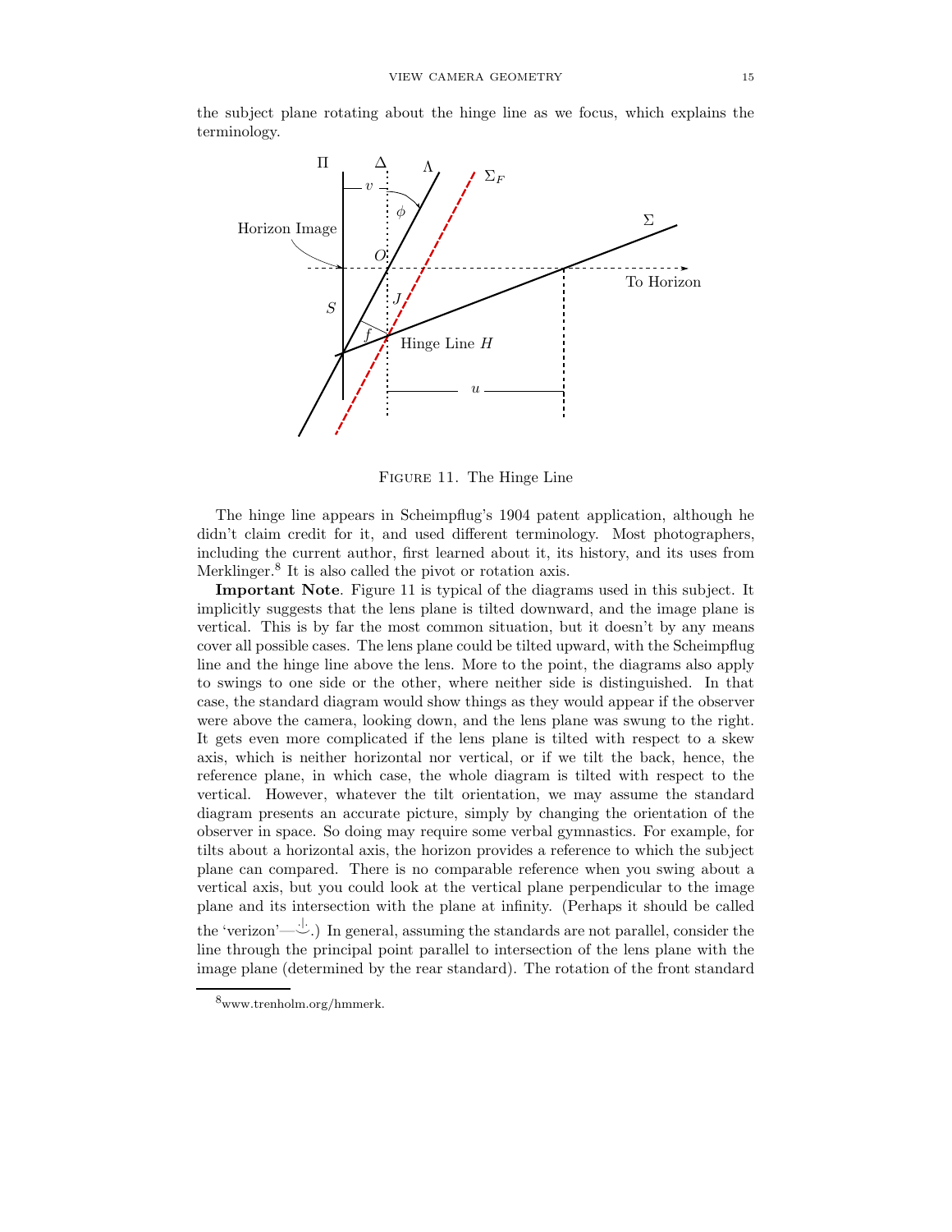the subject plane rotating about the hinge line as we focus, which explains the terminology.

Figure 11. The Hinge Line

The hinge line appears in Scheimpflug's 1904 patent application, although he didn't claim credit for it, and used different terminology. Most photographers, including the current author, first learned about it, its history, and its uses from Merklinger.[8] It is also called the pivot or rotation axis.

**Important Note**. Figure 11 is typical of the diagrams used in this subject. It implicitly suggests that the lens plane is tilted downward, and the image plane is vertical. This is by far the most common situation, but it doesn't by any means cover all possible cases. The lens plane could be tilted upward, with the Scheimpflug line and the hinge line above the lens. More to the point, the diagrams also apply to swings to one side or the other, where neither side is distinguished. In that case, the standard diagram would show things as they would appear if the observer were above the camera, looking down, and the lens plane was swung to the right. It gets even more complicated if the lens plane is tilted with respect to a skew axis, which is neither horizontal nor vertical, or if we tilt the back, hence, the reference plane, in which case, the whole diagram is tilted with respect to the vertical. However, whatever the tilt orientation, we may assume the standard diagram presents an accurate picture, simply by changing the orientation of the observer in space. So doing may require some verbal gymnastics. For example, for tilts about a horizontal axis, the horizon provides a reference to which the subject plane can compared. There is no comparable reference when you swing about a vertical axis, but you could look at the vertical plane perpendicular to the image plane and its intersection with the plane at infinity. (Perhaps it should be called the 'verizon'—☺.) In general, assuming the standards are not parallel, consider the line through the principal point parallel to intersection of the lens plane with the image plane (determined by the rear standard). The rotation of the front standard

[8] www.trenholm.org/hmmerk.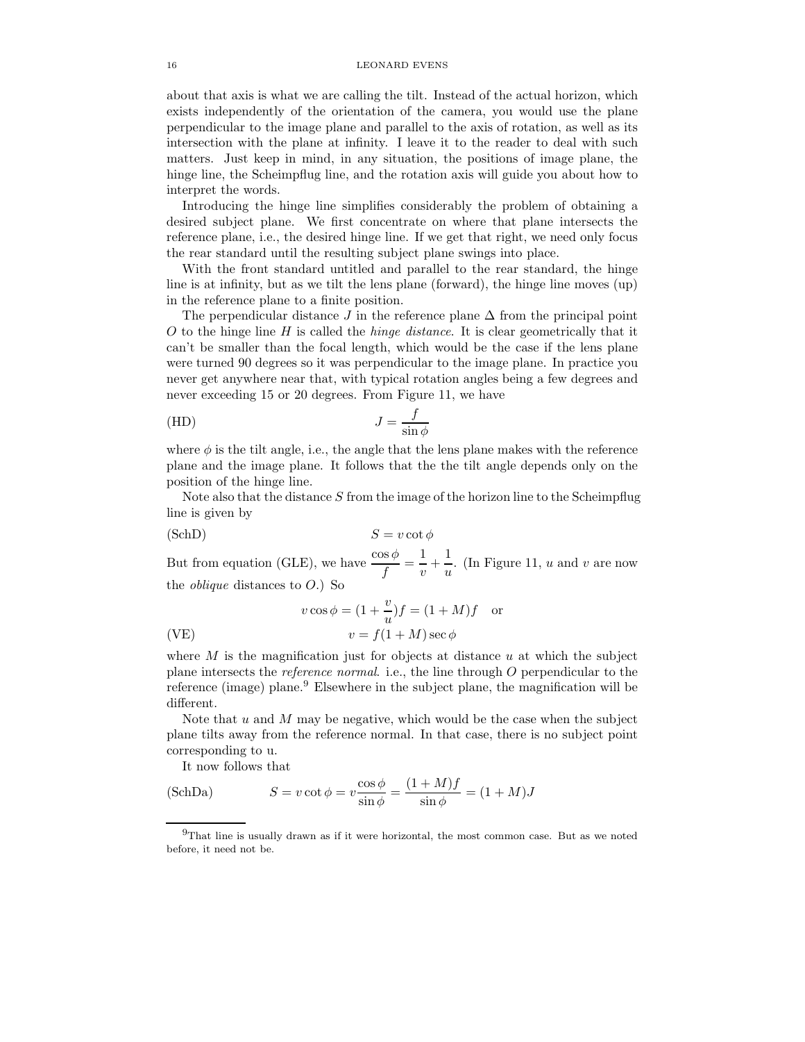about that axis is what we are calling the tilt. Instead of the actual horizon, which exists independently of the orientation of the camera, you would use the plane perpendicular to the image plane and parallel to the axis of rotation, as well as its intersection with the plane at infinity. I leave it to the reader to deal with such matters. Just keep in mind, in any situation, the positions of image plane, the hinge line, the Scheimpflug line, and the rotation axis will guide you about how to interpret the words.

Introducing the hinge line simplifies considerably the problem of obtaining a desired subject plane. We first concentrate on where that plane intersects the reference plane, i.e., the desired hinge line. If we get that right, we need only focus the rear standard until the resulting subject plane swings into place.

With the front standard untilted and parallel to the rear standard, the hinge line is at infinity, but as we tilt the lens plane (forward), the hinge line moves (up) in the reference plane to a finite position.

The perpendicular distance $J$ in the reference plane $\Delta$ from the principal point $O$ to the hinge line $H$ is called the *hinge distance*. It is clear geometrically that it can't be smaller than the focal length, which would be the case if the lens plane were turned 90 degrees so it was perpendicular to the image plane. In practice you never get anywhere near that, with typical rotation angles being a few degrees and never exceeding 15 or 20 degrees. From Figure 11, we have

$$J = \frac{f}{\sin\phi} \tag{HD}$$

where $\phi$ is the tilt angle, i.e., the angle that the lens plane makes with the reference plane and the image plane. It follows that the the tilt angle depends only on the position of the hinge line.

Note also that the distance $S$ from the image of the horizon line to the Scheimpflug line is given by

$$S = v\cot\phi \tag{SchD}$$

But from equation (GLE), we have $\dfrac{\cos\phi}{f} = \dfrac{1}{v} + \dfrac{1}{u}$. (In Figure 11, $u$ and $v$ are now the *oblique* distances to $O$.) So

$$v\cos\phi = (1 + \frac{v}{u})f = (1 + M)f \quad \text{or}$$

$$v = f(1 + M)\sec\phi \tag{VE}$$

where $M$ is the magnification just for objects at distance $u$ at which the subject plane intersects the *reference normal*. i.e., the line through $O$ perpendicular to the reference (image) plane.[9] Elsewhere in the subject plane, the magnification will be different.

Note that $u$ and $M$ may be negative, which would be the case when the subject plane tilts away from the reference normal. In that case, there is no subject point corresponding to u.

It now follows that

$$S = v\cot\phi = v\frac{\cos\phi}{\sin\phi} = \frac{(1+M)f}{\sin\phi} = (1 + M)J \tag{SchDa}$$

[9] That line is usually drawn as if it were horizontal, the most common case. But as we noted before, it need not be.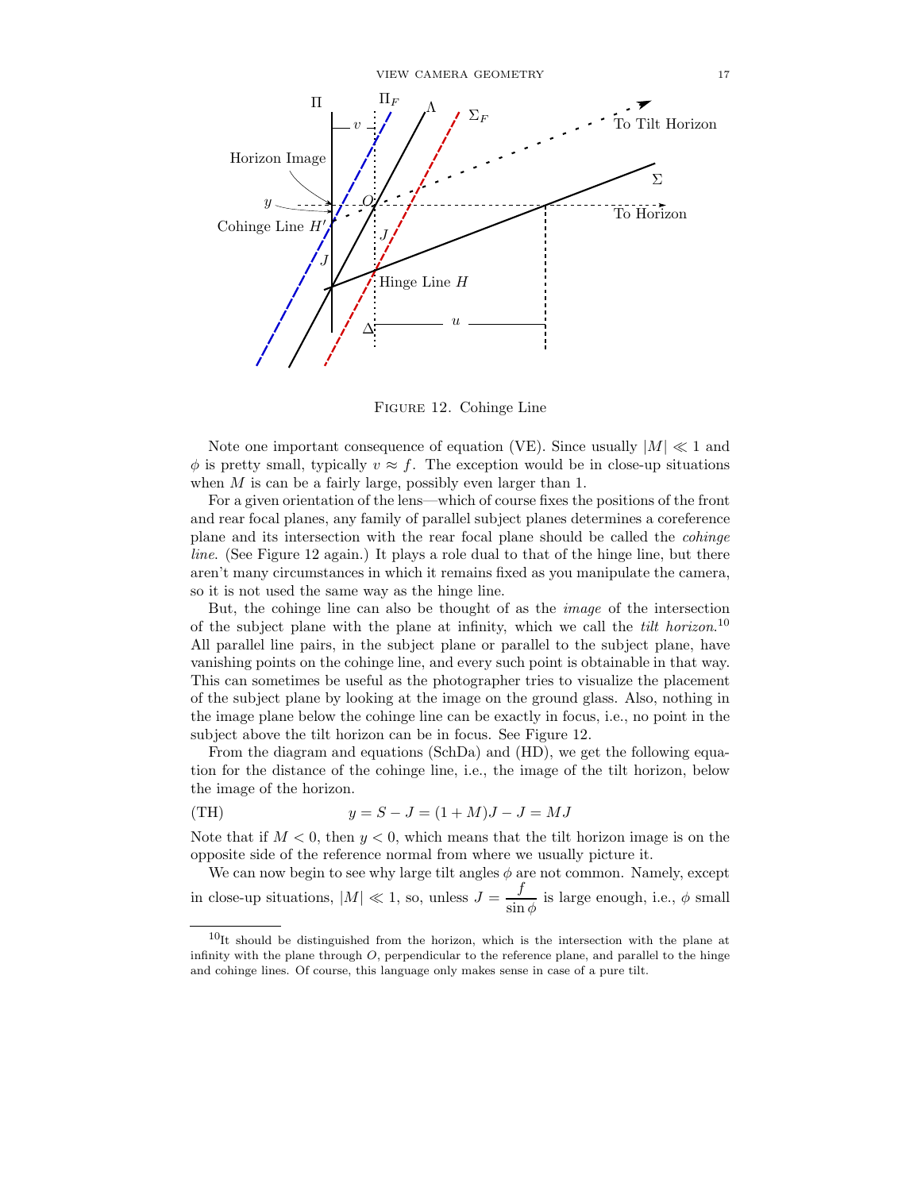Figure 12. Cohinge Line

Note one important consequence of equation (VE). Since usually $|M| \ll 1$ and $\phi$ is pretty small, typically $v \approx f$. The exception would be in close-up situations when $M$ is can be a fairly large, possibly even larger than 1.

For a given orientation of the lens—which of course fixes the positions of the front and rear focal planes, any family of parallel subject planes determines a coreference plane and its intersection with the rear focal plane should be called the *cohinge line*. (See Figure 12 again.) It plays a role dual to that of the hinge line, but there aren't many circumstances in which it remains fixed as you manipulate the camera, so it is not used the same way as the hinge line.

But, the cohinge line can also be thought of as the *image* of the intersection of the subject plane with the plane at infinity, which we call the *tilt horizon*.[10] All parallel line pairs, in the subject plane or parallel to the subject plane, have vanishing points on the cohinge line, and every such point is obtainable in that way. This can sometimes be useful as the photographer tries to visualize the placement of the subject plane by looking at the image on the ground glass. Also, nothing in the image plane below the cohinge line can be exactly in focus, i.e., no point in the subject above the tilt horizon can be in focus. See Figure 12.

From the diagram and equations (SchDa) and (HD), we get the following equation for the distance of the cohinge line, i.e., the image of the tilt horizon, below the image of the horizon.

$$y = S - J = (1 + M)J - J = MJ \tag{TH}$$

Note that if $M < 0$, then $y < 0$, which means that the tilt horizon image is on the opposite side of the reference normal from where we usually picture it.

We can now begin to see why large tilt angles $\phi$ are not common. Namely, except in close-up situations, $|M| \ll 1$, so, unless $J = \dfrac{f}{\sin \phi}$ is large enough, i.e., $\phi$ small

[10] It should be distinguished from the horizon, which is the intersection with the plane at infinity with the plane through $O$, perpendicular to the reference plane, and parallel to the hinge and cohinge lines. Of course, this language only makes sense in case of a pure tilt.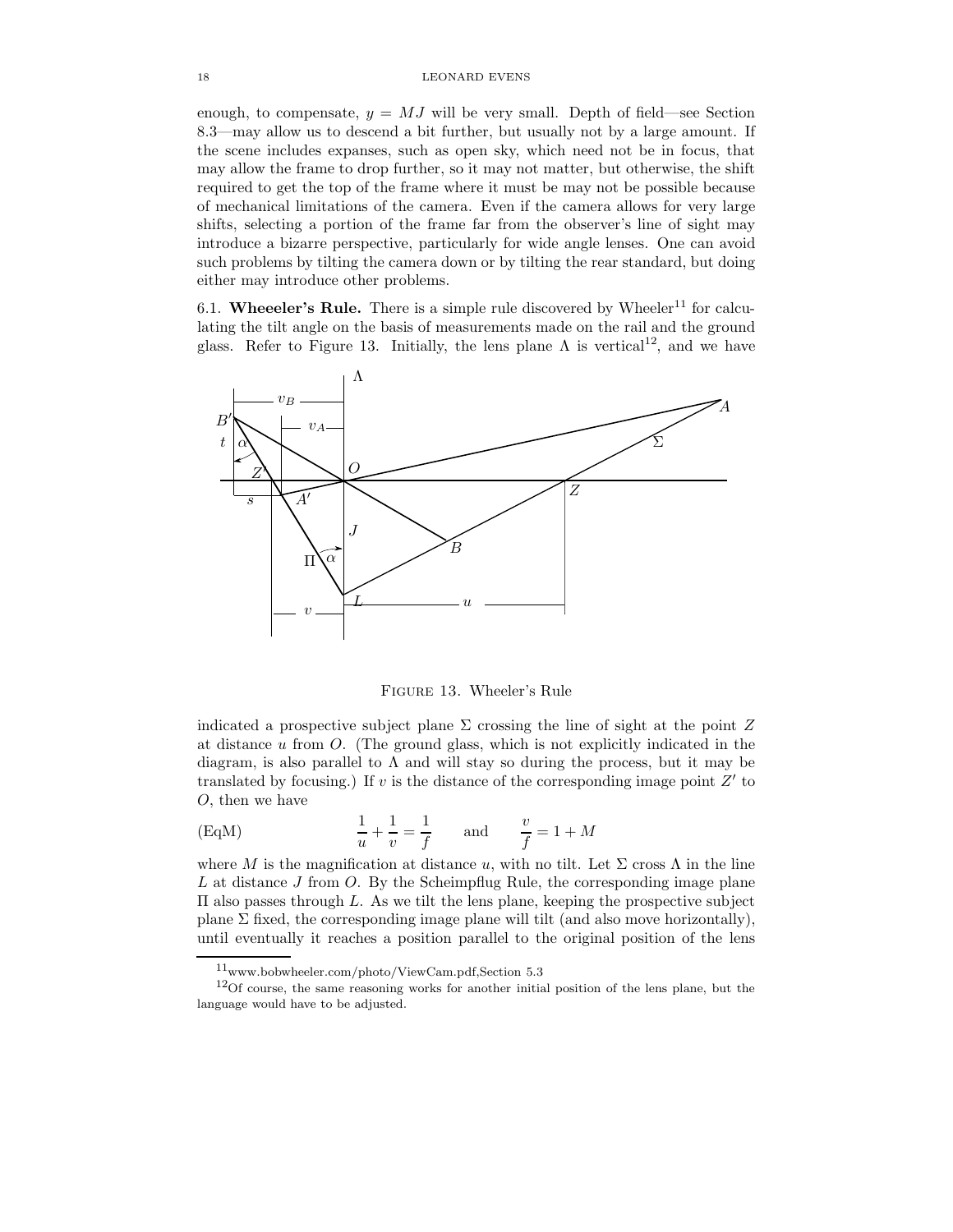enough, to compensate, $y = MJ$ will be very small. Depth of field—see Section 8.3—may allow us to descend a bit further, but usually not by a large amount. If the scene includes expanses, such as open sky, which need not be in focus, that may allow the frame to drop further, so it may not matter, but otherwise, the shift required to get the top of the frame where it must be may not be possible because of mechanical limitations of the camera. Even if the camera allows for very large shifts, selecting a portion of the frame far from the observer's line of sight may introduce a bizarre perspective, particularly for wide angle lenses. One can avoid such problems by tilting the camera down or by tilting the rear standard, but doing either may introduce other problems.

6.1. **Wheeeler's Rule.** There is a simple rule discovered by Wheeler[11] for calculating the tilt angle on the basis of measurements made on the rail and the ground glass. Refer to Figure 13. Initially, the lens plane $\Lambda$ is vertical[12], and we have

Figure 13. Wheeler's Rule

indicated a prospective subject plane $\Sigma$ crossing the line of sight at the point $Z$ at distance $u$ from $O$. (The ground glass, which is not explicitly indicated in the diagram, is also parallel to $\Lambda$ and will stay so during the process, but it may be translated by focusing.) If $v$ is the distance of the corresponding image point $Z'$ to $O$, then we have

$$\text{(EqM)} \qquad \frac{1}{u} + \frac{1}{v} = \frac{1}{f} \qquad \text{and} \qquad \frac{v}{f} = 1 + M$$

where $M$ is the magnification at distance $u$, with no tilt. Let $\Sigma$ cross $\Lambda$ in the line $L$ at distance $J$ from $O$. By the Scheimpflug Rule, the corresponding image plane $\Pi$ also passes through $L$. As we tilt the lens plane, keeping the prospective subject plane $\Sigma$ fixed, the corresponding image plane will tilt (and also move horizontally), until eventually it reaches a position parallel to the original position of the lens

[11] www.bobwheeler.com/photo/ViewCam.pdf,Section 5.3

[12] Of course, the same reasoning works for another initial position of the lens plane, but the language would have to be adjusted.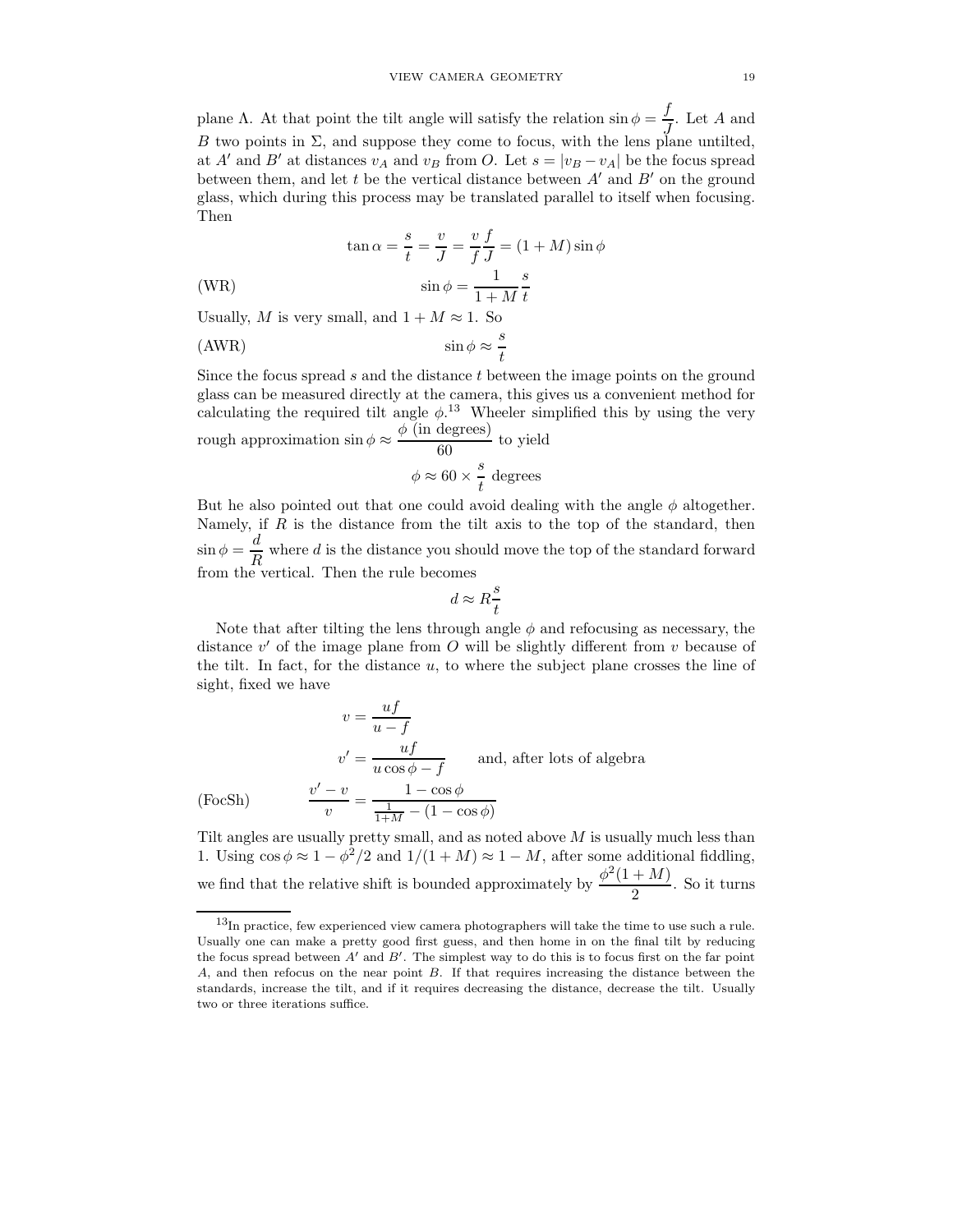plane Λ. At that point the tilt angle will satisfy the relation $\sin\phi = \dfrac{f}{J}$. Let $A$ and $B$ two points in Σ, and suppose they come to focus, with the lens plane untilted, at $A'$ and $B'$ at distances $v_A$ and $v_B$ from $O$. Let $s = |v_B - v_A|$ be the focus spread between them, and let $t$ be the vertical distance between $A'$ and $B'$ on the ground glass, which during this process may be translated parallel to itself when focusing. Then

$$\tan\alpha = \frac{s}{t} = \frac{v}{J} = \frac{v}{f}\frac{f}{J} = (1+M)\sin\phi$$

$$\text{(WR)} \qquad \sin\phi = \frac{1}{1+M}\frac{s}{t}$$

Usually, $M$ is very small, and $1 + M \approx 1$. So

$$\text{(AWR)} \qquad \sin\phi \approx \frac{s}{t}$$

Since the focus spread $s$ and the distance $t$ between the image points on the ground glass can be measured directly at the camera, this gives us a convenient method for calculating the required tilt angle $\phi$.[13] Wheeler simplified this by using the very rough approximation $\sin\phi \approx \dfrac{\phi \text{ (in degrees)}}{60}$ to yield

$$\phi \approx 60 \times \frac{s}{t} \text{ degrees}$$

But he also pointed out that one could avoid dealing with the angle $\phi$ altogether. Namely, if $R$ is the distance from the tilt axis to the top of the standard, then $\sin\phi = \dfrac{d}{R}$ where $d$ is the distance you should move the top of the standard forward from the vertical. Then the rule becomes

$$d \approx R\frac{s}{t}$$

Note that after tilting the lens through angle $\phi$ and refocusing as necessary, the distance $v'$ of the image plane from $O$ will be slightly different from $v$ because of the tilt. In fact, for the distance $u$, to where the subject plane crosses the line of sight, fixed we have

$$v = \frac{uf}{u-f}$$

$$v' = \frac{uf}{u\cos\phi - f} \qquad \text{and, after lots of algebra}$$

$$\text{(FocSh)} \qquad \frac{v'-v}{v} = \frac{1-\cos\phi}{\frac{1}{1+M} - (1-\cos\phi)}$$

Tilt angles are usually pretty small, and as noted above $M$ is usually much less than 1. Using $\cos\phi \approx 1 - \phi^2/2$ and $1/(1+M) \approx 1 - M$, after some additional fiddling, we find that the relative shift is bounded approximately by $\dfrac{\phi^2(1+M)}{2}$. So it turns

---

[13] In practice, few experienced view camera photographers will take the time to use such a rule. Usually one can make a pretty good first guess, and then home in on the final tilt by reducing the focus spread between $A'$ and $B'$. The simplest way to do this is to focus first on the far point $A$, and then refocus on the near point $B$. If that requires increasing the distance between the standards, increase the tilt, and if it requires decreasing the distance, decrease the tilt. Usually two or three iterations suffice.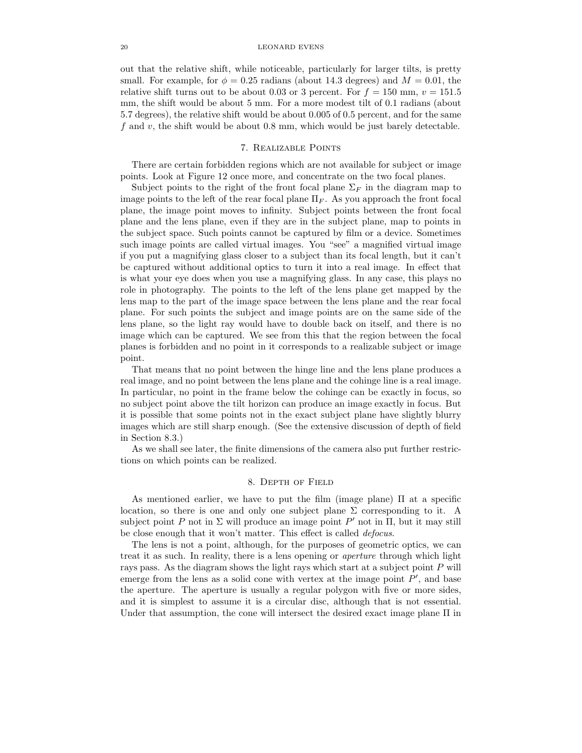out that the relative shift, while noticeable, particularly for larger tilts, is pretty small. For example, for $\phi = 0.25$ radians (about 14.3 degrees) and $M = 0.01$, the relative shift turns out to be about 0.03 or 3 percent. For $f = 150$ mm, $v = 151.5$ mm, the shift would be about 5 mm. For a more modest tilt of 0.1 radians (about 5.7 degrees), the relative shift would be about 0.005 of 0.5 percent, and for the same $f$ and $v$, the shift would be about 0.8 mm, which would be just barely detectable.

## 7. Realizable Points

There are certain forbidden regions which are not available for subject or image points. Look at Figure 12 once more, and concentrate on the two focal planes.

Subject points to the right of the front focal plane $\Sigma_F$ in the diagram map to image points to the left of the rear focal plane $\Pi_F$. As you approach the front focal plane, the image point moves to infinity. Subject points between the front focal plane and the lens plane, even if they are in the subject plane, map to points in the subject space. Such points cannot be captured by film or a device. Sometimes such image points are called virtual images. You "see" a magnified virtual image if you put a magnifying glass closer to a subject than its focal length, but it can't be captured without additional optics to turn it into a real image. In effect that is what your eye does when you use a magnifying glass. In any case, this plays no role in photography. The points to the left of the lens plane get mapped by the lens map to the part of the image space between the lens plane and the rear focal plane. For such points the subject and image points are on the same side of the lens plane, so the light ray would have to double back on itself, and there is no image which can be captured. We see from this that the region between the focal planes is forbidden and no point in it corresponds to a realizable subject or image point.

That means that no point between the hinge line and the lens plane produces a real image, and no point between the lens plane and the cohinge line is a real image. In particular, no point in the frame below the cohinge can be exactly in focus, so no subject point above the tilt horizon can produce an image exactly in focus. But it is possible that some points not in the exact subject plane have slightly blurry images which are still sharp enough. (See the extensive discussion of depth of field in Section 8.3.)

As we shall see later, the finite dimensions of the camera also put further restrictions on which points can be realized.

## 8. Depth of Field

As mentioned earlier, we have to put the film (image plane) $\Pi$ at a specific location, so there is one and only one subject plane $\Sigma$ corresponding to it. A subject point $P$ not in $\Sigma$ will produce an image point $P'$ not in $\Pi$, but it may still be close enough that it won't matter. This effect is called *defocus*.

The lens is not a point, although, for the purposes of geometric optics, we can treat it as such. In reality, there is a lens opening or *aperture* through which light rays pass. As the diagram shows the light rays which start at a subject point $P$ will emerge from the lens as a solid cone with vertex at the image point $P'$, and base the aperture. The aperture is usually a regular polygon with five or more sides, and it is simplest to assume it is a circular disc, although that is not essential. Under that assumption, the cone will intersect the desired exact image plane $\Pi$ in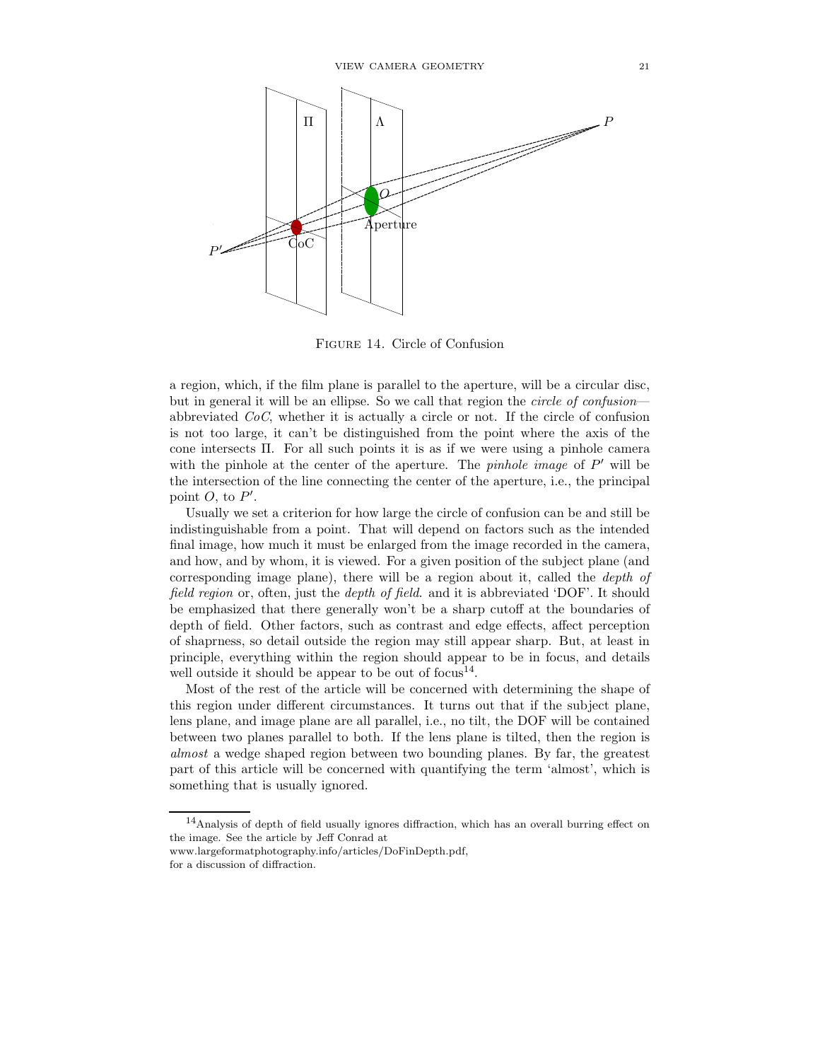Figure 14. Circle of Confusion

a region, which, if the film plane is parallel to the aperture, will be a circular disc, but in general it will be an ellipse. So we call that region the *circle of confusion*—abbreviated *CoC*, whether it is actually a circle or not. If the circle of confusion is not too large, it can't be distinguished from the point where the axis of the cone intersects Π. For all such points it is as if we were using a pinhole camera with the pinhole at the center of the aperture. The *pinhole image* of $P'$ will be the intersection of the line connecting the center of the aperture, i.e., the principal point $O$, to $P'$.

Usually we set a criterion for how large the circle of confusion can be and still be indistinguishable from a point. That will depend on factors such as the intended final image, how much it must be enlarged from the image recorded in the camera, and how, and by whom, it is viewed. For a given position of the subject plane (and corresponding image plane), there will be a region about it, called the *depth of field region* or, often, just the *depth of field*. and it is abbreviated 'DOF'. It should be emphasized that there generally won't be a sharp cutoff at the boundaries of depth of field. Other factors, such as contrast and edge effects, affect perception of shaprness, so detail outside the region may still appear sharp. But, at least in principle, everything within the region should appear to be in focus, and details well outside it should be appear to be out of focus[14].

Most of the rest of the article will be concerned with determining the shape of this region under different circumstances. It turns out that if the subject plane, lens plane, and image plane are all parallel, i.e., no tilt, the DOF will be contained between two planes parallel to both. If the lens plane is tilted, then the region is *almost* a wedge shaped region between two bounding planes. By far, the greatest part of this article will be concerned with quantifying the term 'almost', which is something that is usually ignored.

---

[14] Analysis of depth of field usually ignores diffraction, which has an overall burring effect on the image. See the article by Jeff Conrad at www.largeformatphotography.info/articles/DoFinDepth.pdf, for a discussion of diffraction.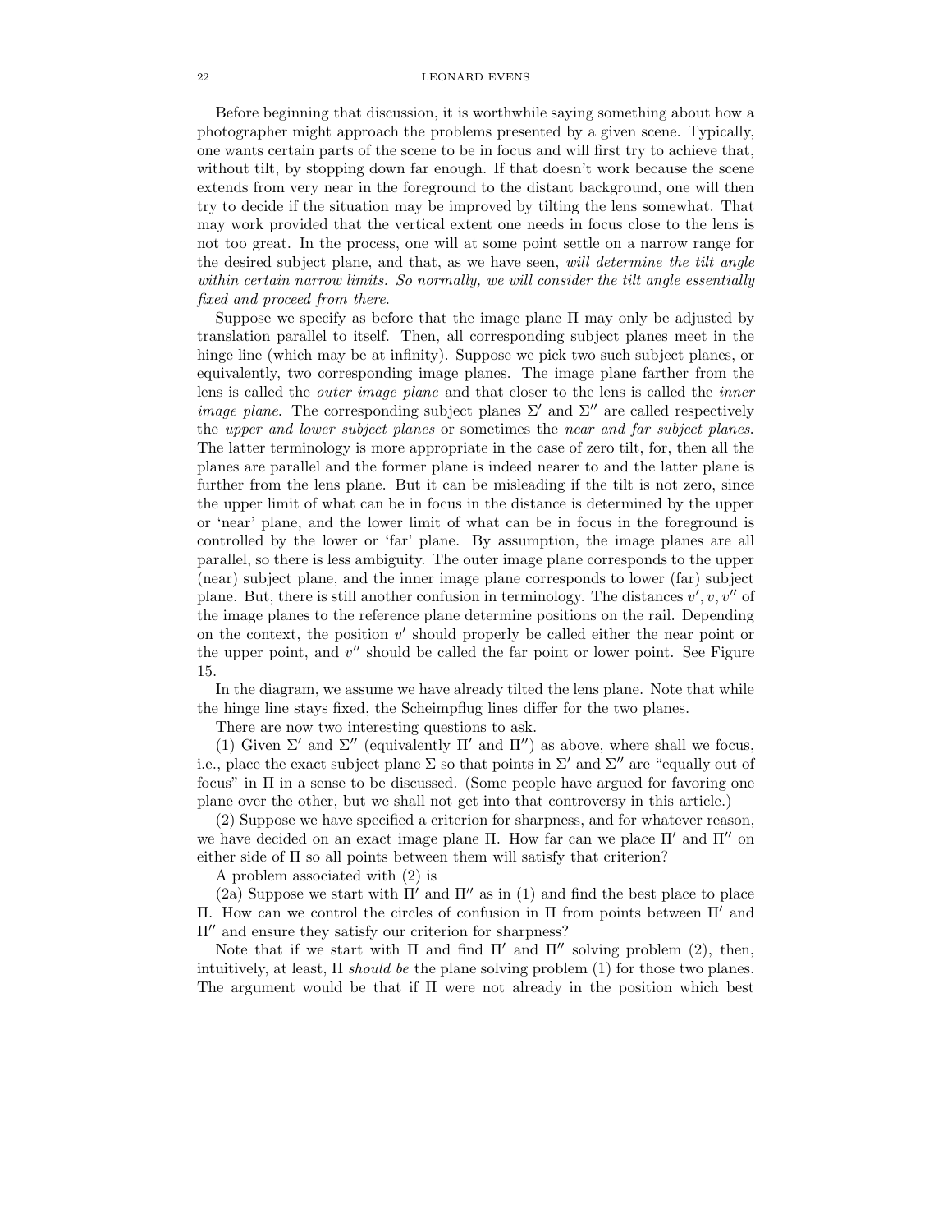Before beginning that discussion, it is worthwhile saying something about how a photographer might approach the problems presented by a given scene. Typically, one wants certain parts of the scene to be in focus and will first try to achieve that, without tilt, by stopping down far enough. If that doesn't work because the scene extends from very near in the foreground to the distant background, one will then try to decide if the situation may be improved by tilting the lens somewhat. That may work provided that the vertical extent one needs in focus close to the lens is not too great. In the process, one will at some point settle on a narrow range for the desired subject plane, and that, as we have seen, *will determine the tilt angle within certain narrow limits. So normally, we will consider the tilt angle essentially fixed and proceed from there*.

Suppose we specify as before that the image plane $\Pi$ may only be adjusted by translation parallel to itself. Then, all corresponding subject planes meet in the hinge line (which may be at infinity). Suppose we pick two such subject planes, or equivalently, two corresponding image planes. The image plane farther from the lens is called the *outer image plane* and that closer to the lens is called the *inner image plane*. The corresponding subject planes $\Sigma'$ and $\Sigma''$ are called respectively the *upper and lower subject planes* or sometimes the *near and far subject planes*. The latter terminology is more appropriate in the case of zero tilt, for, then all the planes are parallel and the former plane is indeed nearer to and the latter plane is further from the lens plane. But it can be misleading if the tilt is not zero, since the upper limit of what can be in focus in the distance is determined by the upper or 'near' plane, and the lower limit of what can be in focus in the foreground is controlled by the lower or 'far' plane. By assumption, the image planes are all parallel, so there is less ambiguity. The outer image plane corresponds to the upper (near) subject plane, and the inner image plane corresponds to lower (far) subject plane. But, there is still another confusion in terminology. The distances $v', v, v''$ of the image planes to the reference plane determine positions on the rail. Depending on the context, the position $v'$ should properly be called either the near point or the upper point, and $v''$ should be called the far point or lower point. See Figure 15.

In the diagram, we assume we have already tilted the lens plane. Note that while the hinge line stays fixed, the Scheimpflug lines differ for the two planes.

There are now two interesting questions to ask.

(1) Given $\Sigma'$ and $\Sigma''$ (equivalently $\Pi'$ and $\Pi''$) as above, where shall we focus, i.e., place the exact subject plane $\Sigma$ so that points in $\Sigma'$ and $\Sigma''$ are "equally out of focus" in $\Pi$ in a sense to be discussed. (Some people have argued for favoring one plane over the other, but we shall not get into that controversy in this article.)

(2) Suppose we have specified a criterion for sharpness, and for whatever reason, we have decided on an exact image plane $\Pi$. How far can we place $\Pi'$ and $\Pi''$ on either side of $\Pi$ so all points between them will satisfy that criterion?

A problem associated with (2) is

(2a) Suppose we start with $\Pi'$ and $\Pi''$ as in (1) and find the best place to place $\Pi$. How can we control the circles of confusion in $\Pi$ from points between $\Pi'$ and $\Pi''$ and ensure they satisfy our criterion for sharpness?

Note that if we start with $\Pi$ and find $\Pi'$ and $\Pi''$ solving problem (2), then, intuitively, at least, $\Pi$ *should be* the plane solving problem (1) for those two planes. The argument would be that if $\Pi$ were not already in the position which best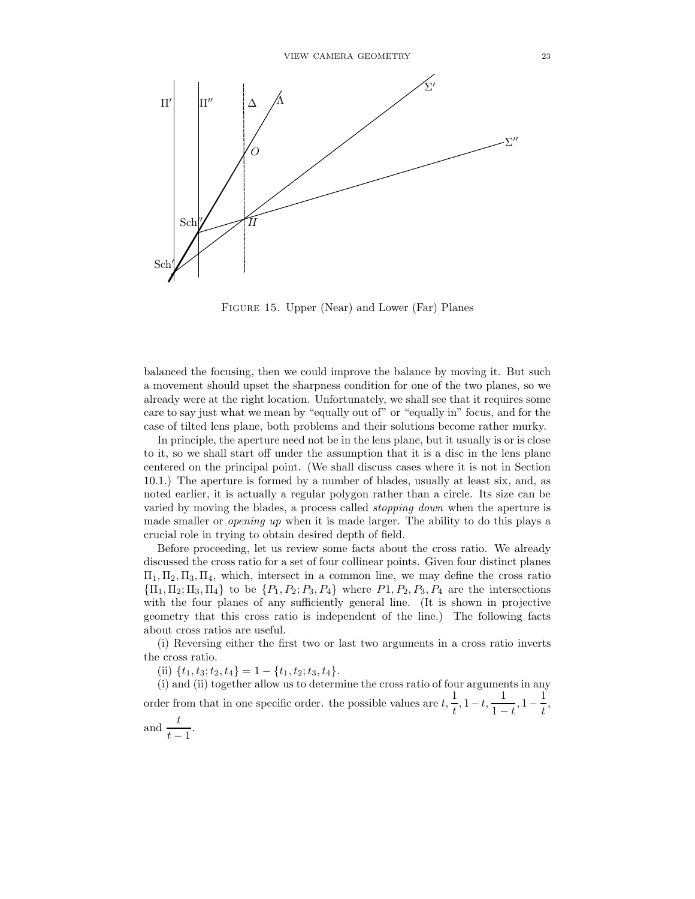Figure 15. Upper (Near) and Lower (Far) Planes

balanced the focusing, then we could improve the balance by moving it. But such a movement should upset the sharpness condition for one of the two planes, so we already were at the right location. Unfortunately, we shall see that it requires some care to say just what we mean by "equally out of" or "equally in" focus, and for the case of tilted lens plane, both problems and their solutions become rather murky.

In principle, the aperture need not be in the lens plane, but it usually is or is close to it, so we shall start off under the assumption that it is a disc in the lens plane centered on the principal point. (We shall discuss cases where it is not in Section 10.1.) The aperture is formed by a number of blades, usually at least six, and, as noted earlier, it is actually a regular polygon rather than a circle. Its size can be varied by moving the blades, a process called *stopping down* when the aperture is made smaller or *opening up* when it is made larger. The ability to do this plays a crucial role in trying to obtain desired depth of field.

Before proceeding, let us review some facts about the cross ratio. We already discussed the cross ratio for a set of four collinear points. Given four distinct planes $\Pi_1, \Pi_2, \Pi_3, \Pi_4$, which, intersect in a common line, we may define the cross ratio $\{\Pi_1, \Pi_2; \Pi_3, \Pi_4\}$ to be $\{P_1, P_2; P_3, P_4\}$ where $P1, P_2, P_3, P_4$ are the intersections with the four planes of any sufficiently general line. (It is shown in projective geometry that this cross ratio is independent of the line.) The following facts about cross ratios are useful.

(i) Reversing either the first two or last two arguments in a cross ratio inverts the cross ratio.

(ii) $\{t_1, t_3; t_2, t_4\} = 1 - \{t_1, t_2; t_3, t_4\}$.

(i) and (ii) together allow us to determine the cross ratio of four arguments in any order from that in one specific order. the possible values are $t, \dfrac{1}{t}, 1-t, \dfrac{1}{1-t}, 1-\dfrac{1}{t}$, and $\dfrac{t}{t-1}$.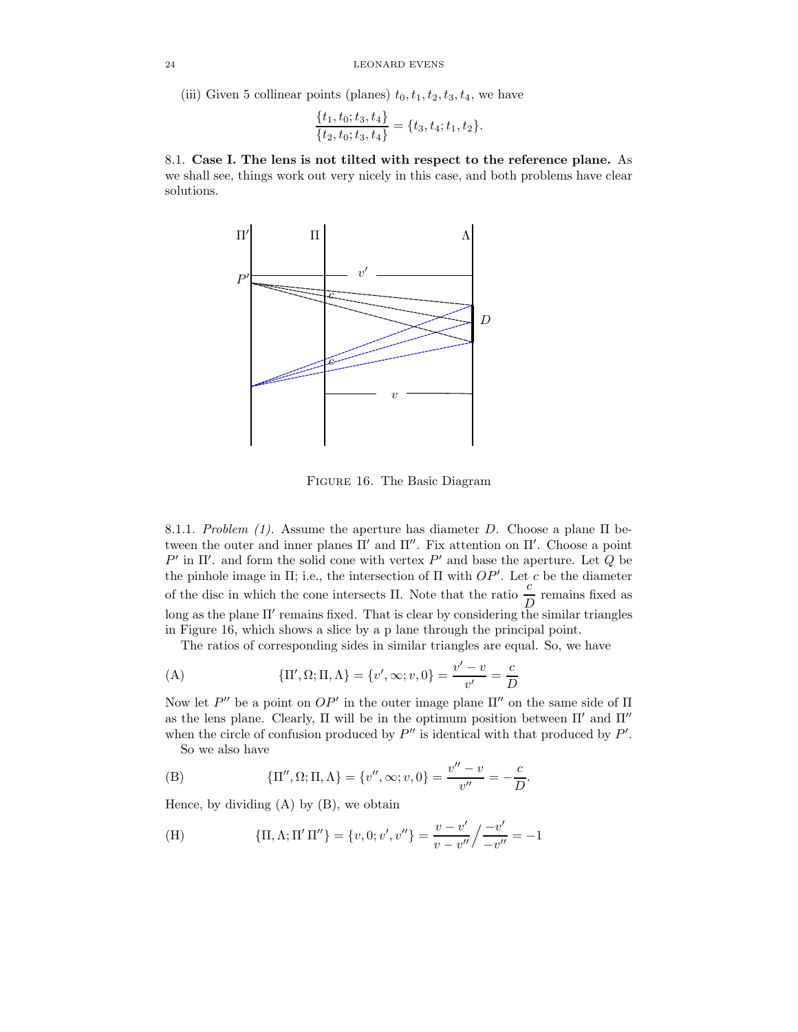(iii) Given 5 collinear points (planes) $t_0, t_1, t_2, t_3, t_4$, we have

$$\frac{\{t_1, t_0; t_3, t_4\}}{\{t_2, t_0; t_3, t_4\}} = \{t_3, t_4; t_1, t_2\}.$$

### 8.1. **Case I. The lens is not tilted with respect to the reference plane.**

As we shall see, things work out very nicely in this case, and both problems have clear solutions.

Figure 16. The Basic Diagram

#### 8.1.1. *Problem (1).*

Assume the aperture has diameter $D$. Choose a plane $\Pi$ between the outer and inner planes $\Pi'$ and $\Pi''$. Fix attention on $\Pi'$. Choose a point $P'$ in $\Pi'$. and form the solid cone with vertex $P'$ and base the aperture. Let $Q$ be the pinhole image in $\Pi$; i.e., the intersection of $\Pi$ with $OP'$. Let $c$ be the diameter of the disc in which the cone intersects $\Pi$. Note that the ratio $\dfrac{c}{D}$ remains fixed as long as the plane $\Pi'$ remains fixed. That is clear by considering the similar triangles in Figure 16, which shows a slice by a p lane through the principal point.

The ratios of corresponding sides in similar triangles are equal. So, we have

$$\text{(A)} \qquad \{\Pi', \Omega; \Pi, \Lambda\} = \{v', \infty; v, 0\} = \frac{v' - v}{v'} = \frac{c}{D}$$

Now let $P''$ be a point on $OP'$ in the outer image plane $\Pi''$ on the same side of $\Pi$ as the lens plane. Clearly, $\Pi$ will be in the optimum position between $\Pi'$ and $\Pi''$ when the circle of confusion produced by $P''$ is identical with that produced by $P'$.

So we also have

$$\text{(B)} \qquad \{\Pi'', \Omega; \Pi, \Lambda\} = \{v'', \infty; v, 0\} = \frac{v'' - v}{v''} = -\frac{c}{D}.$$

Hence, by dividing (A) by (B), we obtain

$$\text{(H)} \qquad \{\Pi, \Lambda; \Pi' \, \Pi''\} = \{v, 0; v', v''\} = \frac{v - v'}{v - v''} \Big/ \frac{-v'}{-v''} = -1$$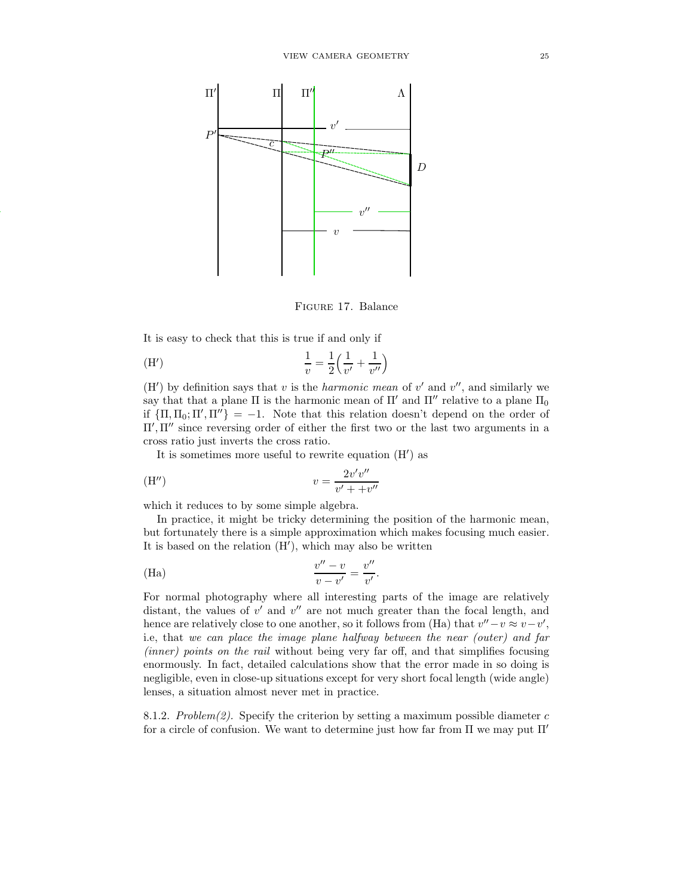FIGURE 17. Balance

It is easy to check that this is true if and only if

$$\frac{1}{v} = \frac{1}{2}\Big(\frac{1}{v'} + \frac{1}{v''}\Big) \tag{H$'$}$$

(H$'$) by definition says that $v$ is the *harmonic mean* of $v'$ and $v''$, and similarly we say that that a plane $\Pi$ is the harmonic mean of $\Pi'$ and $\Pi''$ relative to a plane $\Pi_0$ if $\{\Pi, \Pi_0; \Pi', \Pi''\} = -1$. Note that this relation doesn't depend on the order of $\Pi', \Pi''$ since reversing order of either the first two or the last two arguments in a cross ratio just inverts the cross ratio.

It is sometimes more useful to rewrite equation (H$'$) as

$$v = \frac{2v'v''}{v' + +v''} \tag{H$''$}$$

which it reduces to by some simple algebra.

In practice, it might be tricky determining the position of the harmonic mean, but fortunately there is a simple approximation which makes focusing much easier. It is based on the relation (H$'$), which may also be written

$$\frac{v'' - v}{v - v'} = \frac{v''}{v'}. \tag{Ha}$$

For normal photography where all interesting parts of the image are relatively distant, the values of $v'$ and $v''$ are not much greater than the focal length, and hence are relatively close to one another, so it follows from (Ha) that $v'' - v \approx v - v'$, i.e, that *we can place the image plane halfway between the near (outer) and far (inner) points on the rail* without being very far off, and that simplifies focusing enormously. In fact, detailed calculations show that the error made in so doing is negligible, even in close-up situations except for very short focal length (wide angle) lenses, a situation almost never met in practice.

8.1.2. *Problem(2).* Specify the criterion by setting a maximum possible diameter $c$ for a circle of confusion. We want to determine just how far from $\Pi$ we may put $\Pi'$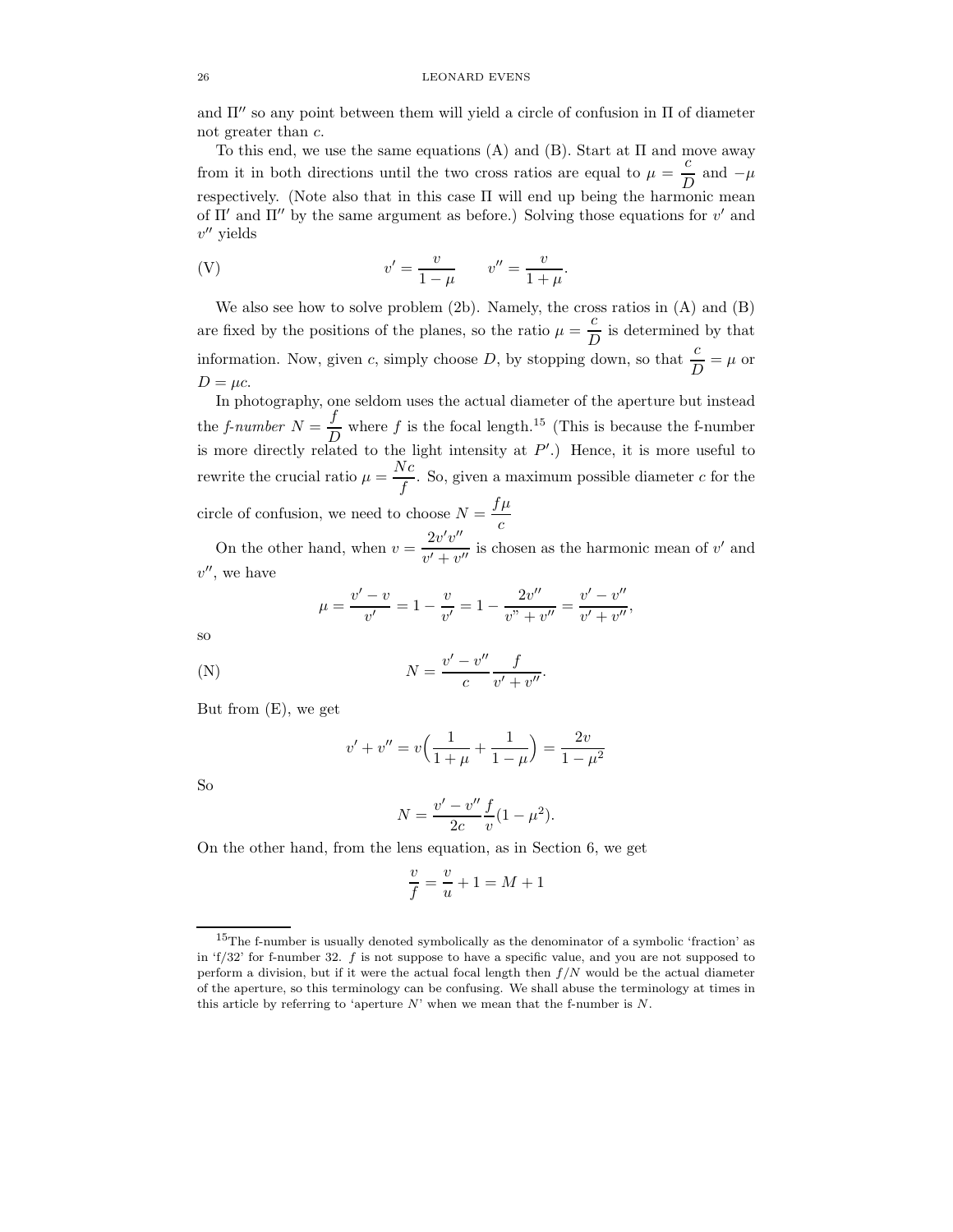and $\Pi''$ so any point between them will yield a circle of confusion in $\Pi$ of diameter not greater than $c$.

To this end, we use the same equations (A) and (B). Start at $\Pi$ and move away from it in both directions until the two cross ratios are equal to $\mu = \dfrac{c}{D}$ and $-\mu$ respectively. (Note also that in this case $\Pi$ will end up being the harmonic mean of $\Pi'$ and $\Pi''$ by the same argument as before.) Solving those equations for $v'$ and $v''$ yields

$$v' = \frac{v}{1-\mu} \qquad v'' = \frac{v}{1+\mu}. \tag{V}$$

We also see how to solve problem (2b). Namely, the cross ratios in (A) and (B) are fixed by the positions of the planes, so the ratio $\mu = \dfrac{c}{D}$ is determined by that information. Now, given $c$, simply choose $D$, by stopping down, so that $\dfrac{c}{D} = \mu$ or $D = \mu c$.

In photography, one seldom uses the actual diameter of the aperture but instead the *f-number* $N = \dfrac{f}{D}$ where $f$ is the focal length.[15] (This is because the f-number is more directly related to the light intensity at $P'$.) Hence, it is more useful to rewrite the crucial ratio $\mu = \dfrac{Nc}{f}$. So, given a maximum possible diameter $c$ for the circle of confusion, we need to choose $N = \dfrac{f\mu}{c}$

On the other hand, when $v = \dfrac{2v'v''}{v'+v''}$ is chosen as the harmonic mean of $v'$ and $v''$, we have

$$\mu = \frac{v'-v}{v'} = 1 - \frac{v}{v'} = 1 - \frac{2v''}{v" + v''} = \frac{v'-v''}{v'+v''},$$

so

$$N = \frac{v'-v''}{c}\frac{f}{v'+v''}. \tag{N}$$

But from (E), we get

$$v' + v'' = v\Big(\frac{1}{1+\mu} + \frac{1}{1-\mu}\Big) = \frac{2v}{1-\mu^2}$$

So

$$N = \frac{v'-v''}{2c}\frac{f}{v}(1-\mu^2).$$

On the other hand, from the lens equation, as in Section 6, we get

$$\frac{v}{f} = \frac{v}{u} + 1 = M + 1$$

[15]The f-number is usually denoted symbolically as the denominator of a symbolic 'fraction' as in 'f/32' for f-number 32. $f$ is not suppose to have a specific value, and you are not supposed to perform a division, but if it were the actual focal length then $f/N$ would be the actual diameter of the aperture, so this terminology can be confusing. We shall abuse the terminology at times in this article by referring to 'aperture $N$' when we mean that the f-number is $N$.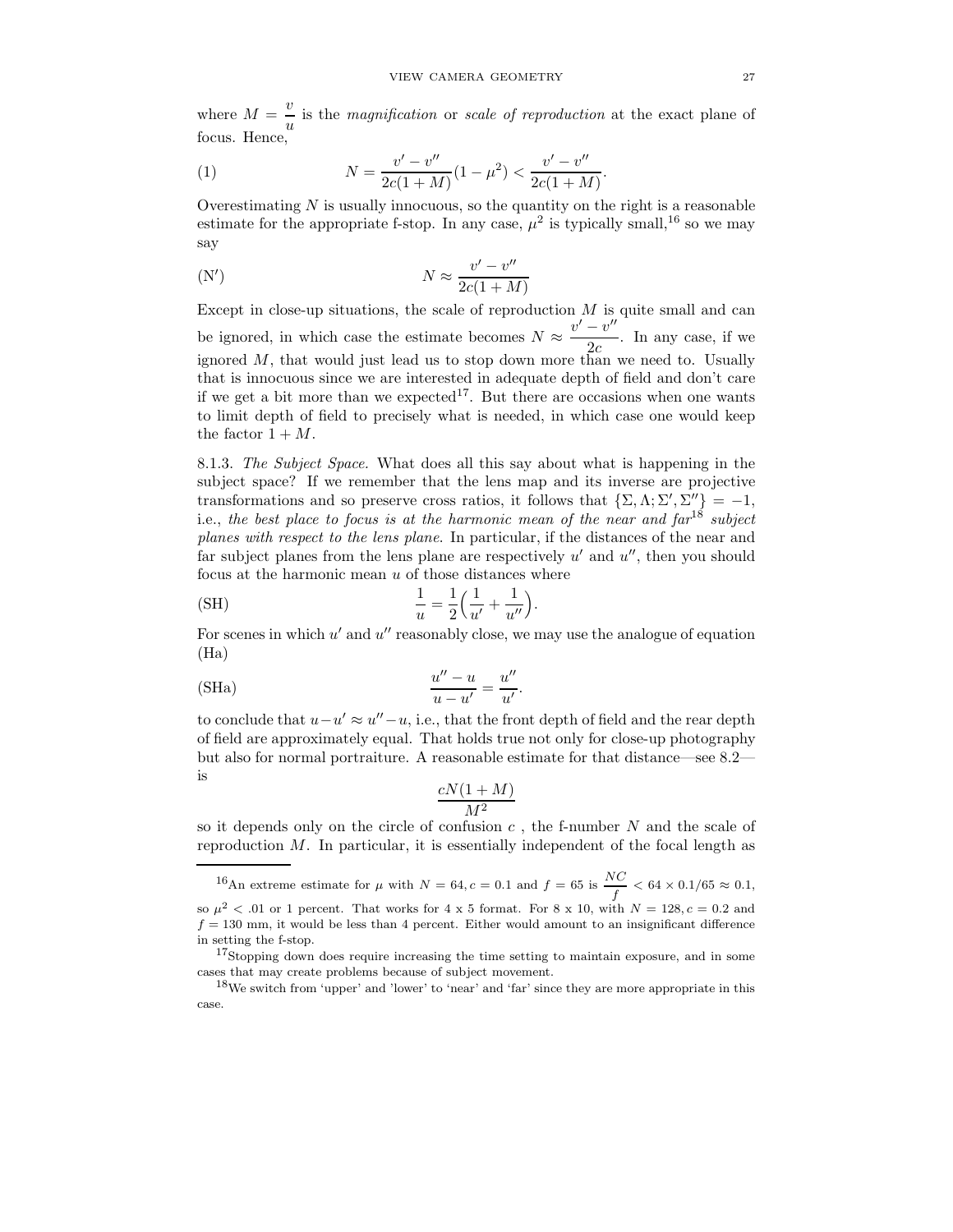where $M = \dfrac{v}{u}$ is the *magnification* or *scale of reproduction* at the exact plane of focus. Hence,

$$N = \frac{v' - v''}{2c(1+M)}(1 - \mu^2) < \frac{v' - v''}{2c(1+M)}. \tag{1}$$

Overestimating $N$ is usually innocuous, so the quantity on the right is a reasonable estimate for the appropriate f-stop. In any case, $\mu^2$ is typically small,[16] so we may say

$$N \approx \frac{v' - v''}{2c(1+M)} \tag{N$'$}$$

Except in close-up situations, the scale of reproduction $M$ is quite small and can be ignored, in which case the estimate becomes $N \approx \dfrac{v' - v''}{2c}$. In any case, if we ignored $M$, that would just lead us to stop down more than we need to. Usually that is innocuous since we are interested in adequate depth of field and don't care if we get a bit more than we expected[17]. But there are occasions when one wants to limit depth of field to precisely what is needed, in which case one would keep the factor $1 + M$.

8.1.3. *The Subject Space.* What does all this say about what is happening in the subject space? If we remember that the lens map and its inverse are projective transformations and so preserve cross ratios, it follows that $\{\Sigma, \Lambda; \Sigma', \Sigma''\} = -1$, i.e., *the best place to focus is at the harmonic mean of the near and far*[18] *subject planes with respect to the lens plane*. In particular, if the distances of the near and far subject planes from the lens plane are respectively $u'$ and $u''$, then you should focus at the harmonic mean $u$ of those distances where

$$\frac{1}{u} = \frac{1}{2}\Big(\frac{1}{u'} + \frac{1}{u''}\Big). \tag{SH}$$

For scenes in which $u'$ and $u''$ reasonably close, we may use the analogue of equation (Ha)

$$\frac{u'' - u}{u - u'} = \frac{u''}{u'}. \tag{SHa}$$

to conclude that $u - u' \approx u'' - u$, i.e., that the front depth of field and the rear depth of field are approximately equal. That holds true not only for close-up photography but also for normal portraiture. A reasonable estimate for that distance—see 8.2—is

$$\frac{cN(1+M)}{M^2}$$

so it depends only on the circle of confusion $c$ , the f-number $N$ and the scale of reproduction $M$. In particular, it is essentially independent of the focal length as

---

[16] An extreme estimate for $\mu$ with $N = 64, c = 0.1$ and $f = 65$ is $\dfrac{NC}{f} < 64 \times 0.1/65 \approx 0.1$, so $\mu^2 < .01$ or 1 percent. That works for 4 x 5 format. For 8 x 10, with $N = 128, c = 0.2$ and $f = 130$ mm, it would be less than 4 percent. Either would amount to an insignificant difference in setting the f-stop.

[17] Stopping down does require increasing the time setting to maintain exposure, and in some cases that may create problems because of subject movement.

[18] We switch from 'upper' and 'lower' to 'near' and 'far' since they are more appropriate in this case.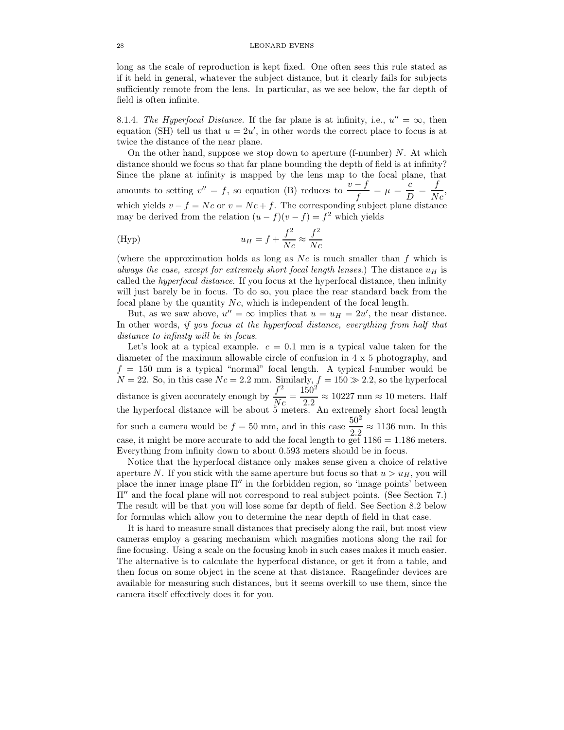long as the scale of reproduction is kept fixed. One often sees this rule stated as if it held in general, whatever the subject distance, but it clearly fails for subjects sufficiently remote from the lens. In particular, as we see below, the far depth of field is often infinite.

8.1.4. *The Hyperfocal Distance.* If the far plane is at infinity, i.e., $u'' = \infty$, then equation (SH) tell us that $u = 2u'$, in other words the correct place to focus is at twice the distance of the near plane.

On the other hand, suppose we stop down to aperture (f-number) $N$. At which distance should we focus so that far plane bounding the depth of field is at infinity? Since the plane at infinity is mapped by the lens map to the focal plane, that amounts to setting $v'' = f$, so equation (B) reduces to $\dfrac{v - f}{f} = \mu = \dfrac{c}{D} = \dfrac{f}{Nc}$, which yields $v - f = Nc$ or $v = Nc + f$. The corresponding subject plane distance may be derived from the relation $(u - f)(v - f) = f^2$ which yields

$$u_H = f + \frac{f^2}{Nc} \approx \frac{f^2}{Nc} \tag{Hyp}$$

(where the approximation holds as long as $Nc$ is much smaller than $f$ which is *always the case, except for extremely short focal length lenses.*) The distance $u_H$ is called the *hyperfocal distance*. If you focus at the hyperfocal distance, then infinity will just barely be in focus. To do so, you place the rear standard back from the focal plane by the quantity $Nc$, which is independent of the focal length.

But, as we saw above, $u'' = \infty$ implies that $u = u_H = 2u'$, the near distance. In other words, *if you focus at the hyperfocal distance, everything from half that distance to infinity will be in focus.*

Let's look at a typical example. $c = 0.1$ mm is a typical value taken for the diameter of the maximum allowable circle of confusion in 4 x 5 photography, and $f = 150$ mm is a typical "normal" focal length. A typical f-number would be $N = 22$. So, in this case $Nc = 2.2$ mm. Similarly, $f = 150 \gg 2.2$, so the hyperfocal distance is given accurately enough by $\dfrac{f^2}{Nc} = \dfrac{150^2}{2.2} \approx 10227$ mm $\approx 10$ meters. Half the hyperfocal distance will be about 5 meters. An extremely short focal length for such a camera would be $f = 50$ mm, and in this case $\dfrac{50^2}{2.2} \approx 1136$ mm. In this case, it might be more accurate to add the focal length to get $1186 = 1.186$ meters. Everything from infinity down to about 0.593 meters should be in focus.

Notice that the hyperfocal distance only makes sense given a choice of relative aperture $N$. If you stick with the same aperture but focus so that $u > u_H$, you will place the inner image plane $\Pi''$ in the forbidden region, so 'image points' between $\Pi''$ and the focal plane will not correspond to real subject points. (See Section 7.) The result will be that you will lose some far depth of field. See Section 8.2 below for formulas which allow you to determine the near depth of field in that case.

It is hard to measure small distances that precisely along the rail, but most view cameras employ a gearing mechanism which magnifies motions along the rail for fine focusing. Using a scale on the focusing knob in such cases makes it much easier. The alternative is to calculate the hyperfocal distance, or get it from a table, and then focus on some object in the scene at that distance. Rangefinder devices are available for measuring such distances, but it seems overkill to use them, since the camera itself effectively does it for you.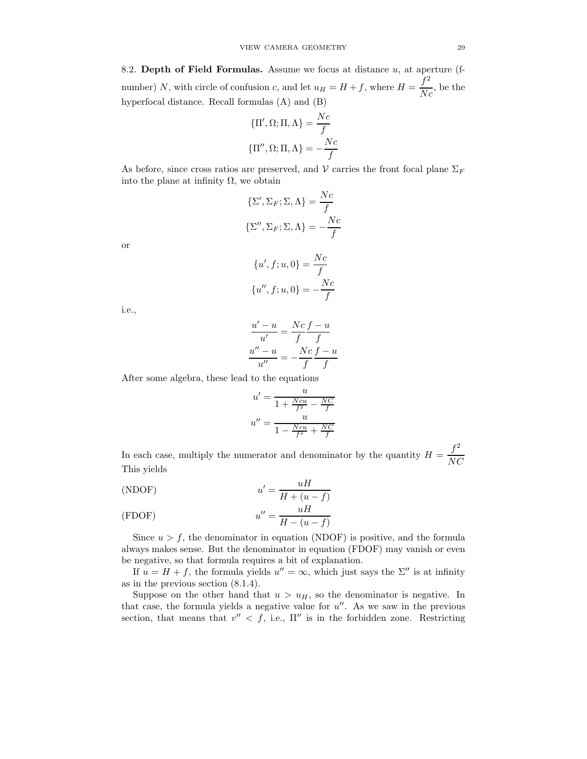8.2. **Depth of Field Formulas.** Assume we focus at distance $u$, at aperture (f-number) $N$, with circle of confusion $c$, and let $u_H = H + f$, where $H = \dfrac{f^2}{Nc}$, be the hyperfocal distance. Recall formulas (A) and (B)

$$\{\Pi', \Omega; \Pi, \Lambda\} = \frac{Nc}{f}$$

$$\{\Pi'', \Omega; \Pi, \Lambda\} = -\frac{Nc}{f}$$

As before, since cross ratios are preserved, and $\mathcal{V}$ carries the front focal plane $\Sigma_F$ into the plane at infinity $\Omega$, we obtain

$$\{\Sigma', \Sigma_F; \Sigma, \Lambda\} = \frac{Nc}{f}$$

$$\{\Sigma'', \Sigma_F; \Sigma, \Lambda\} = -\frac{Nc}{f}$$

or

$$\{u', f; u, 0\} = \frac{Nc}{f}$$

$$\{u'', f; u, 0\} = -\frac{Nc}{f}$$

i.e.,

$$\frac{u' - u}{u'} = \frac{Nc}{f}\frac{f - u}{f}$$

$$\frac{u'' - u}{u''} = -\frac{Nc}{f}\frac{f - u}{f}$$

After some algebra, these lead to the equations

$$u' = \frac{u}{1 + \frac{Ncu}{f^2} - \frac{NC}{f}}$$

$$u'' = \frac{u}{1 - \frac{Ncu}{f^2} + \frac{NC}{f}}$$

In each case, multiply the numerator and denominator by the quantity $H = \dfrac{f^2}{NC}$ This yields

$$\text{(NDOF)} \qquad u' = \frac{uH}{H + (u - f)}$$

$$\text{(FDOF)} \qquad u'' = \frac{uH}{H - (u - f)}$$

Since $u > f$, the denominator in equation (NDOF) is positive, and the formula always makes sense. But the denominator in equation (FDOF) may vanish or even be negative, so that formula requires a bit of explanation.

If $u = H + f$, the formula yields $u'' = \infty$, which just says the $\Sigma''$ is at infinity as in the previous section (8.1.4).

Suppose on the other hand that $u > u_H$, so the denominator is negative. In that case, the formula yields a negative value for $u''$. As we saw in the previous section, that means that $v'' < f$, i.e., $\Pi''$ is in the forbidden zone. Restricting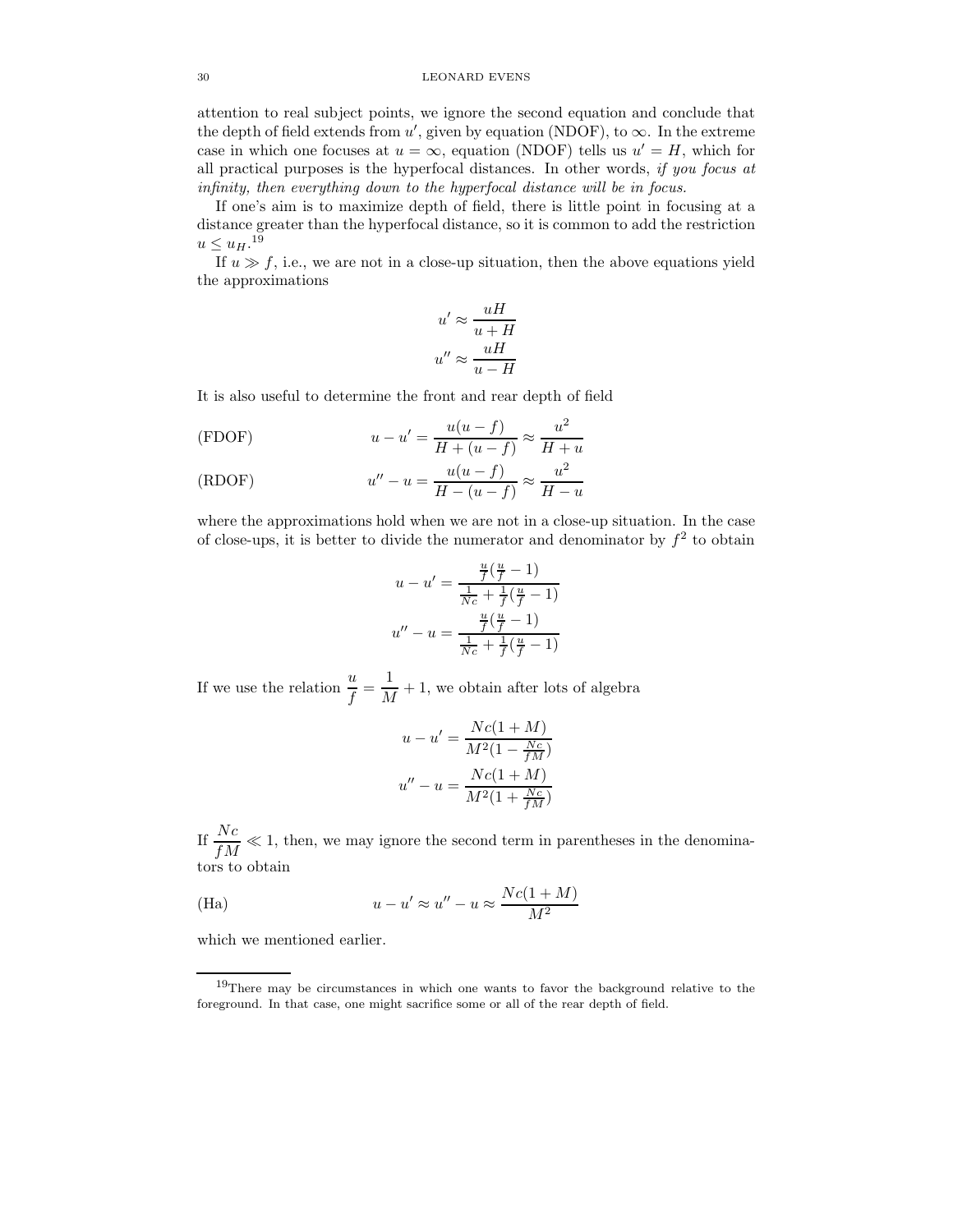attention to real subject points, we ignore the second equation and conclude that the depth of field extends from $u'$, given by equation (NDOF), to $\infty$. In the extreme case in which one focuses at $u = \infty$, equation (NDOF) tells us $u' = H$, which for all practical purposes is the hyperfocal distances. In other words, *if you focus at infinity, then everything down to the hyperfocal distance will be in focus.*

If one's aim is to maximize depth of field, there is little point in focusing at a distance greater than the hyperfocal distance, so it is common to add the restriction $u \le u_H$.[19]

If $u \gg f$, i.e., we are not in a close-up situation, then the above equations yield the approximations

$$u' \approx \frac{uH}{u+H}$$
$$u'' \approx \frac{uH}{u-H}$$

It is also useful to determine the front and rear depth of field

$$\text{(FDOF)} \qquad u - u' = \frac{u(u-f)}{H + (u-f)} \approx \frac{u^2}{H+u}$$

$$\text{(RDOF)} \qquad u'' - u = \frac{u(u-f)}{H - (u-f)} \approx \frac{u^2}{H-u}$$

where the approximations hold when we are not in a close-up situation. In the case of close-ups, it is better to divide the numerator and denominator by $f^2$ to obtain

$$u - u' = \frac{\frac{u}{f}(\frac{u}{f} - 1)}{\frac{1}{Nc} + \frac{1}{f}(\frac{u}{f} - 1)}$$
$$u'' - u = \frac{\frac{u}{f}(\frac{u}{f} - 1)}{\frac{1}{Nc} + \frac{1}{f}(\frac{u}{f} - 1)}$$

If we use the relation $\dfrac{u}{f} = \dfrac{1}{M} + 1$, we obtain after lots of algebra

$$u - u' = \frac{Nc(1+M)}{M^2(1 - \frac{Nc}{fM})}$$
$$u'' - u = \frac{Nc(1+M)}{M^2(1 + \frac{Nc}{fM})}$$

If $\dfrac{Nc}{fM} \ll 1$, then, we may ignore the second term in parentheses in the denominators to obtain

$$\text{(Ha)} \qquad u - u' \approx u'' - u \approx \frac{Nc(1+M)}{M^2}$$

which we mentioned earlier.

[19] There may be circumstances in which one wants to favor the background relative to the foreground. In that case, one might sacrifice some or all of the rear depth of field.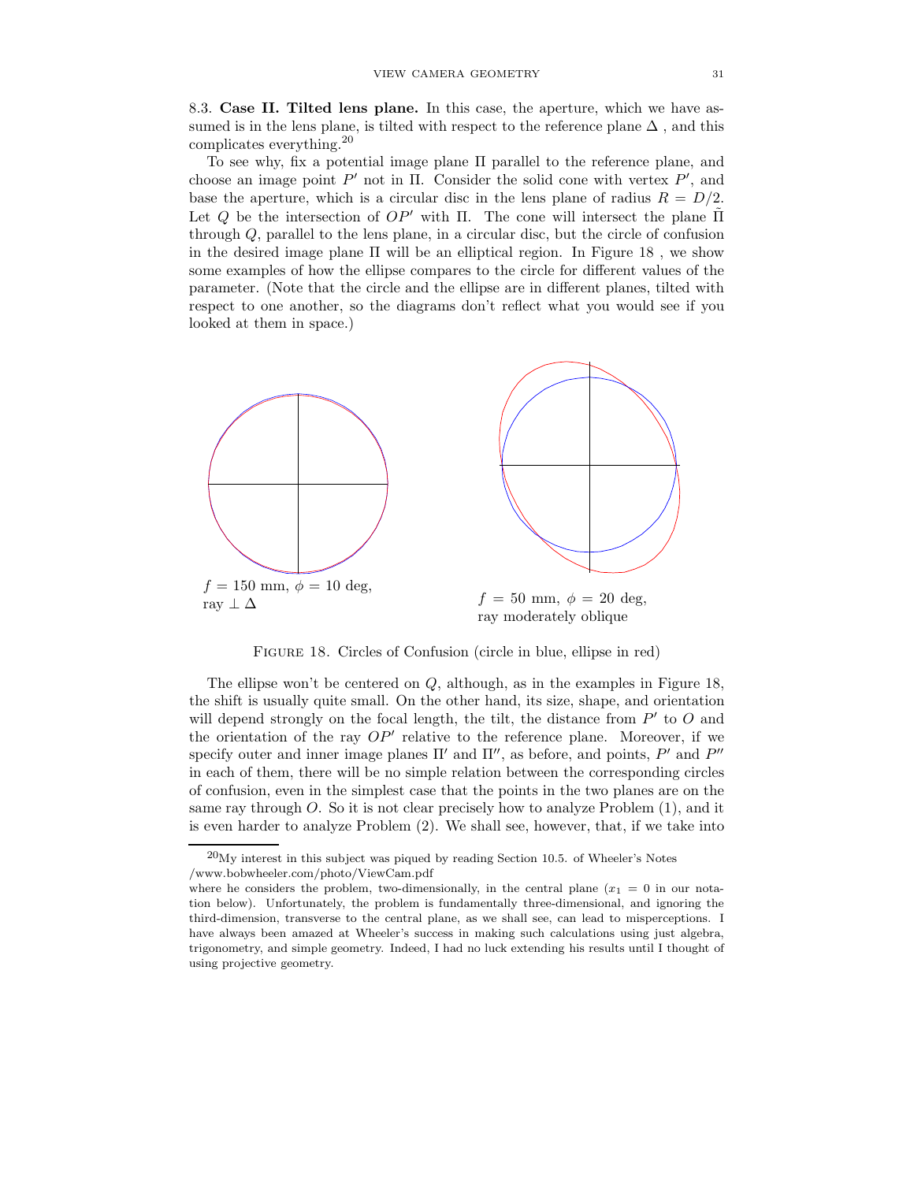8.3. **Case II. Tilted lens plane.** In this case, the aperture, which we have assumed is in the lens plane, is tilted with respect to the reference plane $\Delta$ , and this complicates everything.[20]

To see why, fix a potential image plane $\Pi$ parallel to the reference plane, and choose an image point $P'$ not in $\Pi$. Consider the solid cone with vertex $P'$, and base the aperture, which is a circular disc in the lens plane of radius $R = D/2$. Let $Q$ be the intersection of $OP'$ with $\Pi$. The cone will intersect the plane $\tilde{\Pi}$ through $Q$, parallel to the lens plane, in a circular disc, but the circle of confusion in the desired image plane $\Pi$ will be an elliptical region. In Figure 18 , we show some examples of how the ellipse compares to the circle for different values of the parameter. (Note that the circle and the ellipse are in different planes, tilted with respect to one another, so the diagrams don't reflect what you would see if you looked at them in space.)

$f = 150$ mm, $\phi = 10$ deg, ray $\perp \Delta$

$f = 50$ mm, $\phi = 20$ deg, ray moderately oblique

Figure 18. Circles of Confusion (circle in blue, ellipse in red)

The ellipse won't be centered on $Q$, although, as in the examples in Figure 18, the shift is usually quite small. On the other hand, its size, shape, and orientation will depend strongly on the focal length, the tilt, the distance from $P'$ to $O$ and the orientation of the ray $OP'$ relative to the reference plane. Moreover, if we specify outer and inner image planes $\Pi'$ and $\Pi''$, as before, and points, $P'$ and $P''$ in each of them, there will be no simple relation between the corresponding circles of confusion, even in the simplest case that the points in the two planes are on the same ray through $O$. So it is not clear precisely how to analyze Problem (1), and it is even harder to analyze Problem (2). We shall see, however, that, if we take into

[20] My interest in this subject was piqued by reading Section 10.5. of Wheeler's Notes /www.bobwheeler.com/photo/ViewCam.pdf where he considers the problem, two-dimensionally, in the central plane ($x_1 = 0$ in our notation below). Unfortunately, the problem is fundamentally three-dimensional, and ignoring the third-dimension, transverse to the central plane, as we shall see, can lead to misperceptions. I have always been amazed at Wheeler's success in making such calculations using just algebra, trigonometry, and simple geometry. Indeed, I had no luck extending his results until I thought of using projective geometry.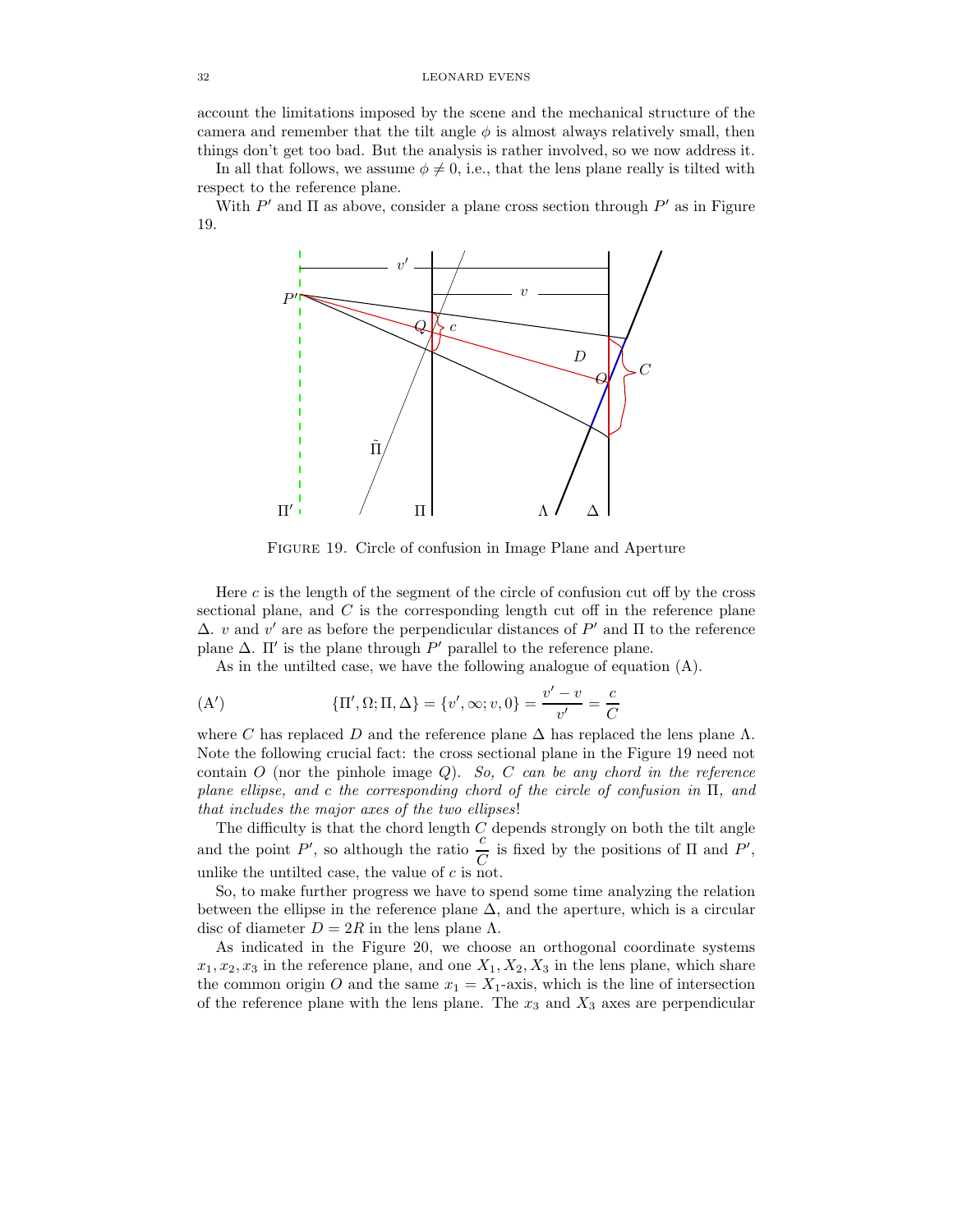account the limitations imposed by the scene and the mechanical structure of the camera and remember that the tilt angle $\phi$ is almost always relatively small, then things don't get too bad. But the analysis is rather involved, so we now address it.

In all that follows, we assume $\phi \neq 0$, i.e., that the lens plane really is tilted with respect to the reference plane.

With $P'$ and $\Pi$ as above, consider a plane cross section through $P'$ as in Figure 19.

Figure 19. Circle of confusion in Image Plane and Aperture

Here $c$ is the length of the segment of the circle of confusion cut off by the cross sectional plane, and $C$ is the corresponding length cut off in the reference plane $\Delta$. $v$ and $v'$ are as before the perpendicular distances of $P'$ and $\Pi$ to the reference plane $\Delta$. $\Pi'$ is the plane through $P'$ parallel to the reference plane.

As in the untilted case, we have the following analogue of equation (A).

$$(\mathrm{A}') \qquad \{\Pi', \Omega; \Pi, \Delta\} = \{v', \infty; v, 0\} = \frac{v' - v}{v'} = \frac{c}{C}$$

where $C$ has replaced $D$ and the reference plane $\Delta$ has replaced the lens plane $\Lambda$. Note the following crucial fact: the cross sectional plane in the Figure 19 need not contain $O$ (nor the pinhole image $Q$). *So, $C$ can be any chord in the reference plane ellipse, and $c$ the corresponding chord of the circle of confusion in $\Pi$, and that includes the major axes of the two ellipses*!

The difficulty is that the chord length $C$ depends strongly on both the tilt angle and the point $P'$, so although the ratio $\dfrac{c}{C}$ is fixed by the positions of $\Pi$ and $P'$, unlike the untilted case, the value of $c$ is not.

So, to make further progress we have to spend some time analyzing the relation between the ellipse in the reference plane $\Delta$, and the aperture, which is a circular disc of diameter $D = 2R$ in the lens plane $\Lambda$.

As indicated in the Figure 20, we choose an orthogonal coordinate systems $x_1, x_2, x_3$ in the reference plane, and one $X_1, X_2, X_3$ in the lens plane, which share the common origin $O$ and the same $x_1 = X_1$-axis, which is the line of intersection of the reference plane with the lens plane. The $x_3$ and $X_3$ axes are perpendicular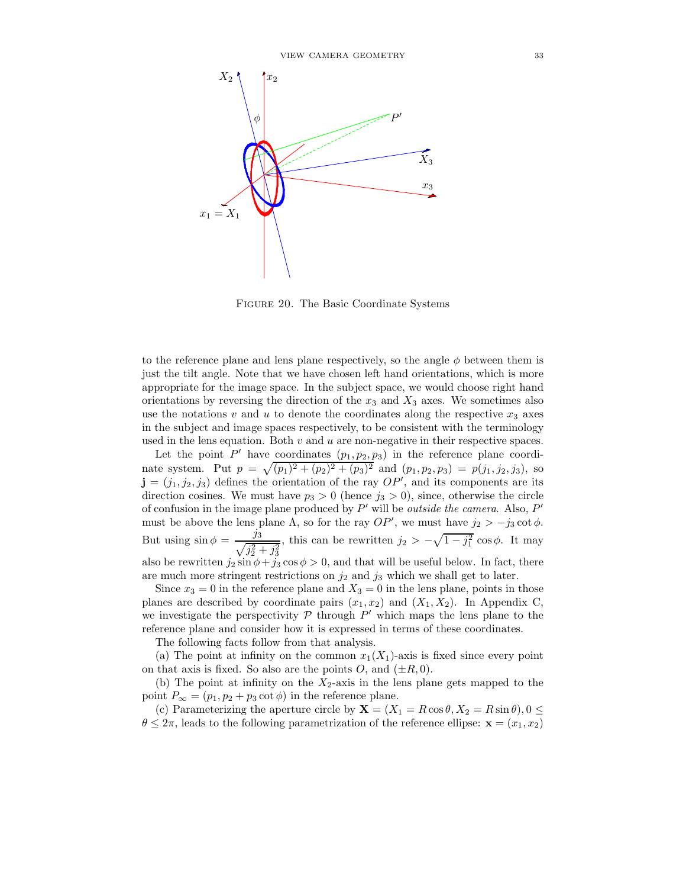FIGURE 20. The Basic Coordinate Systems

to the reference plane and lens plane respectively, so the angle $\phi$ between them is just the tilt angle. Note that we have chosen left hand orientations, which is more appropriate for the image space. In the subject space, we would choose right hand orientations by reversing the direction of the $x_3$ and $X_3$ axes. We sometimes also use the notations $v$ and $u$ to denote the coordinates along the respective $x_3$ axes in the subject and image spaces respectively, to be consistent with the terminology used in the lens equation. Both $v$ and $u$ are non-negative in their respective spaces.

Let the point $P'$ have coordinates $(p_1, p_2, p_3)$ in the reference plane coordinate system. Put $p = \sqrt{(p_1)^2 + (p_2)^2 + (p_3)^2}$ and $(p_1, p_2, p_3) = p(j_1, j_2, j_3)$, so $\mathbf{j} = (j_1, j_2, j_3)$ defines the orientation of the ray $OP'$, and its components are its direction cosines. We must have $p_3 > 0$ (hence $j_3 > 0$), since, otherwise the circle of confusion in the image plane produced by $P'$ will be *outside the camera*. Also, $P'$ must be above the lens plane $\Lambda$, so for the ray $OP'$, we must have $j_2 > -j_3 \cot \phi$. But using $\sin \phi = \dfrac{j_3}{\sqrt{j_2^2 + j_3^2}}$, this can be rewritten $j_2 > -\sqrt{1 - j_1^2} \cos \phi$. It may also be rewritten $j_2 \sin \phi + j_3 \cos \phi > 0$, and that will be useful below. In fact, there are much more stringent restrictions on $j_2$ and $j_3$ which we shall get to later.

Since $x_3 = 0$ in the reference plane and $X_3 = 0$ in the lens plane, points in those planes are described by coordinate pairs $(x_1, x_2)$ and $(X_1, X_2)$. In Appendix C, we investigate the perspectivity $\mathcal{P}$ through $P'$ which maps the lens plane to the reference plane and consider how it is expressed in terms of these coordinates.

The following facts follow from that analysis.

(a) The point at infinity on the common $x_1(X_1)$-axis is fixed since every point on that axis is fixed. So also are the points $O$, and $(\pm R, 0)$.

(b) The point at infinity on the $X_2$-axis in the lens plane gets mapped to the point $P_\infty = (p_1, p_2 + p_3 \cot \phi)$ in the reference plane.

(c) Parameterizing the aperture circle by $\mathbf{X} = (X_1 = R\cos\theta, X_2 = R\sin\theta), 0 \leq \theta \leq 2\pi$, leads to the following parametrization of the reference ellipse: $\mathbf{x} = (x_1, x_2)$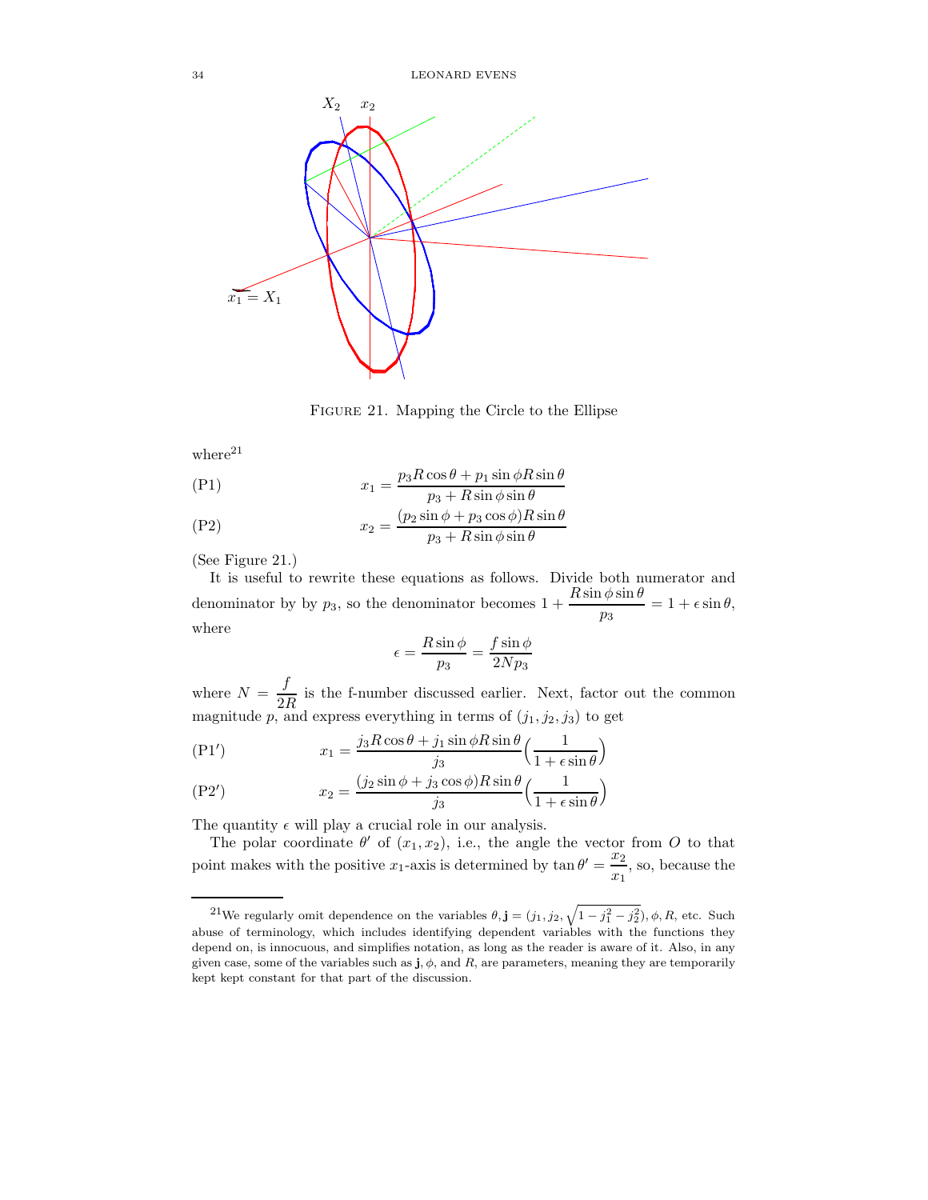Figure 21. Mapping the Circle to the Ellipse

where[21]

$$x_1 = \frac{p_3 R\cos\theta + p_1 \sin\phi R\sin\theta}{p_3 + R\sin\phi\sin\theta} \tag{P1}$$

$$x_2 = \frac{(p_2 \sin\phi + p_3\cos\phi)R\sin\theta}{p_3 + R\sin\phi\sin\theta} \tag{P2}$$

(See Figure 21.)

It is useful to rewrite these equations as follows. Divide both numerator and denominator by by $p_3$, so the denominator becomes $1 + \dfrac{R\sin\phi\sin\theta}{p_3} = 1 + \epsilon\sin\theta$, where

$$\epsilon = \frac{R\sin\phi}{p_3} = \frac{f\sin\phi}{2Np_3}$$

where $N = \dfrac{f}{2R}$ is the f-number discussed earlier. Next, factor out the common magnitude $p$, and express everything in terms of $(j_1, j_2, j_3)$ to get

$$x_1 = \frac{j_3 R\cos\theta + j_1\sin\phi R\sin\theta}{j_3}\Big(\frac{1}{1+\epsilon\sin\theta}\Big) \tag{P1$'$}$$

$$x_2 = \frac{(j_2\sin\phi + j_3\cos\phi)R\sin\theta}{j_3}\Big(\frac{1}{1+\epsilon\sin\theta}\Big) \tag{P2$'$}$$

The quantity $\epsilon$ will play a crucial role in our analysis.

The polar coordinate $\theta'$ of $(x_1, x_2)$, i.e., the angle the vector from $O$ to that point makes with the positive $x_1$-axis is determined by $\tan\theta' = \dfrac{x_2}{x_1}$, so, because the

[21] We regularly omit dependence on the variables $\theta, \mathbf{j} = (j_1, j_2, \sqrt{1 - j_1^2 - j_2^2}), \phi, R$, etc. Such abuse of terminology, which includes identifying dependent variables with the functions they depend on, is innocuous, and simplifies notation, as long as the reader is aware of it. Also, in any given case, some of the variables such as $\mathbf{j}, \phi$, and $R$, are parameters, meaning they are temporarily kept kept constant for that part of the discussion.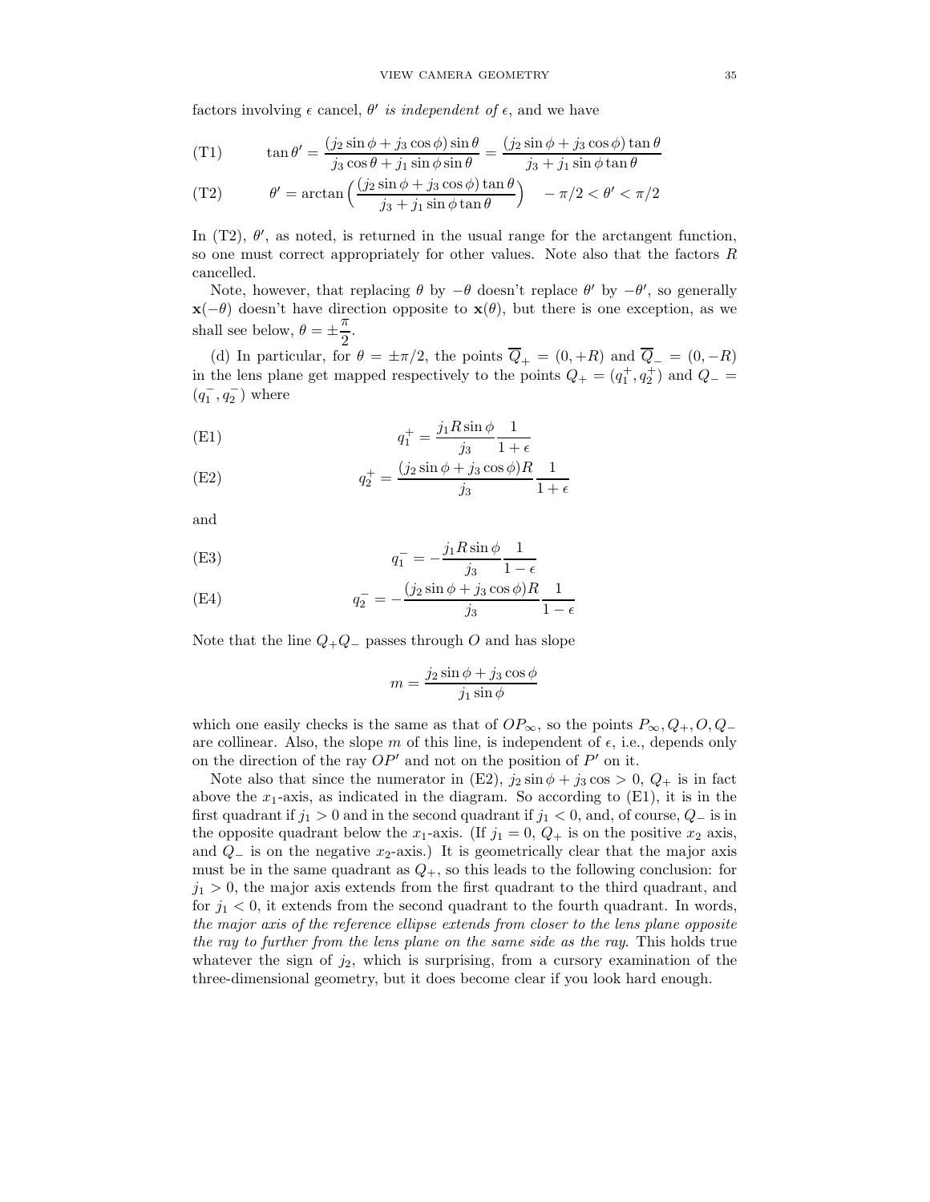factors involving $\epsilon$ cancel, $\theta'$ *is independent of* $\epsilon$, and we have

$$\text{(T1)} \qquad \tan\theta' = \frac{(j_2\sin\phi + j_3\cos\phi)\sin\theta}{j_3\cos\theta + j_1\sin\phi\sin\theta} = \frac{(j_2\sin\phi + j_3\cos\phi)\tan\theta}{j_3 + j_1\sin\phi\tan\theta}$$

$$\text{(T2)} \qquad \theta' = \arctan\Big(\frac{(j_2\sin\phi + j_3\cos\phi)\tan\theta}{j_3 + j_1\sin\phi\tan\theta}\Big) \quad -\pi/2 < \theta' < \pi/2$$

In (T2), $\theta'$, as noted, is returned in the usual range for the arctangent function, so one must correct appropriately for other values. Note also that the factors $R$ cancelled.

Note, however, that replacing $\theta$ by $-\theta$ doesn't replace $\theta'$ by $-\theta'$, so generally $\mathbf{x}(-\theta)$ doesn't have direction opposite to $\mathbf{x}(\theta)$, but there is one exception, as we shall see below, $\theta = \pm\dfrac{\pi}{2}$.

(d) In particular, for $\theta = \pm\pi/2$, the points $\overline{Q}_+ = (0, +R)$ and $\overline{Q}_- = (0, -R)$ in the lens plane get mapped respectively to the points $Q_+ = (q_1^+, q_2^+)$ and $Q_- = (q_1^-, q_2^-)$ where

$$\text{(E1)} \qquad q_1^+ = \frac{j_1 R\sin\phi}{j_3}\frac{1}{1+\epsilon}$$

$$\text{(E2)} \qquad q_2^+ = \frac{(j_2\sin\phi + j_3\cos\phi)R}{j_3}\frac{1}{1+\epsilon}$$

and

$$\text{(E3)} \qquad q_1^- = -\frac{j_1 R\sin\phi}{j_3}\frac{1}{1-\epsilon}$$

$$\text{(E4)} \qquad q_2^- = -\frac{(j_2\sin\phi + j_3\cos\phi)R}{j_3}\frac{1}{1-\epsilon}$$

Note that the line $Q_+Q_-$ passes through $O$ and has slope

$$m = \frac{j_2\sin\phi + j_3\cos\phi}{j_1\sin\phi}$$

which one easily checks is the same as that of $OP_\infty$, so the points $P_\infty, Q_+, O, Q_-$ are collinear. Also, the slope $m$ of this line, is independent of $\epsilon$, i.e., depends only on the direction of the ray $OP'$ and not on the position of $P'$ on it.

Note also that since the numerator in (E2), $j_2\sin\phi + j_3\cos > 0$, $Q_+$ is in fact above the $x_1$-axis, as indicated in the diagram. So according to (E1), it is in the first quadrant if $j_1 > 0$ and in the second quadrant if $j_1 < 0$, and, of course, $Q_-$ is in the opposite quadrant below the $x_1$-axis. (If $j_1 = 0$, $Q_+$ is on the positive $x_2$ axis, and $Q_-$ is on the negative $x_2$-axis.) It is geometrically clear that the major axis must be in the same quadrant as $Q_+$, so this leads to the following conclusion: for $j_1 > 0$, the major axis extends from the first quadrant to the third quadrant, and for $j_1 < 0$, it extends from the second quadrant to the fourth quadrant. In words, *the major axis of the reference ellipse extends from closer to the lens plane opposite the ray to further from the lens plane on the same side as the ray.* This holds true whatever the sign of $j_2$, which is surprising, from a cursory examination of the three-dimensional geometry, but it does become clear if you look hard enough.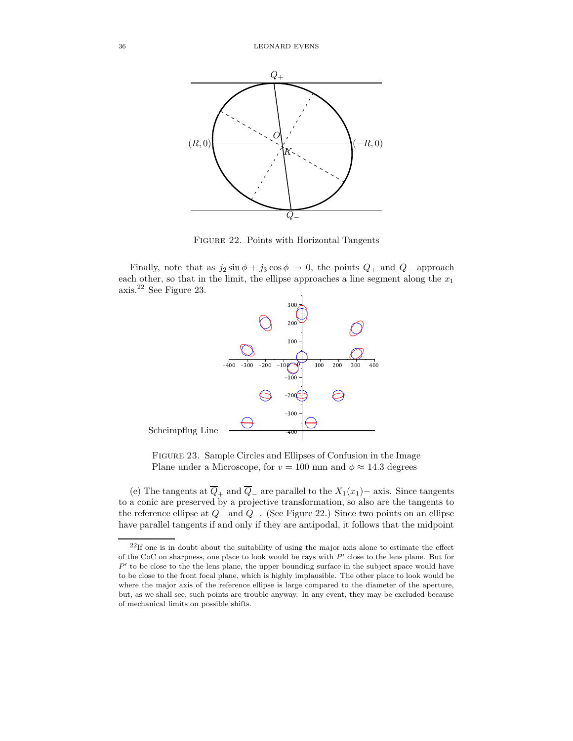FIGURE 22. Points with Horizontal Tangents

Finally, note that as $j_2 \sin\phi + j_3 \cos\phi \to 0$, the points $Q_+$ and $Q_-$ approach each other, so that in the limit, the ellipse approaches a line segment along the $x_1$ axis.[22] See Figure 23.

FIGURE 23. Sample Circles and Ellipses of Confusion in the Image Plane under a Microscope, for $v = 100$ mm and $\phi \approx 14.3$ degrees

(e) The tangents at $\overline{Q}_+$ and $\overline{Q}_-$ are parallel to the $X_1(x_1)-$ axis. Since tangents to a conic are preserved by a projective transformation, so also are the tangents to the reference ellipse at $Q_+$ and $Q_-$. (See Figure 22.) Since two points on an ellipse have parallel tangents if and only if they are antipodal, it follows that the midpoint

[22]If one is in doubt about the suitability of using the major axis alone to estimate the effect of the CoC on sharpness, one place to look would be rays with $P'$ close to the lens plane. But for $P'$ to be close to the the lens plane, the upper bounding surface in the subject space would have to be close to the front focal plane, which is highly implausible. The other place to look would be where the major axis of the reference ellipse is large compared to the diameter of the aperture, but, as we shall see, such points are trouble anyway. In any event, they may be excluded because of mechanical limits on possible shifts.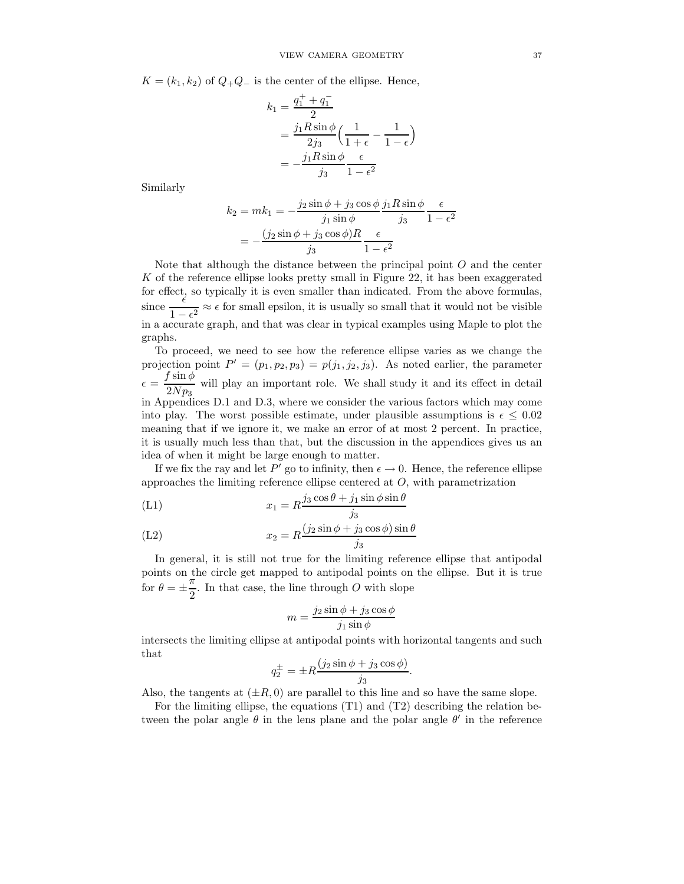$K = (k_1, k_2)$ of $Q_+Q_-$ is the center of the ellipse. Hence,

$$
\begin{aligned}
k_1 &= \frac{q_1^+ + q_1^-}{2} \\
&= \frac{j_1 R \sin\phi}{2j_3}\Big(\frac{1}{1+\epsilon} - \frac{1}{1-\epsilon}\Big) \\
&= -\frac{j_1 R \sin\phi}{j_3}\frac{\epsilon}{1-\epsilon^2}
\end{aligned}
$$

Similarly

$$
\begin{aligned}
k_2 = mk_1 &= -\frac{j_2 \sin\phi + j_3 \cos\phi}{j_1 \sin\phi}\frac{j_1 R \sin\phi}{j_3}\frac{\epsilon}{1-\epsilon^2} \\
&= -\frac{(j_2 \sin\phi + j_3 \cos\phi)R}{j_3}\frac{\epsilon}{1-\epsilon^2}
\end{aligned}
$$

Note that although the distance between the principal point $O$ and the center $K$ of the reference ellipse looks pretty small in Figure 22, it has been exaggerated for effect, so typically it is even smaller than indicated. From the above formulas, since $\dfrac{\epsilon}{1-\epsilon^2} \approx \epsilon$ for small epsilon, it is usually so small that it would not be visible in a accurate graph, and that was clear in typical examples using Maple to plot the graphs.

To proceed, we need to see how the reference ellipse varies as we change the projection point $P' = (p_1, p_2, p_3) = p(j_1, j_2, j_3)$. As noted earlier, the parameter $\epsilon = \dfrac{f \sin\phi}{2Np_3}$ will play an important role. We shall study it and its effect in detail in Appendices D.1 and D.3, where we consider the various factors which may come into play. The worst possible estimate, under plausible assumptions is $\epsilon \le 0.02$ meaning that if we ignore it, we make an error of at most 2 percent. In practice, it is usually much less than that, but the discussion in the appendices gives us an idea of when it might be large enough to matter.

If we fix the ray and let $P'$ go to infinity, then $\epsilon \to 0$. Hence, the reference ellipse approaches the limiting reference ellipse centered at $O$, with parametrization

$$
x_1 = R\frac{j_3 \cos\theta + j_1 \sin\phi \sin\theta}{j_3} \tag{L1}
$$

$$
x_2 = R\frac{(j_2 \sin\phi + j_3 \cos\phi)\sin\theta}{j_3} \tag{L2}
$$

In general, it is still not true for the limiting reference ellipse that antipodal points on the circle get mapped to antipodal points on the ellipse. But it is true for $\theta = \pm\dfrac{\pi}{2}$. In that case, the line through $O$ with slope

$$
m = \frac{j_2 \sin\phi + j_3 \cos\phi}{j_1 \sin\phi}
$$

intersects the limiting ellipse at antipodal points with horizontal tangents and such that

$$
q_2^\pm = \pm R\frac{(j_2 \sin\phi + j_3 \cos\phi)}{j_3}.
$$

Also, the tangents at $(\pm R, 0)$ are parallel to this line and so have the same slope.

For the limiting ellipse, the equations (T1) and (T2) describing the relation between the polar angle $\theta$ in the lens plane and the polar angle $\theta'$ in the reference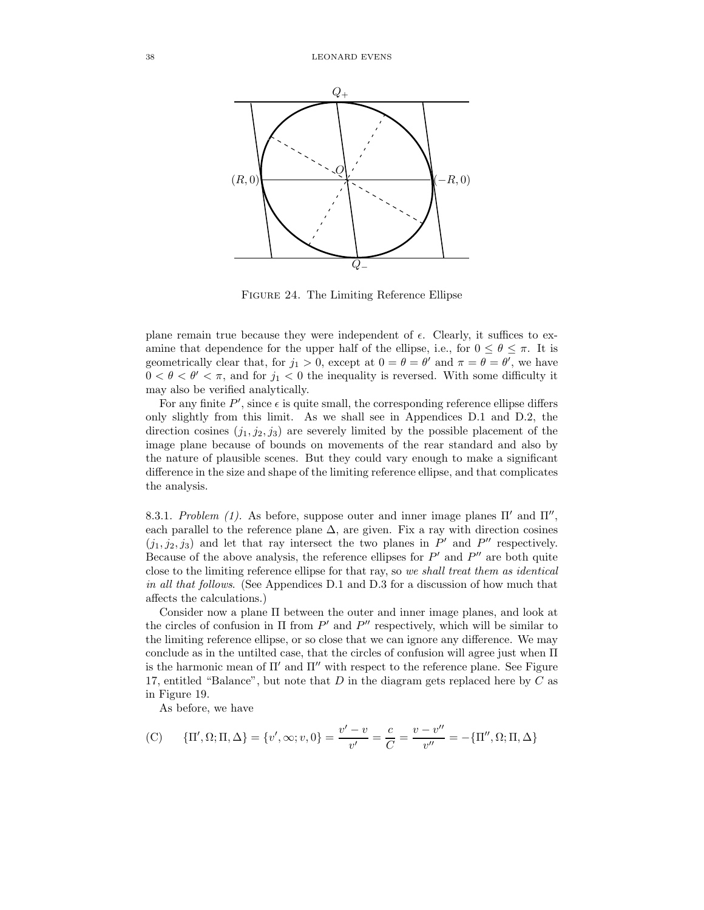Figure 24. The Limiting Reference Ellipse

plane remain true because they were independent of $\epsilon$. Clearly, it suffices to examine that dependence for the upper half of the ellipse, i.e., for $0 \leq \theta \leq \pi$. It is geometrically clear that, for $j_1 > 0$, except at $0 = \theta = \theta'$ and $\pi = \theta = \theta'$, we have $0 < \theta < \theta' < \pi$, and for $j_1 < 0$ the inequality is reversed. With some difficulty it may also be verified analytically.

For any finite $P'$, since $\epsilon$ is quite small, the corresponding reference ellipse differs only slightly from this limit. As we shall see in Appendices D.1 and D.2, the direction cosines $(j_1, j_2, j_3)$ are severely limited by the possible placement of the image plane because of bounds on movements of the rear standard and also by the nature of plausible scenes. But they could vary enough to make a significant difference in the size and shape of the limiting reference ellipse, and that complicates the analysis.

8.3.1. *Problem (1).* As before, suppose outer and inner image planes $\Pi'$ and $\Pi''$, each parallel to the reference plane $\Delta$, are given. Fix a ray with direction cosines $(j_1, j_2, j_3)$ and let that ray intersect the two planes in $P'$ and $P''$ respectively. Because of the above analysis, the reference ellipses for $P'$ and $P''$ are both quite close to the limiting reference ellipse for that ray, so *we shall treat them as identical in all that follows*. (See Appendices D.1 and D.3 for a discussion of how much that affects the calculations.)

Consider now a plane $\Pi$ between the outer and inner image planes, and look at the circles of confusion in $\Pi$ from $P'$ and $P''$ respectively, which will be similar to the limiting reference ellipse, or so close that we can ignore any difference. We may conclude as in the untilted case, that the circles of confusion will agree just when $\Pi$ is the harmonic mean of $\Pi'$ and $\Pi''$ with respect to the reference plane. See Figure 17, entitled "Balance", but note that $D$ in the diagram gets replaced here by $C$ as in Figure 19.

As before, we have

$$\text{(C)} \qquad \{\Pi', \Omega; \Pi, \Delta\} = \{v', \infty; v, 0\} = \frac{v' - v}{v'} = \frac{c}{C} = \frac{v - v''}{v''} = -\{\Pi'', \Omega; \Pi, \Delta\}$$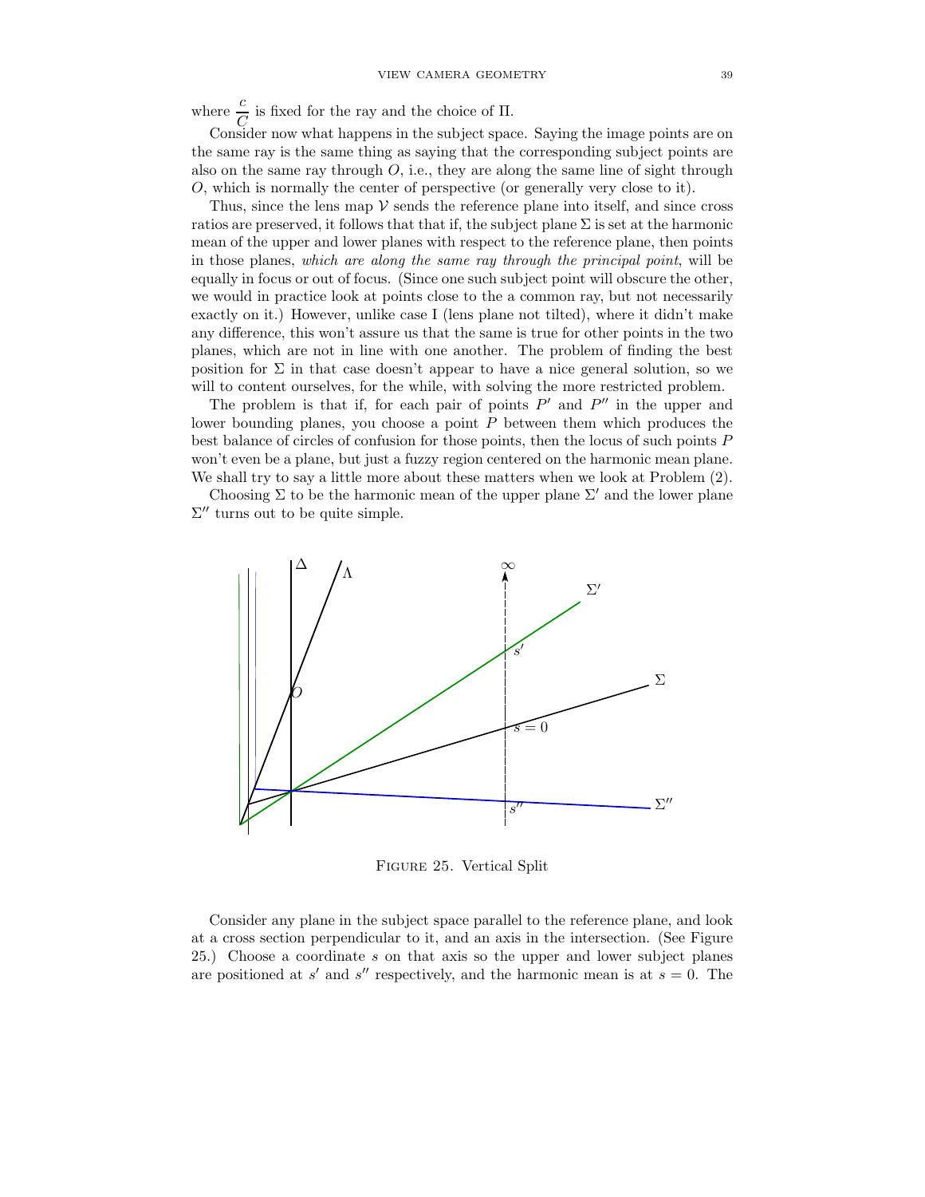where $\dfrac{c}{C}$ is fixed for the ray and the choice of $\Pi$.

Consider now what happens in the subject space. Saying the image points are on the same ray is the same thing as saying that the corresponding subject points are also on the same ray through $O$, i.e., they are along the same line of sight through $O$, which is normally the center of perspective (or generally very close to it).

Thus, since the lens map $\mathcal{V}$ sends the reference plane into itself, and since cross ratios are preserved, it follows that that if, the subject plane $\Sigma$ is set at the harmonic mean of the upper and lower planes with respect to the reference plane, then points in those planes, *which are along the same ray through the principal point*, will be equally in focus or out of focus. (Since one such subject point will obscure the other, we would in practice look at points close to the a common ray, but not necessarily exactly on it.) However, unlike case I (lens plane not tilted), where it didn't make any difference, this won't assure us that the same is true for other points in the two planes, which are not in line with one another. The problem of finding the best position for $\Sigma$ in that case doesn't appear to have a nice general solution, so we will to content ourselves, for the while, with solving the more restricted problem.

The problem is that if, for each pair of points $P'$ and $P''$ in the upper and lower bounding planes, you choose a point $P$ between them which produces the best balance of circles of confusion for those points, then the locus of such points $P$ won't even be a plane, but just a fuzzy region centered on the harmonic mean plane. We shall try to say a little more about these matters when we look at Problem (2).

Choosing $\Sigma$ to be the harmonic mean of the upper plane $\Sigma'$ and the lower plane $\Sigma''$ turns out to be quite simple.

Figure 25. Vertical Split

Consider any plane in the subject space parallel to the reference plane, and look at a cross section perpendicular to it, and an axis in the intersection. (See Figure 25.) Choose a coordinate $s$ on that axis so the upper and lower subject planes are positioned at $s'$ and $s''$ respectively, and the harmonic mean is at $s = 0$. The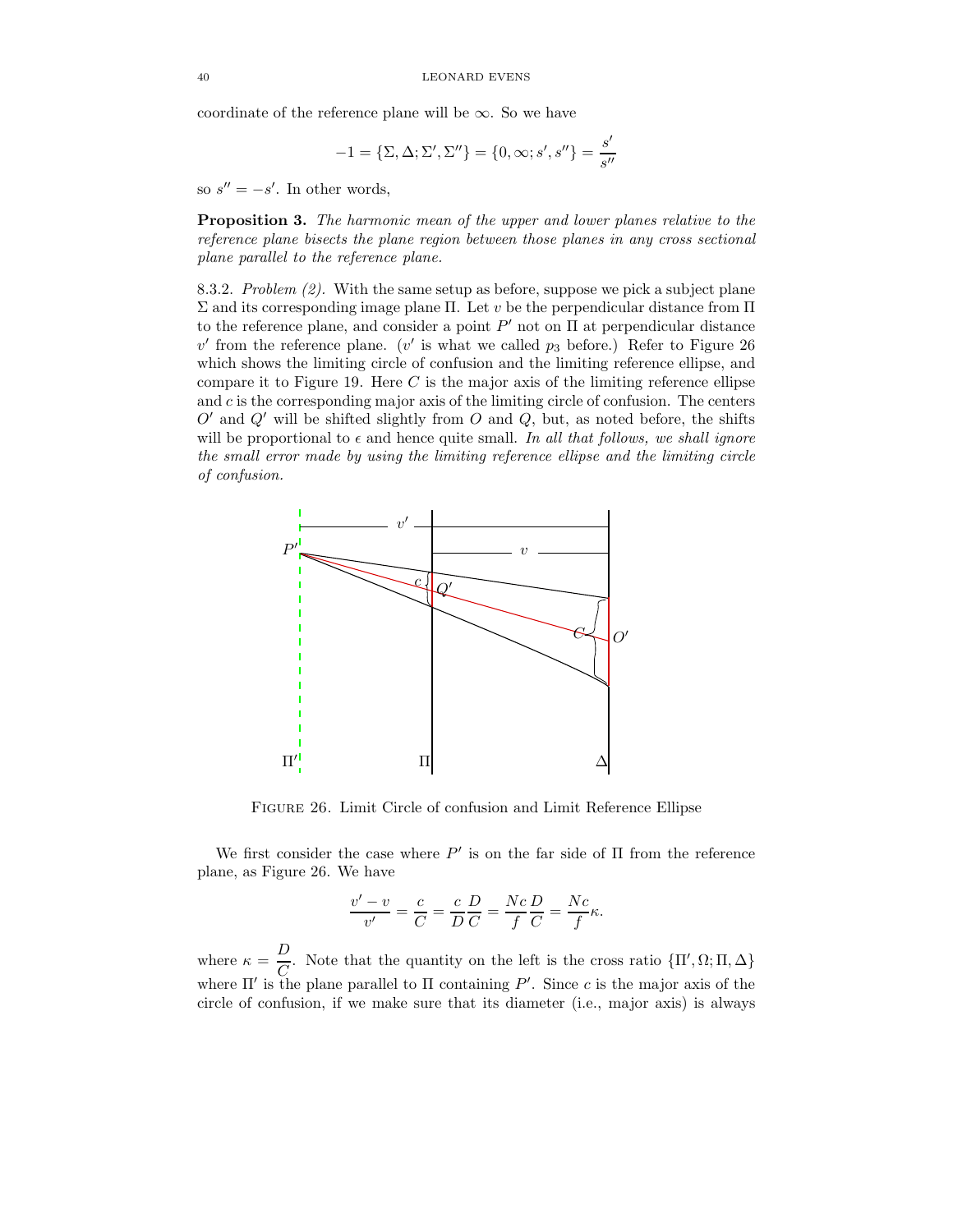coordinate of the reference plane will be $\infty$. So we have

$$-1 = \{\Sigma, \Delta; \Sigma', \Sigma''\} = \{0, \infty; s', s''\} = \frac{s'}{s''}$$

so $s'' = -s'$. In other words,

**Proposition 3.** *The harmonic mean of the upper and lower planes relative to the reference plane bisects the plane region between those planes in any cross sectional plane parallel to the reference plane.*

8.3.2. *Problem (2).* With the same setup as before, suppose we pick a subject plane $\Sigma$ and its corresponding image plane $\Pi$. Let $v$ be the perpendicular distance from $\Pi$ to the reference plane, and consider a point $P'$ not on $\Pi$ at perpendicular distance $v'$ from the reference plane. ($v'$ is what we called $p_3$ before.) Refer to Figure 26 which shows the limiting circle of confusion and the limiting reference ellipse, and compare it to Figure 19. Here $C$ is the major axis of the limiting reference ellipse and $c$ is the corresponding major axis of the limiting circle of confusion. The centers $O'$ and $Q'$ will be shifted slightly from $O$ and $Q$, but, as noted before, the shifts will be proportional to $\epsilon$ and hence quite small. *In all that follows, we shall ignore the small error made by using the limiting reference ellipse and the limiting circle of confusion.*

Figure 26. Limit Circle of confusion and Limit Reference Ellipse

We first consider the case where $P'$ is on the far side of $\Pi$ from the reference plane, as Figure 26. We have

$$\frac{v' - v}{v'} = \frac{c}{C} = \frac{c}{D}\frac{D}{C} = \frac{Nc}{f}\frac{D}{C} = \frac{Nc}{f}\kappa.$$

where $\kappa = \dfrac{D}{C}$. Note that the quantity on the left is the cross ratio $\{\Pi', \Omega; \Pi, \Delta\}$ where $\Pi'$ is the plane parallel to $\Pi$ containing $P'$. Since $c$ is the major axis of the circle of confusion, if we make sure that its diameter (i.e., major axis) is always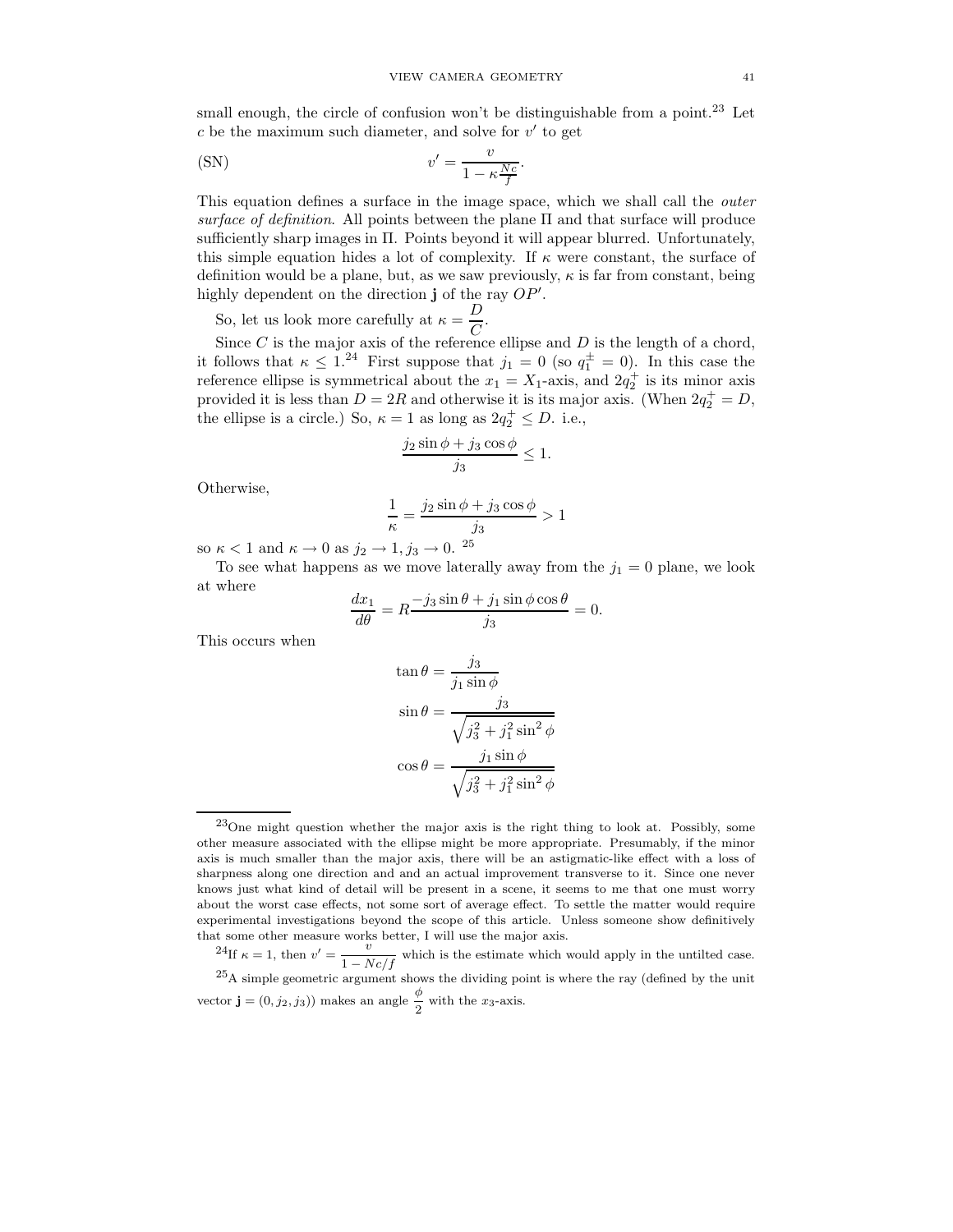small enough, the circle of confusion won't be distinguishable from a point.[23] Let $c$ be the maximum such diameter, and solve for $v'$ to get

$$v' = \frac{v}{1 - \kappa \frac{Nc}{f}}. \tag{SN}$$

This equation defines a surface in the image space, which we shall call the *outer surface of definition*. All points between the plane $\Pi$ and that surface will produce sufficiently sharp images in $\Pi$. Points beyond it will appear blurred. Unfortunately, this simple equation hides a lot of complexity. If $\kappa$ were constant, the surface of definition would be a plane, but, as we saw previously, $\kappa$ is far from constant, being highly dependent on the direction $\mathbf{j}$ of the ray $OP'$.

So, let us look more carefully at $\kappa = \dfrac{D}{C}$.

Since $C$ is the major axis of the reference ellipse and $D$ is the length of a chord, it follows that $\kappa \le 1$.[24] First suppose that $j_1 = 0$ (so $q_1^{\pm} = 0$). In this case the reference ellipse is symmetrical about the $x_1 = X_1$-axis, and $2q_2^+$ is its minor axis provided it is less than $D = 2R$ and otherwise it is its major axis. (When $2q_2^+ = D$, the ellipse is a circle.) So, $\kappa = 1$ as long as $2q_2^+ \le D$. i.e.,

$$\frac{j_2 \sin\phi + j_3 \cos\phi}{j_3} \le 1.$$

Otherwise,

$$\frac{1}{\kappa} = \frac{j_2 \sin\phi + j_3 \cos\phi}{j_3} > 1$$

so $\kappa < 1$ and $\kappa \to 0$ as $j_2 \to 1, j_3 \to 0$.[25]

To see what happens as we move laterally away from the $j_1 = 0$ plane, we look at where

$$\frac{dx_1}{d\theta} = R \frac{-j_3 \sin\theta + j_1 \sin\phi \cos\theta}{j_3} = 0.$$

This occurs when

$$\tan\theta = \frac{j_3}{j_1 \sin\phi}$$

$$\sin\theta = \frac{j_3}{\sqrt{j_3^2 + j_1^2 \sin^2\phi}}$$

$$\cos\theta = \frac{j_1 \sin\phi}{\sqrt{j_3^2 + j_1^2 \sin^2\phi}}$$

---

[23] One might question whether the major axis is the right thing to look at. Possibly, some other measure associated with the ellipse might be more appropriate. Presumably, if the minor axis is much smaller than the major axis, there will be an astigmatic-like effect with a loss of sharpness along one direction and and an actual improvement transverse to it. Since one never knows just what kind of detail will be present in a scene, it seems to me that one must worry about the worst case effects, not some sort of average effect. To settle the matter would require experimental investigations beyond the scope of this article. Unless someone show definitively that some other measure works better, I will use the major axis.

[24] If $\kappa = 1$, then $v' = \dfrac{v}{1 - Nc/f}$ which is the estimate which would apply in the untilted case.

[25] A simple geometric argument shows the dividing point is where the ray (defined by the unit vector $\mathbf{j} = (0, j_2, j_3)$) makes an angle $\dfrac{\phi}{2}$ with the $x_3$-axis.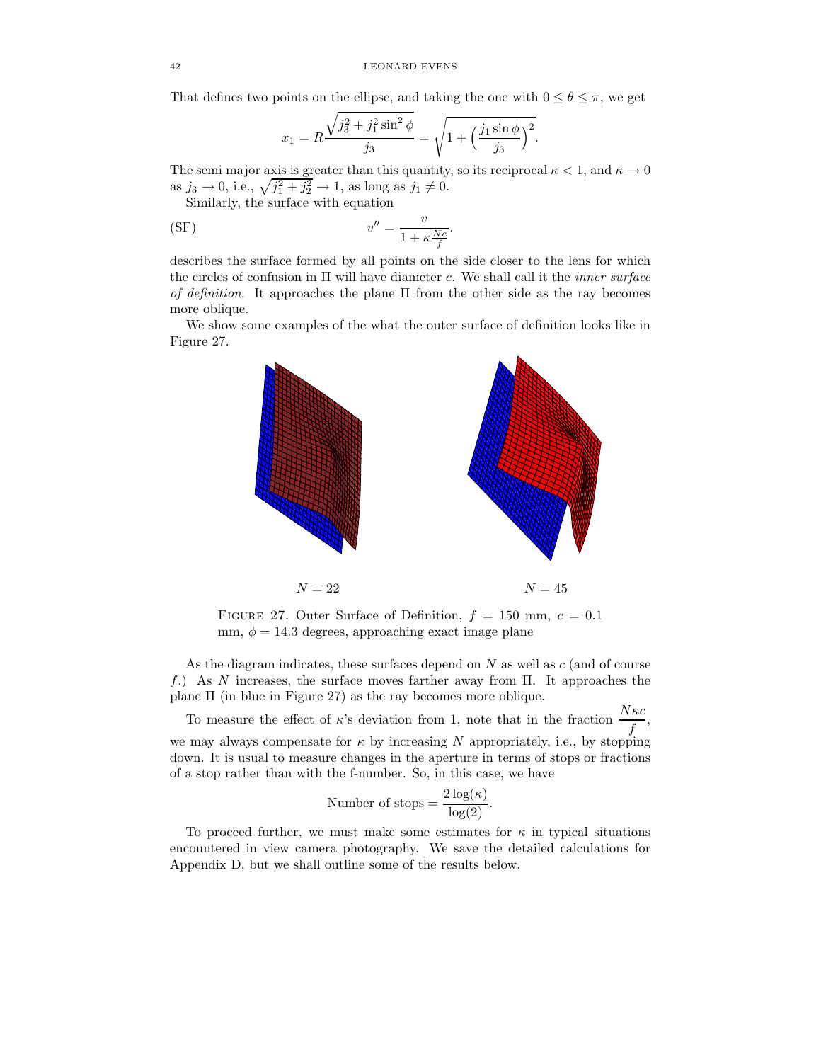That defines two points on the ellipse, and taking the one with $0 \le \theta \le \pi$, we get

$$x_1 = R\frac{\sqrt{j_3^2 + j_1^2 \sin^2 \phi}}{j_3} = \sqrt{1 + \Big(\frac{j_1 \sin \phi}{j_3}\Big)^2}.$$

The semi major axis is greater than this quantity, so its reciprocal $\kappa < 1$, and $\kappa \to 0$ as $j_3 \to 0$, i.e., $\sqrt{j_1^2 + j_2^2} \to 1$, as long as $j_1 \neq 0$.

Similarly, the surface with equation

$$v'' = \frac{v}{1 + \kappa\frac{Nc}{f}}. \tag{SF}$$

describes the surface formed by all points on the side closer to the lens for which the circles of confusion in $\Pi$ will have diameter $c$. We shall call it the *inner surface of definition*. It approaches the plane $\Pi$ from the other side as the ray becomes more oblique.

We show some examples of the what the outer surface of definition looks like in Figure 27.

$N = 22$ $\qquad\qquad$ $N = 45$

FIGURE 27. Outer Surface of Definition, $f = 150$ mm, $c = 0.1$ mm, $\phi = 14.3$ degrees, approaching exact image plane

As the diagram indicates, these surfaces depend on $N$ as well as $c$ (and of course $f$.) As $N$ increases, the surface moves farther away from $\Pi$. It approaches the plane $\Pi$ (in blue in Figure 27) as the ray becomes more oblique.

To measure the effect of $\kappa$'s deviation from 1, note that in the fraction $\dfrac{N\kappa c}{f}$, we may always compensate for $\kappa$ by increasing $N$ appropriately, i.e., by stopping down. It is usual to measure changes in the aperture in terms of stops or fractions of a stop rather than with the f-number. So, in this case, we have

$$\text{Number of stops} = \frac{2\log(\kappa)}{\log(2)}.$$

To proceed further, we must make some estimates for $\kappa$ in typical situations encountered in view camera photography. We save the detailed calculations for Appendix D, but we shall outline some of the results below.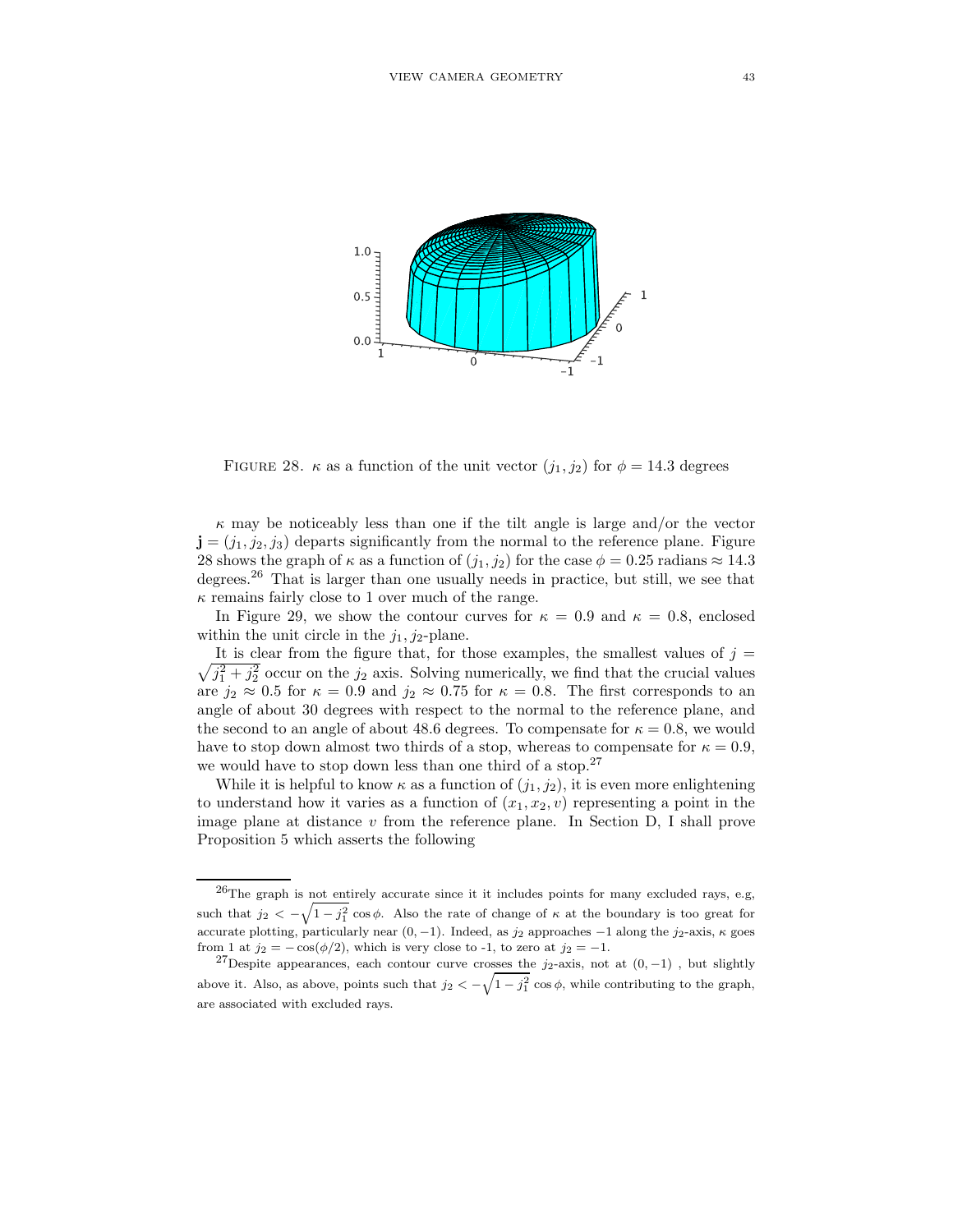FIGURE 28. $\kappa$ as a function of the unit vector $(j_1, j_2)$ for $\phi = 14.3$ degrees

$\kappa$ may be noticeably less than one if the tilt angle is large and/or the vector $\mathbf{j} = (j_1, j_2, j_3)$ departs significantly from the normal to the reference plane. Figure 28 shows the graph of $\kappa$ as a function of $(j_1, j_2)$ for the case $\phi = 0.25$ radians $\approx 14.3$ degrees.[26] That is larger than one usually needs in practice, but still, we see that $\kappa$ remains fairly close to 1 over much of the range.

In Figure 29, we show the contour curves for $\kappa = 0.9$ and $\kappa = 0.8$, enclosed within the unit circle in the $j_1, j_2$-plane.

It is clear from the figure that, for those examples, the smallest values of $j = \sqrt{j_1^2 + j_2^2}$ occur on the $j_2$ axis. Solving numerically, we find that the crucial values are $j_2 \approx 0.5$ for $\kappa = 0.9$ and $j_2 \approx 0.75$ for $\kappa = 0.8$. The first corresponds to an angle of about 30 degrees with respect to the normal to the reference plane, and the second to an angle of about 48.6 degrees. To compensate for $\kappa = 0.8$, we would have to stop down almost two thirds of a stop, whereas to compensate for $\kappa = 0.9$, we would have to stop down less than one third of a stop.[27]

While it is helpful to know $\kappa$ as a function of $(j_1, j_2)$, it is even more enlightening to understand how it varies as a function of $(x_1, x_2, v)$ representing a point in the image plane at distance $v$ from the reference plane. In Section D, I shall prove Proposition 5 which asserts the following

---

[26] The graph is not entirely accurate since it it includes points for many excluded rays, e.g, such that $j_2 < -\sqrt{1 - j_1^2}\cos\phi$. Also the rate of change of $\kappa$ at the boundary is too great for accurate plotting, particularly near $(0, -1)$. Indeed, as $j_2$ approaches $-1$ along the $j_2$-axis, $\kappa$ goes from 1 at $j_2 = -\cos(\phi/2)$, which is very close to -1, to zero at $j_2 = -1$.

[27] Despite appearances, each contour curve crosses the $j_2$-axis, not at $(0, -1)$ , but slightly above it. Also, as above, points such that $j_2 < -\sqrt{1 - j_1^2}\cos\phi$, while contributing to the graph, are associated with excluded rays.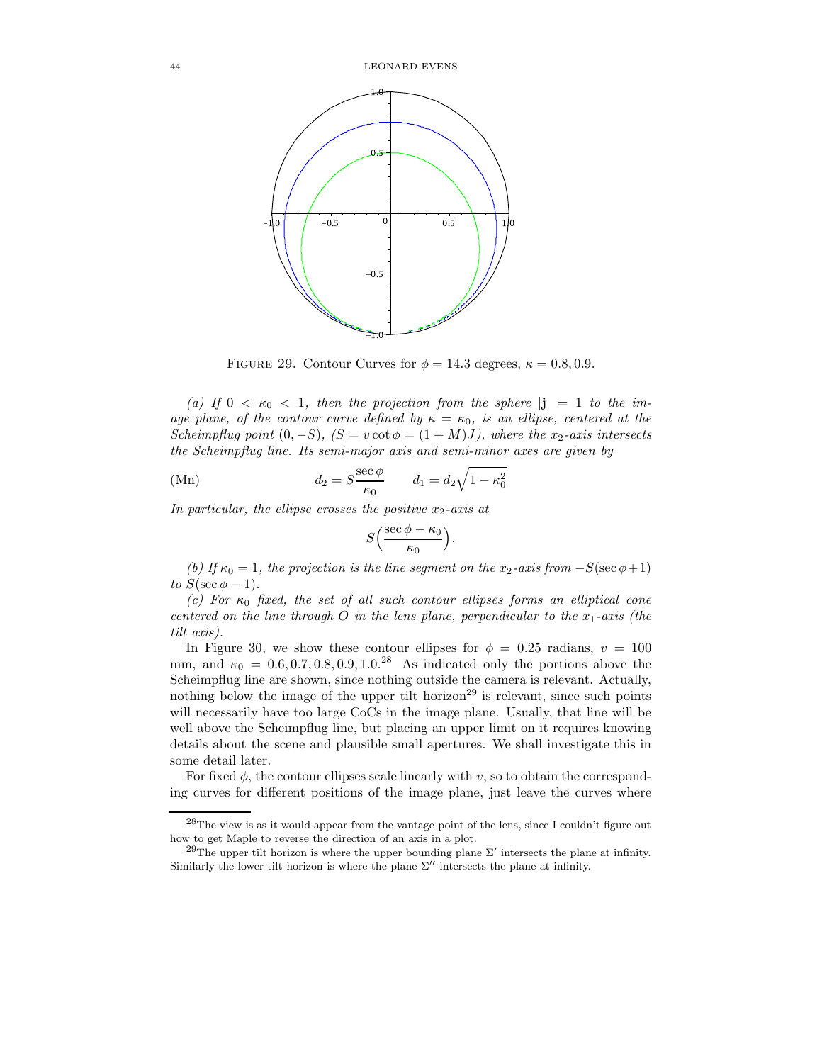FIGURE 29. Contour Curves for $\phi = 14.3$ degrees, $\kappa = 0.8, 0.9$.

*(a) If $0 < \kappa_0 < 1$, then the projection from the sphere $|\mathbf{j}| = 1$ to the image plane, of the contour curve defined by $\kappa = \kappa_0$, is an ellipse, centered at the Scheimpflug point $(0, -S)$, $(S = v \cot\phi = (1 + M)J)$, where the $x_2$-axis intersects the Scheimpflug line. Its semi-major axis and semi-minor axes are given by*

$$d_2 = S\frac{\sec\phi}{\kappa_0} \qquad d_1 = d_2\sqrt{1 - \kappa_0^2} \tag{Mn}$$

*In particular, the ellipse crosses the positive $x_2$-axis at*

$$S\Big(\frac{\sec\phi - \kappa_0}{\kappa_0}\Big).$$

*(b) If $\kappa_0 = 1$, the projection is the line segment on the $x_2$-axis from $-S(\sec\phi + 1)$ to $S(\sec\phi - 1)$.*

*(c) For $\kappa_0$ fixed, the set of all such contour ellipses forms an elliptical cone centered on the line through $O$ in the lens plane, perpendicular to the $x_1$-axis (the tilt axis).*

In Figure 30, we show these contour ellipses for $\phi = 0.25$ radians, $v = 100$ mm, and $\kappa_0 = 0.6, 0.7, 0.8, 0.9, 1.0$.[28] As indicated only the portions above the Scheimpflug line are shown, since nothing outside the camera is relevant. Actually, nothing below the image of the upper tilt horizon[29] is relevant, since such points will necessarily have too large CoCs in the image plane. Usually, that line will be well above the Scheimpflug line, but placing an upper limit on it requires knowing details about the scene and plausible small apertures. We shall investigate this in some detail later.

For fixed $\phi$, the contour ellipses scale linearly with $v$, so to obtain the corresponding curves for different positions of the image plane, just leave the curves where

[28] The view is as it would appear from the vantage point of the lens, since I couldn't figure out how to get Maple to reverse the direction of an axis in a plot.

[29] The upper tilt horizon is where the upper bounding plane $\Sigma'$ intersects the plane at infinity. Similarly the lower tilt horizon is where the plane $\Sigma''$ intersects the plane at infinity.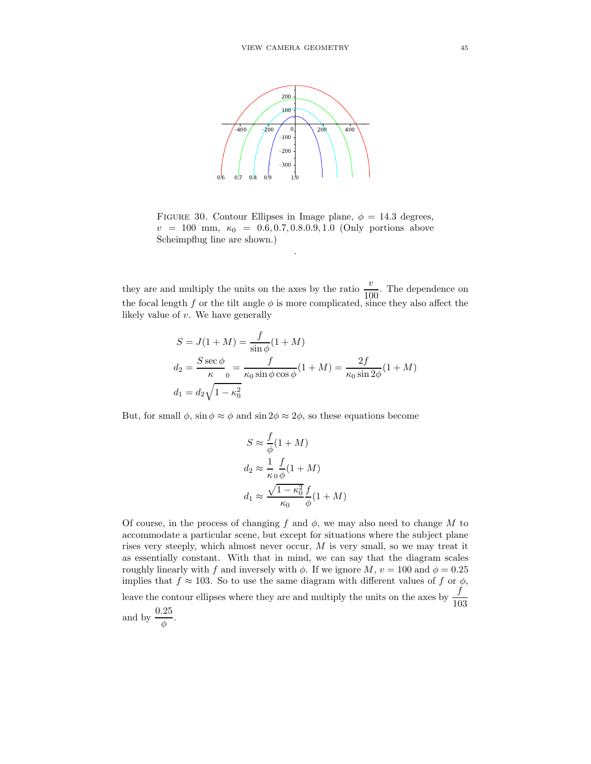FIGURE 30. Contour Ellipses in Image plane, $\phi = 14.3$ degrees, $v = 100$ mm, $\kappa_0 = 0.6, 0.7, 0.8.0.9, 1.0$ (Only portions above Scheimpflug line are shown.)

.

they are and multiply the units on the axes by the ratio $\dfrac{v}{100}$. The dependence on the focal length $f$ or the tilt angle $\phi$ is more complicated, since they also affect the likely value of $v$. We have generally

$$
\begin{aligned}
S &= J(1+M) = \frac{f}{\sin\phi}(1+M) \\
d_2 &= \frac{S\sec\phi}{\kappa_0} = \frac{f}{\kappa_0 \sin\phi\cos\phi}(1+M) = \frac{2f}{\kappa_0 \sin 2\phi}(1+M) \\
d_1 &= d_2\sqrt{1-\kappa_0^2}
\end{aligned}
$$

But, for small $\phi$, $\sin\phi \approx \phi$ and $\sin 2\phi \approx 2\phi$, so these equations become

$$
\begin{aligned}
S &\approx \frac{f}{\phi}(1+M) \\
d_2 &\approx \frac{1}{\kappa_0}\frac{f}{\phi}(1+M) \\
d_1 &\approx \frac{\sqrt{1-\kappa_0^2}}{\kappa_0}\frac{f}{\phi}(1+M)
\end{aligned}
$$

Of course, in the process of changing $f$ and $\phi$, we may also need to change $M$ to accommodate a particular scene, but except for situations where the subject plane rises very steeply, which almost never occur, $M$ is very small, so we may treat it as essentially constant. With that in mind, we can say that the diagram scales roughly linearly with $f$ and inversely with $\phi$. If we ignore $M$, $v = 100$ and $\phi = 0.25$ implies that $f \approx 103$. So to use the same diagram with different values of $f$ or $\phi$, leave the contour ellipses where they are and multiply the units on the axes by $\dfrac{f}{103}$ and by $\dfrac{0.25}{\phi}$.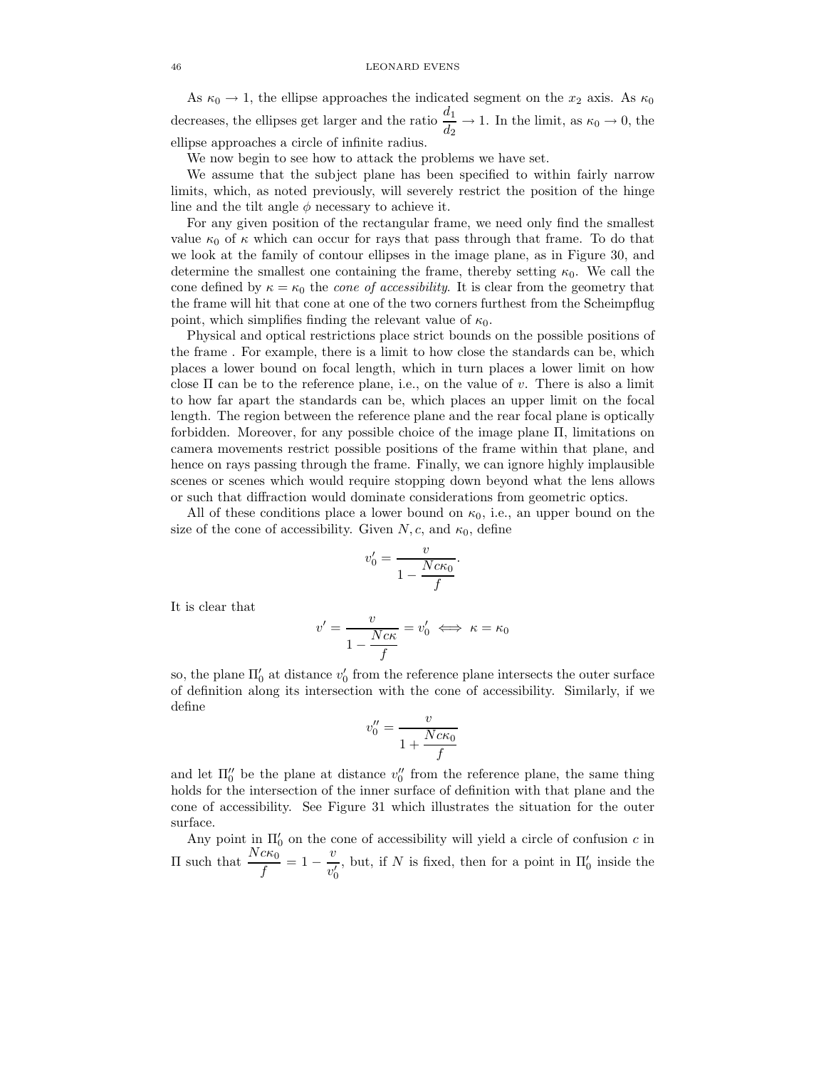As $\kappa_0 \to 1$, the ellipse approaches the indicated segment on the $x_2$ axis. As $\kappa_0$ decreases, the ellipses get larger and the ratio $\dfrac{d_1}{d_2} \to 1$. In the limit, as $\kappa_0 \to 0$, the ellipse approaches a circle of infinite radius.

We now begin to see how to attack the problems we have set.

We assume that the subject plane has been specified to within fairly narrow limits, which, as noted previously, will severely restrict the position of the hinge line and the tilt angle $\phi$ necessary to achieve it.

For any given position of the rectangular frame, we need only find the smallest value $\kappa_0$ of $\kappa$ which can occur for rays that pass through that frame. To do that we look at the family of contour ellipses in the image plane, as in Figure 30, and determine the smallest one containing the frame, thereby setting $\kappa_0$. We call the cone defined by $\kappa = \kappa_0$ the *cone of accessibility*. It is clear from the geometry that the frame will hit that cone at one of the two corners furthest from the Scheimpflug point, which simplifies finding the relevant value of $\kappa_0$.

Physical and optical restrictions place strict bounds on the possible positions of the frame . For example, there is a limit to how close the standards can be, which places a lower bound on focal length, which in turn places a lower limit on how close $\Pi$ can be to the reference plane, i.e., on the value of $v$. There is also a limit to how far apart the standards can be, which places an upper limit on the focal length. The region between the reference plane and the rear focal plane is optically forbidden. Moreover, for any possible choice of the image plane $\Pi$, limitations on camera movements restrict possible positions of the frame within that plane, and hence on rays passing through the frame. Finally, we can ignore highly implausible scenes or scenes which would require stopping down beyond what the lens allows or such that diffraction would dominate considerations from geometric optics.

All of these conditions place a lower bound on $\kappa_0$, i.e., an upper bound on the size of the cone of accessibility. Given $N, c$, and $\kappa_0$, define

$$v_0' = \frac{v}{1 - \dfrac{Nc\kappa_0}{f}}.$$

It is clear that

$$v' = \frac{v}{1 - \dfrac{Nc\kappa}{f}} = v_0' \iff \kappa = \kappa_0$$

so, the plane $\Pi_0'$ at distance $v_0'$ from the reference plane intersects the outer surface of definition along its intersection with the cone of accessibility. Similarly, if we define

$$v_0'' = \frac{v}{1 + \dfrac{Nc\kappa_0}{f}}$$

and let $\Pi_0''$ be the plane at distance $v_0''$ from the reference plane, the same thing holds for the intersection of the inner surface of definition with that plane and the cone of accessibility. See Figure 31 which illustrates the situation for the outer surface.

Any point in $\Pi_0'$ on the cone of accessibility will yield a circle of confusion $c$ in $\Pi$ such that $\dfrac{Nc\kappa_0}{f} = 1 - \dfrac{v}{v_0'}$, but, if $N$ is fixed, then for a point in $\Pi_0'$ inside the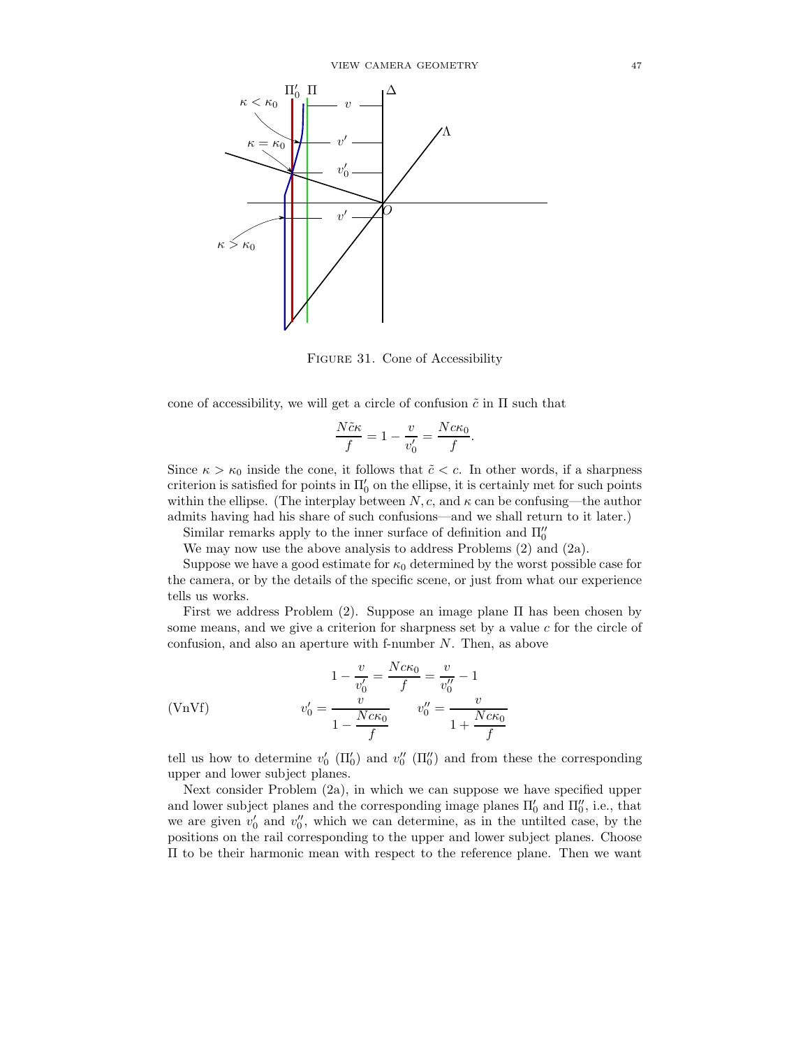Figure 31. Cone of Accessibility

cone of accessibility, we will get a circle of confusion $\tilde{c}$ in $\Pi$ such that

$$\frac{N\tilde{c}\kappa}{f} = 1 - \frac{v}{v_0'} = \frac{Nc\kappa_0}{f}.$$

Since $\kappa > \kappa_0$ inside the cone, it follows that $\tilde{c} < c$. In other words, if a sharpness criterion is satisfied for points in $\Pi_0'$ on the ellipse, it is certainly met for such points within the ellipse. (The interplay between $N, c$, and $\kappa$ can be confusing—the author admits having had his share of such confusions—and we shall return to it later.)

Similar remarks apply to the inner surface of definition and $\Pi_0''$

We may now use the above analysis to address Problems (2) and (2a).

Suppose we have a good estimate for $\kappa_0$ determined by the worst possible case for the camera, or by the details of the specific scene, or just from what our experience tells us works.

First we address Problem (2). Suppose an image plane $\Pi$ has been chosen by some means, and we give a criterion for sharpness set by a value $c$ for the circle of confusion, and also an aperture with f-number $N$. Then, as above

$$1 - \frac{v}{v_0'} = \frac{Nc\kappa_0}{f} = \frac{v}{v_0''} - 1$$

$$\text{(VnVf)} \qquad v_0' = \frac{v}{1 - \dfrac{Nc\kappa_0}{f}} \qquad v_0'' = \frac{v}{1 + \dfrac{Nc\kappa_0}{f}}$$

tell us how to determine $v_0'$ ($\Pi_0'$) and $v_0''$ ($\Pi_0''$) and from these the corresponding upper and lower subject planes.

Next consider Problem (2a), in which we can suppose we have specified upper and lower subject planes and the corresponding image planes $\Pi_0'$ and $\Pi_0''$, i.e., that we are given $v_0'$ and $v_0''$, which we can determine, as in the untilted case, by the positions on the rail corresponding to the upper and lower subject planes. Choose $\Pi$ to be their harmonic mean with respect to the reference plane. Then we want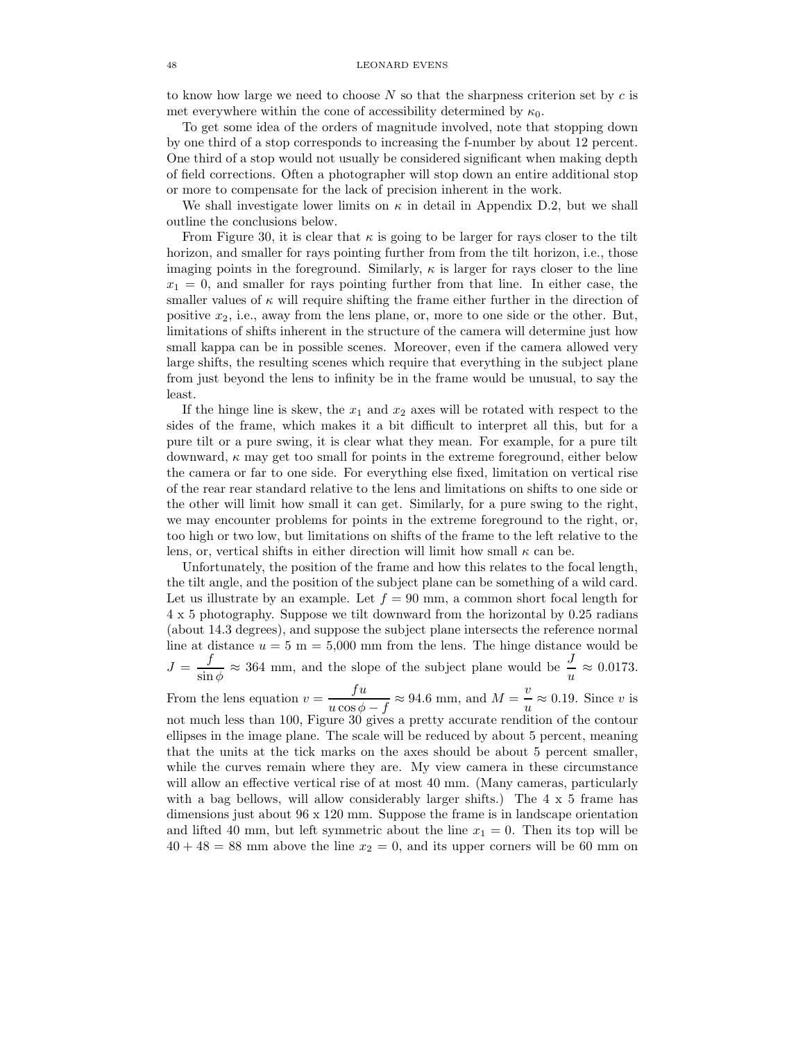to know how large we need to choose $N$ so that the sharpness criterion set by $c$ is met everywhere within the cone of accessibility determined by $\kappa_0$.

To get some idea of the orders of magnitude involved, note that stopping down by one third of a stop corresponds to increasing the f-number by about 12 percent. One third of a stop would not usually be considered significant when making depth of field corrections. Often a photographer will stop down an entire additional stop or more to compensate for the lack of precision inherent in the work.

We shall investigate lower limits on $\kappa$ in detail in Appendix D.2, but we shall outline the conclusions below.

From Figure 30, it is clear that $\kappa$ is going to be larger for rays closer to the tilt horizon, and smaller for rays pointing further from from the tilt horizon, i.e., those imaging points in the foreground. Similarly, $\kappa$ is larger for rays closer to the line $x_1 = 0$, and smaller for rays pointing further from that line. In either case, the smaller values of $\kappa$ will require shifting the frame either further in the direction of positive $x_2$, i.e., away from the lens plane, or, more to one side or the other. But, limitations of shifts inherent in the structure of the camera will determine just how small kappa can be in possible scenes. Moreover, even if the camera allowed very large shifts, the resulting scenes which require that everything in the subject plane from just beyond the lens to infinity be in the frame would be unusual, to say the least.

If the hinge line is skew, the $x_1$ and $x_2$ axes will be rotated with respect to the sides of the frame, which makes it a bit difficult to interpret all this, but for a pure tilt or a pure swing, it is clear what they mean. For example, for a pure tilt downward, $\kappa$ may get too small for points in the extreme foreground, either below the camera or far to one side. For everything else fixed, limitation on vertical rise of the rear rear standard relative to the lens and limitations on shifts to one side or the other will limit how small it can get. Similarly, for a pure swing to the right, we may encounter problems for points in the extreme foreground to the right, or, too high or two low, but limitations on shifts of the frame to the left relative to the lens, or, vertical shifts in either direction will limit how small $\kappa$ can be.

Unfortunately, the position of the frame and how this relates to the focal length, the tilt angle, and the position of the subject plane can be something of a wild card. Let us illustrate by an example. Let $f = 90$ mm, a common short focal length for 4 x 5 photography. Suppose we tilt downward from the horizontal by 0.25 radians (about 14.3 degrees), and suppose the subject plane intersects the reference normal line at distance $u = 5$ m $= 5{,}000$ mm from the lens. The hinge distance would be $J = \dfrac{f}{\sin\phi} \approx 364$ mm, and the slope of the subject plane would be $\dfrac{J}{u} \approx 0.0173$. From the lens equation $v = \dfrac{fu}{u\cos\phi - f} \approx 94.6$ mm, and $M = \dfrac{v}{u} \approx 0.19$. Since $v$ is not much less than 100, Figure 30 gives a pretty accurate rendition of the contour ellipses in the image plane. The scale will be reduced by about 5 percent, meaning that the units at the tick marks on the axes should be about 5 percent smaller, while the curves remain where they are. My view camera in these circumstance will allow an effective vertical rise of at most 40 mm. (Many cameras, particularly with a bag bellows, will allow considerably larger shifts.) The 4 x 5 frame has dimensions just about 96 x 120 mm. Suppose the frame is in landscape orientation and lifted 40 mm, but left symmetric about the line $x_1 = 0$. Then its top will be $40 + 48 = 88$ mm above the line $x_2 = 0$, and its upper corners will be 60 mm on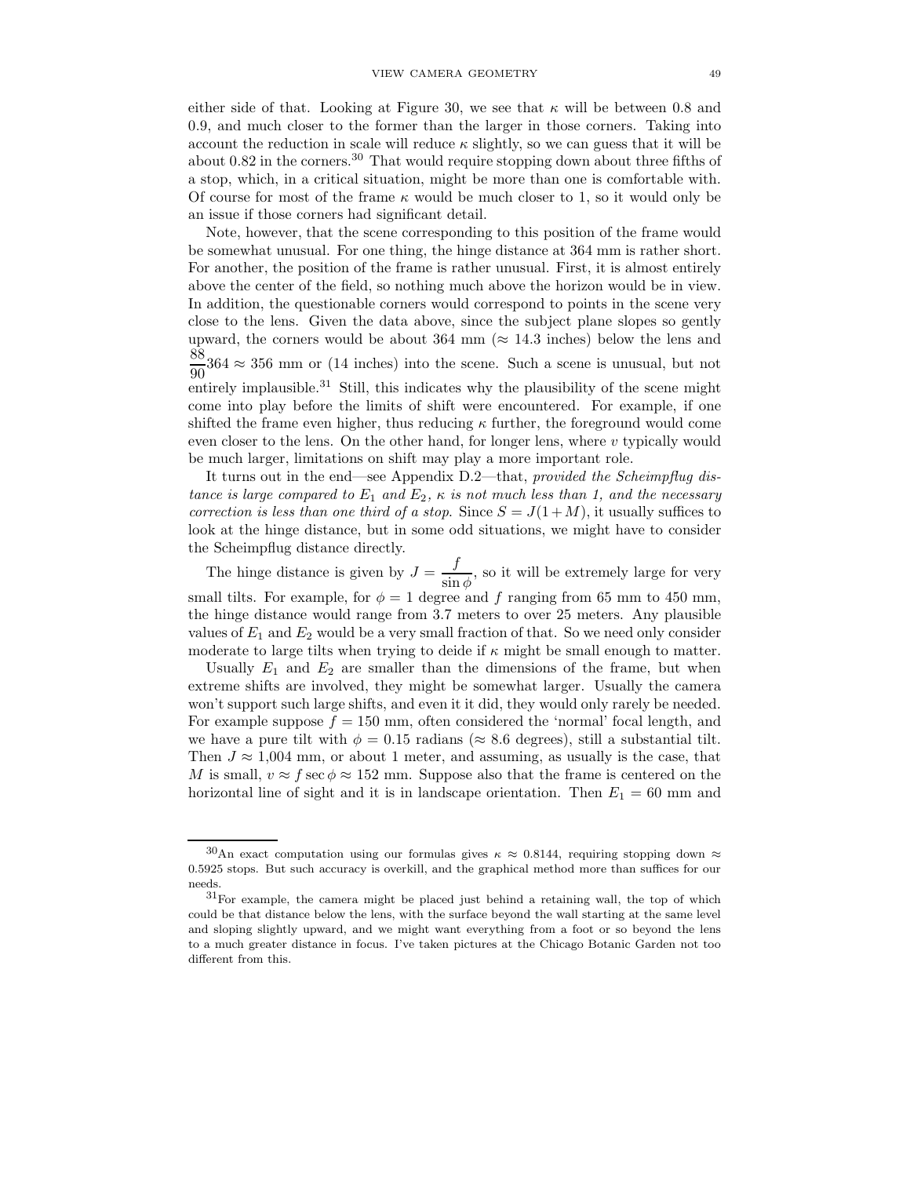either side of that. Looking at Figure 30, we see that $\kappa$ will be between 0.8 and 0.9, and much closer to the former than the larger in those corners. Taking into account the reduction in scale will reduce $\kappa$ slightly, so we can guess that it will be about 0.82 in the corners.[30] That would require stopping down about three fifths of a stop, which, in a critical situation, might be more than one is comfortable with. Of course for most of the frame $\kappa$ would be much closer to 1, so it would only be an issue if those corners had significant detail.

Note, however, that the scene corresponding to this position of the frame would be somewhat unusual. For one thing, the hinge distance at 364 mm is rather short. For another, the position of the frame is rather unusual. First, it is almost entirely above the center of the field, so nothing much above the horizon would be in view. In addition, the questionable corners would correspond to points in the scene very close to the lens. Given the data above, since the subject plane slopes so gently upward, the corners would be about 364 mm ($\approx$ 14.3 inches) below the lens and $\frac{88}{90}364 \approx 356$ mm or (14 inches) into the scene. Such a scene is unusual, but not entirely implausible.[31] Still, this indicates why the plausibility of the scene might come into play before the limits of shift were encountered. For example, if one shifted the frame even higher, thus reducing $\kappa$ further, the foreground would come even closer to the lens. On the other hand, for longer lens, where $v$ typically would be much larger, limitations on shift may play a more important role.

It turns out in the end—see Appendix D.2—that, *provided the Scheimpflug distance is large compared to $E_1$ and $E_2$, $\kappa$ is not much less than 1, and the necessary correction is less than one third of a stop.* Since $S = J(1+M)$, it usually suffices to look at the hinge distance, but in some odd situations, we might have to consider the Scheimpflug distance directly.

The hinge distance is given by $J = \dfrac{f}{\sin\phi}$, so it will be extremely large for very small tilts. For example, for $\phi = 1$ degree and $f$ ranging from 65 mm to 450 mm, the hinge distance would range from 3.7 meters to over 25 meters. Any plausible values of $E_1$ and $E_2$ would be a very small fraction of that. So we need only consider moderate to large tilts when trying to deide if $\kappa$ might be small enough to matter.

Usually $E_1$ and $E_2$ are smaller than the dimensions of the frame, but when extreme shifts are involved, they might be somewhat larger. Usually the camera won't support such large shifts, and even it it did, they would only rarely be needed. For example suppose $f = 150$ mm, often considered the 'normal' focal length, and we have a pure tilt with $\phi = 0.15$ radians ($\approx$ 8.6 degrees), still a substantial tilt. Then $J \approx 1{,}004$ mm, or about 1 meter, and assuming, as usually is the case, that $M$ is small, $v \approx f \sec\phi \approx 152$ mm. Suppose also that the frame is centered on the horizontal line of sight and it is in landscape orientation. Then $E_1 = 60$ mm and

---

[30] An exact computation using our formulas gives $\kappa \approx 0.8144$, requiring stopping down $\approx$ 0.5925 stops. But such accuracy is overkill, and the graphical method more than suffices for our needs.

[31] For example, the camera might be placed just behind a retaining wall, the top of which could be that distance below the lens, with the surface beyond the wall starting at the same level and sloping slightly upward, and we might want everything from a foot or so beyond the lens to a much greater distance in focus. I've taken pictures at the Chicago Botanic Garden not too different from this.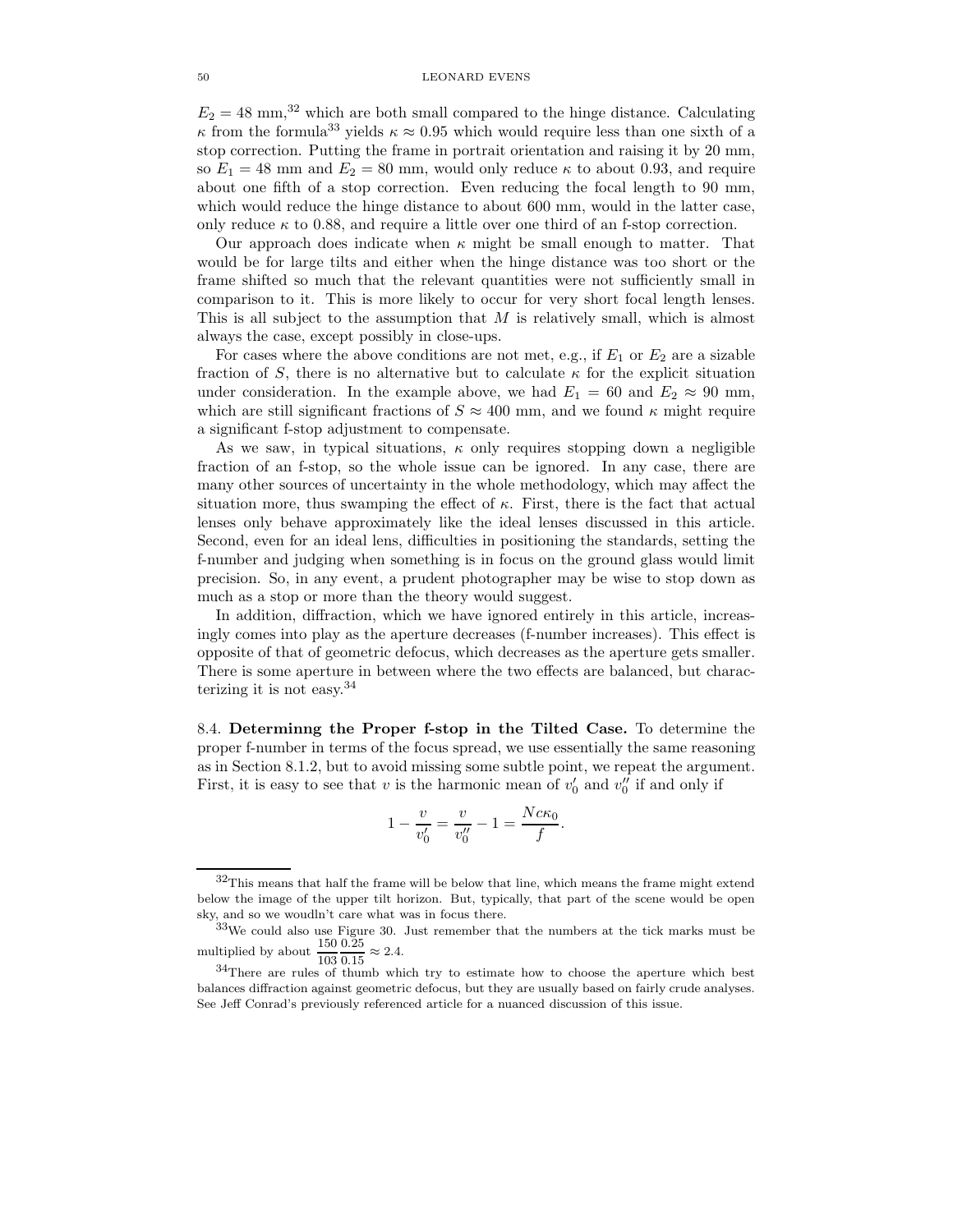$E_2 = 48$ mm,[32] which are both small compared to the hinge distance. Calculating $\kappa$ from the formula[33] yields $\kappa \approx 0.95$ which would require less than one sixth of a stop correction. Putting the frame in portrait orientation and raising it by 20 mm, so $E_1 = 48$ mm and $E_2 = 80$ mm, would only reduce $\kappa$ to about 0.93, and require about one fifth of a stop correction. Even reducing the focal length to 90 mm, which would reduce the hinge distance to about 600 mm, would in the latter case, only reduce $\kappa$ to 0.88, and require a little over one third of an f-stop correction.

Our approach does indicate when $\kappa$ might be small enough to matter. That would be for large tilts and either when the hinge distance was too short or the frame shifted so much that the relevant quantities were not sufficiently small in comparison to it. This is more likely to occur for very short focal length lenses. This is all subject to the assumption that $M$ is relatively small, which is almost always the case, except possibly in close-ups.

For cases where the above conditions are not met, e.g., if $E_1$ or $E_2$ are a sizable fraction of $S$, there is no alternative but to calculate $\kappa$ for the explicit situation under consideration. In the example above, we had $E_1 = 60$ and $E_2 \approx 90$ mm, which are still significant fractions of $S \approx 400$ mm, and we found $\kappa$ might require a significant f-stop adjustment to compensate.

As we saw, in typical situations, $\kappa$ only requires stopping down a negligible fraction of an f-stop, so the whole issue can be ignored. In any case, there are many other sources of uncertainty in the whole methodology, which may affect the situation more, thus swamping the effect of $\kappa$. First, there is the fact that actual lenses only behave approximately like the ideal lenses discussed in this article. Second, even for an ideal lens, difficulties in positioning the standards, setting the f-number and judging when something is in focus on the ground glass would limit precision. So, in any event, a prudent photographer may be wise to stop down as much as a stop or more than the theory would suggest.

In addition, diffraction, which we have ignored entirely in this article, increasingly comes into play as the aperture decreases (f-number increases). This effect is opposite of that of geometric defocus, which decreases as the aperture gets smaller. There is some aperture in between where the two effects are balanced, but characterizing it is not easy.[34]

8.4. **Determinng the Proper f-stop in the Tilted Case.** To determine the proper f-number in terms of the focus spread, we use essentially the same reasoning as in Section 8.1.2, but to avoid missing some subtle point, we repeat the argument. First, it is easy to see that $v$ is the harmonic mean of $v_0'$ and $v_0''$ if and only if

$$1 - \frac{v}{v_0'} = \frac{v}{v_0''} - 1 = \frac{Nc\kappa_0}{f}.$$

---

[32] This means that half the frame will be below that line, which means the frame might extend below the image of the upper tilt horizon. But, typically, that part of the scene would be open sky, and so we woudln't care what was in focus there.

[33] We could also use Figure 30. Just remember that the numbers at the tick marks must be multiplied by about $\frac{150}{103}\frac{0.25}{0.15} \approx 2.4$.

[34] There are rules of thumb which try to estimate how to choose the aperture which best balances diffraction against geometric defocus, but they are usually based on fairly crude analyses. See Jeff Conrad's previously referenced article for a nuanced discussion of this issue.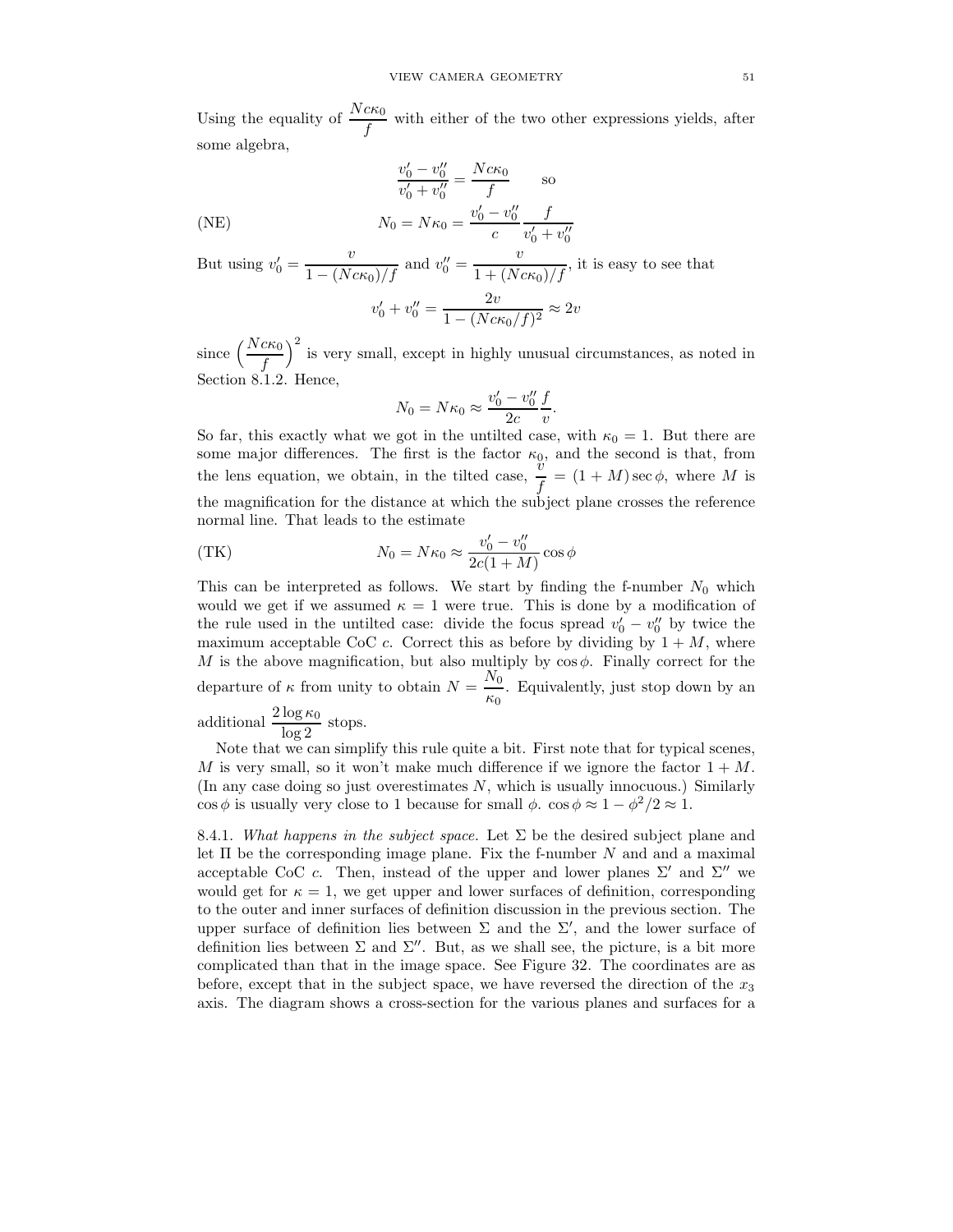Using the equality of $\dfrac{Nc\kappa_0}{f}$ with either of the two other expressions yields, after some algebra,

$$\frac{v_0' - v_0''}{v_0' + v_0''} = \frac{Nc\kappa_0}{f} \qquad \text{so}$$

$$\text{(NE)} \qquad N_0 = N\kappa_0 = \frac{v_0' - v_0''}{c}\frac{f}{v_0' + v_0''}$$

But using $v_0' = \dfrac{v}{1 - (Nc\kappa_0)/f}$ and $v_0'' = \dfrac{v}{1 + (Nc\kappa_0)/f}$, it is easy to see that

$$v_0' + v_0'' = \frac{2v}{1 - (Nc\kappa_0/f)^2} \approx 2v$$

since $\left(\dfrac{Nc\kappa_0}{f}\right)^2$ is very small, except in highly unusual circumstances, as noted in Section 8.1.2. Hence,

$$N_0 = N\kappa_0 \approx \frac{v_0' - v_0''}{2c}\frac{f}{v}.$$

So far, this exactly what we got in the untilted case, with $\kappa_0 = 1$. But there are some major differences. The first is the factor $\kappa_0$, and the second is that, from the lens equation, we obtain, in the tilted case, $\dfrac{v}{f} = (1 + M)\sec\phi$, where $M$ is the magnification for the distance at which the subject plane crosses the reference normal line. That leads to the estimate

$$\text{(TK)} \qquad N_0 = N\kappa_0 \approx \frac{v_0' - v_0''}{2c(1+M)}\cos\phi$$

This can be interpreted as follows. We start by finding the f-number $N_0$ which would we get if we assumed $\kappa = 1$ were true. This is done by a modification of the rule used in the untilted case: divide the focus spread $v_0' - v_0''$ by twice the maximum acceptable CoC $c$. Correct this as before by dividing by $1 + M$, where $M$ is the above magnification, but also multiply by $\cos\phi$. Finally correct for the departure of $\kappa$ from unity to obtain $N = \dfrac{N_0}{\kappa_0}$. Equivalently, just stop down by an additional $\dfrac{2\log\kappa_0}{\log 2}$ stops.

Note that we can simplify this rule quite a bit. First note that for typical scenes, $M$ is very small, so it won't make much difference if we ignore the factor $1 + M$. (In any case doing so just overestimates $N$, which is usually innocuous.) Similarly $\cos\phi$ is usually very close to 1 because for small $\phi$. $\cos\phi \approx 1 - \phi^2/2 \approx 1$.

8.4.1. *What happens in the subject space.* Let $\Sigma$ be the desired subject plane and let $\Pi$ be the corresponding image plane. Fix the f-number $N$ and and a maximal acceptable CoC $c$. Then, instead of the upper and lower planes $\Sigma'$ and $\Sigma''$ we would get for $\kappa = 1$, we get upper and lower surfaces of definition, corresponding to the outer and inner surfaces of definition discussion in the previous section. The upper surface of definition lies between $\Sigma$ and the $\Sigma'$, and the lower surface of definition lies between $\Sigma$ and $\Sigma''$. But, as we shall see, the picture, is a bit more complicated than that in the image space. See Figure 32. The coordinates are as before, except that in the subject space, we have reversed the direction of the $x_3$ axis. The diagram shows a cross-section for the various planes and surfaces for a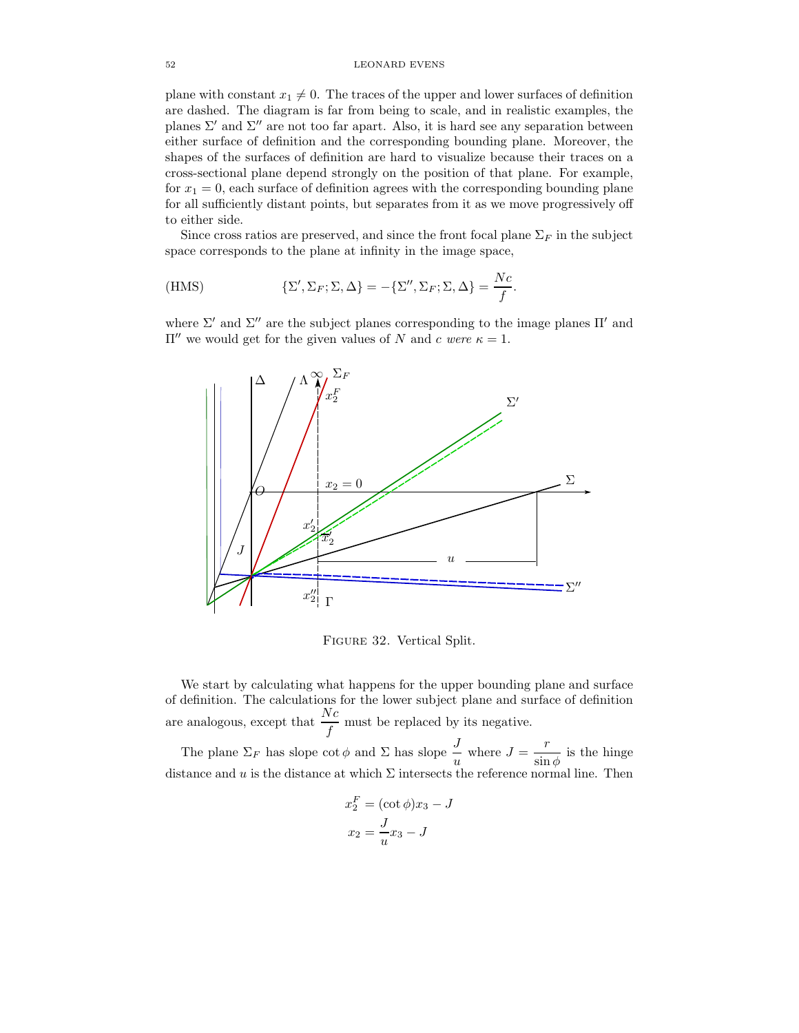plane with constant $x_1 \neq 0$. The traces of the upper and lower surfaces of definition are dashed. The diagram is far from being to scale, and in realistic examples, the planes $\Sigma'$ and $\Sigma''$ are not too far apart. Also, it is hard see any separation between either surface of definition and the corresponding bounding plane. Moreover, the shapes of the surfaces of definition are hard to visualize because their traces on a cross-sectional plane depend strongly on the position of that plane. For example, for $x_1 = 0$, each surface of definition agrees with the corresponding bounding plane for all sufficiently distant points, but separates from it as we move progressively off to either side.

Since cross ratios are preserved, and since the front focal plane $\Sigma_F$ in the subject space corresponds to the plane at infinity in the image space,

$$\text{(HMS)} \qquad \{\Sigma', \Sigma_F; \Sigma, \Delta\} = -\{\Sigma'', \Sigma_F; \Sigma, \Delta\} = \frac{Nc}{f}.$$

where $\Sigma'$ and $\Sigma''$ are the subject planes corresponding to the image planes $\Pi'$ and $\Pi''$ we would get for the given values of $N$ and $c$ *were* $\kappa = 1$.

Figure 32. Vertical Split.

We start by calculating what happens for the upper bounding plane and surface of definition. The calculations for the lower subject plane and surface of definition are analogous, except that $\dfrac{Nc}{f}$ must be replaced by its negative.

The plane $\Sigma_F$ has slope $\cot\phi$ and $\Sigma$ has slope $\dfrac{J}{u}$ where $J = \dfrac{r}{\sin\phi}$ is the hinge distance and $u$ is the distance at which $\Sigma$ intersects the reference normal line. Then

$$x_2^F = (\cot\phi)x_3 - J$$
$$x_2 = \frac{J}{u}x_3 - J$$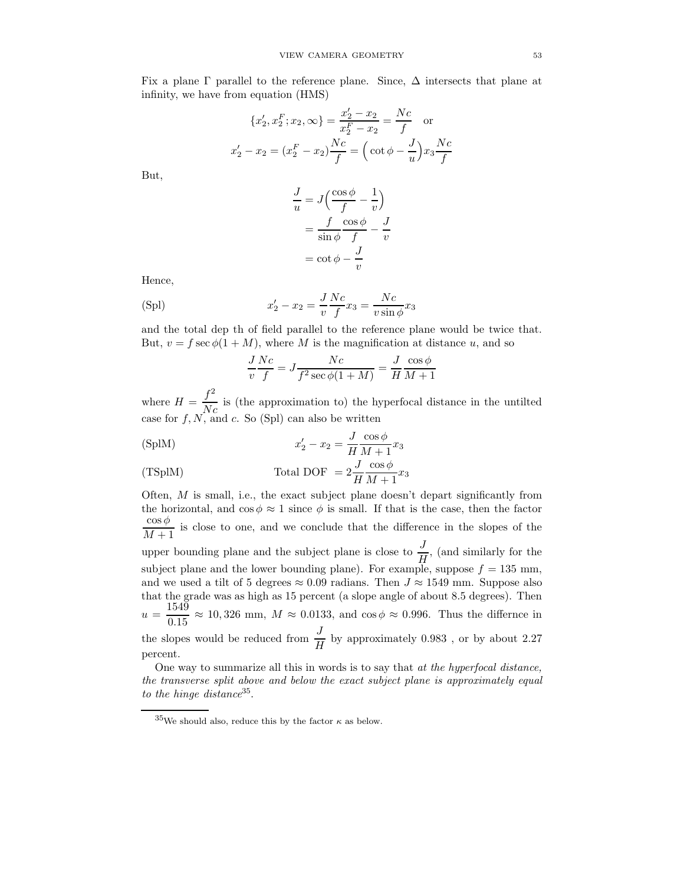Fix a plane $\Gamma$ parallel to the reference plane. Since, $\Delta$ intersects that plane at infinity, we have from equation (HMS)

$$\{x_2', x_2^F; x_2, \infty\} = \frac{x_2' - x_2}{x_2^F - x_2} = \frac{Nc}{f} \quad \text{or}$$

$$x_2' - x_2 = (x_2^F - x_2)\frac{Nc}{f} = \Big(\cot\phi - \frac{J}{u}\Big)x_3\frac{Nc}{f}$$

But,

$$\begin{aligned}
\frac{J}{u} &= J\Big(\frac{\cos\phi}{f} - \frac{1}{v}\Big) \\
&= \frac{f}{\sin\phi}\frac{\cos\phi}{f} - \frac{J}{v} \\
&= \cot\phi - \frac{J}{v}
\end{aligned}$$

Hence,

$$\text{(Spl)} \qquad x_2' - x_2 = \frac{J}{v}\frac{Nc}{f}x_3 = \frac{Nc}{v\sin\phi}x_3$$

and the total dep th of field parallel to the reference plane would be twice that. But, $v = f\sec\phi(1+M)$, where $M$ is the magnification at distance $u$, and so

$$\frac{J}{v}\frac{Nc}{f} = J\frac{Nc}{f^2\sec\phi(1+M)} = \frac{J}{H}\frac{\cos\phi}{M+1}$$

where $H = \dfrac{f^2}{Nc}$ is (the approximation to) the hyperfocal distance in the untilted case for $f, N$, and $c$. So (Spl) can also be written

$$\text{(SplM)} \qquad x_2' - x_2 = \frac{J}{H}\frac{\cos\phi}{M+1}x_3$$

$$\text{(TSplM)} \qquad \text{Total DOF } = 2\frac{J}{H}\frac{\cos\phi}{M+1}x_3$$

Often, $M$ is small, i.e., the exact subject plane doesn't depart significantly from the horizontal, and $\cos\phi \approx 1$ since $\phi$ is small. If that is the case, then the factor $\dfrac{\cos\phi}{M+1}$ is close to one, and we conclude that the difference in the slopes of the upper bounding plane and the subject plane is close to $\dfrac{J}{H}$, (and similarly for the subject plane and the lower bounding plane). For example, suppose $f = 135$ mm, and we used a tilt of 5 degrees $\approx 0.09$ radians. Then $J \approx 1549$ mm. Suppose also that the grade was as high as 15 percent (a slope angle of about 8.5 degrees). Then $u = \dfrac{1549}{0.15} \approx 10,326$ mm, $M \approx 0.0133$, and $\cos\phi \approx 0.996$. Thus the differnce in the slopes would be reduced from $\dfrac{J}{H}$ by approximately 0.983 , or by about 2.27 percent.

One way to summarize all this in words is to say that *at the hyperfocal distance, the transverse split above and below the exact subject plane is approximately equal to the hinge distance*[35].

[35] We should also, reduce this by the factor $\kappa$ as below.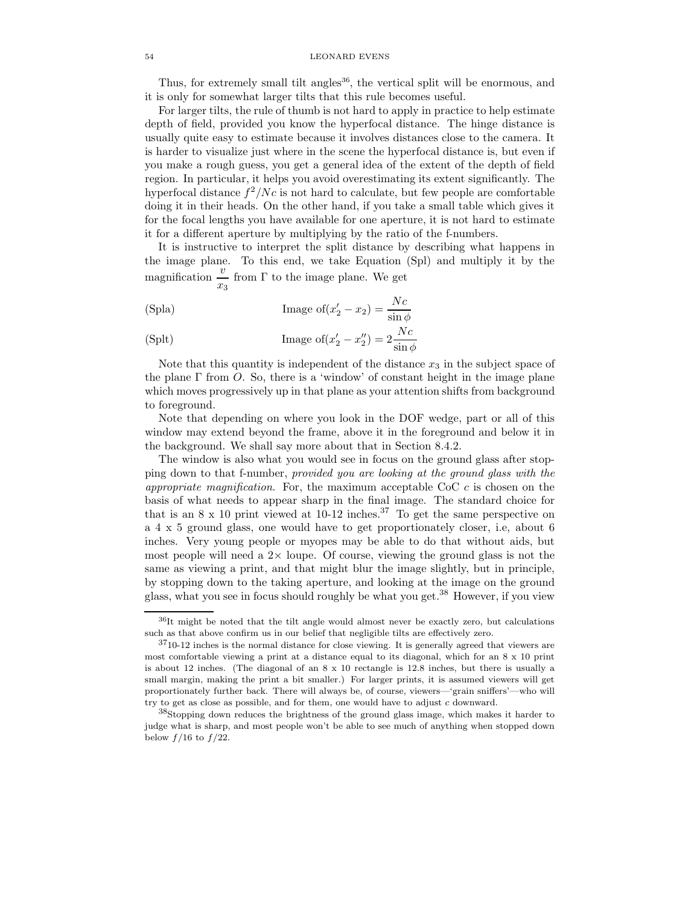Thus, for extremely small tilt angles[36], the vertical split will be enormous, and it is only for somewhat larger tilts that this rule becomes useful.

For larger tilts, the rule of thumb is not hard to apply in practice to help estimate depth of field, provided you know the hyperfocal distance. The hinge distance is usually quite easy to estimate because it involves distances close to the camera. It is harder to visualize just where in the scene the hyperfocal distance is, but even if you make a rough guess, you get a general idea of the extent of the depth of field region. In particular, it helps you avoid overestimating its extent significantly. The hyperfocal distance $f^2/Nc$ is not hard to calculate, but few people are comfortable doing it in their heads. On the other hand, if you take a small table which gives it for the focal lengths you have available for one aperture, it is not hard to estimate it for a different aperture by multiplying by the ratio of the f-numbers.

It is instructive to interpret the split distance by describing what happens in the image plane. To this end, we take Equation (Spl) and multiply it by the magnification $\dfrac{v}{x_3}$ from $\Gamma$ to the image plane. We get

$$\text{(Spla)} \qquad \text{Image of}(x_2' - x_2) = \frac{Nc}{\sin\phi}$$

$$\text{(Splt)} \qquad \text{Image of}(x_2' - x_2'') = 2\frac{Nc}{\sin\phi}$$

Note that this quantity is independent of the distance $x_3$ in the subject space of the plane $\Gamma$ from $O$. So, there is a 'window' of constant height in the image plane which moves progressively up in that plane as your attention shifts from background to foreground.

Note that depending on where you look in the DOF wedge, part or all of this window may extend beyond the frame, above it in the foreground and below it in the background. We shall say more about that in Section 8.4.2.

The window is also what you would see in focus on the ground glass after stopping down to that f-number, *provided you are looking at the ground glass with the appropriate magnification*. For, the maximum acceptable CoC $c$ is chosen on the basis of what needs to appear sharp in the final image. The standard choice for that is an 8 x 10 print viewed at 10-12 inches.[37] To get the same perspective on a 4 x 5 ground glass, one would have to get proportionately closer, i.e, about 6 inches. Very young people or myopes may be able to do that without aids, but most people will need a $2\times$ loupe. Of course, viewing the ground glass is not the same as viewing a print, and that might blur the image slightly, but in principle, by stopping down to the taking aperture, and looking at the image on the ground glass, what you see in focus should roughly be what you get.[38] However, if you view

---

[36] It might be noted that the tilt angle would almost never be exactly zero, but calculations such as that above confirm us in our belief that negligible tilts are effectively zero.

[37] 10-12 inches is the normal distance for close viewing. It is generally agreed that viewers are most comfortable viewing a print at a distance equal to its diagonal, which for an 8 x 10 print is about 12 inches. (The diagonal of an 8 x 10 rectangle is 12.8 inches, but there is usually a small margin, making the print a bit smaller.) For larger prints, it is assumed viewers will get proportionately further back. There will always be, of course, viewers—'grain sniffers'—who will try to get as close as possible, and for them, one would have to adjust $c$ downward.

[38] Stopping down reduces the brightness of the ground glass image, which makes it harder to judge what is sharp, and most people won't be able to see much of anything when stopped down below $f/16$ to $f/22$.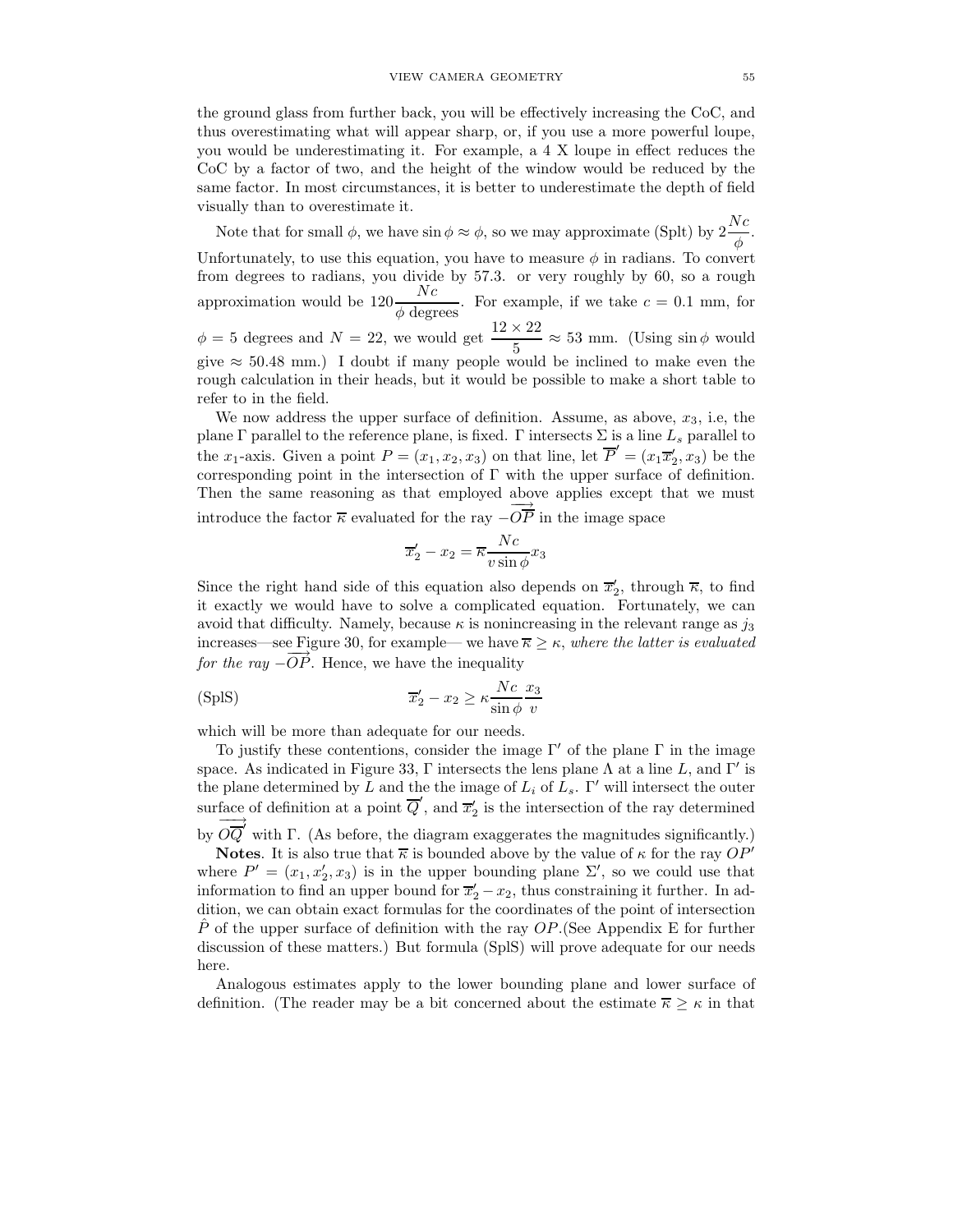the ground glass from further back, you will be effectively increasing the CoC, and thus overestimating what will appear sharp, or, if you use a more powerful loupe, you would be underestimating it. For example, a 4 X loupe in effect reduces the CoC by a factor of two, and the height of the window would be reduced by the same factor. In most circumstances, it is better to underestimate the depth of field visually than to overestimate it.

Note that for small $\phi$, we have $\sin\phi \approx \phi$, so we may approximate (Splt) by $2\dfrac{Nc}{\phi}$. Unfortunately, to use this equation, you have to measure $\phi$ in radians. To convert from degrees to radians, you divide by 57.3. or very roughly by 60, so a rough approximation would be $120\dfrac{Nc}{\phi \text{ degrees}}$. For example, if we take $c = 0.1$ mm, for $\phi = 5$ degrees and $N = 22$, we would get $\dfrac{12 \times 22}{5} \approx 53$ mm. (Using $\sin\phi$ would give $\approx 50.48$ mm.) I doubt if many people would be inclined to make even the rough calculation in their heads, but it would be possible to make a short table to refer to in the field.

We now address the upper surface of definition. Assume, as above, $x_3$, i.e, the plane $\Gamma$ parallel to the reference plane, is fixed. $\Gamma$ intersects $\Sigma$ is a line $L_s$ parallel to the $x_1$-axis. Given a point $P = (x_1, x_2, x_3)$ on that line, let $\overline{P}' = (x_1\overline{x}_2', x_3)$ be the corresponding point in the intersection of $\Gamma$ with the upper surface of definition. Then the same reasoning as that employed above applies except that we must introduce the factor $\overline{\kappa}$ evaluated for the ray $-\overrightarrow{OP}$ in the image space

$$\overline{x}_2' - x_2 = \overline{\kappa}\frac{Nc}{v\sin\phi}x_3$$

Since the right hand side of this equation also depends on $\overline{x}_2'$, through $\overline{\kappa}$, to find it exactly we would have to solve a complicated equation. Fortunately, we can avoid that difficulty. Namely, because $\kappa$ is nonincreasing in the relevant range as $j_3$ increases—see Figure 30, for example— we have $\overline{\kappa} \geq \kappa$, *where the latter is evaluated for the ray* $-\overrightarrow{OP}$. Hence, we have the inequality

$$\text{(SplS)} \qquad \overline{x}_2' - x_2 \geq \kappa\frac{Nc}{\sin\phi}\frac{x_3}{v}$$

which will be more than adequate for our needs.

To justify these contentions, consider the image $\Gamma'$ of the plane $\Gamma$ in the image space. As indicated in Figure 33, $\Gamma$ intersects the lens plane $\Lambda$ at a line $L$, and $\Gamma'$ is the plane determined by $L$ and the the image of $L_i$ of $L_s$. $\Gamma'$ will intersect the outer surface of definition at a point $\overline{Q}'$, and $\overline{x}_2'$ is the intersection of the ray determined by $\overrightarrow{O\overline{Q}'}$ with $\Gamma$. (As before, the diagram exaggerates the magnitudes significantly.)

**Notes**. It is also true that $\overline{\kappa}$ is bounded above by the value of $\kappa$ for the ray $OP'$ where $P' = (x_1, x_2', x_3)$ is in the upper bounding plane $\Sigma'$, so we could use that information to find an upper bound for $\overline{x}_2' - x_2$, thus constraining it further. In addition, we can obtain exact formulas for the coordinates of the point of intersection $\hat{P}$ of the upper surface of definition with the ray $OP$.(See Appendix E for further discussion of these matters.) But formula (SplS) will prove adequate for our needs here.

Analogous estimates apply to the lower bounding plane and lower surface of definition. (The reader may be a bit concerned about the estimate $\overline{\kappa} \geq \kappa$ in that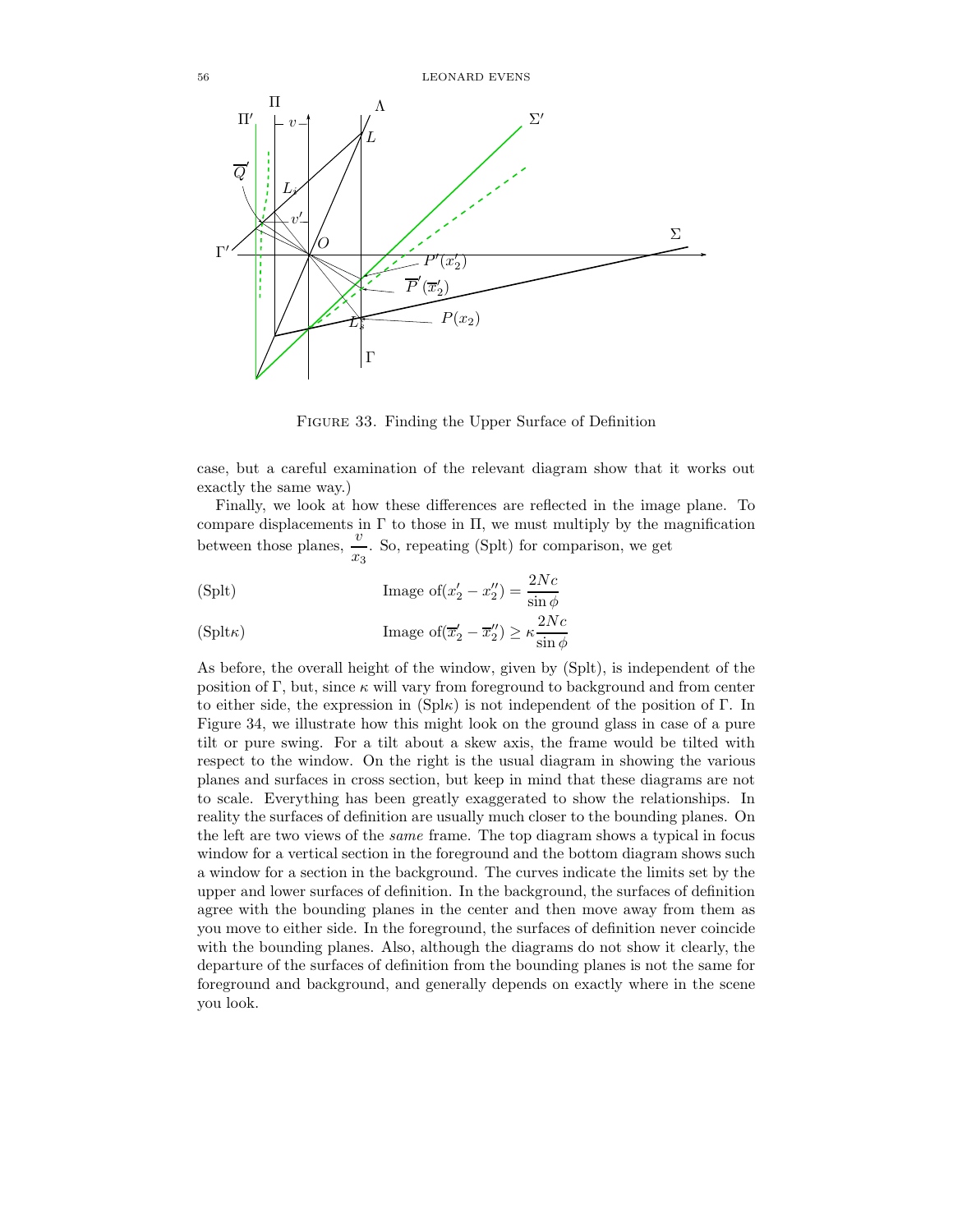FIGURE 33. Finding the Upper Surface of Definition

case, but a careful examination of the relevant diagram show that it works out exactly the same way.)

Finally, we look at how these differences are reflected in the image plane. To compare displacements in $\Gamma$ to those in $\Pi$, we must multiply by the magnification between those planes, $\dfrac{v}{x_3}$. So, repeating (Splt) for comparison, we get

$$\text{Image of}(x_2' - x_2'') = \frac{2Nc}{\sin\phi} \tag{Splt}$$

$$\text{Image of}(\overline{x}_2' - \overline{x}_2'') \geq \kappa\frac{2Nc}{\sin\phi} \tag{Splt$\kappa$}$$

As before, the overall height of the window, given by (Splt), is independent of the position of $\Gamma$, but, since $\kappa$ will vary from foreground to background and from center to either side, the expression in (Spl$\kappa$) is not independent of the position of $\Gamma$. In Figure 34, we illustrate how this might look on the ground glass in case of a pure tilt or pure swing. For a tilt about a skew axis, the frame would be tilted with respect to the window. On the right is the usual diagram in showing the various planes and surfaces in cross section, but keep in mind that these diagrams are not to scale. Everything has been greatly exaggerated to show the relationships. In reality the surfaces of definition are usually much closer to the bounding planes. On the left are two views of the *same* frame. The top diagram shows a typical in focus window for a vertical section in the foreground and the bottom diagram shows such a window for a section in the background. The curves indicate the limits set by the upper and lower surfaces of definition. In the background, the surfaces of definition agree with the bounding planes in the center and then move away from them as you move to either side. In the foreground, the surfaces of definition never coincide with the bounding planes. Also, although the diagrams do not show it clearly, the departure of the surfaces of definition from the bounding planes is not the same for foreground and background, and generally depends on exactly where in the scene you look.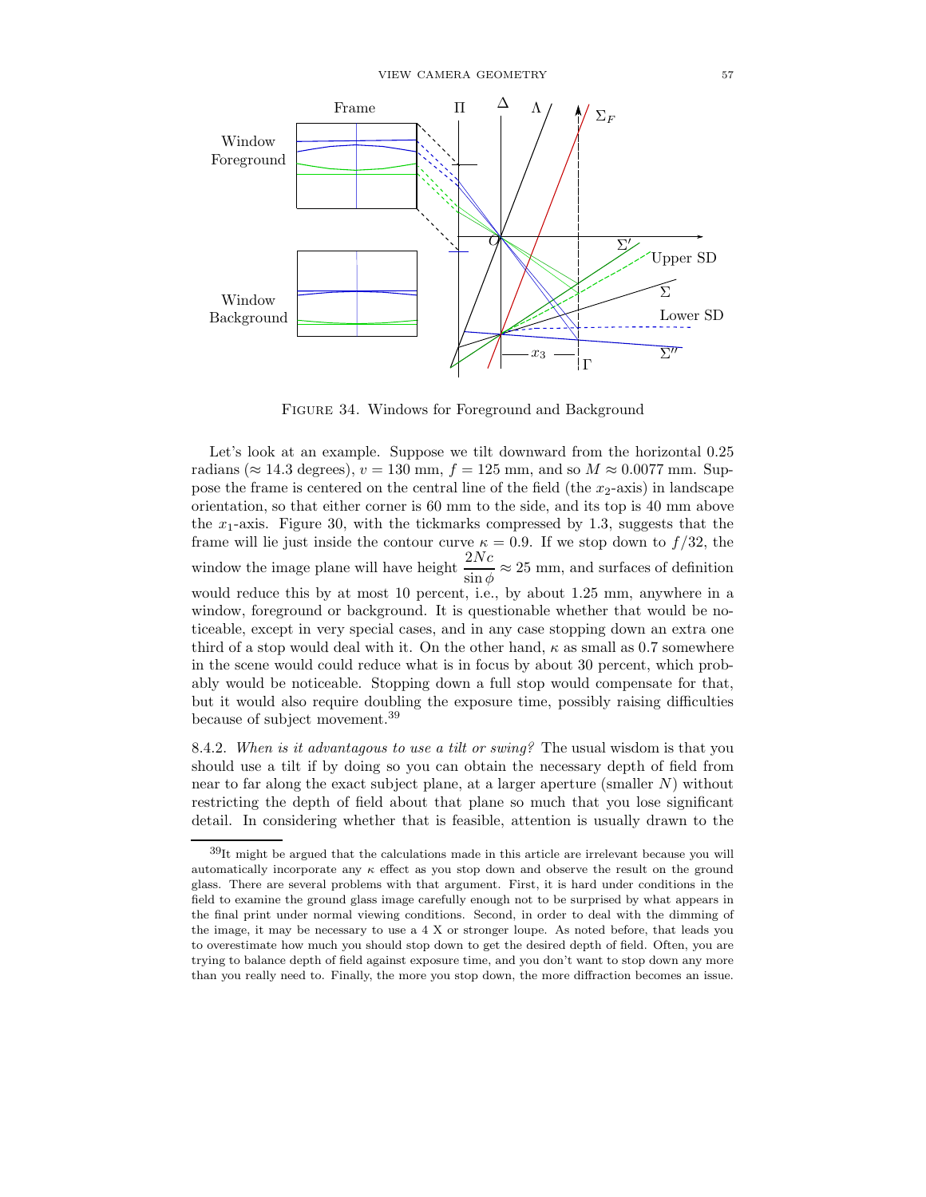FIGURE 34. Windows for Foreground and Background

Let's look at an example. Suppose we tilt downward from the horizontal 0.25 radians ($\approx$ 14.3 degrees), $v = 130$ mm, $f = 125$ mm, and so $M \approx 0.0077$ mm. Suppose the frame is centered on the central line of the field (the $x_2$-axis) in landscape orientation, so that either corner is 60 mm to the side, and its top is 40 mm above the $x_1$-axis. Figure 30, with the tickmarks compressed by 1.3, suggests that the frame will lie just inside the contour curve $\kappa = 0.9$. If we stop down to $f/32$, the window the image plane will have height $\dfrac{2Nc}{\sin \phi} \approx 25$ mm, and surfaces of definition would reduce this by at most 10 percent, i.e., by about 1.25 mm, anywhere in a window, foreground or background. It is questionable whether that would be noticeable, except in very special cases, and in any case stopping down an extra one third of a stop would deal with it. On the other hand, $\kappa$ as small as 0.7 somewhere in the scene would could reduce what is in focus by about 30 percent, which probably would be noticeable. Stopping down a full stop would compensate for that, but it would also require doubling the exposure time, possibly raising difficulties because of subject movement.[39]

8.4.2. *When is it advantagous to use a tilt or swing?* The usual wisdom is that you should use a tilt if by doing so you can obtain the necessary depth of field from near to far along the exact subject plane, at a larger aperture (smaller $N$) without restricting the depth of field about that plane so much that you lose significant detail. In considering whether that is feasible, attention is usually drawn to the

[39]It might be argued that the calculations made in this article are irrelevant because you will automatically incorporate any $\kappa$ effect as you stop down and observe the result on the ground glass. There are several problems with that argument. First, it is hard under conditions in the field to examine the ground glass image carefully enough not to be surprised by what appears in the final print under normal viewing conditions. Second, in order to deal with the dimming of the image, it may be necessary to use a 4 X or stronger loupe. As noted before, that leads you to overestimate how much you should stop down to get the desired depth of field. Often, you are trying to balance depth of field against exposure time, and you don't want to stop down any more than you really need to. Finally, the more you stop down, the more diffraction becomes an issue.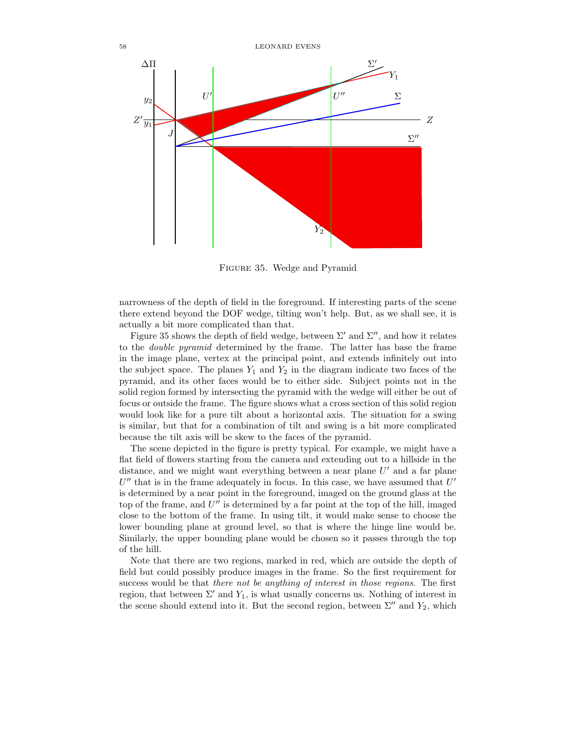Figure 35. Wedge and Pyramid

narrowness of the depth of field in the foreground. If interesting parts of the scene there extend beyond the DOF wedge, tilting won't help. But, as we shall see, it is actually a bit more complicated than that.

Figure 35 shows the depth of field wedge, between $\Sigma'$ and $\Sigma''$, and how it relates to the *double pyramid* determined by the frame. The latter has base the frame in the image plane, vertex at the principal point, and extends infinitely out into the subject space. The planes $Y_1$ and $Y_2$ in the diagram indicate two faces of the pyramid, and its other faces would be to either side. Subject points not in the solid region formed by intersecting the pyramid with the wedge will either be out of focus or outside the frame. The figure shows what a cross section of this solid region would look like for a pure tilt about a horizontal axis. The situation for a swing is similar, but that for a combination of tilt and swing is a bit more complicated because the tilt axis will be skew to the faces of the pyramid.

The scene depicted in the figure is pretty typical. For example, we might have a flat field of flowers starting from the camera and extending out to a hillside in the distance, and we might want everything between a near plane $U'$ and a far plane $U''$ that is in the frame adequately in focus. In this case, we have assumed that $U'$ is determined by a near point in the foreground, imaged on the ground glass at the top of the frame, and $U''$ is determined by a far point at the top of the hill, imaged close to the bottom of the frame. In using tilt, it would make sense to choose the lower bounding plane at ground level, so that is where the hinge line would be. Similarly, the upper bounding plane would be chosen so it passes through the top of the hill.

Note that there are two regions, marked in red, which are outside the depth of field but could possibly produce images in the frame. So the first requirement for success would be that *there not be anything of interest in those regions*. The first region, that between $\Sigma'$ and $Y_1$, is what usually concerns us. Nothing of interest in the scene should extend into it. But the second region, between $\Sigma''$ and $Y_2$, which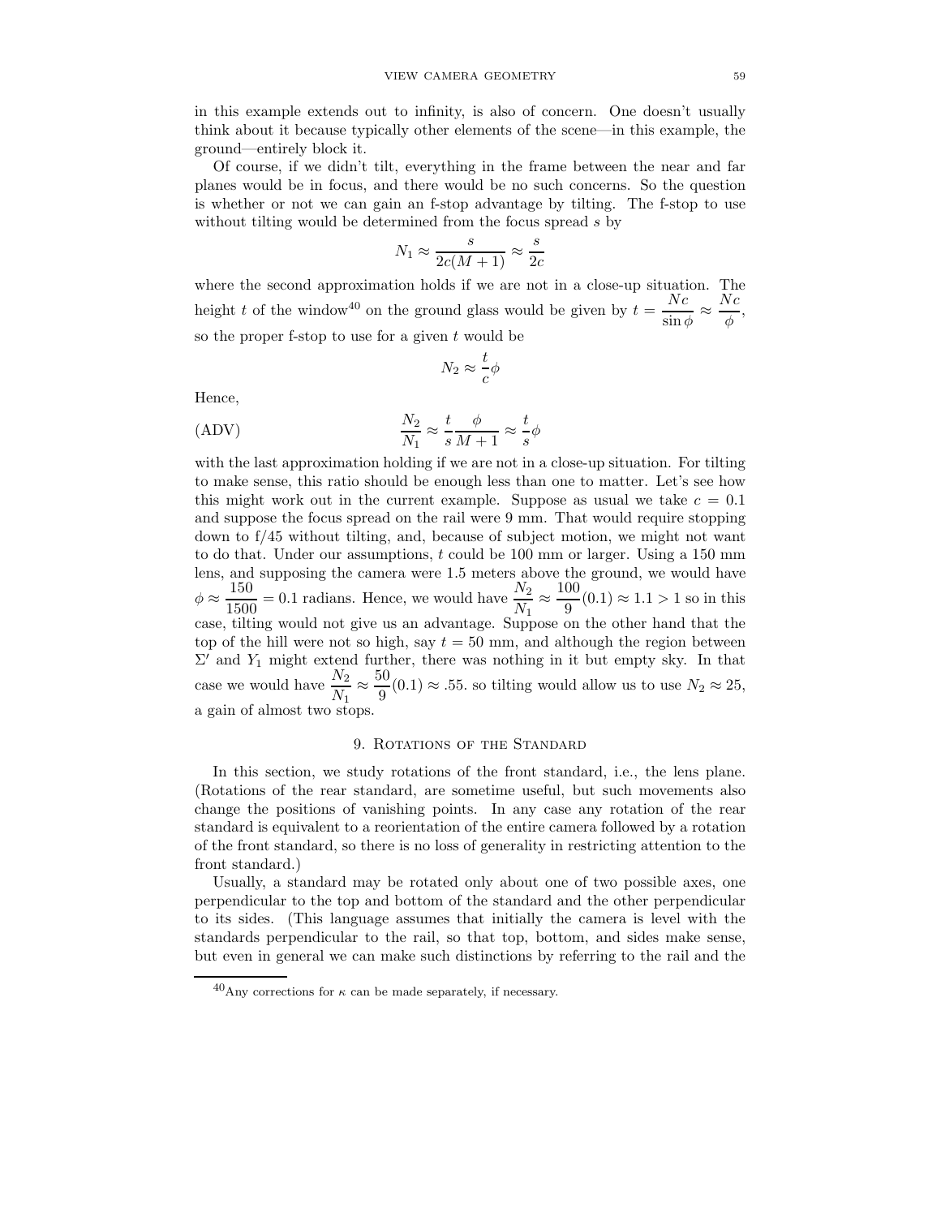in this example extends out to infinity, is also of concern. One doesn't usually think about it because typically other elements of the scene—in this example, the ground—entirely block it.

Of course, if we didn't tilt, everything in the frame between the near and far planes would be in focus, and there would be no such concerns. So the question is whether or not we can gain an f-stop advantage by tilting. The f-stop to use without tilting would be determined from the focus spread $s$ by

$$N_1 \approx \frac{s}{2c(M+1)} \approx \frac{s}{2c}$$

where the second approximation holds if we are not in a close-up situation. The height $t$ of the window[40] on the ground glass would be given by $t = \dfrac{Nc}{\sin\phi} \approx \dfrac{Nc}{\phi}$, so the proper f-stop to use for a given $t$ would be

$$N_2 \approx \frac{t}{c}\phi$$

Hence,

$$\text{(ADV)} \qquad \frac{N_2}{N_1} \approx \frac{t}{s}\frac{\phi}{M+1} \approx \frac{t}{s}\phi$$

with the last approximation holding if we are not in a close-up situation. For tilting to make sense, this ratio should be enough less than one to matter. Let's see how this might work out in the current example. Suppose as usual we take $c = 0.1$ and suppose the focus spread on the rail were 9 mm. That would require stopping down to f/45 without tilting, and, because of subject motion, we might not want to do that. Under our assumptions, $t$ could be 100 mm or larger. Using a 150 mm lens, and supposing the camera were 1.5 meters above the ground, we would have $\phi \approx \dfrac{150}{1500} = 0.1$ radians. Hence, we would have $\dfrac{N_2}{N_1} \approx \dfrac{100}{9}(0.1) \approx 1.1 > 1$ so in this case, tilting would not give us an advantage. Suppose on the other hand that the top of the hill were not so high, say $t = 50$ mm, and although the region between $\Sigma'$ and $Y_1$ might extend further, there was nothing in it but empty sky. In that case we would have $\dfrac{N_2}{N_1} \approx \dfrac{50}{9}(0.1) \approx .55$. so tilting would allow us to use $N_2 \approx 25$, a gain of almost two stops.

## 9. Rotations of the Standard

In this section, we study rotations of the front standard, i.e., the lens plane. (Rotations of the rear standard, are sometime useful, but such movements also change the positions of vanishing points. In any case any rotation of the rear standard is equivalent to a reorientation of the entire camera followed by a rotation of the front standard, so there is no loss of generality in restricting attention to the front standard.)

Usually, a standard may be rotated only about one of two possible axes, one perpendicular to the top and bottom of the standard and the other perpendicular to its sides. (This language assumes that initially the camera is level with the standards perpendicular to the rail, so that top, bottom, and sides make sense, but even in general we can make such distinctions by referring to the rail and the

[40] Any corrections for $\kappa$ can be made separately, if necessary.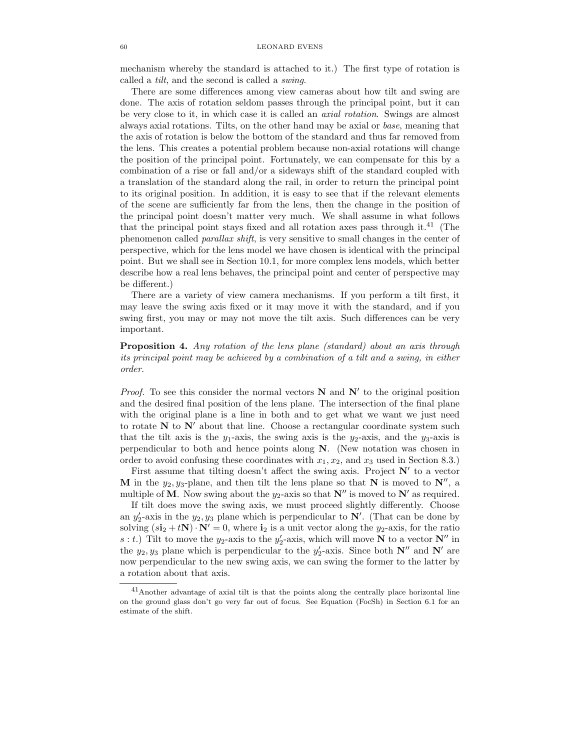mechanism whereby the standard is attached to it.) The first type of rotation is called a *tilt*, and the second is called a *swing*.

There are some differences among view cameras about how tilt and swing are done. The axis of rotation seldom passes through the principal point, but it can be very close to it, in which case it is called an *axial rotation*. Swings are almost always axial rotations. Tilts, on the other hand may be axial or *base*, meaning that the axis of rotation is below the bottom of the standard and thus far removed from the lens. This creates a potential problem because non-axial rotations will change the position of the principal point. Fortunately, we can compensate for this by a combination of a rise or fall and/or a sideways shift of the standard coupled with a translation of the standard along the rail, in order to return the principal point to its original position. In addition, it is easy to see that if the relevant elements of the scene are sufficiently far from the lens, then the change in the position of the principal point doesn't matter very much. We shall assume in what follows that the principal point stays fixed and all rotation axes pass through it.[41] (The phenomenon called *parallax shift*, is very sensitive to small changes in the center of perspective, which for the lens model we have chosen is identical with the principal point. But we shall see in Section 10.1, for more complex lens models, which better describe how a real lens behaves, the principal point and center of perspective may be different.)

There are a variety of view camera mechanisms. If you perform a tilt first, it may leave the swing axis fixed or it may move it with the standard, and if you swing first, you may or may not move the tilt axis. Such differences can be very important.

**Proposition 4.** *Any rotation of the lens plane (standard) about an axis through its principal point may be achieved by a combination of a tilt and a swing, in either order.*

*Proof.* To see this consider the normal vectors $\mathbf{N}$ and $\mathbf{N}'$ to the original position and the desired final position of the lens plane. The intersection of the final plane with the original plane is a line in both and to get what we want we just need to rotate $\mathbf{N}$ to $\mathbf{N}'$ about that line. Choose a rectangular coordinate system such that the tilt axis is the $y_1$-axis, the swing axis is the $y_2$-axis, and the $y_3$-axis is perpendicular to both and hence points along $\mathbf{N}$. (New notation was chosen in order to avoid confusing these coordinates with $x_1, x_2$, and $x_3$ used in Section 8.3.)

First assume that tilting doesn't affect the swing axis. Project $\mathbf{N}'$ to a vector $\mathbf{M}$ in the $y_2, y_3$-plane, and then tilt the lens plane so that $\mathbf{N}$ is moved to $\mathbf{N}''$, a multiple of $\mathbf{M}$. Now swing about the $y_2$-axis so that $\mathbf{N}''$ is moved to $\mathbf{N}'$ as required.

If tilt does move the swing axis, we must proceed slightly differently. Choose an $y_2'$-axis in the $y_2, y_3$ plane which is perpendicular to $\mathbf{N}'$. (That can be done by solving $(s\mathbf{i}_2 + t\mathbf{N}) \cdot \mathbf{N}' = 0$, where $\mathbf{i}_2$ is a unit vector along the $y_2$-axis, for the ratio $s : t$.) Tilt to move the $y_2$-axis to the $y_2'$-axis, which will move $\mathbf{N}$ to a vector $\mathbf{N}''$ in the $y_2, y_3$ plane which is perpendicular to the $y_2'$-axis. Since both $\mathbf{N}''$ and $\mathbf{N}'$ are now perpendicular to the new swing axis, we can swing the former to the latter by a rotation about that axis.

---

[41] Another advantage of axial tilt is that the points along the centrally place horizontal line on the ground glass don't go very far out of focus. See Equation (FocSh) in Section 6.1 for an estimate of the shift.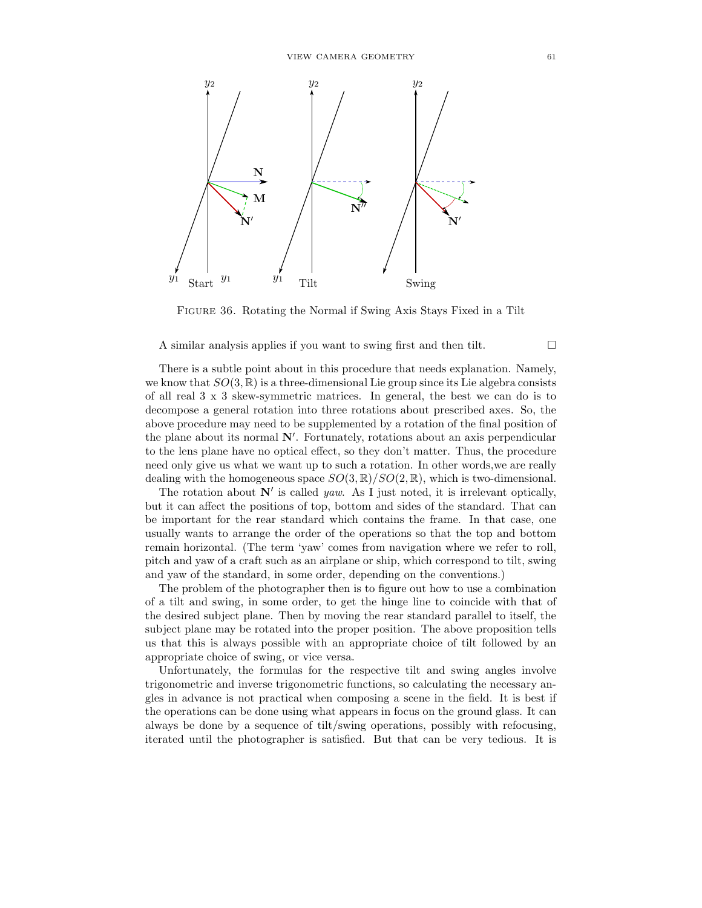FIGURE 36. Rotating the Normal if Swing Axis Stays Fixed in a Tilt

A similar analysis applies if you want to swing first and then tilt. □

There is a subtle point about in this procedure that needs explanation. Namely, we know that $SO(3, \mathbb{R})$ is a three-dimensional Lie group since its Lie algebra consists of all real 3 x 3 skew-symmetric matrices. In general, the best we can do is to decompose a general rotation into three rotations about prescribed axes. So, the above procedure may need to be supplemented by a rotation of the final position of the plane about its normal $\mathbf{N}'$. Fortunately, rotations about an axis perpendicular to the lens plane have no optical effect, so they don't matter. Thus, the procedure need only give us what we want up to such a rotation. In other words,we are really dealing with the homogeneous space $SO(3, \mathbb{R})/SO(2, \mathbb{R})$, which is two-dimensional.

The rotation about $\mathbf{N}'$ is called *yaw*. As I just noted, it is irrelevant optically, but it can affect the positions of top, bottom and sides of the standard. That can be important for the rear standard which contains the frame. In that case, one usually wants to arrange the order of the operations so that the top and bottom remain horizontal. (The term 'yaw' comes from navigation where we refer to roll, pitch and yaw of a craft such as an airplane or ship, which correspond to tilt, swing and yaw of the standard, in some order, depending on the conventions.)

The problem of the photographer then is to figure out how to use a combination of a tilt and swing, in some order, to get the hinge line to coincide with that of the desired subject plane. Then by moving the rear standard parallel to itself, the subject plane may be rotated into the proper position. The above proposition tells us that this is always possible with an appropriate choice of tilt followed by an appropriate choice of swing, or vice versa.

Unfortunately, the formulas for the respective tilt and swing angles involve trigonometric and inverse trigonometric functions, so calculating the necessary angles in advance is not practical when composing a scene in the field. It is best if the operations can be done using what appears in focus on the ground glass. It can always be done by a sequence of tilt/swing operations, possibly with refocusing, iterated until the photographer is satisfied. But that can be very tedious. It is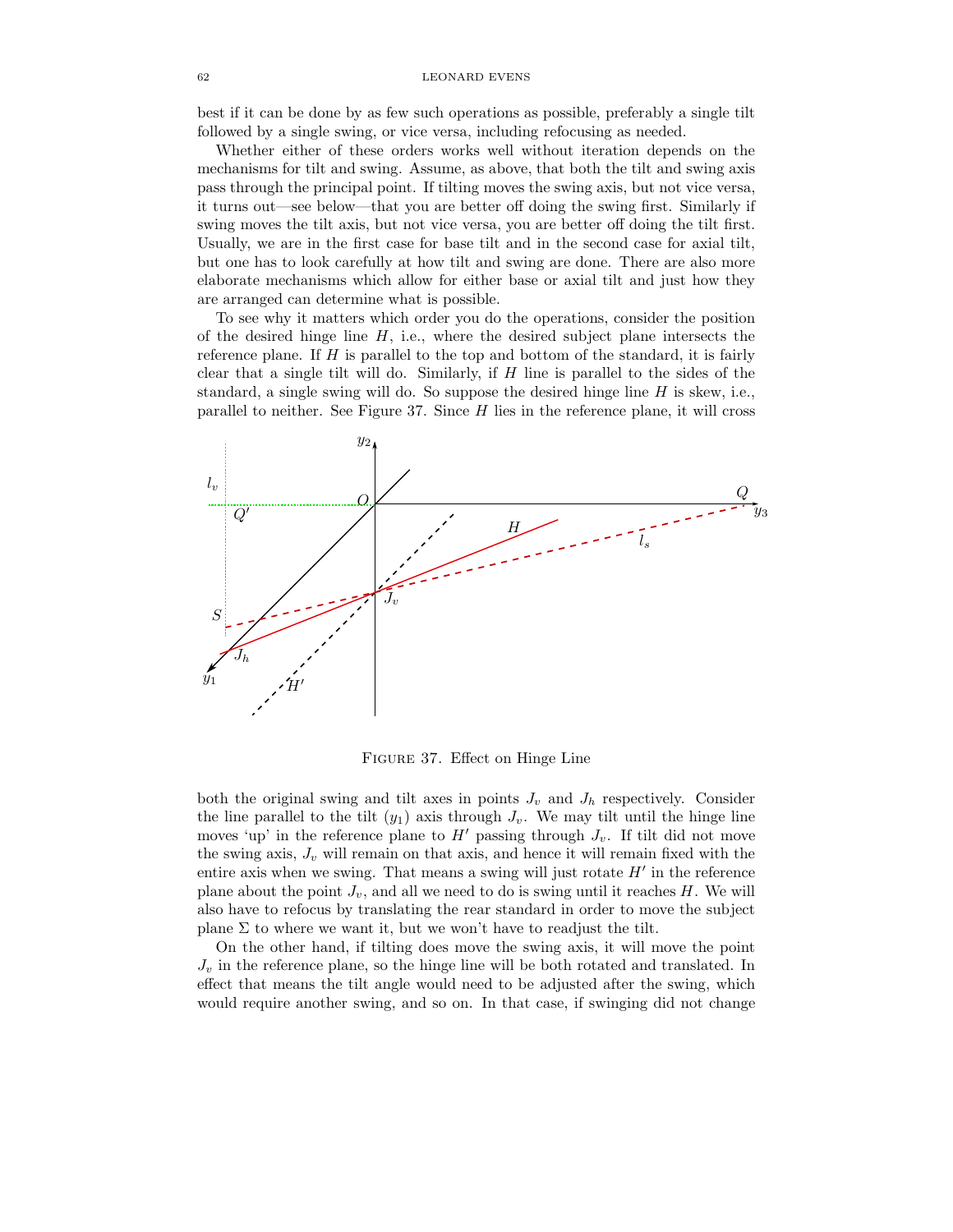best if it can be done by as few such operations as possible, preferably a single tilt followed by a single swing, or vice versa, including refocusing as needed.

Whether either of these orders works well without iteration depends on the mechanisms for tilt and swing. Assume, as above, that both the tilt and swing axis pass through the principal point. If tilting moves the swing axis, but not vice versa, it turns out—see below—that you are better off doing the swing first. Similarly if swing moves the tilt axis, but not vice versa, you are better off doing the tilt first. Usually, we are in the first case for base tilt and in the second case for axial tilt, but one has to look carefully at how tilt and swing are done. There are also more elaborate mechanisms which allow for either base or axial tilt and just how they are arranged can determine what is possible.

To see why it matters which order you do the operations, consider the position of the desired hinge line $H$, i.e., where the desired subject plane intersects the reference plane. If $H$ is parallel to the top and bottom of the standard, it is fairly clear that a single tilt will do. Similarly, if $H$ line is parallel to the sides of the standard, a single swing will do. So suppose the desired hinge line $H$ is skew, i.e., parallel to neither. See Figure 37. Since $H$ lies in the reference plane, it will cross

Figure 37. Effect on Hinge Line

both the original swing and tilt axes in points $J_v$ and $J_h$ respectively. Consider the line parallel to the tilt ($y_1$) axis through $J_v$. We may tilt until the hinge line moves 'up' in the reference plane to $H'$ passing through $J_v$. If tilt did not move the swing axis, $J_v$ will remain on that axis, and hence it will remain fixed with the entire axis when we swing. That means a swing will just rotate $H'$ in the reference plane about the point $J_v$, and all we need to do is swing until it reaches $H$. We will also have to refocus by translating the rear standard in order to move the subject plane $\Sigma$ to where we want it, but we won't have to readjust the tilt.

On the other hand, if tilting does move the swing axis, it will move the point $J_v$ in the reference plane, so the hinge line will be both rotated and translated. In effect that means the tilt angle would need to be adjusted after the swing, which would require another swing, and so on. In that case, if swinging did not change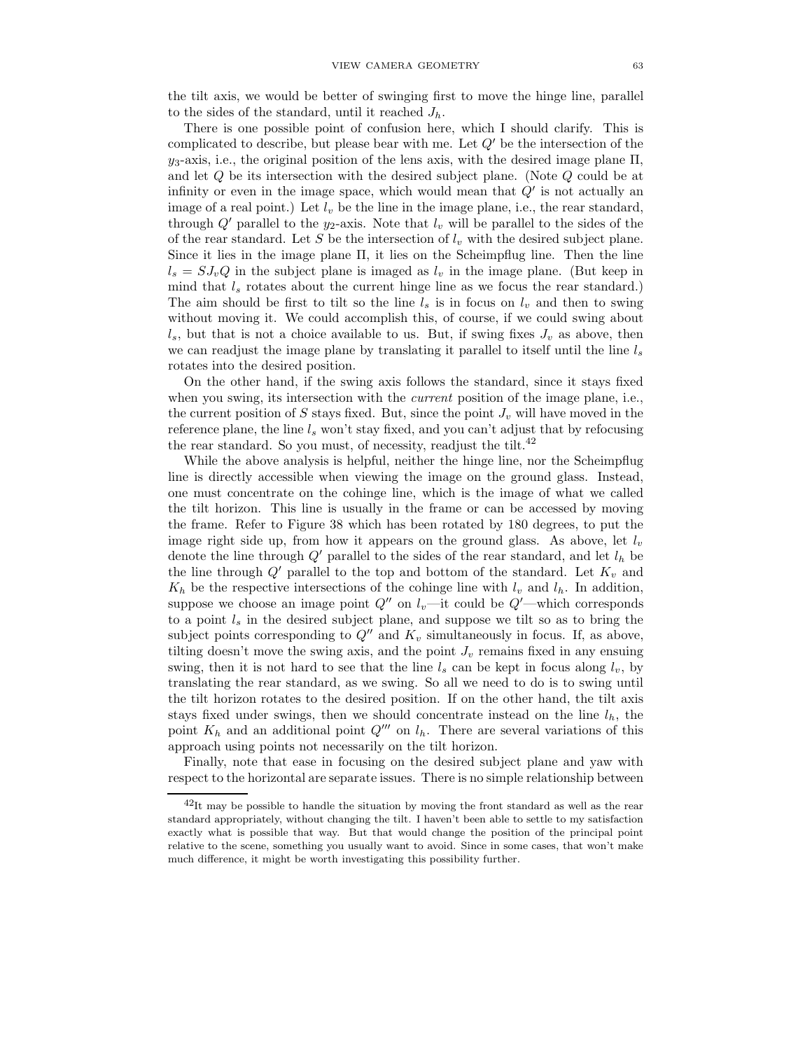the tilt axis, we would be better of swinging first to move the hinge line, parallel to the sides of the standard, until it reached $J_h$.

There is one possible point of confusion here, which I should clarify. This is complicated to describe, but please bear with me. Let $Q'$ be the intersection of the $y_3$-axis, i.e., the original position of the lens axis, with the desired image plane $\Pi$, and let $Q$ be its intersection with the desired subject plane. (Note $Q$ could be at infinity or even in the image space, which would mean that $Q'$ is not actually an image of a real point.) Let $l_v$ be the line in the image plane, i.e., the rear standard, through $Q'$ parallel to the $y_2$-axis. Note that $l_v$ will be parallel to the sides of the of the rear standard. Let $S$ be the intersection of $l_v$ with the desired subject plane. Since it lies in the image plane $\Pi$, it lies on the Scheimpflug line. Then the line $l_s = SJ_vQ$ in the subject plane is imaged as $l_v$ in the image plane. (But keep in mind that $l_s$ rotates about the current hinge line as we focus the rear standard.) The aim should be first to tilt so the line $l_s$ is in focus on $l_v$ and then to swing without moving it. We could accomplish this, of course, if we could swing about $l_s$, but that is not a choice available to us. But, if swing fixes $J_v$ as above, then we can readjust the image plane by translating it parallel to itself until the line $l_s$ rotates into the desired position.

On the other hand, if the swing axis follows the standard, since it stays fixed when you swing, its intersection with the *current* position of the image plane, i.e., the current position of $S$ stays fixed. But, since the point $J_v$ will have moved in the reference plane, the line $l_s$ won't stay fixed, and you can't adjust that by refocusing the rear standard. So you must, of necessity, readjust the tilt.[42]

While the above analysis is helpful, neither the hinge line, nor the Scheimpflug line is directly accessible when viewing the image on the ground glass. Instead, one must concentrate on the cohinge line, which is the image of what we called the tilt horizon. This line is usually in the frame or can be accessed by moving the frame. Refer to Figure 38 which has been rotated by 180 degrees, to put the image right side up, from how it appears on the ground glass. As above, let $l_v$ denote the line through $Q'$ parallel to the sides of the rear standard, and let $l_h$ be the line through $Q'$ parallel to the top and bottom of the standard. Let $K_v$ and $K_h$ be the respective intersections of the cohinge line with $l_v$ and $l_h$. In addition, suppose we choose an image point $Q''$ on $l_v$—it could be $Q'$—which corresponds to a point $l_s$ in the desired subject plane, and suppose we tilt so as to bring the subject points corresponding to $Q''$ and $K_v$ simultaneously in focus. If, as above, tilting doesn't move the swing axis, and the point $J_v$ remains fixed in any ensuing swing, then it is not hard to see that the line $l_s$ can be kept in focus along $l_v$, by translating the rear standard, as we swing. So all we need to do is to swing until the tilt horizon rotates to the desired position. If on the other hand, the tilt axis stays fixed under swings, then we should concentrate instead on the line $l_h$, the point $K_h$ and an additional point $Q'''$ on $l_h$. There are several variations of this approach using points not necessarily on the tilt horizon.

Finally, note that ease in focusing on the desired subject plane and yaw with respect to the horizontal are separate issues. There is no simple relationship between

[42] It may be possible to handle the situation by moving the front standard as well as the rear standard appropriately, without changing the tilt. I haven't been able to settle to my satisfaction exactly what is possible that way. But that would change the position of the principal point relative to the scene, something you usually want to avoid. Since in some cases, that won't make much difference, it might be worth investigating this possibility further.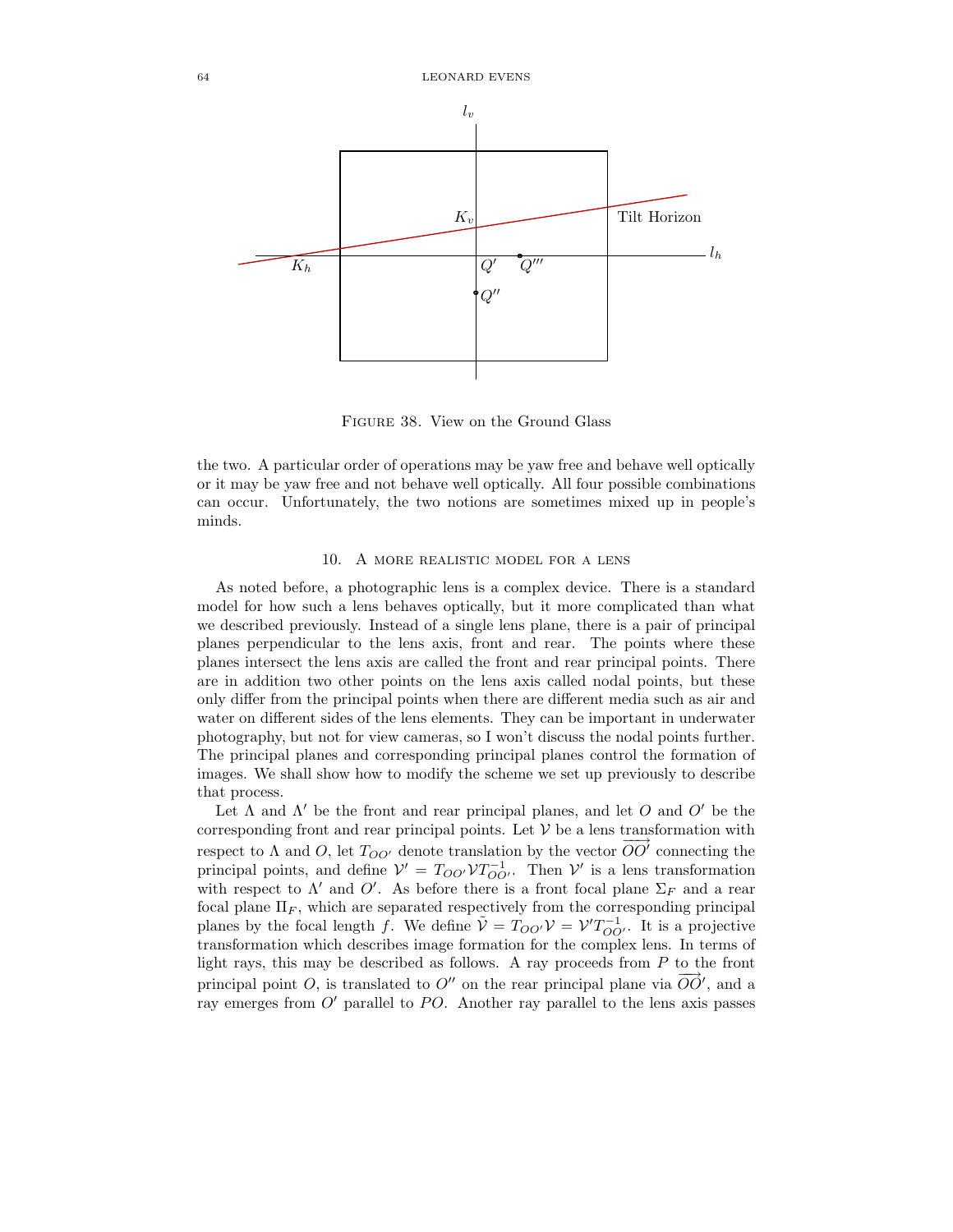Figure 38. View on the Ground Glass

the two. A particular order of operations may be yaw free and behave well optically or it may be yaw free and not behave well optically. All four possible combinations can occur. Unfortunately, the two notions are sometimes mixed up in people's minds.

## 10. A more realistic model for a lens

As noted before, a photographic lens is a complex device. There is a standard model for how such a lens behaves optically, but it more complicated than what we described previously. Instead of a single lens plane, there is a pair of principal planes perpendicular to the lens axis, front and rear. The points where these planes intersect the lens axis are called the front and rear principal points. There are in addition two other points on the lens axis called nodal points, but these only differ from the principal points when there are different media such as air and water on different sides of the lens elements. They can be important in underwater photography, but not for view cameras, so I won't discuss the nodal points further. The principal planes and corresponding principal planes control the formation of images. We shall show how to modify the scheme we set up previously to describe that process.

Let $\Lambda$ and $\Lambda'$ be the front and rear principal planes, and let $O$ and $O'$ be the corresponding front and rear principal points. Let $\mathcal{V}$ be a lens transformation with respect to $\Lambda$ and $O$, let $T_{OO'}$ denote translation by the vector $\overrightarrow{OO'}$ connecting the principal points, and define $\mathcal{V}' = T_{OO'}\mathcal{V}T_{OO'}^{-1}$. Then $\mathcal{V}'$ is a lens transformation with respect to $\Lambda'$ and $O'$. As before there is a front focal plane $\Sigma_F$ and a rear focal plane $\Pi_F$, which are separated respectively from the corresponding principal planes by the focal length $f$. We define $\tilde{\mathcal{V}} = T_{OO'}\mathcal{V} = \mathcal{V}'T_{OO'}^{-1}$. It is a projective transformation which describes image formation for the complex lens. In terms of light rays, this may be described as follows. A ray proceeds from $P$ to the front principal point $O$, is translated to $O''$ on the rear principal plane via $\overrightarrow{OO'}$, and a ray emerges from $O'$ parallel to $PO$. Another ray parallel to the lens axis passes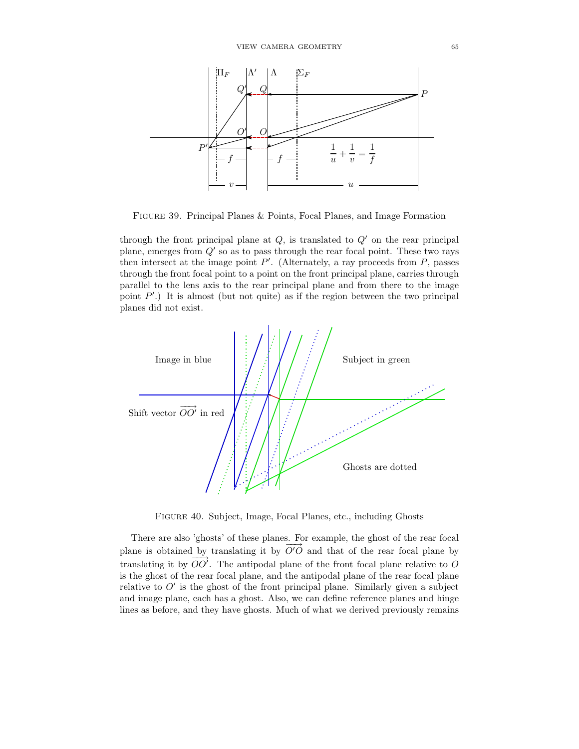FIGURE 39. Principal Planes & Points, Focal Planes, and Image Formation

through the front principal plane at $Q$, is translated to $Q'$ on the rear principal plane, emerges from $Q'$ so as to pass through the rear focal point. These two rays then intersect at the image point $P'$. (Alternately, a ray proceeds from $P$, passes through the front focal point to a point on the front principal plane, carries through parallel to the lens axis to the rear principal plane and from there to the image point $P'$.) It is almost (but not quite) as if the region between the two principal planes did not exist.

FIGURE 40. Subject, Image, Focal Planes, etc., including Ghosts

There are also 'ghosts' of these planes. For example, the ghost of the rear focal plane is obtained by translating it by $\overrightarrow{O'O}$ and that of the rear focal plane by translating it by $\overrightarrow{OO'}$. The antipodal plane of the front focal plane relative to $O$ is the ghost of the rear focal plane, and the antipodal plane of the rear focal plane relative to $O'$ is the ghost of the front principal plane. Similarly given a subject and image plane, each has a ghost. Also, we can define reference planes and hinge lines as before, and they have ghosts. Much of what we derived previously remains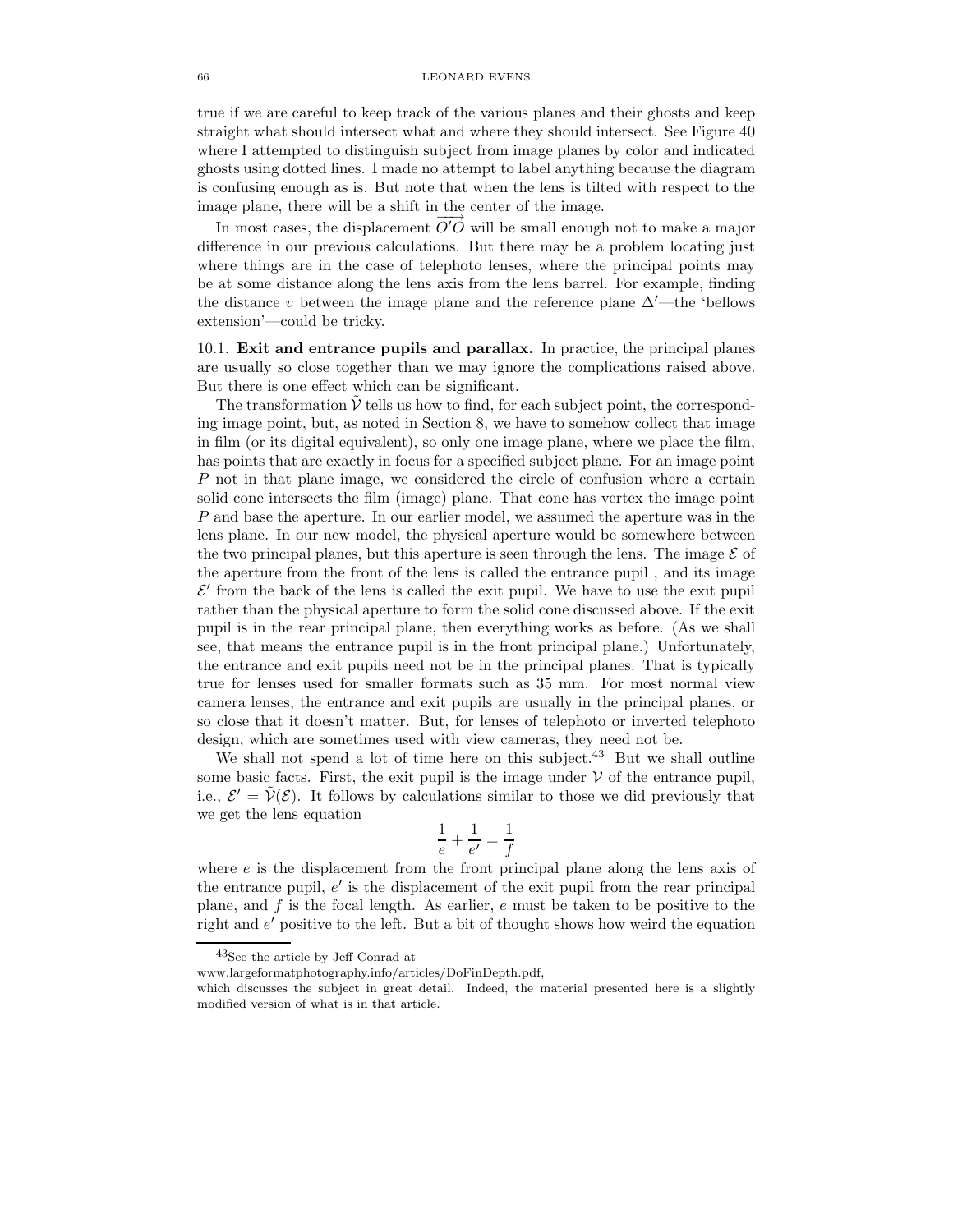true if we are careful to keep track of the various planes and their ghosts and keep straight what should intersect what and where they should intersect. See Figure 40 where I attempted to distinguish subject from image planes by color and indicated ghosts using dotted lines. I made no attempt to label anything because the diagram is confusing enough as is. But note that when the lens is tilted with respect to the image plane, there will be a shift in the center of the image.

In most cases, the displacement $\overrightarrow{O'O}$ will be small enough not to make a major difference in our previous calculations. But there may be a problem locating just where things are in the case of telephoto lenses, where the principal points may be at some distance along the lens axis from the lens barrel. For example, finding the distance $v$ between the image plane and the reference plane $\Delta'$—the 'bellows extension'—could be tricky.

### 10.1. Exit and entrance pupils and parallax.

In practice, the principal planes are usually so close together than we may ignore the complications raised above. But there is one effect which can be significant.

The transformation $\tilde{\mathcal{V}}$ tells us how to find, for each subject point, the corresponding image point, but, as noted in Section 8, we have to somehow collect that image in film (or its digital equivalent), so only one image plane, where we place the film, has points that are exactly in focus for a specified subject plane. For an image point $P$ not in that plane image, we considered the circle of confusion where a certain solid cone intersects the film (image) plane. That cone has vertex the image point $P$ and base the aperture. In our earlier model, we assumed the aperture was in the lens plane. In our new model, the physical aperture would be somewhere between the two principal planes, but this aperture is seen through the lens. The image $\mathcal{E}$ of the aperture from the front of the lens is called the entrance pupil , and its image $\mathcal{E}'$ from the back of the lens is called the exit pupil. We have to use the exit pupil rather than the physical aperture to form the solid cone discussed above. If the exit pupil is in the rear principal plane, then everything works as before. (As we shall see, that means the entrance pupil is in the front principal plane.) Unfortunately, the entrance and exit pupils need not be in the principal planes. That is typically true for lenses used for smaller formats such as 35 mm. For most normal view camera lenses, the entrance and exit pupils are usually in the principal planes, or so close that it doesn't matter. But, for lenses of telephoto or inverted telephoto design, which are sometimes used with view cameras, they need not be.

We shall not spend a lot of time here on this subject.[43] But we shall outline some basic facts. First, the exit pupil is the image under $\mathcal{V}$ of the entrance pupil, i.e., $\mathcal{E}' = \tilde{\mathcal{V}}(\mathcal{E})$. It follows by calculations similar to those we did previously that we get the lens equation

$$\frac{1}{e} + \frac{1}{e'} = \frac{1}{f}$$

where $e$ is the displacement from the front principal plane along the lens axis of the entrance pupil, $e'$ is the displacement of the exit pupil from the rear principal plane, and $f$ is the focal length. As earlier, $e$ must be taken to be positive to the right and $e'$ positive to the left. But a bit of thought shows how weird the equation

---

[43] See the article by Jeff Conrad at www.largeformatphotography.info/articles/DoFinDepth.pdf, which discusses the subject in great detail. Indeed, the material presented here is a slightly modified version of what is in that article.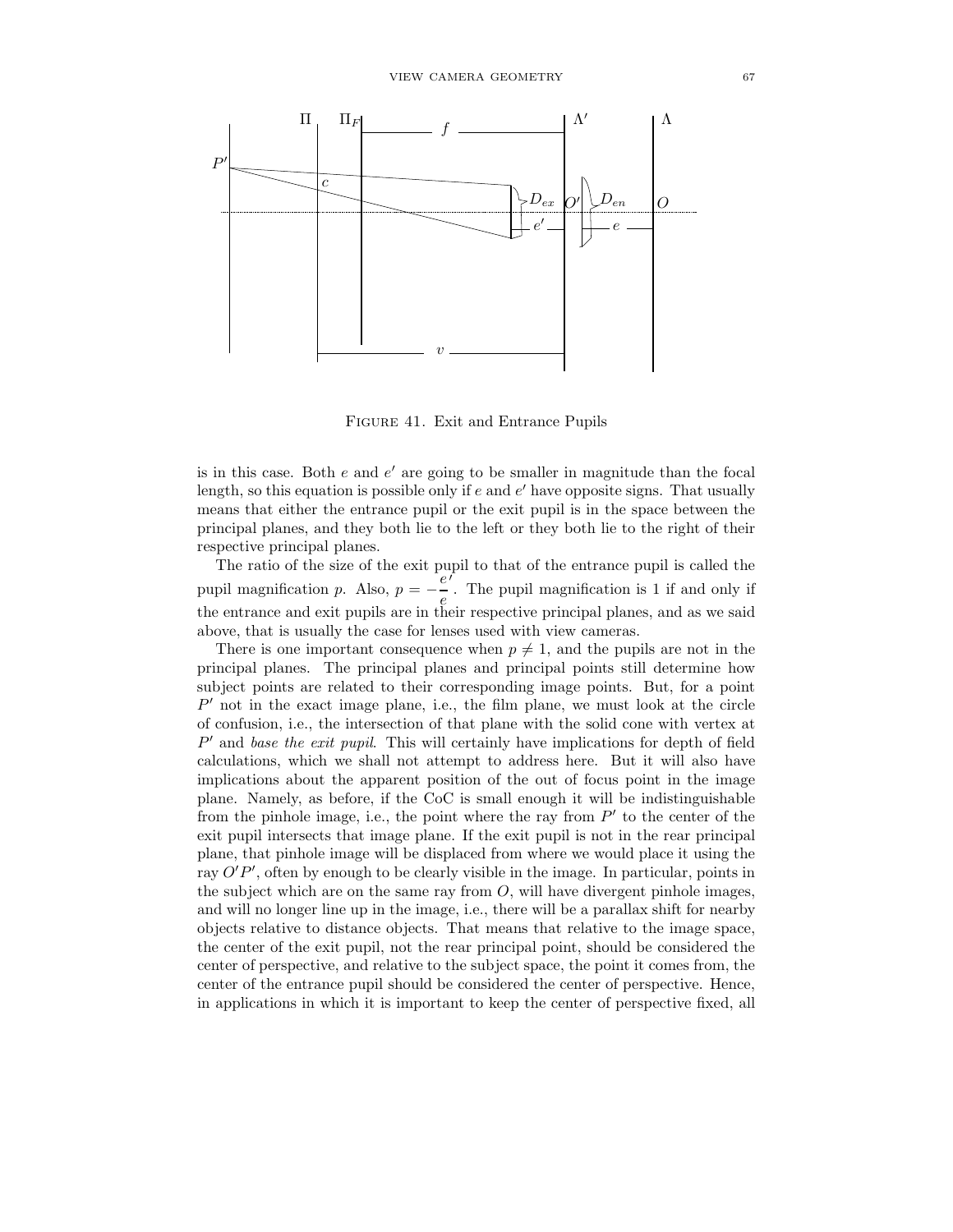FIGURE 41. Exit and Entrance Pupils

is in this case. Both $e$ and $e'$ are going to be smaller in magnitude than the focal length, so this equation is possible only if $e$ and $e'$ have opposite signs. That usually means that either the entrance pupil or the exit pupil is in the space between the principal planes, and they both lie to the left or they both lie to the right of their respective principal planes.

The ratio of the size of the exit pupil to that of the entrance pupil is called the pupil magnification $p$. Also, $p = -\dfrac{e'}{e}$. The pupil magnification is 1 if and only if the entrance and exit pupils are in their respective principal planes, and as we said above, that is usually the case for lenses used with view cameras.

There is one important consequence when $p \neq 1$, and the pupils are not in the principal planes. The principal planes and principal points still determine how subject points are related to their corresponding image points. But, for a point $P'$ not in the exact image plane, i.e., the film plane, we must look at the circle of confusion, i.e., the intersection of that plane with the solid cone with vertex at $P'$ and *base the exit pupil*. This will certainly have implications for depth of field calculations, which we shall not attempt to address here. But it will also have implications about the apparent position of the out of focus point in the image plane. Namely, as before, if the CoC is small enough it will be indistinguishable from the pinhole image, i.e., the point where the ray from $P'$ to the center of the exit pupil intersects that image plane. If the exit pupil is not in the rear principal plane, that pinhole image will be displaced from where we would place it using the ray $O'P'$, often by enough to be clearly visible in the image. In particular, points in the subject which are on the same ray from $O$, will have divergent pinhole images, and will no longer line up in the image, i.e., there will be a parallax shift for nearby objects relative to distance objects. That means that relative to the image space, the center of the exit pupil, not the rear principal point, should be considered the center of perspective, and relative to the subject space, the point it comes from, the center of the entrance pupil should be considered the center of perspective. Hence, in applications in which it is important to keep the center of perspective fixed, all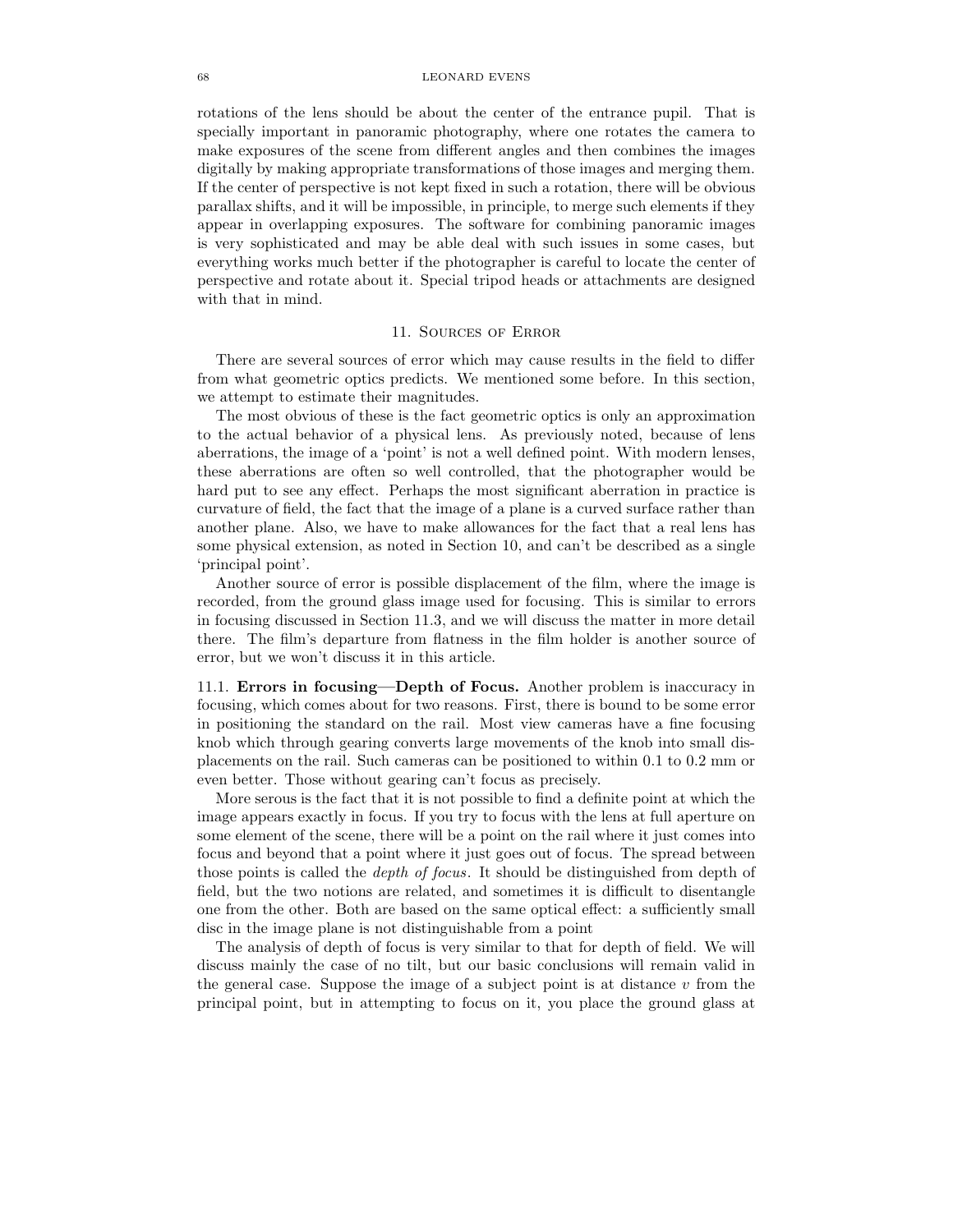rotations of the lens should be about the center of the entrance pupil. That is specially important in panoramic photography, where one rotates the camera to make exposures of the scene from different angles and then combines the images digitally by making appropriate transformations of those images and merging them. If the center of perspective is not kept fixed in such a rotation, there will be obvious parallax shifts, and it will be impossible, in principle, to merge such elements if they appear in overlapping exposures. The software for combining panoramic images is very sophisticated and may be able deal with such issues in some cases, but everything works much better if the photographer is careful to locate the center of perspective and rotate about it. Special tripod heads or attachments are designed with that in mind.

## 11. Sources of Error

There are several sources of error which may cause results in the field to differ from what geometric optics predicts. We mentioned some before. In this section, we attempt to estimate their magnitudes.

The most obvious of these is the fact geometric optics is only an approximation to the actual behavior of a physical lens. As previously noted, because of lens aberrations, the image of a 'point' is not a well defined point. With modern lenses, these aberrations are often so well controlled, that the photographer would be hard put to see any effect. Perhaps the most significant aberration in practice is curvature of field, the fact that the image of a plane is a curved surface rather than another plane. Also, we have to make allowances for the fact that a real lens has some physical extension, as noted in Section 10, and can't be described as a single 'principal point'.

Another source of error is possible displacement of the film, where the image is recorded, from the ground glass image used for focusing. This is similar to errors in focusing discussed in Section 11.3, and we will discuss the matter in more detail there. The film's departure from flatness in the film holder is another source of error, but we won't discuss it in this article.

11.1. **Errors in focusing—Depth of Focus.** Another problem is inaccuracy in focusing, which comes about for two reasons. First, there is bound to be some error in positioning the standard on the rail. Most view cameras have a fine focusing knob which through gearing converts large movements of the knob into small displacements on the rail. Such cameras can be positioned to within 0.1 to 0.2 mm or even better. Those without gearing can't focus as precisely.

More serous is the fact that it is not possible to find a definite point at which the image appears exactly in focus. If you try to focus with the lens at full aperture on some element of the scene, there will be a point on the rail where it just comes into focus and beyond that a point where it just goes out of focus. The spread between those points is called the *depth of focus*. It should be distinguished from depth of field, but the two notions are related, and sometimes it is difficult to disentangle one from the other. Both are based on the same optical effect: a sufficiently small disc in the image plane is not distinguishable from a point

The analysis of depth of focus is very similar to that for depth of field. We will discuss mainly the case of no tilt, but our basic conclusions will remain valid in the general case. Suppose the image of a subject point is at distance $v$ from the principal point, but in attempting to focus on it, you place the ground glass at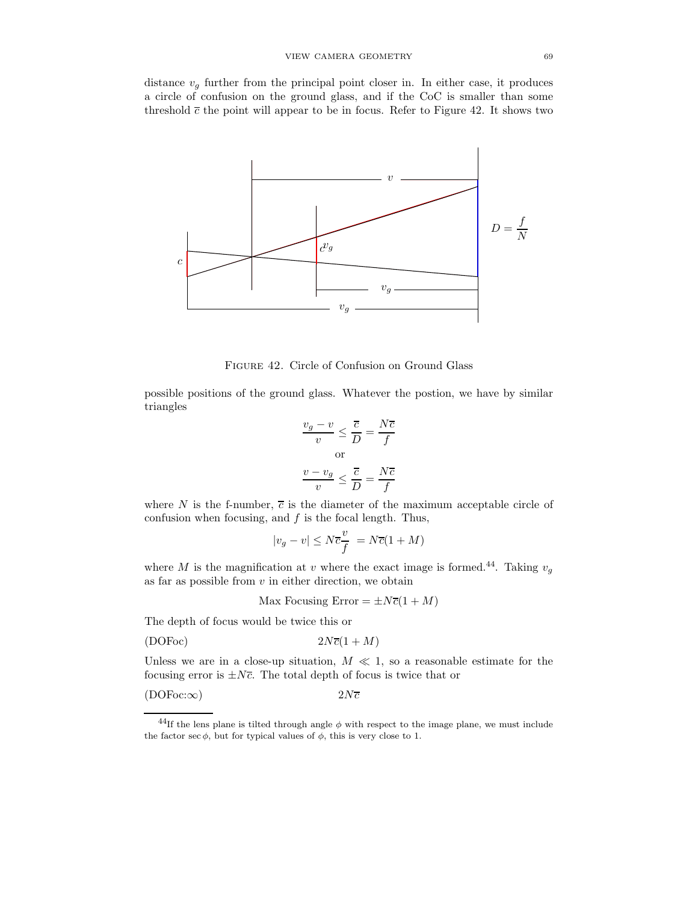distance $v_g$ further from the principal point closer in. In either case, it produces a circle of confusion on the ground glass, and if the CoC is smaller than some threshold $\overline{c}$ the point will appear to be in focus. Refer to Figure 42. It shows two

FIGURE 42. Circle of Confusion on Ground Glass

possible positions of the ground glass. Whatever the postion, we have by similar triangles

$$\frac{v_g - v}{v} \leq \frac{\overline{c}}{D} = \frac{N\overline{c}}{f}$$

or

$$\frac{v - v_g}{v} \leq \frac{\overline{c}}{D} = \frac{N\overline{c}}{f}$$

where $N$ is the f-number, $\overline{c}$ is the diameter of the maximum acceptable circle of confusion when focusing, and $f$ is the focal length. Thus,

$$|v_g - v| \leq N\overline{c}\frac{v}{f} = N\overline{c}(1 + M)$$

where $M$ is the magnification at $v$ where the exact image is formed.[44]. Taking $v_g$ as far as possible from $v$ in either direction, we obtain

$$\text{Max Focusing Error} = \pm N\overline{c}(1 + M)$$

The depth of focus would be twice this or

$$\text{(DOFoc)} \qquad 2N\overline{c}(1 + M)$$

Unless we are in a close-up situation, $M \ll 1$, so a reasonable estimate for the focusing error is $\pm N\overline{c}$. The total depth of focus is twice that or

$$\text{(DOFoc:}\infty\text{)} \qquad 2N\overline{c}$$

[44]If the lens plane is tilted through angle $\phi$ with respect to the image plane, we must include the factor $\sec\phi$, but for typical values of $\phi$, this is very close to 1.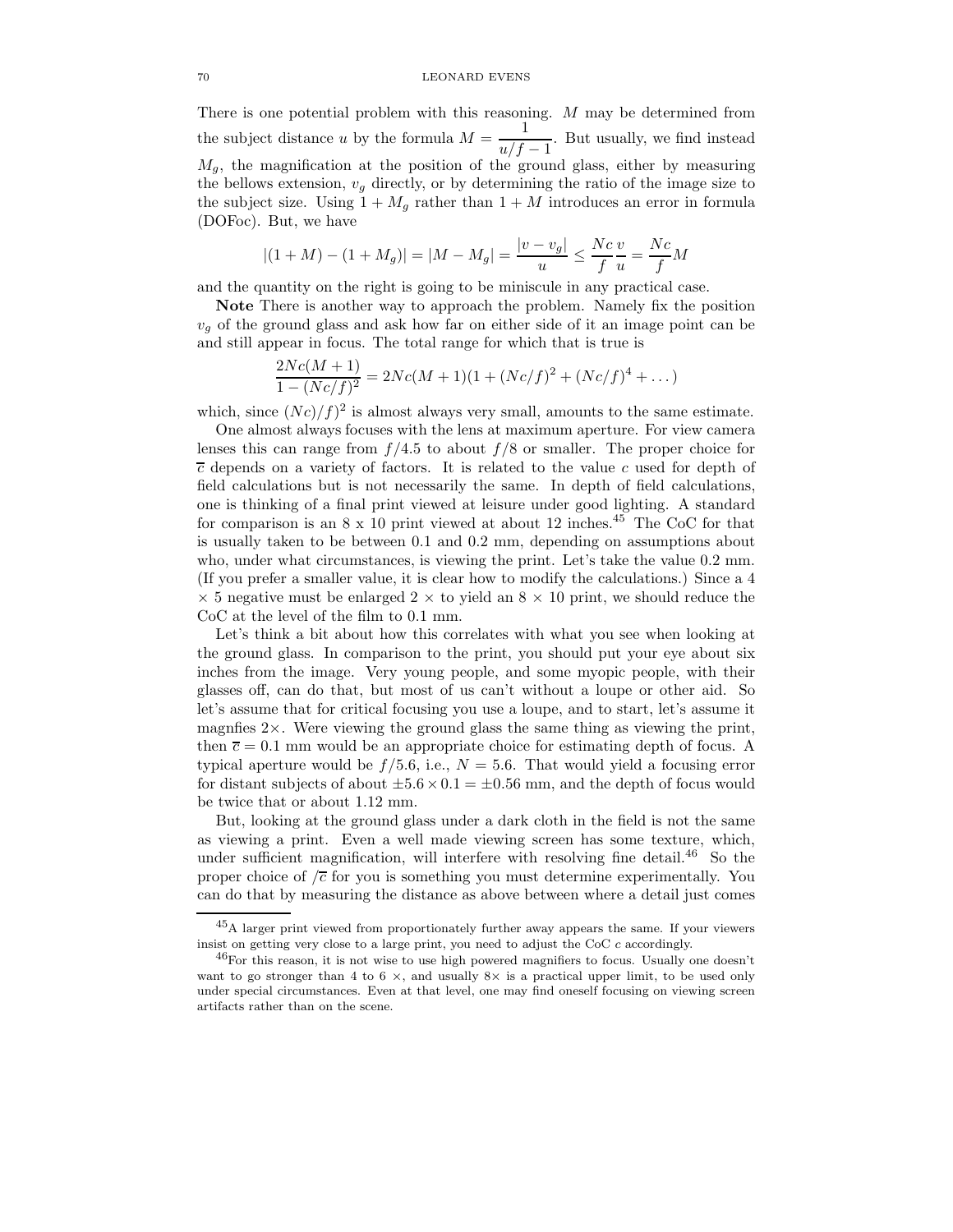There is one potential problem with this reasoning. $M$ may be determined from the subject distance $u$ by the formula $M = \dfrac{1}{u/f - 1}$. But usually, we find instead $M_g$, the magnification at the position of the ground glass, either by measuring the bellows extension, $v_g$ directly, or by determining the ratio of the image size to the subject size. Using $1 + M_g$ rather than $1 + M$ introduces an error in formula (DOFoc). But, we have

$$|(1+M) - (1+M_g)| = |M - M_g| = \frac{|v - v_g|}{u} \leq \frac{Nc}{f}\frac{v}{u} = \frac{Nc}{f}M$$

and the quantity on the right is going to be miniscule in any practical case.

**Note** There is another way to approach the problem. Namely fix the position $v_g$ of the ground glass and ask how far on either side of it an image point can be and still appear in focus. The total range for which that is true is

$$\frac{2Nc(M+1)}{1-(Nc/f)^2} = 2Nc(M+1)(1 + (Nc/f)^2 + (Nc/f)^4 + \dots)$$

which, since $(Nc)/f)^2$ is almost always very small, amounts to the same estimate.

One almost always focuses with the lens at maximum aperture. For view camera lenses this can range from $f/4.5$ to about $f/8$ or smaller. The proper choice for $\overline{c}$ depends on a variety of factors. It is related to the value $c$ used for depth of field calculations but is not necessarily the same. In depth of field calculations, one is thinking of a final print viewed at leisure under good lighting. A standard for comparison is an 8 x 10 print viewed at about 12 inches.[45] The CoC for that is usually taken to be between 0.1 and 0.2 mm, depending on assumptions about who, under what circumstances, is viewing the print. Let's take the value 0.2 mm. (If you prefer a smaller value, it is clear how to modify the calculations.) Since a 4 $\times$ 5 negative must be enlarged 2 $\times$ to yield an 8 $\times$ 10 print, we should reduce the CoC at the level of the film to 0.1 mm.

Let's think a bit about how this correlates with what you see when looking at the ground glass. In comparison to the print, you should put your eye about six inches from the image. Very young people, and some myopic people, with their glasses off, can do that, but most of us can't without a loupe or other aid. So let's assume that for critical focusing you use a loupe, and to start, let's assume it magnfies 2$\times$. Were viewing the ground glass the same thing as viewing the print, then $\overline{c} = 0.1$ mm would be an appropriate choice for estimating depth of focus. A typical aperture would be $f/5.6$, i.e., $N = 5.6$. That would yield a focusing error for distant subjects of about $\pm 5.6 \times 0.1 = \pm 0.56$ mm, and the depth of focus would be twice that or about 1.12 mm.

But, looking at the ground glass under a dark cloth in the field is not the same as viewing a print. Even a well made viewing screen has some texture, which, under sufficient magnification, will interfere with resolving fine detail.[46] So the proper choice of $/\overline{c}$ for you is something you must determine experimentally. You can do that by measuring the distance as above between where a detail just comes

---

[45] A larger print viewed from proportionately further away appears the same. If your viewers insist on getting very close to a large print, you need to adjust the CoC $c$ accordingly.

[46] For this reason, it is not wise to use high powered magnifiers to focus. Usually one doesn't want to go stronger than 4 to 6 $\times$, and usually 8$\times$ is a practical upper limit, to be used only under special circumstances. Even at that level, one may find oneself focusing on viewing screen artifacts rather than on the scene.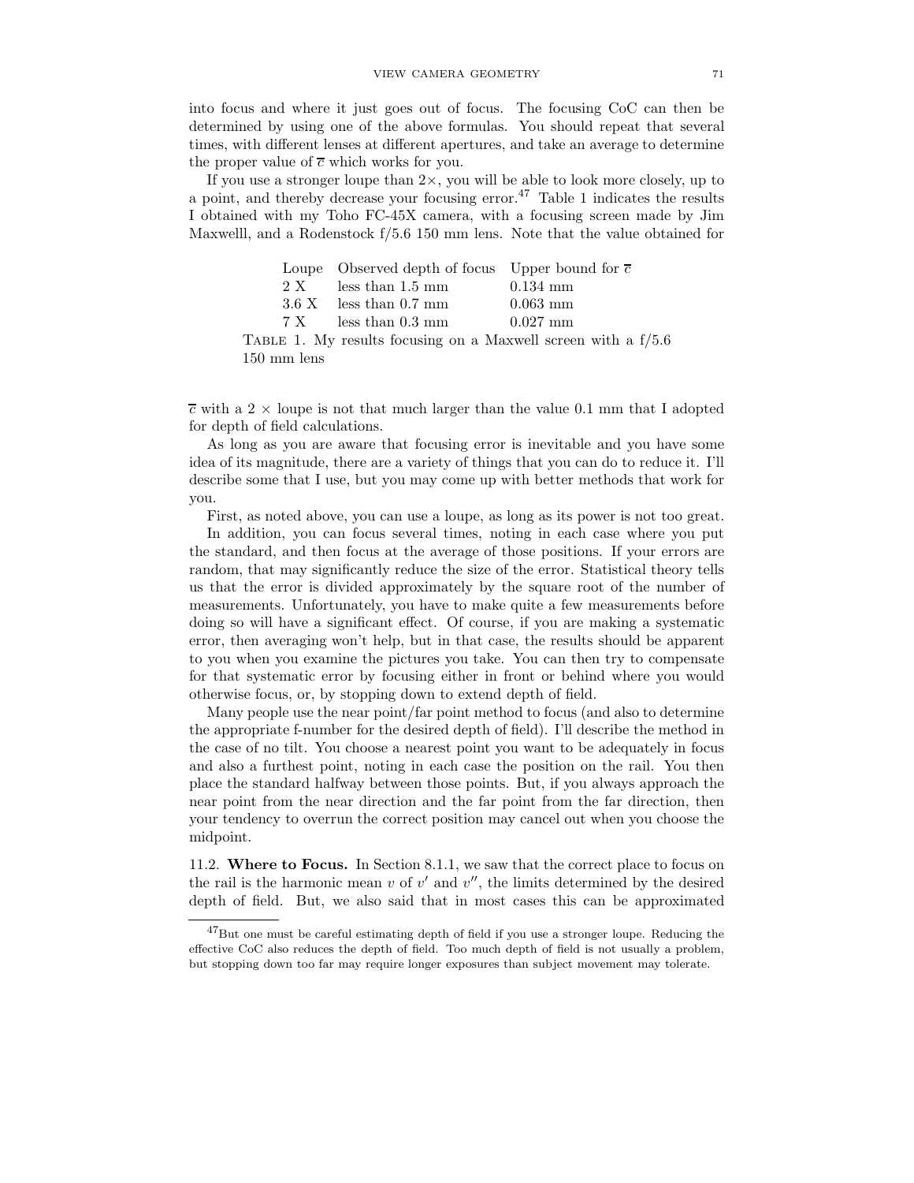into focus and where it just goes out of focus. The focusing CoC can then be determined by using one of the above formulas. You should repeat that several times, with different lenses at different apertures, and take an average to determine the proper value of $\overline{c}$ which works for you.

If you use a stronger loupe than $2\times$, you will be able to look more closely, up to a point, and thereby decrease your focusing error.[47] Table 1 indicates the results I obtained with my Toho FC-45X camera, with a focusing screen made by Jim Maxwelll, and a Rodenstock f/5.6 150 mm lens. Note that the value obtained for

| Loupe | Observed depth of focus | Upper bound for $\overline{c}$ |
|---|---|---|
| 2 X | less than 1.5 mm | 0.134 mm |
| 3.6 X | less than 0.7 mm | 0.063 mm |
| 7 X | less than 0.3 mm | 0.027 mm |

Table 1. My results focusing on a Maxwell screen with a f/5.6 150 mm lens

$\overline{c}$ with a $2\times$ loupe is not that much larger than the value 0.1 mm that I adopted for depth of field calculations.

As long as you are aware that focusing error is inevitable and you have some idea of its magnitude, there are a variety of things that you can do to reduce it. I'll describe some that I use, but you may come up with better methods that work for you.

First, as noted above, you can use a loupe, as long as its power is not too great.

In addition, you can focus several times, noting in each case where you put the standard, and then focus at the average of those positions. If your errors are random, that may significantly reduce the size of the error. Statistical theory tells us that the error is divided approximately by the square root of the number of measurements. Unfortunately, you have to make quite a few measurements before doing so will have a significant effect. Of course, if you are making a systematic error, then averaging won't help, but in that case, the results should be apparent to you when you examine the pictures you take. You can then try to compensate for that systematic error by focusing either in front or behind where you would otherwise focus, or, by stopping down to extend depth of field.

Many people use the near point/far point method to focus (and also to determine the appropriate f-number for the desired depth of field). I'll describe the method in the case of no tilt. You choose a nearest point you want to be adequately in focus and also a furthest point, noting in each case the position on the rail. You then place the standard halfway between those points. But, if you always approach the near point from the near direction and the far point from the far direction, then your tendency to overrun the correct position may cancel out when you choose the midpoint.

**11.2. Where to Focus.** In Section 8.1.1, we saw that the correct place to focus on the rail is the harmonic mean $v$ of $v'$ and $v''$, the limits determined by the desired depth of field. But, we also said that in most cases this can be approximated

[47]But one must be careful estimating depth of field if you use a stronger loupe. Reducing the effective CoC also reduces the depth of field. Too much depth of field is not usually a problem, but stopping down too far may require longer exposures than subject movement may tolerate.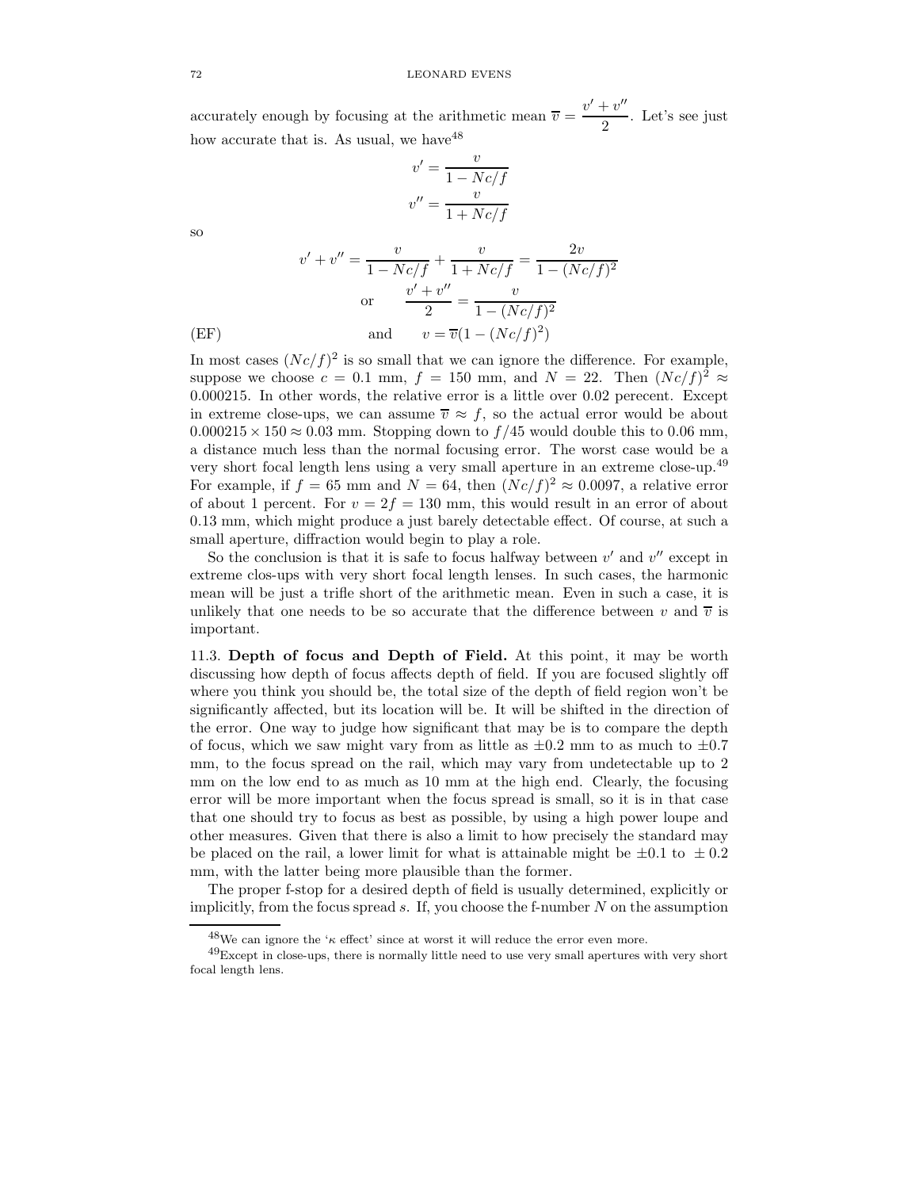accurately enough by focusing at the arithmetic mean $\overline{v} = \dfrac{v' + v''}{2}$. Let's see just how accurate that is. As usual, we have[48]

$$v' = \frac{v}{1 - Nc/f}$$
$$v'' = \frac{v}{1 + Nc/f}$$

so

$$v' + v'' = \frac{v}{1 - Nc/f} + \frac{v}{1 + Nc/f} = \frac{2v}{1 - (Nc/f)^2}$$
$$\text{or} \qquad \frac{v' + v''}{2} = \frac{v}{1 - (Nc/f)^2}$$
$$\text{(EF)} \qquad \text{and} \qquad v = \overline{v}(1 - (Nc/f)^2)$$

In most cases $(Nc/f)^2$ is so small that we can ignore the difference. For example, suppose we choose $c = 0.1$ mm, $f = 150$ mm, and $N = 22$. Then $(Nc/f)^2 \approx 0.000215$. In other words, the relative error is a little over 0.02 perecent. Except in extreme close-ups, we can assume $\overline{v} \approx f$, so the actual error would be about $0.000215 \times 150 \approx 0.03$ mm. Stopping down to $f/45$ would double this to 0.06 mm, a distance much less than the normal focusing error. The worst case would be a very short focal length lens using a very small aperture in an extreme close-up.[49] For example, if $f = 65$ mm and $N = 64$, then $(Nc/f)^2 \approx 0.0097$, a relative error of about 1 percent. For $v = 2f = 130$ mm, this would result in an error of about 0.13 mm, which might produce a just barely detectable effect. Of course, at such a small aperture, diffraction would begin to play a role.

So the conclusion is that it is safe to focus halfway between $v'$ and $v''$ except in extreme clos-ups with very short focal length lenses. In such cases, the harmonic mean will be just a trifle short of the arithmetic mean. Even in such a case, it is unlikely that one needs to be so accurate that the difference between $v$ and $\overline{v}$ is important.

11.3. **Depth of focus and Depth of Field.** At this point, it may be worth discussing how depth of focus affects depth of field. If you are focused slightly off where you think you should be, the total size of the depth of field region won't be significantly affected, but its location will be. It will be shifted in the direction of the error. One way to judge how significant that may be is to compare the depth of focus, which we saw might vary from as little as $\pm 0.2$ mm to as much to $\pm 0.7$ mm, to the focus spread on the rail, which may vary from undetectable up to 2 mm on the low end to as much as 10 mm at the high end. Clearly, the focusing error will be more important when the focus spread is small, so it is in that case that one should try to focus as best as possible, by using a high power loupe and other measures. Given that there is also a limit to how precisely the standard may be placed on the rail, a lower limit for what is attainable might be $\pm 0.1$ to $\pm 0.2$ mm, with the latter being more plausible than the former.

The proper f-stop for a desired depth of field is usually determined, explicitly or implicitly, from the focus spread $s$. If, you choose the f-number $N$ on the assumption

---

[48] We can ignore the '$\kappa$ effect' since at worst it will reduce the error even more.

[49] Except in close-ups, there is normally little need to use very small apertures with very short focal length lens.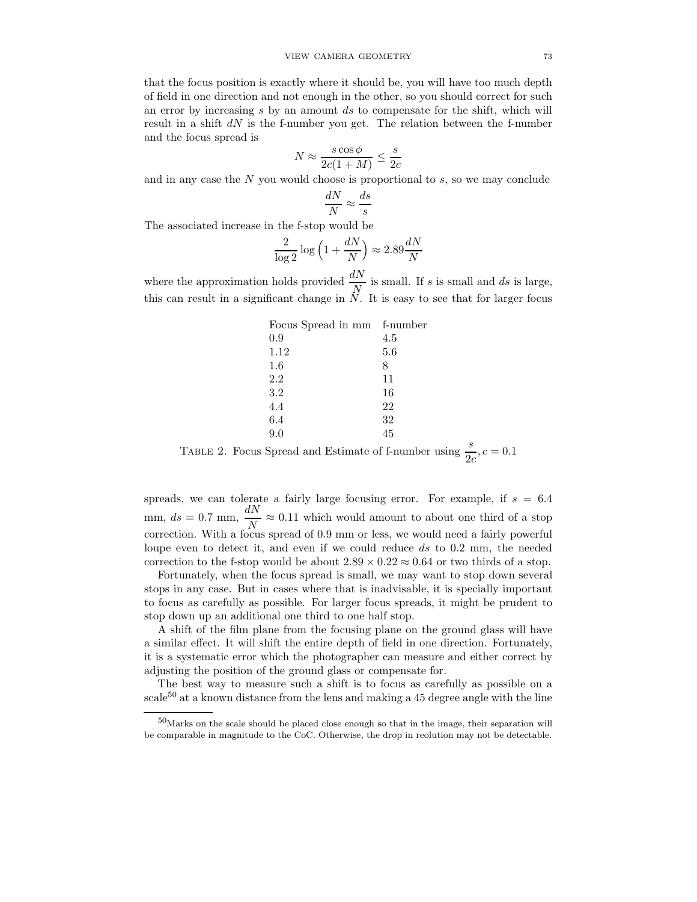that the focus position is exactly where it should be, you will have too much depth of field in one direction and not enough in the other, so you should correct for such an error by increasing $s$ by an amount $ds$ to compensate for the shift, which will result in a shift $dN$ is the f-number you get. The relation between the f-number and the focus spread is

$$N \approx \frac{s\cos\phi}{2c(1+M)} \leq \frac{s}{2c}$$

and in any case the $N$ you would choose is proportional to $s$, so we may conclude

$$\frac{dN}{N} \approx \frac{ds}{s}$$

The associated increase in the f-stop would be

$$\frac{2}{\log 2}\log\left(1+\frac{dN}{N}\right) \approx 2.89\frac{dN}{N}$$

where the approximation holds provided $\frac{dN}{N}$ is small. If $s$ is small and $ds$ is large, this can result in a significant change in $N$. It is easy to see that for larger focus spreads, we can tolerate a fairly large focusing error. For example, if $s = 6.4$ mm, $ds = 0.7$ mm, $\frac{dN}{N} \approx 0.11$ which would amount to about one third of a stop correction. With a focus spread of 0.9 mm or less, we would need a fairly powerful loupe even to detect it, and even if we could reduce $ds$ to 0.2 mm, the needed correction to the f-stop would be about $2.89 \times 0.22 \approx 0.64$ or two thirds of a stop.

| Focus Spread in mm | f-number |
|---|---|
| 0.9 | 4.5 |
| 1.12 | 5.6 |
| 1.6 | 8 |
| 2.2 | 11 |
| 3.2 | 16 |
| 4.4 | 22 |
| 6.4 | 32 |
| 9.0 | 45 |

Table 2. Focus Spread and Estimate of f-number using $\frac{s}{2c}, c = 0.1$

Fortunately, when the focus spread is small, we may want to stop down several stops in any case. But in cases where that is inadvisable, it is specially important to focus as carefully as possible. For larger focus spreads, it might be prudent to stop down up an additional one third to one half stop.

A shift of the film plane from the focusing plane on the ground glass will have a similar effect. It will shift the entire depth of field in one direction. Fortunately, it is a systematic error which the photographer can measure and either correct by adjusting the position of the ground glass or compensate for.

The best way to measure such a shift is to focus as carefully as possible on a scale[50] at a known distance from the lens and making a 45 degree angle with the line

[50] Marks on the scale should be placed close enough so that in the image, their separation will be comparable in magnitude to the CoC. Otherwise, the drop in reolution may not be detectable.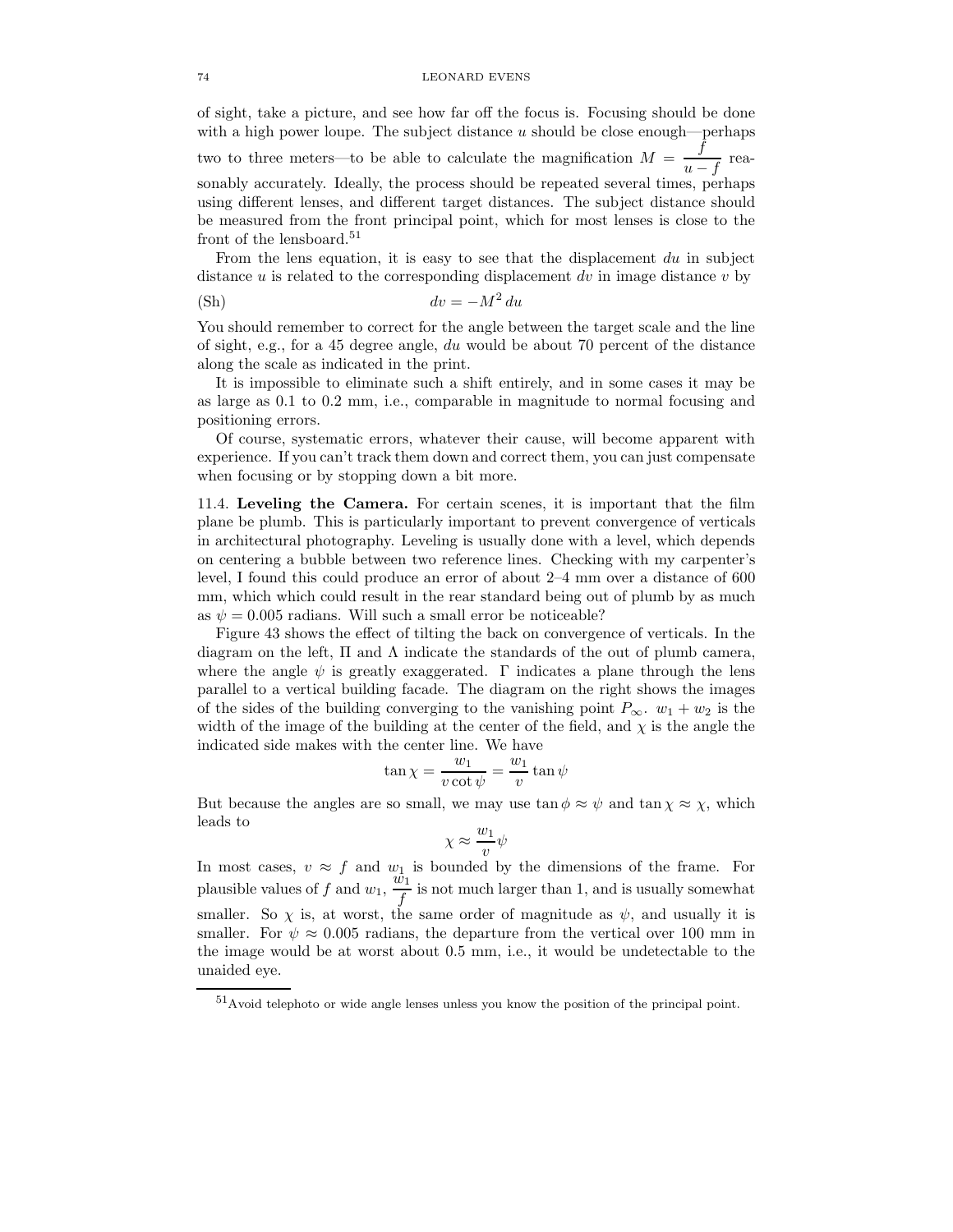of sight, take a picture, and see how far off the focus is. Focusing should be done with a high power loupe. The subject distance $u$ should be close enough—perhaps two to three meters—to be able to calculate the magnification $M = \dfrac{f}{u-f}$ reasonably accurately. Ideally, the process should be repeated several times, perhaps using different lenses, and different target distances. The subject distance should be measured from the front principal point, which for most lenses is close to the front of the lensboard.[51]

From the lens equation, it is easy to see that the displacement $du$ in subject distance $u$ is related to the corresponding displacement $dv$ in image distance $v$ by

$$dv = -M^2\,du \tag{Sh}$$

You should remember to correct for the angle between the target scale and the line of sight, e.g., for a 45 degree angle, $du$ would be about 70 percent of the distance along the scale as indicated in the print.

It is impossible to eliminate such a shift entirely, and in some cases it may be as large as 0.1 to 0.2 mm, i.e., comparable in magnitude to normal focusing and positioning errors.

Of course, systematic errors, whatever their cause, will become apparent with experience. If you can't track them down and correct them, you can just compensate when focusing or by stopping down a bit more.

11.4. **Leveling the Camera.** For certain scenes, it is important that the film plane be plumb. This is particularly important to prevent convergence of verticals in architectural photography. Leveling is usually done with a level, which depends on centering a bubble between two reference lines. Checking with my carpenter's level, I found this could produce an error of about 2–4 mm over a distance of 600 mm, which which could result in the rear standard being out of plumb by as much as $\psi = 0.005$ radians. Will such a small error be noticeable?

Figure 43 shows the effect of tilting the back on convergence of verticals. In the diagram on the left, $\Pi$ and $\Lambda$ indicate the standards of the out of plumb camera, where the angle $\psi$ is greatly exaggerated. $\Gamma$ indicates a plane through the lens parallel to a vertical building facade. The diagram on the right shows the images of the sides of the building converging to the vanishing point $P_\infty$. $w_1 + w_2$ is the width of the image of the building at the center of the field, and $\chi$ is the angle the indicated side makes with the center line. We have

$$\tan\chi = \frac{w_1}{v\cot\psi} = \frac{w_1}{v}\tan\psi$$

But because the angles are so small, we may use $\tan\phi \approx \psi$ and $\tan\chi \approx \chi$, which leads to

$$\chi \approx \frac{w_1}{v}\psi$$

In most cases, $v \approx f$ and $w_1$ is bounded by the dimensions of the frame. For plausible values of $f$ and $w_1$, $\dfrac{w_1}{f}$ is not much larger than 1, and is usually somewhat smaller. So $\chi$ is, at worst, the same order of magnitude as $\psi$, and usually it is smaller. For $\psi \approx 0.005$ radians, the departure from the vertical over 100 mm in the image would be at worst about 0.5 mm, i.e., it would be undetectable to the unaided eye.

---

[51] Avoid telephoto or wide angle lenses unless you know the position of the principal point.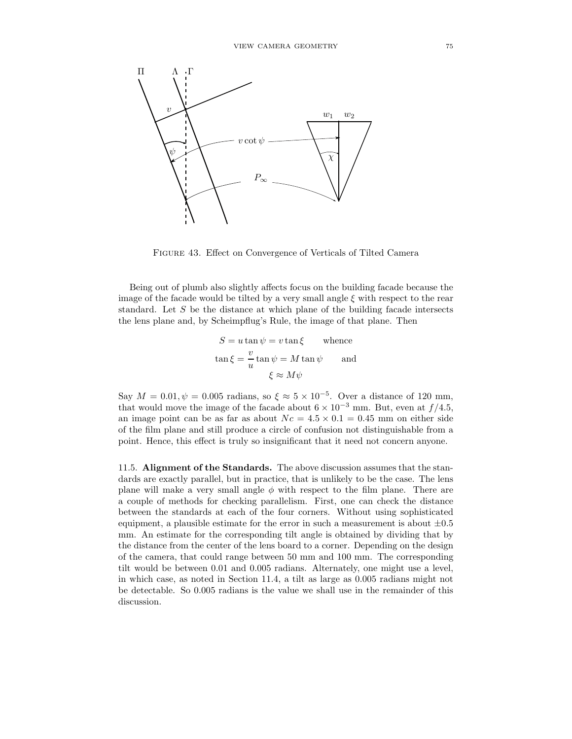FIGURE 43. Effect on Convergence of Verticals of Tilted Camera

Being out of plumb also slightly affects focus on the building facade because the image of the facade would be tilted by a very small angle $\xi$ with respect to the rear standard. Let $S$ be the distance at which plane of the building facade intersects the lens plane and, by Scheimpflug's Rule, the image of that plane. Then

$$S = u \tan\psi = v \tan\xi \qquad \text{whence}$$

$$\tan\xi = \frac{v}{u}\tan\psi = M\tan\psi \qquad \text{and}$$

$$\xi \approx M\psi$$

Say $M = 0.01, \psi = 0.005$ radians, so $\xi \approx 5 \times 10^{-5}$. Over a distance of 120 mm, that would move the image of the facade about $6 \times 10^{-3}$ mm. But, even at $f/4.5$, an image point can be as far as about $Nc = 4.5 \times 0.1 = 0.45$ mm on either side of the film plane and still produce a circle of confusion not distinguishable from a point. Hence, this effect is truly so insignificant that it need not concern anyone.

11.5. **Alignment of the Standards.** The above discussion assumes that the standards are exactly parallel, but in practice, that is unlikely to be the case. The lens plane will make a very small angle $\phi$ with respect to the film plane. There are a couple of methods for checking parallelism. First, one can check the distance between the standards at each of the four corners. Without using sophisticated equipment, a plausible estimate for the error in such a measurement is about $\pm 0.5$ mm. An estimate for the corresponding tilt angle is obtained by dividing that by the distance from the center of the lens board to a corner. Depending on the design of the camera, that could range between 50 mm and 100 mm. The corresponding tilt would be between 0.01 and 0.005 radians. Alternately, one might use a level, in which case, as noted in Section 11.4, a tilt as large as 0.005 radians might not be detectable. So 0.005 radians is the value we shall use in the remainder of this discussion.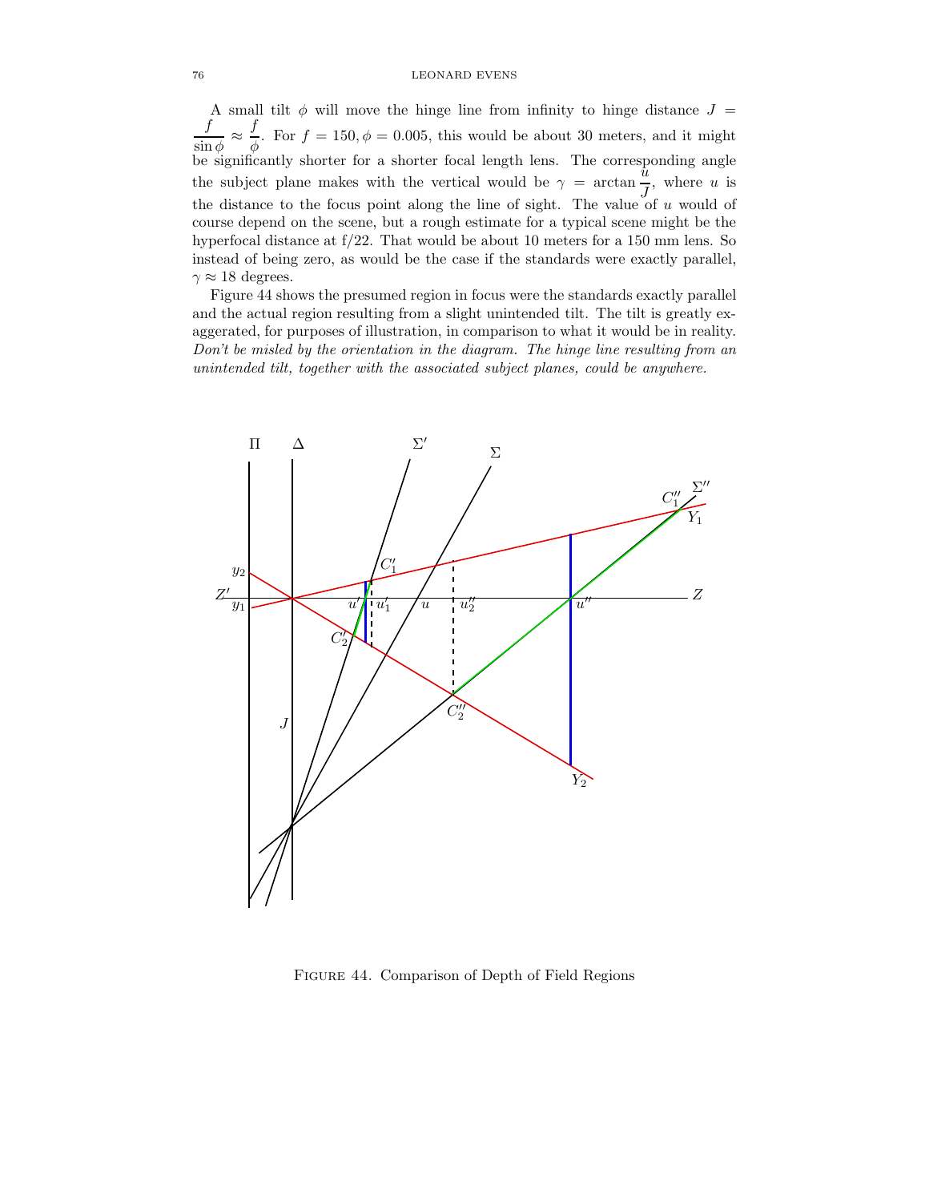A small tilt $\phi$ will move the hinge line from infinity to hinge distance $J = \dfrac{f}{\sin\phi} \approx \dfrac{f}{\phi}$. For $f = 150, \phi = 0.005$, this would be about 30 meters, and it might be significantly shorter for a shorter focal length lens. The corresponding angle the subject plane makes with the vertical would be $\gamma = \arctan \dfrac{u}{J}$, where $u$ is the distance to the focus point along the line of sight. The value of $u$ would of course depend on the scene, but a rough estimate for a typical scene might be the hyperfocal distance at f/22. That would be about 10 meters for a 150 mm lens. So instead of being zero, as would be the case if the standards were exactly parallel, $\gamma \approx 18$ degrees.

Figure 44 shows the presumed region in focus were the standards exactly parallel and the actual region resulting from a slight unintended tilt. The tilt is greatly exaggerated, for purposes of illustration, in comparison to what it would be in reality. *Don't be misled by the orientation in the diagram. The hinge line resulting from an unintended tilt, together with the associated subject planes, could be anywhere.*

Figure 44. Comparison of Depth of Field Regions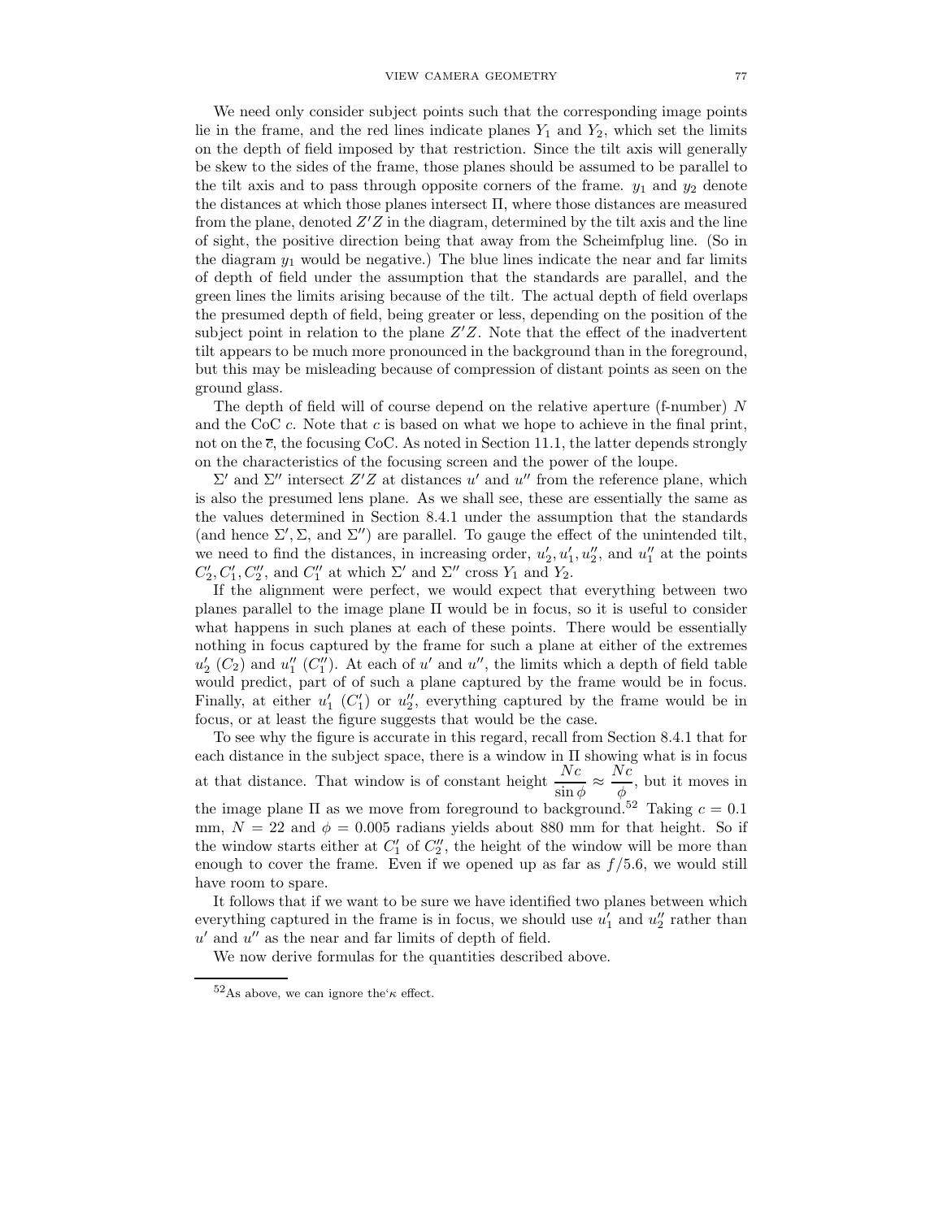We need only consider subject points such that the corresponding image points lie in the frame, and the red lines indicate planes $Y_1$ and $Y_2$, which set the limits on the depth of field imposed by that restriction. Since the tilt axis will generally be skew to the sides of the frame, those planes should be assumed to be parallel to the tilt axis and to pass through opposite corners of the frame. $y_1$ and $y_2$ denote the distances at which those planes intersect $\Pi$, where those distances are measured from the plane, denoted $Z'Z$ in the diagram, determined by the tilt axis and the line of sight, the positive direction being that away from the Scheimfplug line. (So in the diagram $y_1$ would be negative.) The blue lines indicate the near and far limits of depth of field under the assumption that the standards are parallel, and the green lines the limits arising because of the tilt. The actual depth of field overlaps the presumed depth of field, being greater or less, depending on the position of the subject point in relation to the plane $Z'Z$. Note that the effect of the inadvertent tilt appears to be much more pronounced in the background than in the foreground, but this may be misleading because of compression of distant points as seen on the ground glass.

The depth of field will of course depend on the relative aperture (f-number) $N$ and the CoC $c$. Note that $c$ is based on what we hope to achieve in the final print, not on the $\overline{c}$, the focusing CoC. As noted in Section 11.1, the latter depends strongly on the characteristics of the focusing screen and the power of the loupe.

$\Sigma'$ and $\Sigma''$ intersect $Z'Z$ at distances $u'$ and $u''$ from the reference plane, which is also the presumed lens plane. As we shall see, these are essentially the same as the values determined in Section 8.4.1 under the assumption that the standards (and hence $\Sigma', \Sigma$, and $\Sigma''$) are parallel. To gauge the effect of the unintended tilt, we need to find the distances, in increasing order, $u_2', u_1', u_2''$, and $u_1''$ at the points $C_2', C_1', C_2''$, and $C_1''$ at which $\Sigma'$ and $\Sigma''$ cross $Y_1$ and $Y_2$.

If the alignment were perfect, we would expect that everything between two planes parallel to the image plane $\Pi$ would be in focus, so it is useful to consider what happens in such planes at each of these points. There would be essentially nothing in focus captured by the frame for such a plane at either of the extremes $u_2'$ ($C_2$) and $u_1''$ ($C_1''$). At each of $u'$ and $u''$, the limits which a depth of field table would predict, part of of such a plane captured by the frame would be in focus. Finally, at either $u_1'$ ($C_1'$) or $u_2''$, everything captured by the frame would be in focus, or at least the figure suggests that would be the case.

To see why the figure is accurate in this regard, recall from Section 8.4.1 that for each distance in the subject space, there is a window in $\Pi$ showing what is in focus at that distance. That window is of constant height $\dfrac{Nc}{\sin\phi} \approx \dfrac{Nc}{\phi}$, but it moves in the image plane $\Pi$ as we move from foreground to background.[52] Taking $c = 0.1$ mm, $N = 22$ and $\phi = 0.005$ radians yields about 880 mm for that height. So if the window starts either at $C_1'$ of $C_2''$, the height of the window will be more than enough to cover the frame. Even if we opened up as far as $f/5.6$, we would still have room to spare.

It follows that if we want to be sure we have identified two planes between which everything captured in the frame is in focus, we should use $u_1'$ and $u_2''$ rather than $u'$ and $u''$ as the near and far limits of depth of field.

We now derive formulas for the quantities described above.

[52] As above, we can ignore the'$\kappa$ effect.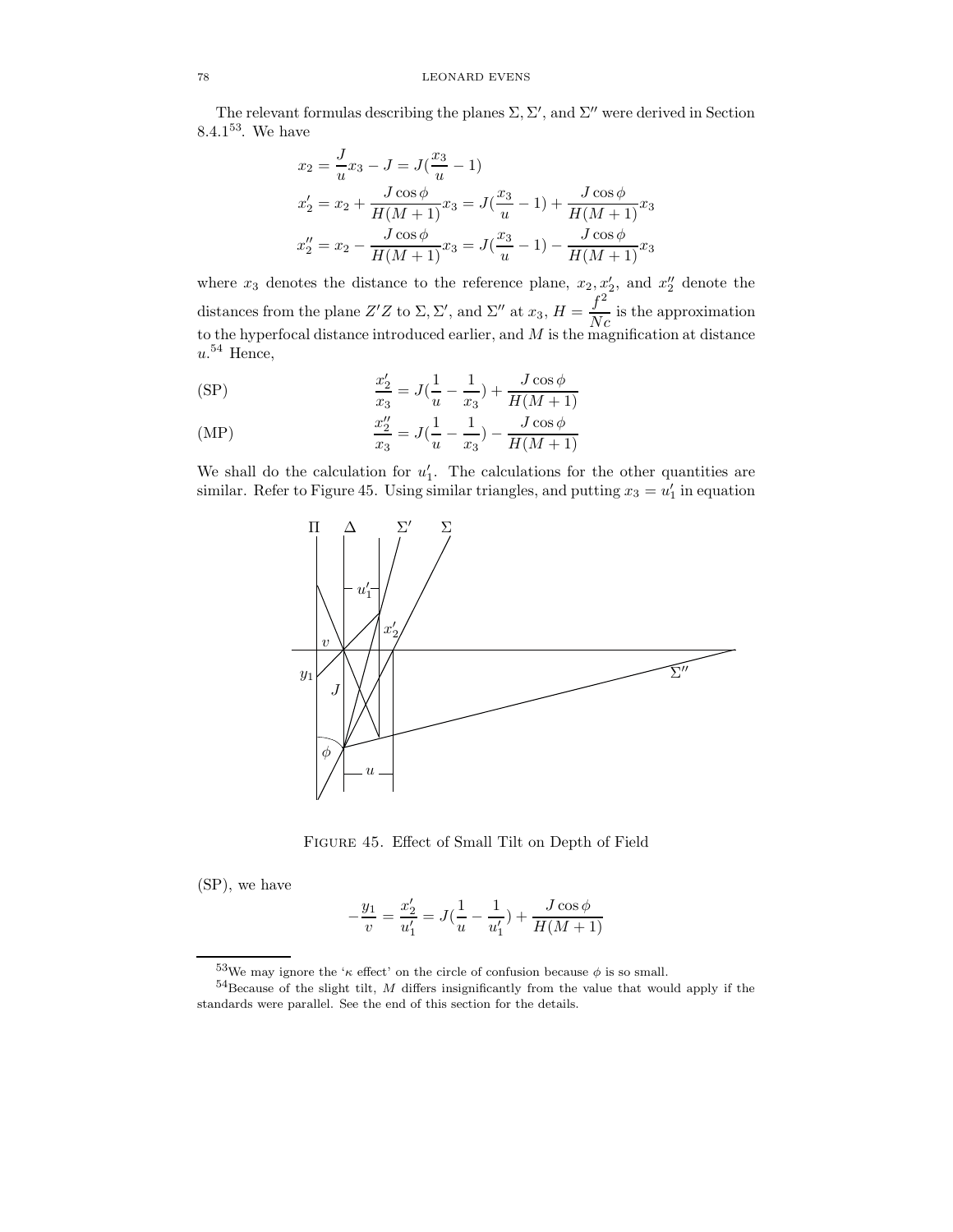The relevant formulas describing the planes $\Sigma, \Sigma'$, and $\Sigma''$ were derived in Section 8.4.1[53]. We have

$$
\begin{aligned}
x_2 &= \frac{J}{u}x_3 - J = J(\frac{x_3}{u} - 1) \\
x_2' &= x_2 + \frac{J\cos\phi}{H(M+1)}x_3 = J(\frac{x_3}{u} - 1) + \frac{J\cos\phi}{H(M+1)}x_3 \\
x_2'' &= x_2 - \frac{J\cos\phi}{H(M+1)}x_3 = J(\frac{x_3}{u} - 1) - \frac{J\cos\phi}{H(M+1)}x_3
\end{aligned}
$$

where $x_3$ denotes the distance to the reference plane, $x_2, x_2'$, and $x_2''$ denote the distances from the plane $Z'Z$ to $\Sigma, \Sigma'$, and $\Sigma''$ at $x_3$, $H = \dfrac{f^2}{Nc}$ is the approximation to the hyperfocal distance introduced earlier, and $M$ is the magnification at distance $u$.[54] Hence,

$$
\text{(SP)} \qquad \frac{x_2'}{x_3} = J(\frac{1}{u} - \frac{1}{x_3}) + \frac{J\cos\phi}{H(M+1)}
$$

$$
\text{(MP)} \qquad \frac{x_2''}{x_3} = J(\frac{1}{u} - \frac{1}{x_3}) - \frac{J\cos\phi}{H(M+1)}
$$

We shall do the calculation for $u_1'$. The calculations for the other quantities are similar. Refer to Figure 45. Using similar triangles, and putting $x_3 = u_1'$ in equation

FIGURE 45. Effect of Small Tilt on Depth of Field

(SP), we have

$$
-\frac{y_1}{v} = \frac{x_2'}{u_1'} = J(\frac{1}{u} - \frac{1}{u_1'}) + \frac{J\cos\phi}{H(M+1)}
$$

[53] We may ignore the '$\kappa$ effect' on the circle of confusion because $\phi$ is so small.

[54] Because of the slight tilt, $M$ differs insignificantly from the value that would apply if the standards were parallel. See the end of this section for the details.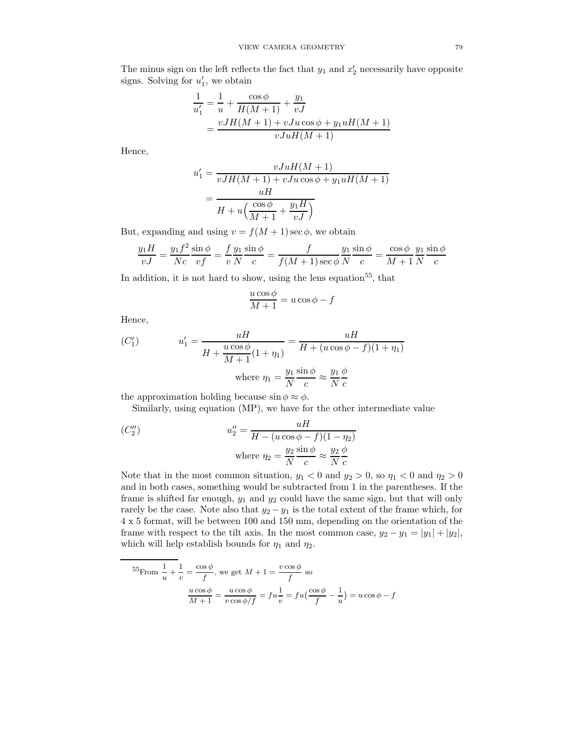The minus sign on the left reflects the fact that $y_1$ and $x_2'$ necessarily have opposite signs. Solving for $u_1'$, we obtain

$$\frac{1}{u_1'} = \frac{1}{u} + \frac{\cos\phi}{H(M+1)} + \frac{y_1}{vJ}$$
$$= \frac{vJH(M+1) + vJu\cos\phi + y_1 uH(M+1)}{vJuH(M+1)}$$

Hence,

$$u_1' = \frac{vJuH(M+1)}{vJH(M+1) + vJu\cos\phi + y_1 uH(M+1)}$$
$$= \frac{uH}{H + u\Big(\dfrac{\cos\phi}{M+1} + \dfrac{y_1 H}{vJ}\Big)}$$

But, expanding and using $v = f(M+1)\sec\phi$, we obtain

$$\frac{y_1 H}{vJ} = \frac{y_1 f^2}{Nc}\frac{\sin\phi}{vf} = \frac{f}{v}\frac{y_1}{N}\frac{\sin\phi}{c} = \frac{f}{f(M+1)\sec\phi}\frac{y_1}{N}\frac{\sin\phi}{c} = \frac{\cos\phi}{M+1}\frac{y_1}{N}\frac{\sin\phi}{c}$$

In addition, it is not hard to show, using the lens equation[55], that

$$\frac{u\cos\phi}{M+1} = u\cos\phi - f$$

Hence,

$$(C_1') \qquad u_1' = \frac{uH}{H + \dfrac{u\cos\phi}{M+1}(1+\eta_1)} = \frac{uH}{H + (u\cos\phi - f)(1+\eta_1)}$$

$$\text{where } \eta_1 = \frac{y_1}{N}\frac{\sin\phi}{c} \approx \frac{y_1}{N}\frac{\phi}{c}$$

the approximation holding because $\sin\phi \approx \phi$.

Similarly, using equation (MP), we have for the other intermediate value

$$(C_2'') \qquad u_2'' = \frac{uH}{H - (u\cos\phi - f)(1-\eta_2)}$$

$$\text{where } \eta_2 = \frac{y_2}{N}\frac{\sin\phi}{c} \approx \frac{y_2}{N}\frac{\phi}{c}$$

Note that in the most common situation, $y_1 < 0$ and $y_2 > 0$, so $\eta_1 < 0$ and $\eta_2 > 0$ and in both cases, something would be subtracted from 1 in the parentheses. If the frame is shifted far enough, $y_1$ and $y_2$ could have the same sign, but that will only rarely be the case. Note also that $y_2 - y_1$ is the total extent of the frame which, for 4 x 5 format, will be between 100 and 150 mm, depending on the orientation of the frame with respect to the tilt axis. In the most common case, $y_2 - y_1 = |y_1| + |y_2|$, which will help establish bounds for $\eta_1$ and $\eta_2$.

---

[55] From $\dfrac{1}{u} + \dfrac{1}{v} = \dfrac{\cos\phi}{f}$, we get $M + 1 = \dfrac{v\cos\phi}{f}$ so

$$\frac{u\cos\phi}{M+1} = \frac{u\cos\phi}{v\cos\phi/f} = fu\frac{1}{v} = fu\Big(\frac{\cos\phi}{f} - \frac{1}{u}\Big) = u\cos\phi - f$$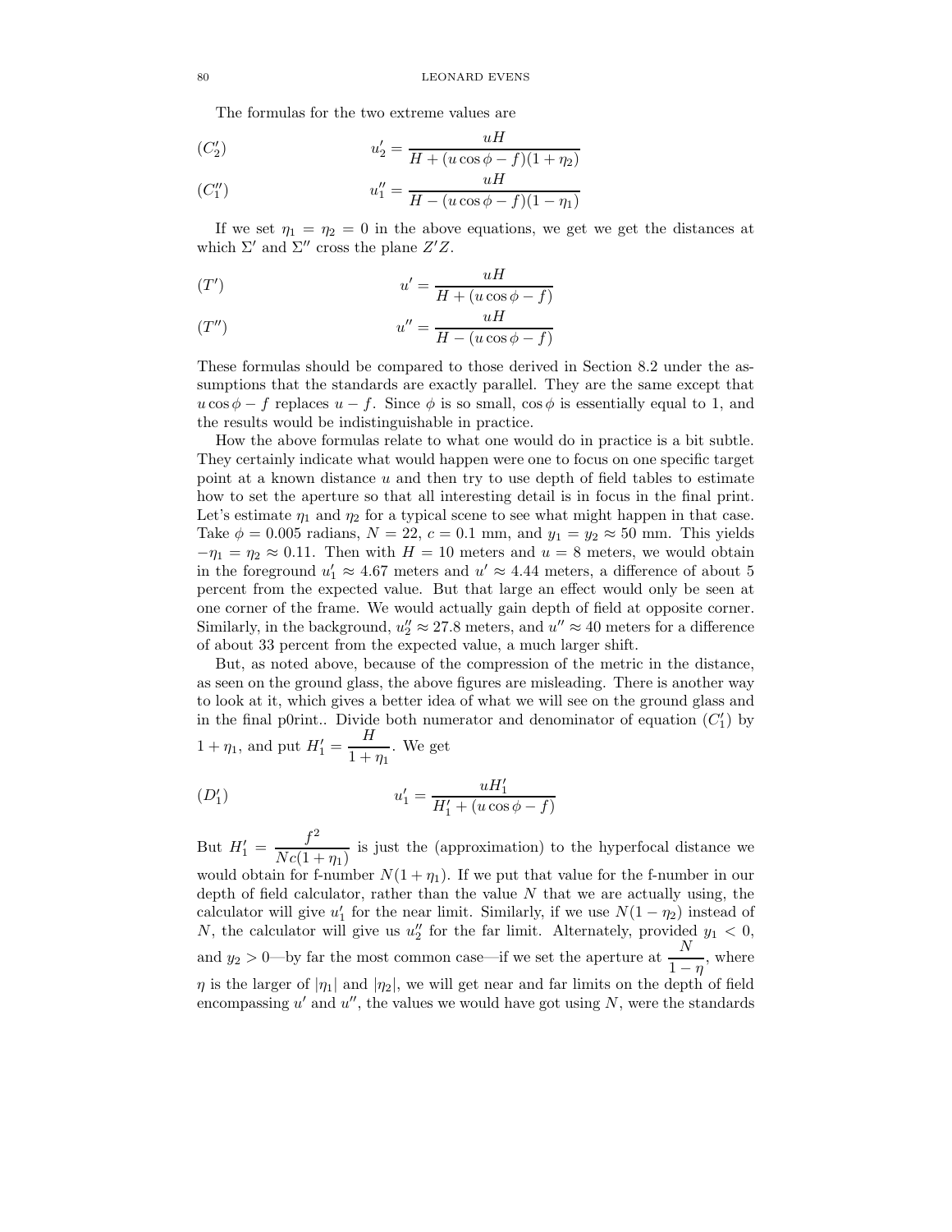The formulas for the two extreme values are

$$(C_2') \qquad u_2' = \frac{uH}{H + (u\cos\phi - f)(1+\eta_2)}$$

$$(C_1'') \qquad u_1'' = \frac{uH}{H - (u\cos\phi - f)(1-\eta_1)}$$

If we set $\eta_1 = \eta_2 = 0$ in the above equations, we get we get the distances at which $\Sigma'$ and $\Sigma''$ cross the plane $Z'Z$.

$$(T') \qquad u' = \frac{uH}{H + (u\cos\phi - f)}$$

$$(T'') \qquad u'' = \frac{uH}{H - (u\cos\phi - f)}$$

These formulas should be compared to those derived in Section 8.2 under the assumptions that the standards are exactly parallel. They are the same except that $u\cos\phi - f$ replaces $u - f$. Since $\phi$ is so small, $\cos\phi$ is essentially equal to 1, and the results would be indistinguishable in practice.

How the above formulas relate to what one would do in practice is a bit subtle. They certainly indicate what would happen were one to focus on one specific target point at a known distance $u$ and then try to use depth of field tables to estimate how to set the aperture so that all interesting detail is in focus in the final print. Let's estimate $\eta_1$ and $\eta_2$ for a typical scene to see what might happen in that case. Take $\phi = 0.005$ radians, $N = 22$, $c = 0.1$ mm, and $y_1 = y_2 \approx 50$ mm. This yields $-\eta_1 = \eta_2 \approx 0.11$. Then with $H = 10$ meters and $u = 8$ meters, we would obtain in the foreground $u_1' \approx 4.67$ meters and $u' \approx 4.44$ meters, a difference of about 5 percent from the expected value. But that large an effect would only be seen at one corner of the frame. We would actually gain depth of field at opposite corner. Similarly, in the background, $u_2'' \approx 27.8$ meters, and $u'' \approx 40$ meters for a difference of about 33 percent from the expected value, a much larger shift.

But, as noted above, because of the compression of the metric in the distance, as seen on the ground glass, the above figures are misleading. There is another way to look at it, which gives a better idea of what we will see on the ground glass and in the final p0rint.. Divide both numerator and denominator of equation $(C_1')$ by $1 + \eta_1$, and put $H_1' = \dfrac{H}{1+\eta_1}$. We get

$$(D_1') \qquad u_1' = \frac{uH_1'}{H_1' + (u\cos\phi - f)}$$

But $H_1' = \dfrac{f^2}{Nc(1+\eta_1)}$ is just the (approximation) to the hyperfocal distance we would obtain for f-number $N(1+\eta_1)$. If we put that value for the f-number in our depth of field calculator, rather than the value $N$ that we are actually using, the calculator will give $u_1'$ for the near limit. Similarly, if we use $N(1-\eta_2)$ instead of $N$, the calculator will give us $u_2''$ for the far limit. Alternately, provided $y_1 < 0$, and $y_2 > 0$—by far the most common case—if we set the aperture at $\dfrac{N}{1-\eta}$, where $\eta$ is the larger of $|\eta_1|$ and $|\eta_2|$, we will get near and far limits on the depth of field encompassing $u'$ and $u''$, the values we would have got using $N$, were the standards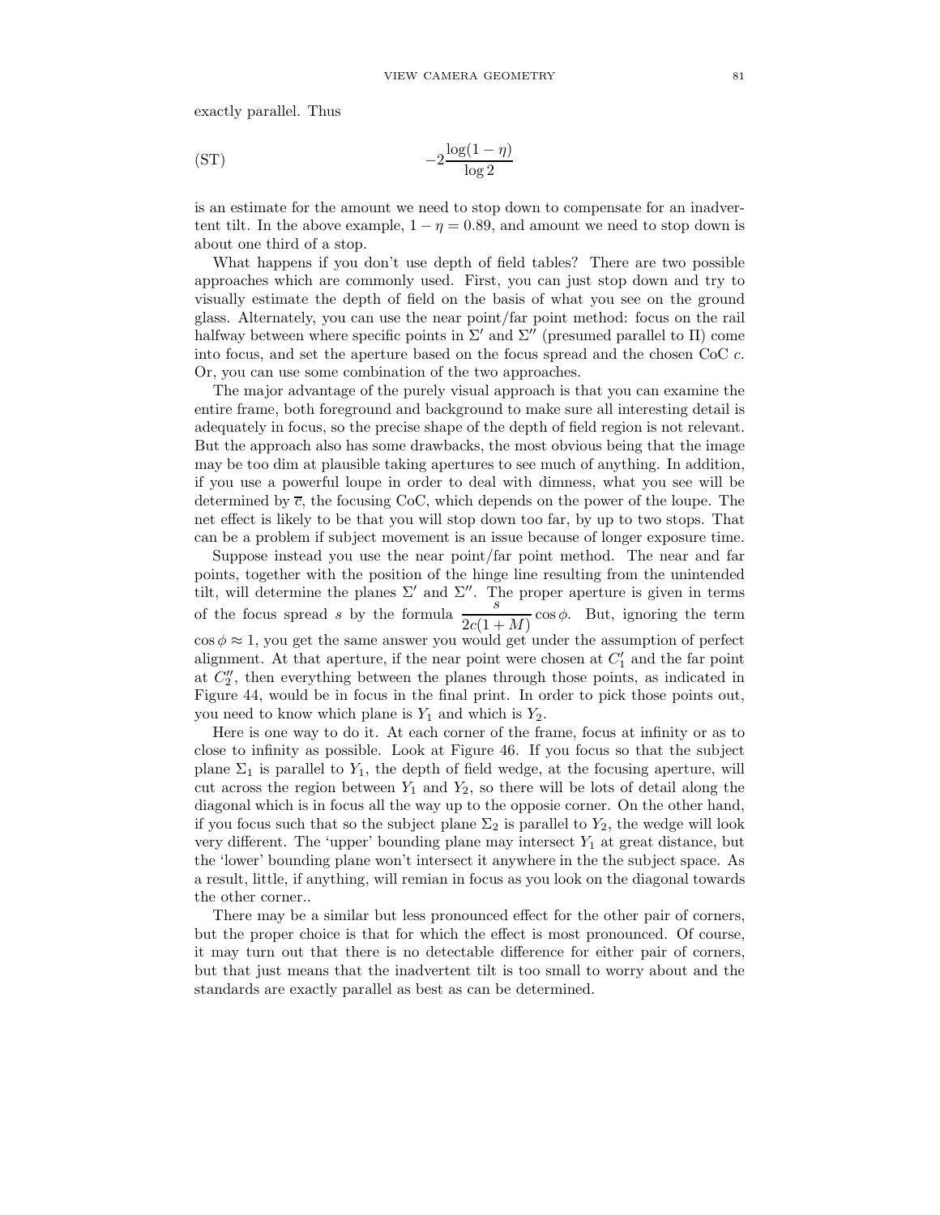exactly parallel. Thus

$$
-2\frac{\log(1-\eta)}{\log 2} \tag{ST}
$$

is an estimate for the amount we need to stop down to compensate for an inadvertent tilt. In the above example, $1-\eta = 0.89$, and amount we need to stop down is about one third of a stop.

What happens if you don't use depth of field tables? There are two possible approaches which are commonly used. First, you can just stop down and try to visually estimate the depth of field on the basis of what you see on the ground glass. Alternately, you can use the near point/far point method: focus on the rail halfway between where specific points in $\Sigma'$ and $\Sigma''$ (presumed parallel to $\Pi$) come into focus, and set the aperture based on the focus spread and the chosen CoC $c$. Or, you can use some combination of the two approaches.

The major advantage of the purely visual approach is that you can examine the entire frame, both foreground and background to make sure all interesting detail is adequately in focus, so the precise shape of the depth of field region is not relevant. But the approach also has some drawbacks, the most obvious being that the image may be too dim at plausible taking apertures to see much of anything. In addition, if you use a powerful loupe in order to deal with dimness, what you see will be determined by $\overline{c}$, the focusing CoC, which depends on the power of the loupe. The net effect is likely to be that you will stop down too far, by up to two stops. That can be a problem if subject movement is an issue because of longer exposure time.

Suppose instead you use the near point/far point method. The near and far points, together with the position of the hinge line resulting from the unintended tilt, will determine the planes $\Sigma'$ and $\Sigma''$. The proper aperture is given in terms of the focus spread $s$ by the formula $\dfrac{s}{2c(1+M)}\cos\phi$. But, ignoring the term $\cos\phi \approx 1$, you get the same answer you would get under the assumption of perfect alignment. At that aperture, if the near point were chosen at $C_1'$ and the far point at $C_2''$, then everything between the planes through those points, as indicated in Figure 44, would be in focus in the final print. In order to pick those points out, you need to know which plane is $Y_1$ and which is $Y_2$.

Here is one way to do it. At each corner of the frame, focus at infinity or as to close to infinity as possible. Look at Figure 46. If you focus so that the subject plane $\Sigma_1$ is parallel to $Y_1$, the depth of field wedge, at the focusing aperture, will cut across the region between $Y_1$ and $Y_2$, so there will be lots of detail along the diagonal which is in focus all the way up to the opposie corner. On the other hand, if you focus such that so the subject plane $\Sigma_2$ is parallel to $Y_2$, the wedge will look very different. The 'upper' bounding plane may intersect $Y_1$ at great distance, but the 'lower' bounding plane won't intersect it anywhere in the the subject space. As a result, little, if anything, will remian in focus as you look on the diagonal towards the other corner..

There may be a similar but less pronounced effect for the other pair of corners, but the proper choice is that for which the effect is most pronounced. Of course, it may turn out that there is no detectable difference for either pair of corners, but that just means that the inadvertent tilt is too small to worry about and the standards are exactly parallel as best as can be determined.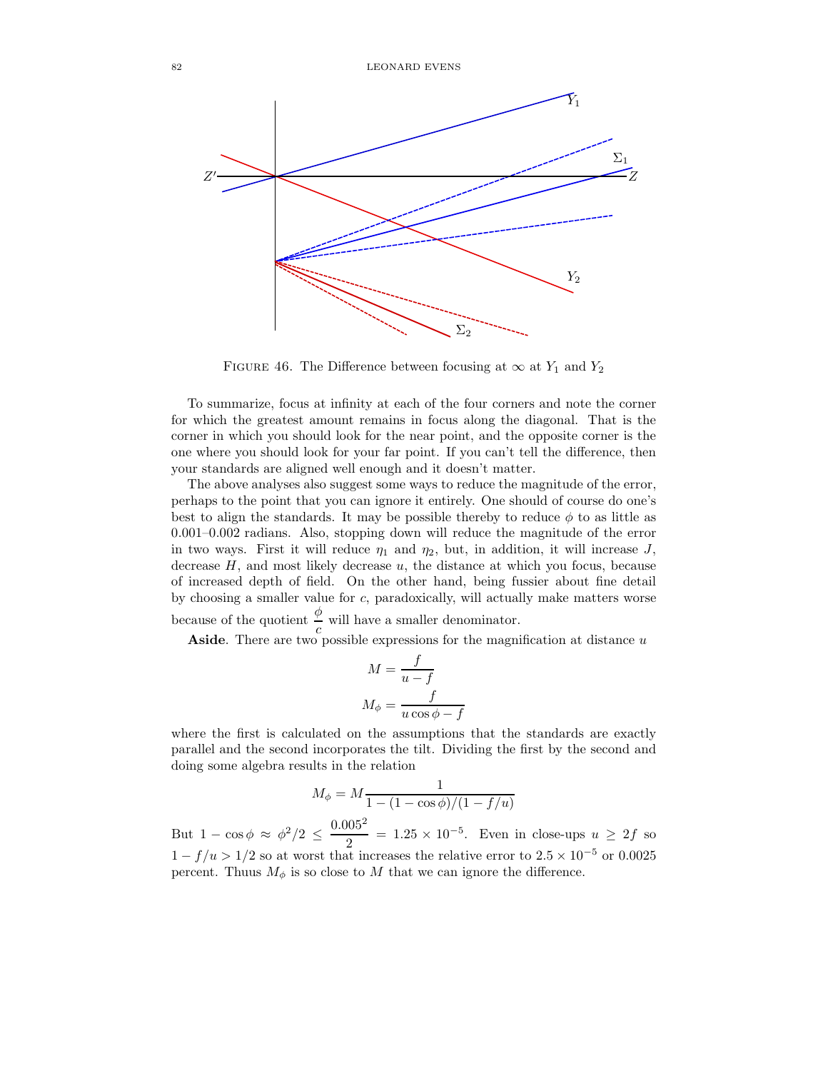Figure 46. The Difference between focusing at $\infty$ at $Y_1$ and $Y_2$

To summarize, focus at infinity at each of the four corners and note the corner for which the greatest amount remains in focus along the diagonal. That is the corner in which you should look for the near point, and the opposite corner is the one where you should look for your far point. If you can't tell the difference, then your standards are aligned well enough and it doesn't matter.

The above analyses also suggest some ways to reduce the magnitude of the error, perhaps to the point that you can ignore it entirely. One should of course do one's best to align the standards. It may be possible thereby to reduce $\phi$ to as little as 0.001–0.002 radians. Also, stopping down will reduce the magnitude of the error in two ways. First it will reduce $\eta_1$ and $\eta_2$, but, in addition, it will increase $J$, decrease $H$, and most likely decrease $u$, the distance at which you focus, because of increased depth of field. On the other hand, being fussier about fine detail by choosing a smaller value for $c$, paradoxically, will actually make matters worse because of the quotient $\dfrac{\phi}{c}$ will have a smaller denominator.

**Aside**. There are two possible expressions for the magnification at distance $u$

$$M = \frac{f}{u - f}$$
$$M_\phi = \frac{f}{u\cos\phi - f}$$

where the first is calculated on the assumptions that the standards are exactly parallel and the second incorporates the tilt. Dividing the first by the second and doing some algebra results in the relation

$$M_\phi = M\frac{1}{1 - (1 - \cos\phi)/(1 - f/u)}$$

But $1 - \cos\phi \approx \phi^2/2 \leq \dfrac{0.005^2}{2} = 1.25 \times 10^{-5}$. Even in close-ups $u \geq 2f$ so $1 - f/u > 1/2$ so at worst that increases the relative error to $2.5 \times 10^{-5}$ or 0.0025 percent. Thuus $M_\phi$ is so close to $M$ that we can ignore the difference.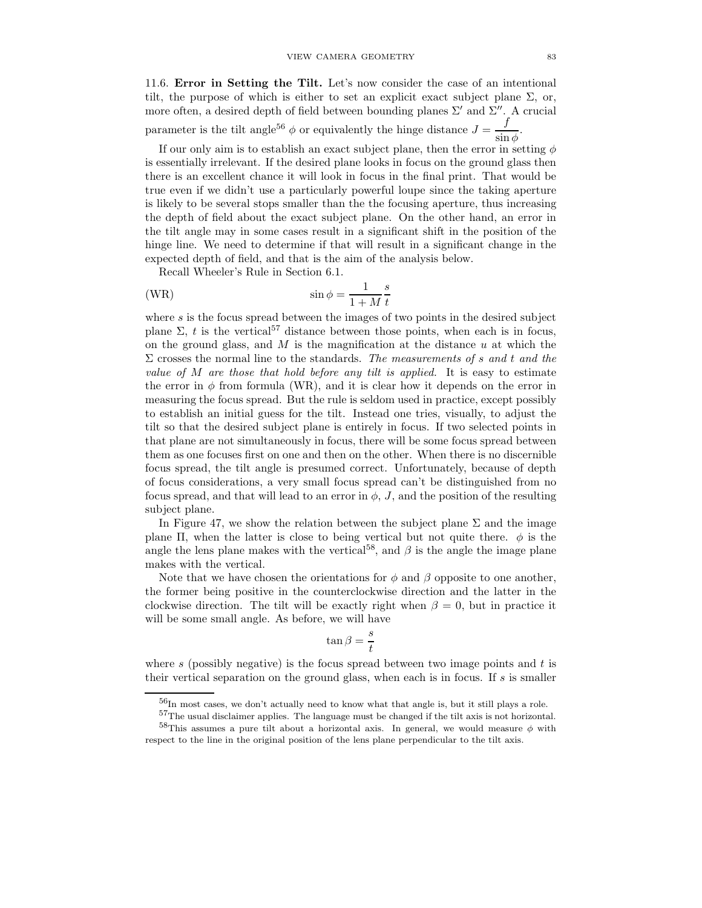11.6. **Error in Setting the Tilt.** Let's now consider the case of an intentional tilt, the purpose of which is either to set an explicit exact subject plane $\Sigma$, or, more often, a desired depth of field between bounding planes $\Sigma'$ and $\Sigma''$. A crucial parameter is the tilt angle[56] $\phi$ or equivalently the hinge distance $J = \dfrac{f}{\sin\phi}$.

If our only aim is to establish an exact subject plane, then the error in setting $\phi$ is essentially irrelevant. If the desired plane looks in focus on the ground glass then there is an excellent chance it will look in focus in the final print. That would be true even if we didn't use a particularly powerful loupe since the taking aperture is likely to be several stops smaller than the the focusing aperture, thus increasing the depth of field about the exact subject plane. On the other hand, an error in the tilt angle may in some cases result in a significant shift in the position of the hinge line. We need to determine if that will result in a significant change in the expected depth of field, and that is the aim of the analysis below.

Recall Wheeler's Rule in Section 6.1.

$$\text{(WR)} \qquad \sin\phi = \frac{1}{1+M}\frac{s}{t}$$

where $s$ is the focus spread between the images of two points in the desired subject plane $\Sigma$, $t$ is the vertical[57] distance between those points, when each is in focus, on the ground glass, and $M$ is the magnification at the distance $u$ at which the $\Sigma$ crosses the normal line to the standards. *The measurements of $s$ and $t$ and the value of $M$ are those that hold before any tilt is applied.* It is easy to estimate the error in $\phi$ from formula (WR), and it is clear how it depends on the error in measuring the focus spread. But the rule is seldom used in practice, except possibly to establish an initial guess for the tilt. Instead one tries, visually, to adjust the tilt so that the desired subject plane is entirely in focus. If two selected points in that plane are not simultaneously in focus, there will be some focus spread between them as one focuses first on one and then on the other. When there is no discernible focus spread, the tilt angle is presumed correct. Unfortunately, because of depth of focus considerations, a very small focus spread can't be distinguished from no focus spread, and that will lead to an error in $\phi$, $J$, and the position of the resulting subject plane.

In Figure 47, we show the relation between the subject plane $\Sigma$ and the image plane $\Pi$, when the latter is close to being vertical but not quite there. $\phi$ is the angle the lens plane makes with the vertical[58], and $\beta$ is the angle the image plane makes with the vertical.

Note that we have chosen the orientations for $\phi$ and $\beta$ opposite to one another, the former being positive in the counterclockwise direction and the latter in the clockwise direction. The tilt will be exactly right when $\beta = 0$, but in practice it will be some small angle. As before, we will have

$$\tan\beta = \frac{s}{t}$$

where $s$ (possibly negative) is the focus spread between two image points and $t$ is their vertical separation on the ground glass, when each is in focus. If $s$ is smaller

---

[56] In most cases, we don't actually need to know what that angle is, but it still plays a role.

[57] The usual disclaimer applies. The language must be changed if the tilt axis is not horizontal.

[58] This assumes a pure tilt about a horizontal axis. In general, we would measure $\phi$ with respect to the line in the original position of the lens plane perpendicular to the tilt axis.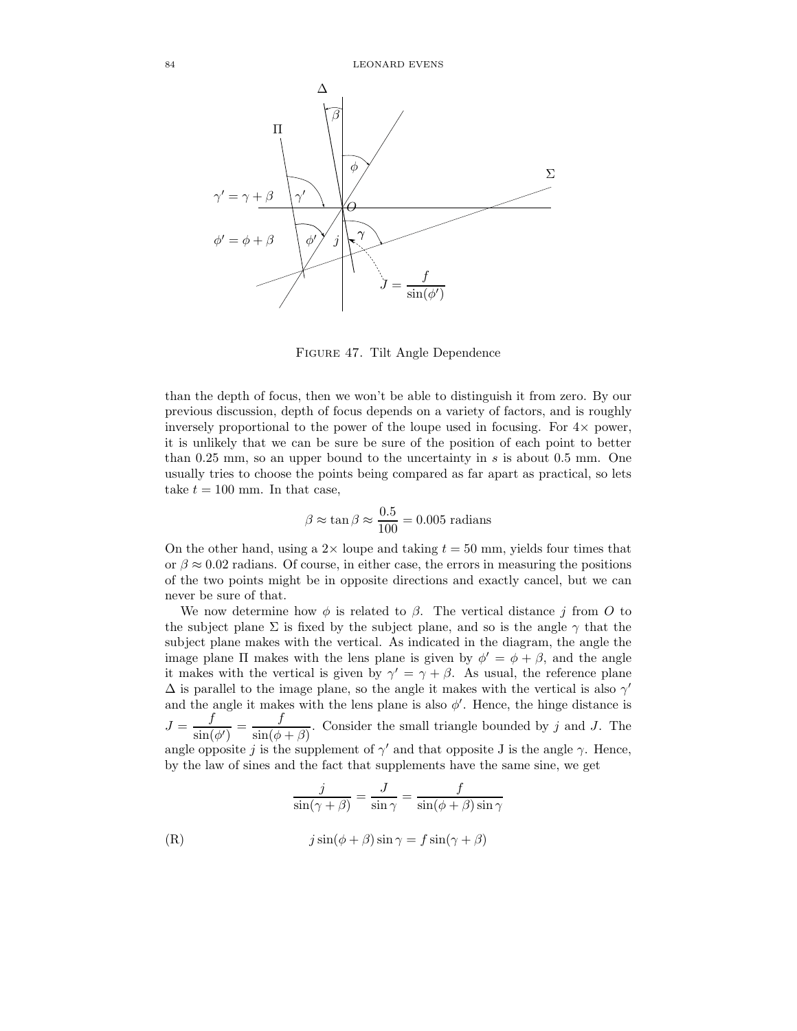Figure 47. Tilt Angle Dependence

than the depth of focus, then we won't be able to distinguish it from zero. By our previous discussion, depth of focus depends on a variety of factors, and is roughly inversely proportional to the power of the loupe used in focusing. For $4\times$ power, it is unlikely that we can be sure be sure of the position of each point to better than 0.25 mm, so an upper bound to the uncertainty in $s$ is about 0.5 mm. One usually tries to choose the points being compared as far apart as practical, so lets take $t = 100$ mm. In that case,

$$\beta \approx \tan \beta \approx \frac{0.5}{100} = 0.005 \text{ radians}$$

On the other hand, using a $2\times$ loupe and taking $t = 50$ mm, yields four times that or $\beta \approx 0.02$ radians. Of course, in either case, the errors in measuring the positions of the two points might be in opposite directions and exactly cancel, but we can never be sure of that.

We now determine how $\phi$ is related to $\beta$. The vertical distance $j$ from $O$ to the subject plane $\Sigma$ is fixed by the subject plane, and so is the angle $\gamma$ that the subject plane makes with the vertical. As indicated in the diagram, the angle the image plane $\Pi$ makes with the lens plane is given by $\phi' = \phi + \beta$, and the angle it makes with the vertical is given by $\gamma' = \gamma + \beta$. As usual, the reference plane $\Delta$ is parallel to the image plane, so the angle it makes with the vertical is also $\gamma'$ and the angle it makes with the lens plane is also $\phi'$. Hence, the hinge distance is $J = \dfrac{f}{\sin(\phi')} = \dfrac{f}{\sin(\phi + \beta)}$. Consider the small triangle bounded by $j$ and $J$. The angle opposite $j$ is the supplement of $\gamma'$ and that opposite J is the angle $\gamma$. Hence, by the law of sines and the fact that supplements have the same sine, we get

$$\frac{j}{\sin(\gamma + \beta)} = \frac{J}{\sin \gamma} = \frac{f}{\sin(\phi + \beta) \sin \gamma}$$

$$j \sin(\phi + \beta) \sin \gamma = f \sin(\gamma + \beta) \tag{R}$$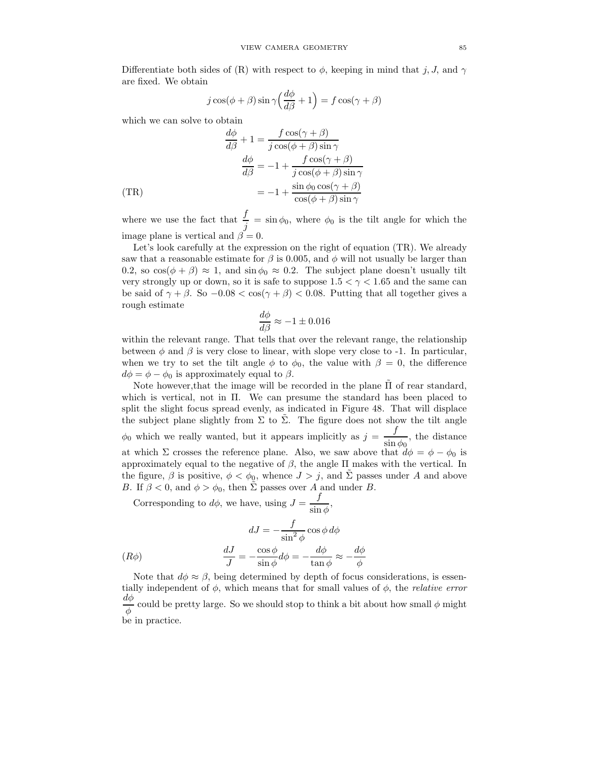Differentiate both sides of (R) with respect to $\phi$, keeping in mind that $j, J$, and $\gamma$ are fixed. We obtain

$$j\cos(\phi+\beta)\sin\gamma\Big(\frac{d\phi}{d\beta}+1\Big) = f\cos(\gamma+\beta)$$

which we can solve to obtain

$$\frac{d\phi}{d\beta}+1 = \frac{f\cos(\gamma+\beta)}{j\cos(\phi+\beta)\sin\gamma}$$

$$\frac{d\phi}{d\beta} = -1 + \frac{f\cos(\gamma+\beta)}{j\cos(\phi+\beta)\sin\gamma}$$

$$\text{(TR)} \qquad = -1 + \frac{\sin\phi_0\cos(\gamma+\beta)}{\cos(\phi+\beta)\sin\gamma}$$

where we use the fact that $\dfrac{f}{j} = \sin\phi_0$, where $\phi_0$ is the tilt angle for which the image plane is vertical and $\beta = 0$.

Let's look carefully at the expression on the right of equation (TR). We already saw that a reasonable estimate for $\beta$ is 0.005, and $\phi$ will not usually be larger than 0.2, so $\cos(\phi+\beta)\approx 1$, and $\sin\phi_0 \approx 0.2$. The subject plane doesn't usually tilt very strongly up or down, so it is safe to suppose $1.5 < \gamma < 1.65$ and the same can be said of $\gamma+\beta$. So $-0.08 < \cos(\gamma+\beta) < 0.08$. Putting that all together gives a rough estimate

$$\frac{d\phi}{d\beta} \approx -1 \pm 0.016$$

within the relevant range. That tells that over the relevant range, the relationship between $\phi$ and $\beta$ is very close to linear, with slope very close to -1. In particular, when we try to set the tilt angle $\phi$ to $\phi_0$, the value with $\beta = 0$, the difference $d\phi = \phi - \phi_0$ is approximately equal to $\beta$.

Note however,that the image will be recorded in the plane $\tilde{\Pi}$ of rear standard, which is vertical, not in $\Pi$. We can presume the standard has been placed to split the slight focus spread evenly, as indicated in Figure 48. That will displace the subject plane slightly from $\Sigma$ to $\tilde{\Sigma}$. The figure does not show the tilt angle $\phi_0$ which we really wanted, but it appears implicitly as $j = \dfrac{f}{\sin\phi_0}$, the distance at which $\Sigma$ crosses the reference plane. Also, we saw above that $d\phi = \phi - \phi_0$ is approximately equal to the negative of $\beta$, the angle $\Pi$ makes with the vertical. In the figure, $\beta$ is positive, $\phi < \phi_0$, whence $J > j$, and $\tilde{\Sigma}$ passes under $A$ and above $B$. If $\beta < 0$, and $\phi > \phi_0$, then $\tilde{\Sigma}$ passes over $A$ and under $B$.

Corresponding to $d\phi$, we have, using $J = \dfrac{f}{\sin\phi}$,

$$dJ = -\frac{f}{\sin^2\phi}\cos\phi\, d\phi$$

$$(R\phi) \qquad \frac{dJ}{J} = -\frac{\cos\phi}{\sin\phi}d\phi = -\frac{d\phi}{\tan\phi} \approx -\frac{d\phi}{\phi}$$

Note that $d\phi \approx \beta$, being determined by depth of focus considerations, is essentially independent of $\phi$, which means that for small values of $\phi$, the *relative error* $\dfrac{d\phi}{\phi}$ could be pretty large. So we should stop to think a bit about how small $\phi$ might be in practice.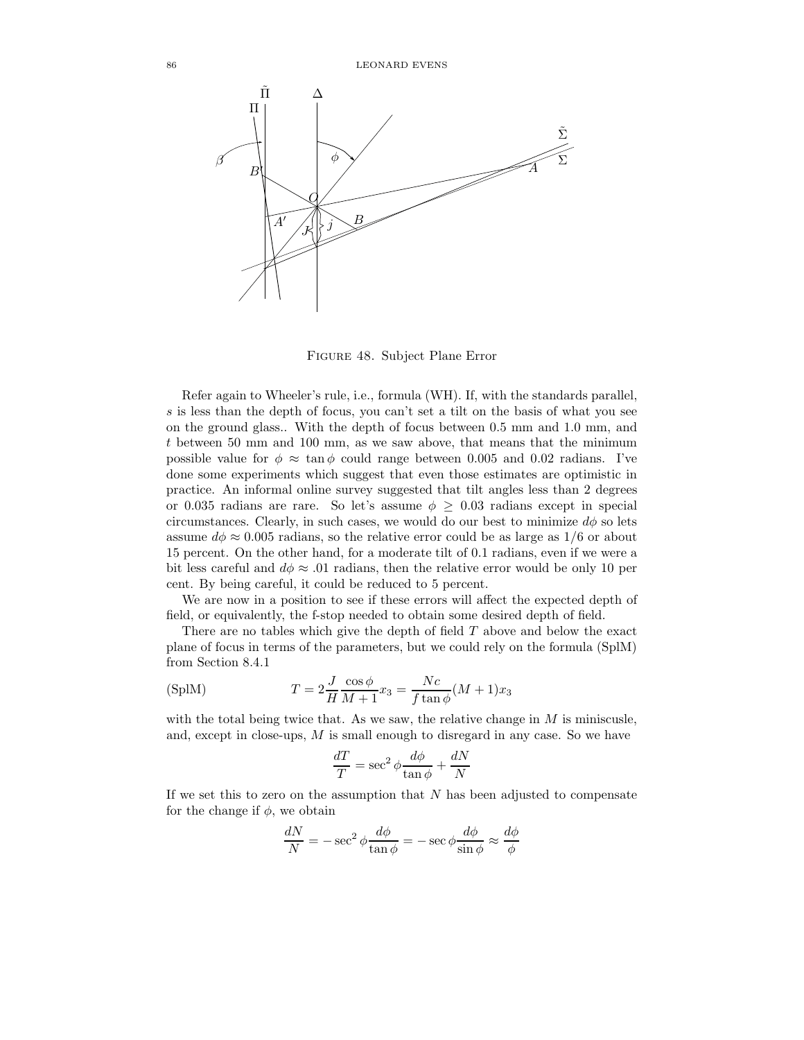Figure 48. Subject Plane Error

Refer again to Wheeler's rule, i.e., formula (WH). If, with the standards parallel, $s$ is less than the depth of focus, you can't set a tilt on the basis of what you see on the ground glass.. With the depth of focus between 0.5 mm and 1.0 mm, and $t$ between 50 mm and 100 mm, as we saw above, that means that the minimum possible value for $\phi \approx \tan\phi$ could range between 0.005 and 0.02 radians. I've done some experiments which suggest that even those estimates are optimistic in practice. An informal online survey suggested that tilt angles less than 2 degrees or 0.035 radians are rare. So let's assume $\phi \geq 0.03$ radians except in special circumstances. Clearly, in such cases, we would do our best to minimize $d\phi$ so lets assume $d\phi \approx 0.005$ radians, so the relative error could be as large as 1/6 or about 15 percent. On the other hand, for a moderate tilt of 0.1 radians, even if we were a bit less careful and $d\phi \approx .01$ radians, then the relative error would be only 10 per cent. By being careful, it could be reduced to 5 percent.

We are now in a position to see if these errors will affect the expected depth of field, or equivalently, the f-stop needed to obtain some desired depth of field.

There are no tables which give the depth of field $T$ above and below the exact plane of focus in terms of the parameters, but we could rely on the formula (SplM) from Section 8.4.1

$$T = 2\frac{J}{H}\frac{\cos\phi}{M+1}x_3 = \frac{Nc}{f\tan\phi}(M+1)x_3 \qquad \text{(SplM)}$$

with the total being twice that. As we saw, the relative change in $M$ is miniscusle, and, except in close-ups, $M$ is small enough to disregard in any case. So we have

$$\frac{dT}{T} = \sec^2\phi\frac{d\phi}{\tan\phi} + \frac{dN}{N}$$

If we set this to zero on the assumption that $N$ has been adjusted to compensate for the change if $\phi$, we obtain

$$\frac{dN}{N} = -\sec^2\phi\frac{d\phi}{\tan\phi} = -\sec\phi\frac{d\phi}{\sin\phi} \approx \frac{d\phi}{\phi}$$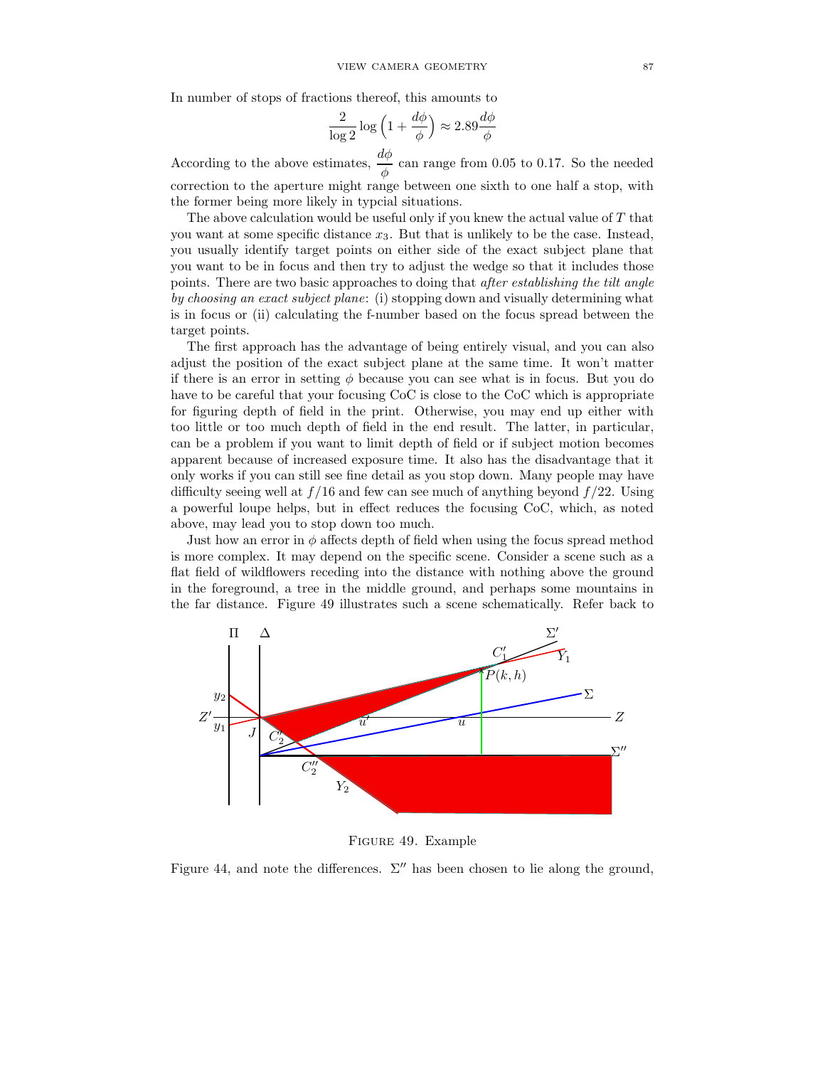In number of stops of fractions thereof, this amounts to

$$\frac{2}{\log 2} \log\left(1 + \frac{d\phi}{\phi}\right) \approx 2.89 \frac{d\phi}{\phi}$$

According to the above estimates, $\dfrac{d\phi}{\phi}$ can range from 0.05 to 0.17. So the needed correction to the aperture might range between one sixth to one half a stop, with the former being more likely in typcial situations.

The above calculation would be useful only if you knew the actual value of $T$ that you want at some specific distance $x_3$. But that is unlikely to be the case. Instead, you usually identify target points on either side of the exact subject plane that you want to be in focus and then try to adjust the wedge so that it includes those points. There are two basic approaches to doing that *after establishing the tilt angle by choosing an exact subject plane*: (i) stopping down and visually determining what is in focus or (ii) calculating the f-number based on the focus spread between the target points.

The first approach has the advantage of being entirely visual, and you can also adjust the position of the exact subject plane at the same time. It won't matter if there is an error in setting $\phi$ because you can see what is in focus. But you do have to be careful that your focusing CoC is close to the CoC which is appropriate for figuring depth of field in the print. Otherwise, you may end up either with too little or too much depth of field in the end result. The latter, in particular, can be a problem if you want to limit depth of field or if subject motion becomes apparent because of increased exposure time. It also has the disadvantage that it only works if you can still see fine detail as you stop down. Many people may have difficulty seeing well at $f/16$ and few can see much of anything beyond $f/22$. Using a powerful loupe helps, but in effect reduces the focusing CoC, which, as noted above, may lead you to stop down too much.

Just how an error in $\phi$ affects depth of field when using the focus spread method is more complex. It may depend on the specific scene. Consider a scene such as a flat field of wildflowers receding into the distance with nothing above the ground in the foreground, a tree in the middle ground, and perhaps some mountains in the far distance. Figure 49 illustrates such a scene schematically. Refer back to

Figure 49. Example

Figure 44, and note the differences. $\Sigma''$ has been chosen to lie along the ground,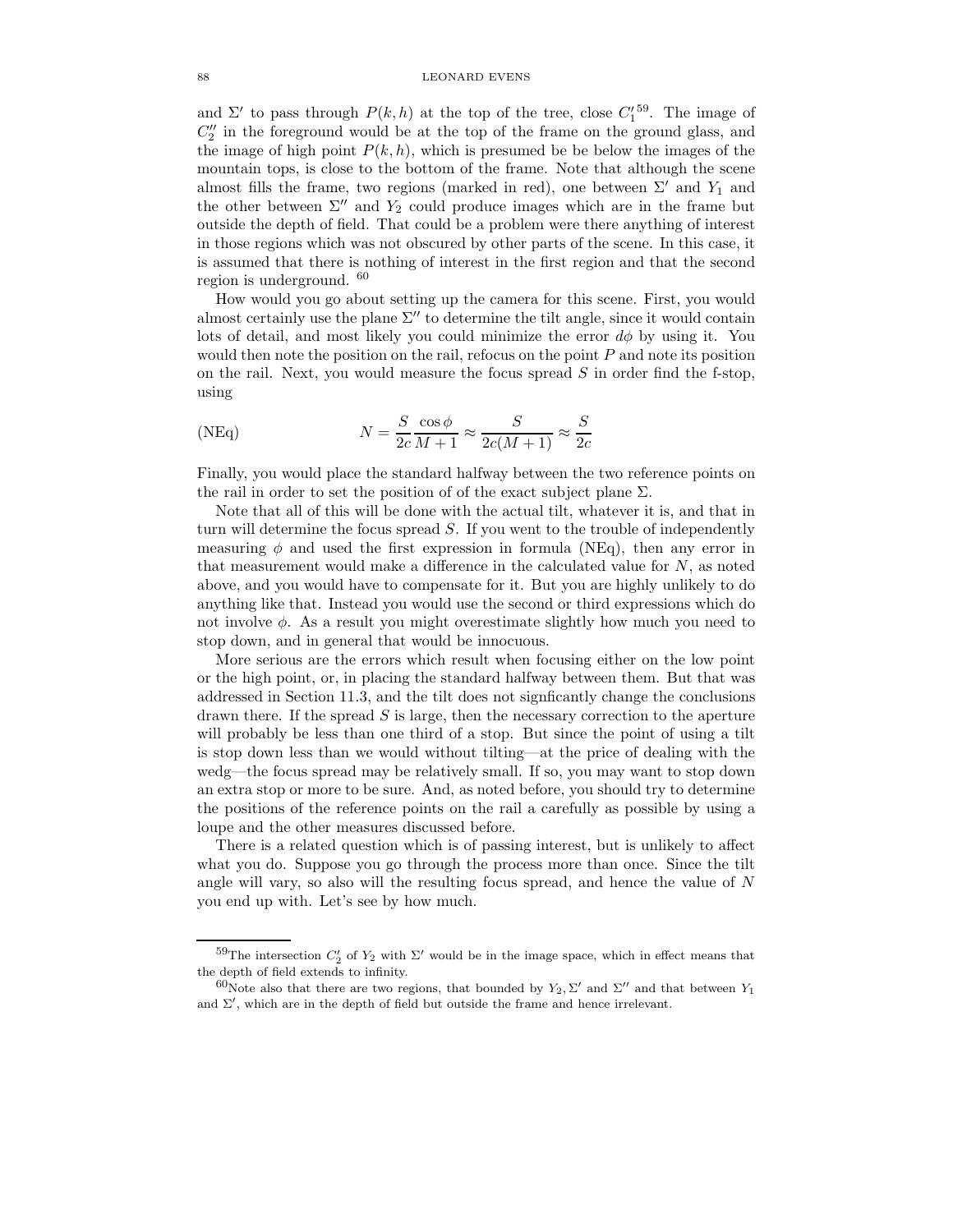and $\Sigma'$ to pass through $P(k,h)$ at the top of the tree, close $C_1'$[59]. The image of $C_2''$ in the foreground would be at the top of the frame on the ground glass, and the image of high point $P(k,h)$, which is presumed be be below the images of the mountain tops, is close to the bottom of the frame. Note that although the scene almost fills the frame, two regions (marked in red), one between $\Sigma'$ and $Y_1$ and the other between $\Sigma''$ and $Y_2$ could produce images which are in the frame but outside the depth of field. That could be a problem were there anything of interest in those regions which was not obscured by other parts of the scene. In this case, it is assumed that there is nothing of interest in the first region and that the second region is underground. [60]

How would you go about setting up the camera for this scene. First, you would almost certainly use the plane $\Sigma''$ to determine the tilt angle, since it would contain lots of detail, and most likely you could minimize the error $d\phi$ by using it. You would then note the position on the rail, refocus on the point $P$ and note its position on the rail. Next, you would measure the focus spread $S$ in order find the f-stop, using

$$N = \frac{S}{2c}\frac{\cos\phi}{M+1} \approx \frac{S}{2c(M+1)} \approx \frac{S}{2c} \tag{NEq}$$

Finally, you would place the standard halfway between the two reference points on the rail in order to set the position of of the exact subject plane $\Sigma$.

Note that all of this will be done with the actual tilt, whatever it is, and that in turn will determine the focus spread $S$. If you went to the trouble of independently measuring $\phi$ and used the first expression in formula (NEq), then any error in that measurement would make a difference in the calculated value for $N$, as noted above, and you would have to compensate for it. But you are highly unlikely to do anything like that. Instead you would use the second or third expressions which do not involve $\phi$. As a result you might overestimate slightly how much you need to stop down, and in general that would be innocuous.

More serious are the errors which result when focusing either on the low point or the high point, or, in placing the standard halfway between them. But that was addressed in Section 11.3, and the tilt does not signficantly change the conclusions drawn there. If the spread $S$ is large, then the necessary correction to the aperture will probably be less than one third of a stop. But since the point of using a tilt is stop down less than we would without tilting—at the price of dealing with the wedg—the focus spread may be relatively small. If so, you may want to stop down an extra stop or more to be sure. And, as noted before, you should try to determine the positions of the reference points on the rail a carefully as possible by using a loupe and the other measures discussed before.

There is a related question which is of passing interest, but is unlikely to affect what you do. Suppose you go through the process more than once. Since the tilt angle will vary, so also will the resulting focus spread, and hence the value of $N$ you end up with. Let's see by how much.

---

[59]The intersection $C_2'$ of $Y_2$ with $\Sigma'$ would be in the image space, which in effect means that the depth of field extends to infinity.

[60]Note also that there are two regions, that bounded by $Y_2, \Sigma'$ and $\Sigma''$ and that between $Y_1$ and $\Sigma'$, which are in the depth of field but outside the frame and hence irrelevant.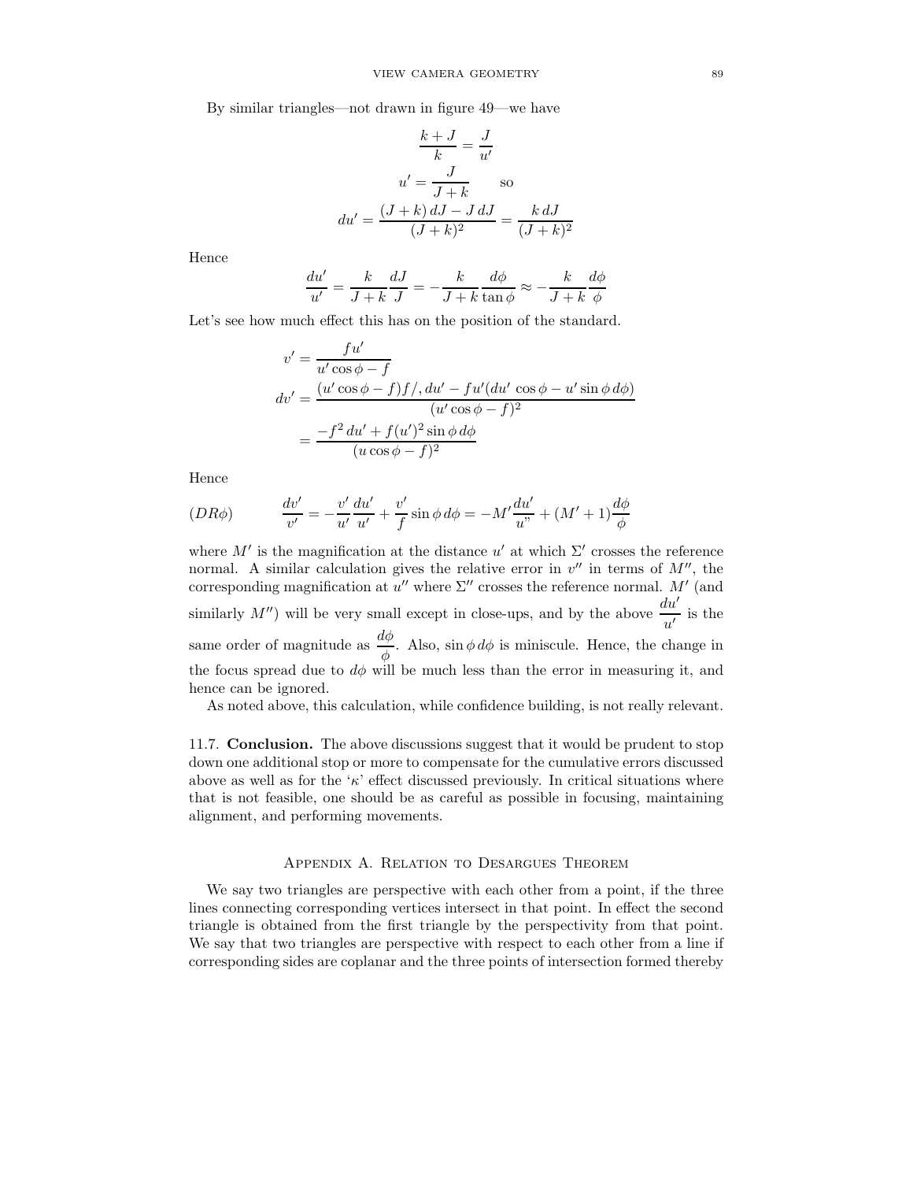By similar triangles—not drawn in figure 49—we have

$$\frac{k+J}{k} = \frac{J}{u'}$$

$$u' = \frac{J}{J+k} \qquad \text{so}$$

$$du' = \frac{(J+k)\,dJ - J\,dJ}{(J+k)^2} = \frac{k\,dJ}{(J+k)^2}$$

Hence

$$\frac{du'}{u'} = \frac{k}{J+k}\frac{dJ}{J} = -\frac{k}{J+k}\frac{d\phi}{\tan\phi} \approx -\frac{k}{J+k}\frac{d\phi}{\phi}$$

Let's see how much effect this has on the position of the standard.

$$\begin{aligned}
v' &= \frac{fu'}{u'\cos\phi - f} \\
dv' &= \frac{(u'\cos\phi - f)f/,du' - fu'(du'\,\cos\phi - u'\sin\phi\,d\phi)}{(u'\cos\phi - f)^2} \\
&= \frac{-f^2\,du' + f(u')^2\sin\phi\,d\phi}{(u\cos\phi - f)^2}
\end{aligned}$$

Hence

$$(DR\phi) \qquad \frac{dv'}{v'} = -\frac{v'}{u'}\frac{du'}{u'} + \frac{v'}{f}\sin\phi\,d\phi = -M'\frac{du'}{u"} + (M'+1)\frac{d\phi}{\phi}$$

where $M'$ is the magnification at the distance $u'$ at which $\Sigma'$ crosses the reference normal. A similar calculation gives the relative error in $v''$ in terms of $M''$, the corresponding magnification at $u''$ where $\Sigma''$ crosses the reference normal. $M'$ (and similarly $M''$) will be very small except in close-ups, and by the above $\dfrac{du'}{u'}$ is the same order of magnitude as $\dfrac{d\phi}{\phi}$. Also, $\sin\phi\,d\phi$ is miniscule. Hence, the change in the focus spread due to $d\phi$ will be much less than the error in measuring it, and hence can be ignored.

As noted above, this calculation, while confidence building, is not really relevant.

11.7. **Conclusion.** The above discussions suggest that it would be prudent to stop down one additional stop or more to compensate for the cumulative errors discussed above as well as for the '$\kappa$' effect discussed previously. In critical situations where that is not feasible, one should be as careful as possible in focusing, maintaining alignment, and performing movements.

## Appendix A. Relation to Desargues Theorem

We say two triangles are perspective with each other from a point, if the three lines connecting corresponding vertices intersect in that point. In effect the second triangle is obtained from the first triangle by the perspectivity from that point. We say that two triangles are perspective with respect to each other from a line if corresponding sides are coplanar and the three points of intersection formed thereby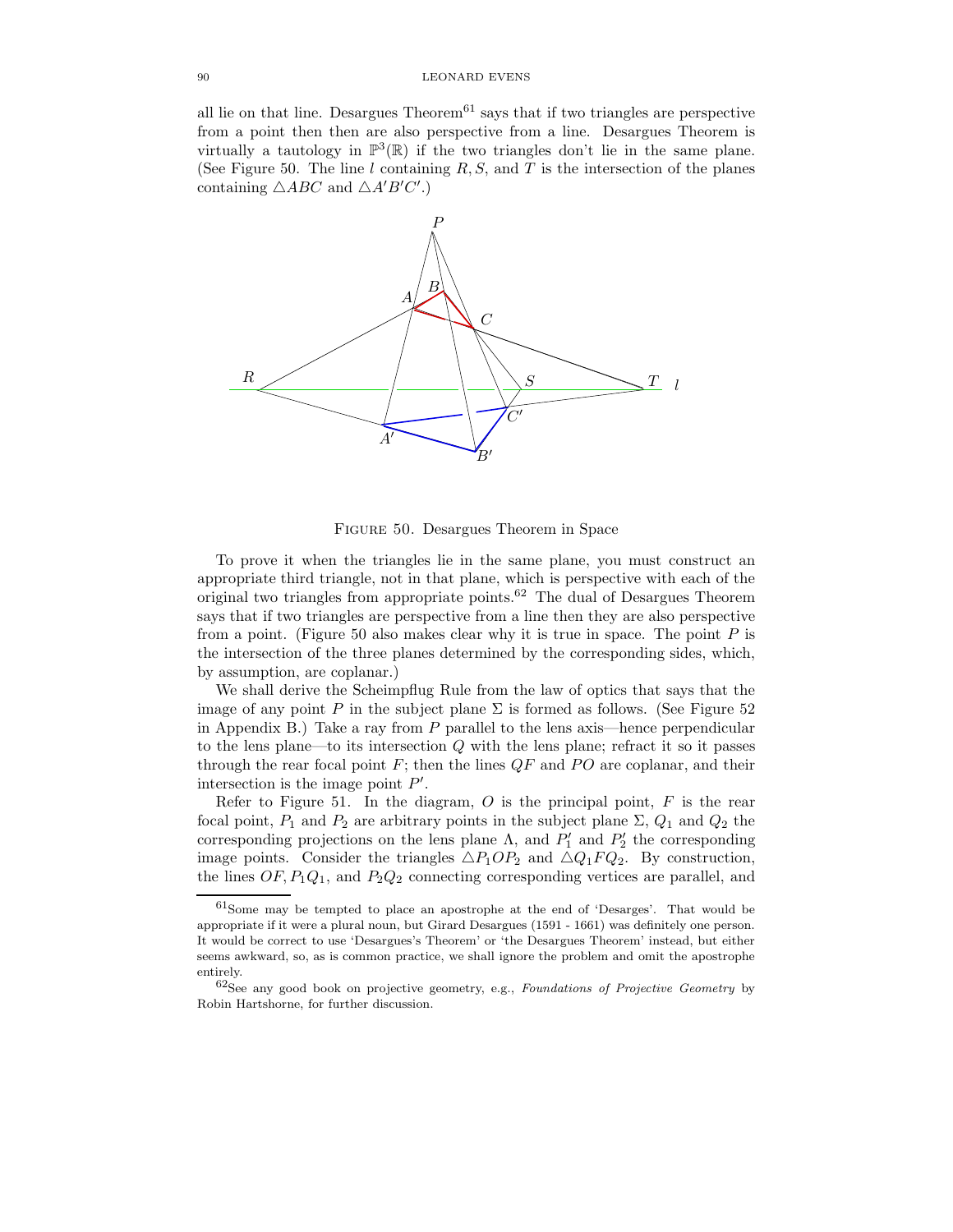all lie on that line. Desargues Theorem[61] says that if two triangles are perspective from a point then then are also perspective from a line. Desargues Theorem is virtually a tautology in $\mathbb{P}^3(\mathbb{R})$ if the two triangles don't lie in the same plane. (See Figure 50. The line $l$ containing $R, S$, and $T$ is the intersection of the planes containing $\triangle ABC$ and $\triangle A'B'C'$.)

Figure 50. Desargues Theorem in Space

To prove it when the triangles lie in the same plane, you must construct an appropriate third triangle, not in that plane, which is perspective with each of the original two triangles from appropriate points.[62] The dual of Desargues Theorem says that if two triangles are perspective from a line then they are also perspective from a point. (Figure 50 also makes clear why it is true in space. The point $P$ is the intersection of the three planes determined by the corresponding sides, which, by assumption, are coplanar.)

We shall derive the Scheimpflug Rule from the law of optics that says that the image of any point $P$ in the subject plane $\Sigma$ is formed as follows. (See Figure 52 in Appendix B.) Take a ray from $P$ parallel to the lens axis—hence perpendicular to the lens plane—to its intersection $Q$ with the lens plane; refract it so it passes through the rear focal point $F$; then the lines $QF$ and $PO$ are coplanar, and their intersection is the image point $P'$.

Refer to Figure 51. In the diagram, $O$ is the principal point, $F$ is the rear focal point, $P_1$ and $P_2$ are arbitrary points in the subject plane $\Sigma$, $Q_1$ and $Q_2$ the corresponding projections on the lens plane $\Lambda$, and $P_1'$ and $P_2'$ the corresponding image points. Consider the triangles $\triangle P_1OP_2$ and $\triangle Q_1FQ_2$. By construction, the lines $OF, P_1Q_1$, and $P_2Q_2$ connecting corresponding vertices are parallel, and

[61] Some may be tempted to place an apostrophe at the end of 'Desarges'. That would be appropriate if it were a plural noun, but Girard Desargues (1591 - 1661) was definitely one person. It would be correct to use 'Desargues's Theorem' or 'the Desargues Theorem' instead, but either seems awkward, so, as is common practice, we shall ignore the problem and omit the apostrophe entirely.

[62] See any good book on projective geometry, e.g., *Foundations of Projective Geometry* by Robin Hartshorne, for further discussion.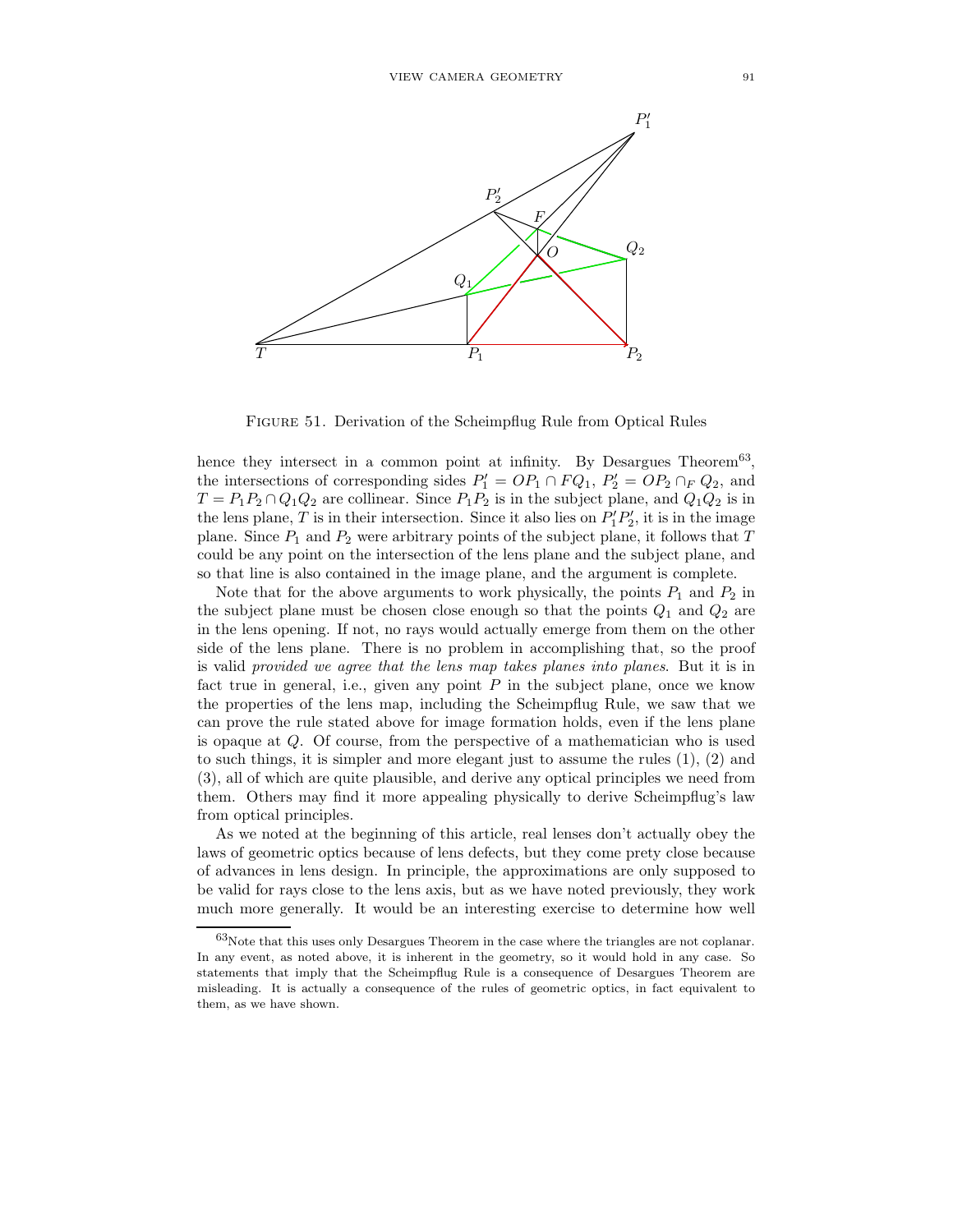FIGURE 51. Derivation of the Scheimpflug Rule from Optical Rules

hence they intersect in a common point at infinity. By Desargues Theorem[63], the intersections of corresponding sides $P'_1 = OP_1 \cap FQ_1$, $P'_2 = OP_2 \cap_F Q_2$, and $T = P_1P_2 \cap Q_1Q_2$ are collinear. Since $P_1P_2$ is in the subject plane, and $Q_1Q_2$ is in the lens plane, $T$ is in their intersection. Since it also lies on $P'_1P'_2$, it is in the image plane. Since $P_1$ and $P_2$ were arbitrary points of the subject plane, it follows that $T$ could be any point on the intersection of the lens plane and the subject plane, and so that line is also contained in the image plane, and the argument is complete.

Note that for the above arguments to work physically, the points $P_1$ and $P_2$ in the subject plane must be chosen close enough so that the points $Q_1$ and $Q_2$ are in the lens opening. If not, no rays would actually emerge from them on the other side of the lens plane. There is no problem in accomplishing that, so the proof is valid *provided we agree that the lens map takes planes into planes*. But it is in fact true in general, i.e., given any point $P$ in the subject plane, once we know the properties of the lens map, including the Scheimpflug Rule, we saw that we can prove the rule stated above for image formation holds, even if the lens plane is opaque at $Q$. Of course, from the perspective of a mathematician who is used to such things, it is simpler and more elegant just to assume the rules (1), (2) and (3), all of which are quite plausible, and derive any optical principles we need from them. Others may find it more appealing physically to derive Scheimpflug's law from optical principles.

As we noted at the beginning of this article, real lenses don't actually obey the laws of geometric optics because of lens defects, but they come prety close because of advances in lens design. In principle, the approximations are only supposed to be valid for rays close to the lens axis, but as we have noted previously, they work much more generally. It would be an interesting exercise to determine how well

[63]Note that this uses only Desargues Theorem in the case where the triangles are not coplanar. In any event, as noted above, it is inherent in the geometry, so it would hold in any case. So statements that imply that the Scheimpflug Rule is a consequence of Desargues Theorem are misleading. It is actually a consequence of the rules of geometric optics, in fact equivalent to them, as we have shown.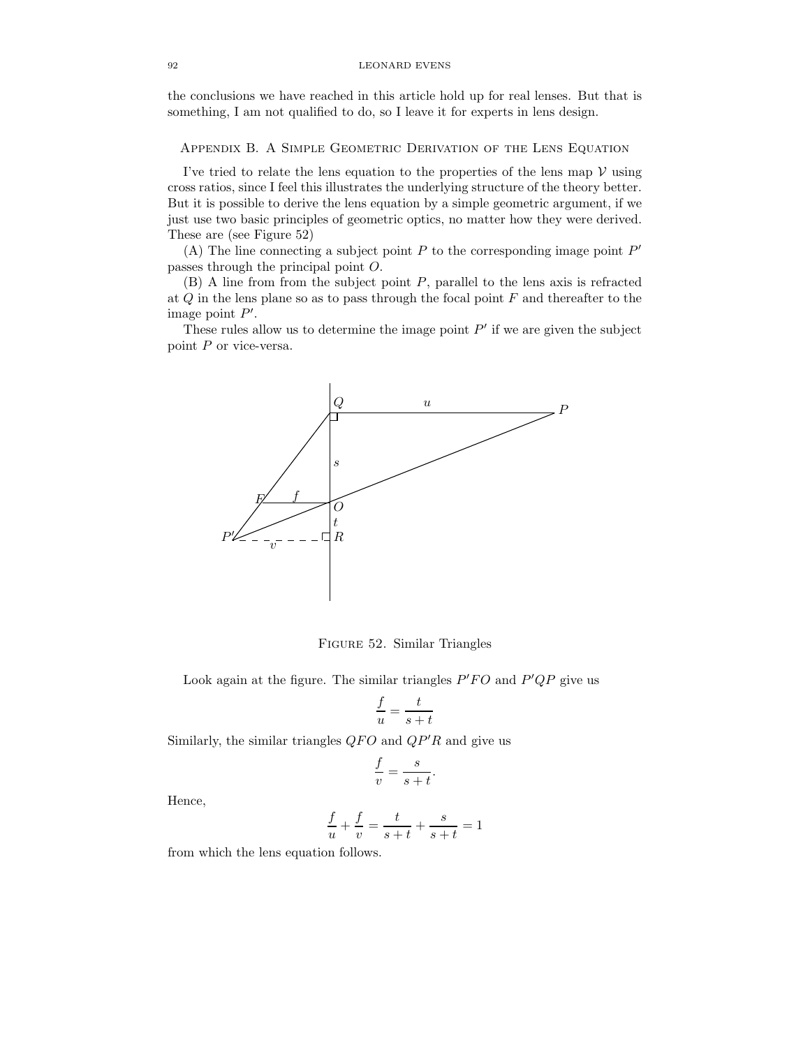the conclusions we have reached in this article hold up for real lenses. But that is something, I am not qualified to do, so I leave it for experts in lens design.

## Appendix B. A Simple Geometric Derivation of the Lens Equation

I've tried to relate the lens equation to the properties of the lens map $\mathcal{V}$ using cross ratios, since I feel this illustrates the underlying structure of the theory better. But it is possible to derive the lens equation by a simple geometric argument, if we just use two basic principles of geometric optics, no matter how they were derived. These are (see Figure 52)

(A) The line connecting a subject point $P$ to the corresponding image point $P'$ passes through the principal point $O$.

(B) A line from from the subject point $P$, parallel to the lens axis is refracted at $Q$ in the lens plane so as to pass through the focal point $F$ and thereafter to the image point $P'$.

These rules allow us to determine the image point $P'$ if we are given the subject point $P$ or vice-versa.

Figure 52. Similar Triangles

Look again at the figure. The similar triangles $P'FO$ and $P'QP$ give us

$$\frac{f}{u} = \frac{t}{s+t}$$

Similarly, the similar triangles $QFO$ and $QP'R$ and give us

$$\frac{f}{v} = \frac{s}{s+t}.$$

Hence,

$$\frac{f}{u} + \frac{f}{v} = \frac{t}{s+t} + \frac{s}{s+t} = 1$$

from which the lens equation follows.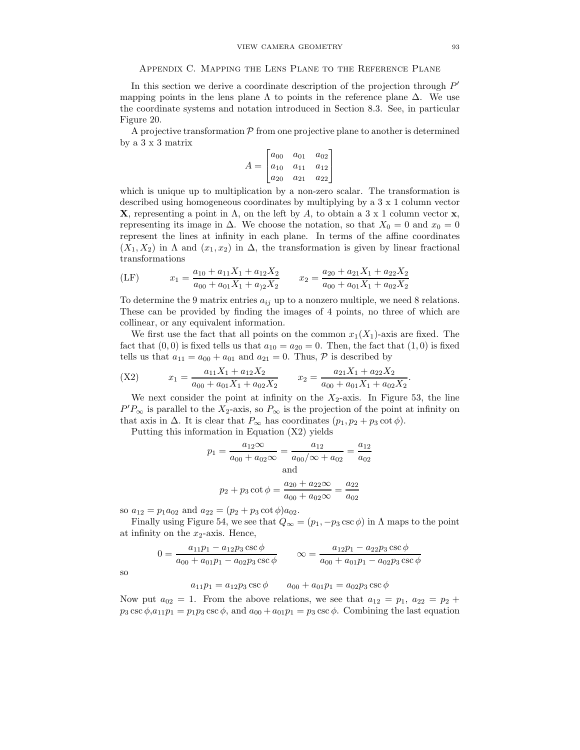## Appendix C. Mapping the Lens Plane to the Reference Plane

In this section we derive a coordinate description of the projection through $P'$ mapping points in the lens plane $\Lambda$ to points in the reference plane $\Delta$. We use the coordinate systems and notation introduced in Section 8.3. See, in particular Figure 20.

A projective transformation $\mathcal{P}$ from one projective plane to another is determined by a 3 x 3 matrix

$$A = \begin{bmatrix} a_{00} & a_{01} & a_{02} \\ a_{10} & a_{11} & a_{12} \\ a_{20} & a_{21} & a_{22} \end{bmatrix}$$

which is unique up to multiplication by a non-zero scalar. The transformation is described using homogeneous coordinates by multiplying by a 3 x 1 column vector $\mathbf{X}$, representing a point in $\Lambda$, on the left by $A$, to obtain a 3 x 1 column vector $\mathbf{x}$, representing its image in $\Delta$. We choose the notation, so that $X_0 = 0$ and $x_0 = 0$ represent the lines at infinity in each plane. In terms of the affine coordinates $(X_1, X_2)$ in $\Lambda$ and $(x_1, x_2)$ in $\Delta$, the transformation is given by linear fractional transformations

$$\text{(LF)} \qquad x_1 = \frac{a_{10} + a_{11}X_1 + a_{12}X_2}{a_{00} + a_{01}X_1 + a_{)2}X_2} \qquad x_2 = \frac{a_{20} + a_{21}X_1 + a_{22}X_2}{a_{00} + a_{01}X_1 + a_{02}X_2}$$

To determine the 9 matrix entries $a_{ij}$ up to a nonzero multiple, we need 8 relations. These can be provided by finding the images of 4 points, no three of which are collinear, or any equivalent information.

We first use the fact that all points on the common $x_1(X_1)$-axis are fixed. The fact that $(0,0)$ is fixed tells us that $a_{10} = a_{20} = 0$. Then, the fact that $(1,0)$ is fixed tells us that $a_{11} = a_{00} + a_{01}$ and $a_{21} = 0$. Thus, $\mathcal{P}$ is described by

$$\text{(X2)} \qquad x_1 = \frac{a_{11}X_1 + a_{12}X_2}{a_{00} + a_{01}X_1 + a_{02}X_2} \qquad x_2 = \frac{a_{21}X_1 + a_{22}X_2}{a_{00} + a_{01}X_1 + a_{02}X_2}.$$

We next consider the point at infinity on the $X_2$-axis. In Figure 53, the line $P'P_\infty$ is parallel to the $X_2$-axis, so $P_\infty$ is the projection of the point at infinity on that axis in $\Delta$. It is clear that $P_\infty$ has coordinates $(p_1, p_2 + p_3 \cot\phi)$.

Putting this information in Equation (X2) yields

$$p_1 = \frac{a_{12}\infty}{a_{00} + a_{02}\infty} = \frac{a_{12}}{a_{00}/\infty + a_{02}} = \frac{a_{12}}{a_{02}}$$

and

$$p_2 + p_3 \cot\phi = \frac{a_{20} + a_{22}\infty}{a_{00} + a_{02}\infty} = \frac{a_{22}}{a_{02}}$$

so $a_{12} = p_1 a_{02}$ and $a_{22} = (p_2 + p_3 \cot\phi)a_{02}$.

Finally using Figure 54, we see that $Q_\infty = (p_1, -p_3 \csc\phi)$ in $\Lambda$ maps to the point at infinity on the $x_2$-axis. Hence,

$$0 = \frac{a_{11}p_1 - a_{12}p_3 \csc\phi}{a_{00} + a_{01}p_1 - a_{02}p_3 \csc\phi} \qquad \infty = \frac{a_{12}p_1 - a_{22}p_3 \csc\phi}{a_{00} + a_{01}p_1 - a_{02}p_3 \csc\phi}$$

so

$$a_{11}p_1 = a_{12}p_3 \csc\phi \qquad a_{00} + a_{01}p_1 = a_{02}p_3 \csc\phi$$

Now put $a_{02} = 1$. From the above relations, we see that $a_{12} = p_1$, $a_{22} = p_2 + p_3 \csc\phi$, $a_{11}p_1 = p_1 p_3 \csc\phi$, and $a_{00} + a_{01}p_1 = p_3 \csc\phi$. Combining the last equation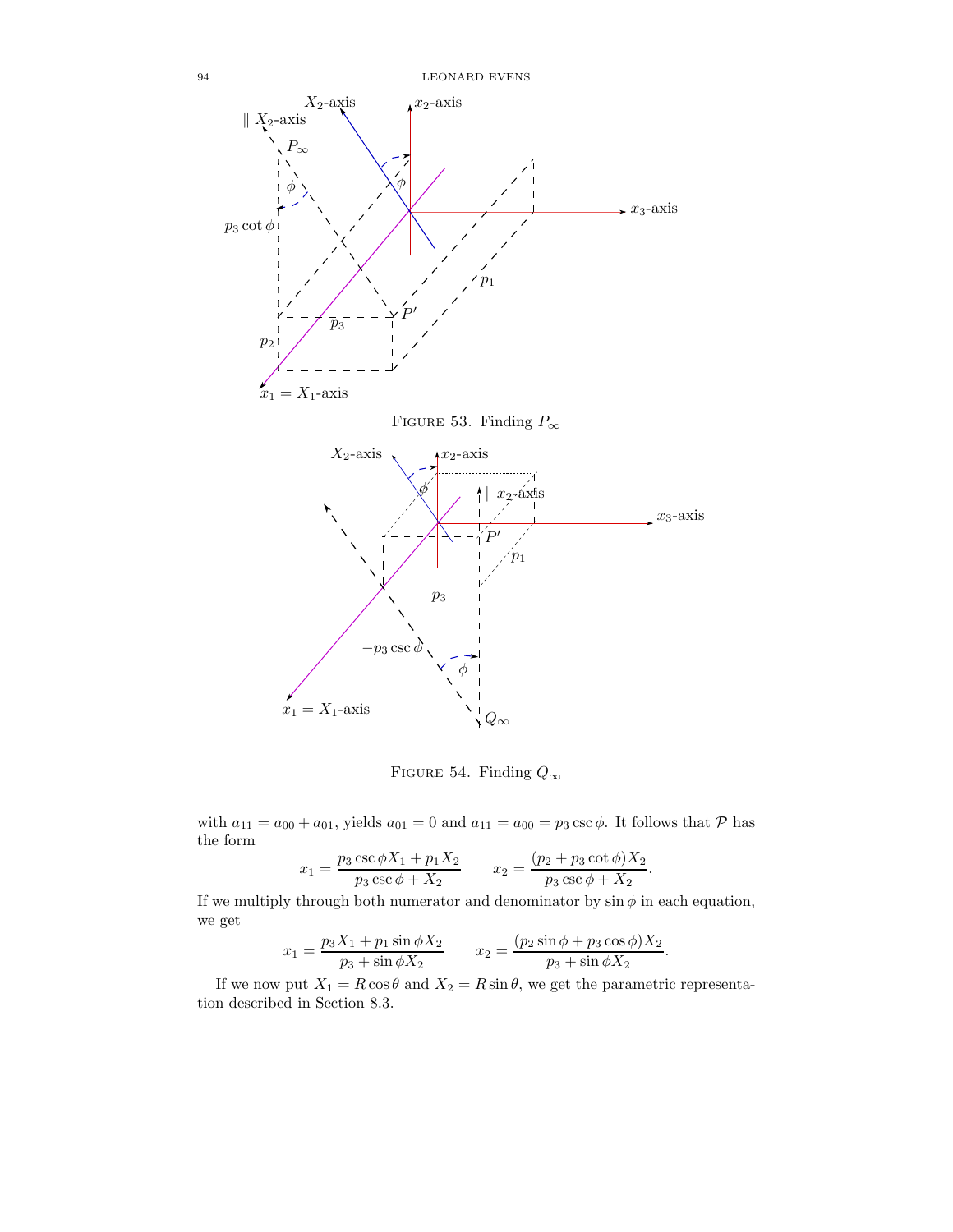FIGURE 53. Finding $P_\infty$

FIGURE 54. Finding $Q_\infty$

with $a_{11} = a_{00} + a_{01}$, yields $a_{01} = 0$ and $a_{11} = a_{00} = p_3 \csc\phi$. It follows that $\mathcal{P}$ has the form

$$x_1 = \frac{p_3 \csc\phi X_1 + p_1 X_2}{p_3 \csc\phi + X_2} \qquad x_2 = \frac{(p_2 + p_3 \cot\phi)X_2}{p_3 \csc\phi + X_2}.$$

If we multiply through both numerator and denominator by $\sin\phi$ in each equation, we get

$$x_1 = \frac{p_3 X_1 + p_1 \sin\phi X_2}{p_3 + \sin\phi X_2} \qquad x_2 = \frac{(p_2 \sin\phi + p_3 \cos\phi)X_2}{p_3 + \sin\phi X_2}.$$

If we now put $X_1 = R\cos\theta$ and $X_2 = R\sin\theta$, we get the parametric representation described in Section 8.3.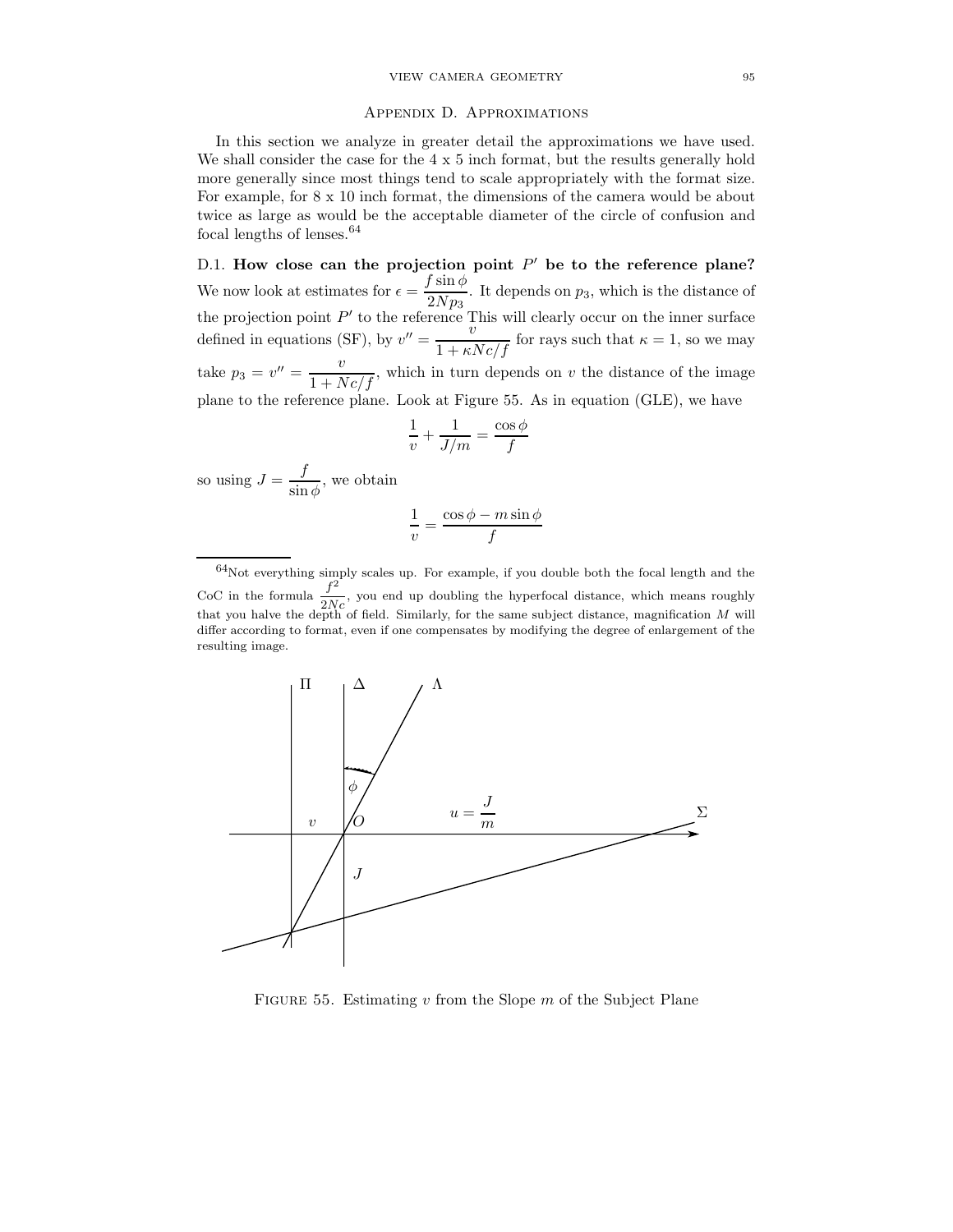## Appendix D. Approximations

In this section we analyze in greater detail the approximations we have used. We shall consider the case for the 4 x 5 inch format, but the results generally hold more generally since most things tend to scale appropriately with the format size. For example, for 8 x 10 inch format, the dimensions of the camera would be about twice as large as would be the acceptable diameter of the circle of confusion and focal lengths of lenses.[64]

D.1. **How close can the projection point $P'$ be to the reference plane?** We now look at estimates for $\epsilon = \dfrac{f \sin \phi}{2Np_3}$. It depends on $p_3$, which is the distance of the projection point $P'$ to the reference This will clearly occur on the inner surface defined in equations (SF), by $v'' = \dfrac{v}{1 + \kappa Nc/f}$ for rays such that $\kappa = 1$, so we may take $p_3 = v'' = \dfrac{v}{1 + Nc/f}$, which in turn depends on $v$ the distance of the image plane to the reference plane. Look at Figure 55. As in equation (GLE), we have

$$\frac{1}{v} + \frac{1}{J/m} = \frac{\cos \phi}{f}$$

so using $J = \dfrac{f}{\sin \phi}$, we obtain

$$\frac{1}{v} = \frac{\cos \phi - m \sin \phi}{f}$$

[64] Not everything simply scales up. For example, if you double both the focal length and the CoC in the formula $\dfrac{f^2}{2Nc}$, you end up doubling the hyperfocal distance, which means roughly that you halve the depth of field. Similarly, for the same subject distance, magnification $M$ will differ according to format, even if one compensates by modifying the degree of enlargement of the resulting image.

Figure 55. Estimating $v$ from the Slope $m$ of the Subject Plane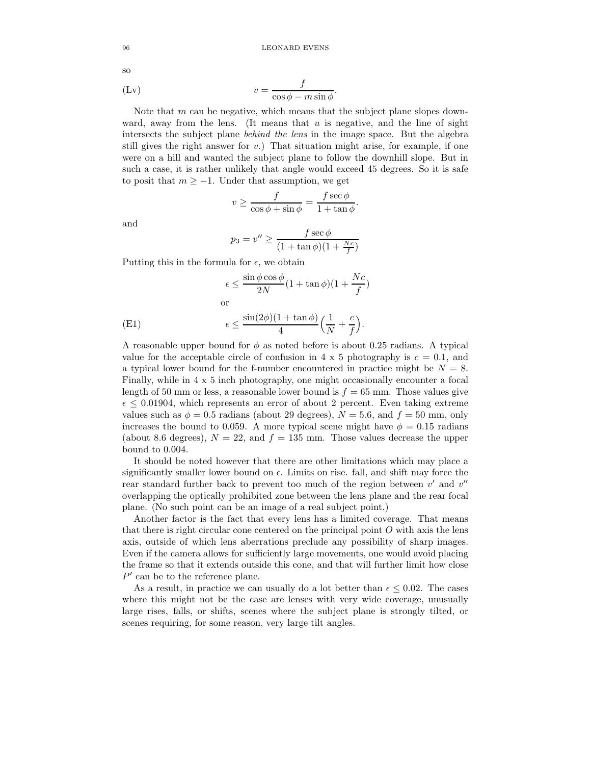so

$$v = \frac{f}{\cos\phi - m\sin\phi}. \tag{Lv}$$

Note that $m$ can be negative, which means that the subject plane slopes downward, away from the lens. (It means that $u$ is negative, and the line of sight intersects the subject plane *behind the lens* in the image space. But the algebra still gives the right answer for $v$.) That situation might arise, for example, if one were on a hill and wanted the subject plane to follow the downhill slope. But in such a case, it is rather unlikely that angle would exceed 45 degrees. So it is safe to posit that $m \geq -1$. Under that assumption, we get

$$v \geq \frac{f}{\cos\phi + \sin\phi} = \frac{f\sec\phi}{1+\tan\phi}.$$

and

$$p_3 = v'' \geq \frac{f\sec\phi}{(1+\tan\phi)(1+\frac{Nc}{f})}$$

Putting this in the formula for $\epsilon$, we obtain

$$\epsilon \leq \frac{\sin\phi\cos\phi}{2N}(1+\tan\phi)(1+\frac{Nc}{f})$$

or

$$\epsilon \leq \frac{\sin(2\phi)(1+\tan\phi)}{4}\Big(\frac{1}{N}+\frac{c}{f}\Big). \tag{E1}$$

A reasonable upper bound for $\phi$ as noted before is about 0.25 radians. A typical value for the acceptable circle of confusion in 4 x 5 photography is $c = 0.1$, and a typical lower bound for the f-number encountered in practice might be $N = 8$. Finally, while in 4 x 5 inch photography, one might occasionally encounter a focal length of 50 mm or less, a reasonable lower bound is $f = 65$ mm. Those values give $\epsilon \leq 0.01904$, which represents an error of about 2 percent. Even taking extreme values such as $\phi = 0.5$ radians (about 29 degrees), $N = 5.6$, and $f = 50$ mm, only increases the bound to 0.059. A more typical scene might have $\phi = 0.15$ radians (about 8.6 degrees), $N = 22$, and $f = 135$ mm. Those values decrease the upper bound to 0.004.

It should be noted however that there are other limitations which may place a significantly smaller lower bound on $\epsilon$. Limits on rise. fall, and shift may force the rear standard further back to prevent too much of the region between $v'$ and $v''$ overlapping the optically prohibited zone between the lens plane and the rear focal plane. (No such point can be an image of a real subject point.)

Another factor is the fact that every lens has a limited coverage. That means that there is right circular cone centered on the principal point $O$ with axis the lens axis, outside of which lens aberrations preclude any possibility of sharp images. Even if the camera allows for sufficiently large movements, one would avoid placing the frame so that it extends outside this cone, and that will further limit how close $P'$ can be to the reference plane.

As a result, in practice we can usually do a lot better than $\epsilon \leq 0.02$. The cases where this might not be the case are lenses with very wide coverage, unusually large rises, falls, or shifts, scenes where the subject plane is strongly tilted, or scenes requiring, for some reason, very large tilt angles.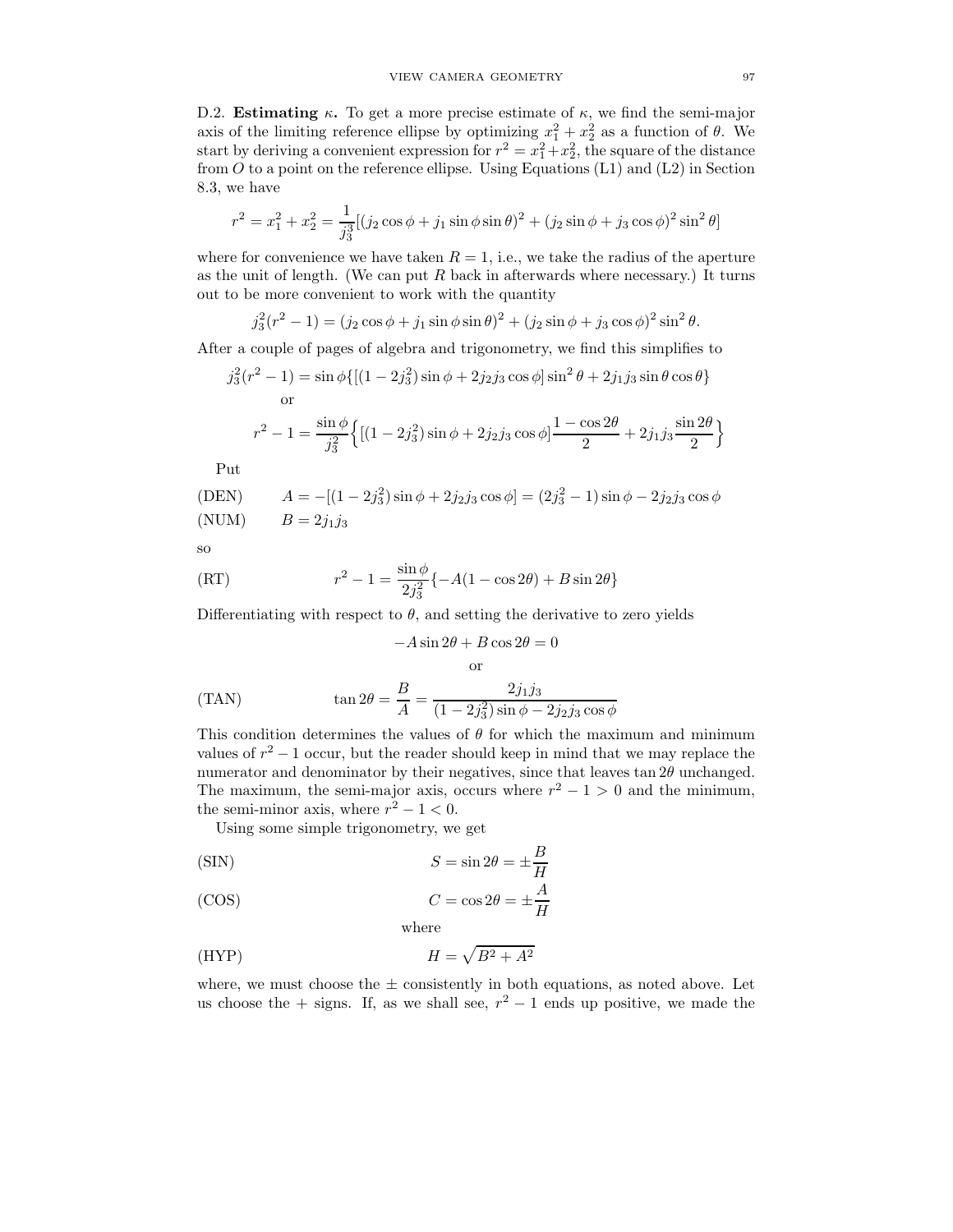D.2. **Estimating $\kappa$.** To get a more precise estimate of $\kappa$, we find the semi-major axis of the limiting reference ellipse by optimizing $x_1^2 + x_2^2$ as a function of $\theta$. We start by deriving a convenient expression for $r^2 = x_1^2 + x_2^2$, the square of the distance from $O$ to a point on the reference ellipse. Using Equations (L1) and (L2) in Section 8.3, we have

$$r^2 = x_1^2 + x_2^2 = \frac{1}{j_3^3}[(j_2 \cos\phi + j_1 \sin\phi \sin\theta)^2 + (j_2 \sin\phi + j_3 \cos\phi)^2 \sin^2\theta]$$

where for convenience we have taken $R = 1$, i.e., we take the radius of the aperture as the unit of length. (We can put $R$ back in afterwards where necessary.) It turns out to be more convenient to work with the quantity

$$j_3^2(r^2 - 1) = (j_2 \cos\phi + j_1 \sin\phi \sin\theta)^2 + (j_2 \sin\phi + j_3 \cos\phi)^2 \sin^2\theta.$$

After a couple of pages of algebra and trigonometry, we find this simplifies to

$$j_3^2(r^2 - 1) = \sin\phi\{[(1 - 2j_3^2)\sin\phi + 2j_2 j_3 \cos\phi]\sin^2\theta + 2j_1 j_3 \sin\theta\cos\theta\}$$

or

$$r^2 - 1 = \frac{\sin\phi}{j_3^2}\Big\{[(1 - 2j_3^2)\sin\phi + 2j_2 j_3 \cos\phi]\frac{1 - \cos 2\theta}{2} + 2j_1 j_3 \frac{\sin 2\theta}{2}\Big\}$$

Put

$$\text{(DEN)} \qquad A = -[(1 - 2j_3^2)\sin\phi + 2j_2 j_3 \cos\phi] = (2j_3^2 - 1)\sin\phi - 2j_2 j_3 \cos\phi$$

$$\text{(NUM)} \qquad B = 2j_1 j_3$$

so

$$\text{(RT)} \qquad r^2 - 1 = \frac{\sin\phi}{2j_3^2}\{-A(1 - \cos 2\theta) + B \sin 2\theta\}$$

Differentiating with respect to $\theta$, and setting the derivative to zero yields

$$-A \sin 2\theta + B \cos 2\theta = 0$$

or

$$\text{(TAN)} \qquad \tan 2\theta = \frac{B}{A} = \frac{2j_1 j_3}{(1 - 2j_3^2)\sin\phi - 2j_2 j_3 \cos\phi}$$

This condition determines the values of $\theta$ for which the maximum and minimum values of $r^2 - 1$ occur, but the reader should keep in mind that we may replace the numerator and denominator by their negatives, since that leaves $\tan 2\theta$ unchanged. The maximum, the semi-major axis, occurs where $r^2 - 1 > 0$ and the minimum, the semi-minor axis, where $r^2 - 1 < 0$.

Using some simple trigonometry, we get

$$\text{(SIN)} \qquad S = \sin 2\theta = \pm\frac{B}{H}$$

$$\text{(COS)} \qquad C = \cos 2\theta = \pm\frac{A}{H}$$

where

$$\text{(HYP)} \qquad H = \sqrt{B^2 + A^2}$$

where, we must choose the $\pm$ consistently in both equations, as noted above. Let us choose the + signs. If, as we shall see, $r^2 - 1$ ends up positive, we made the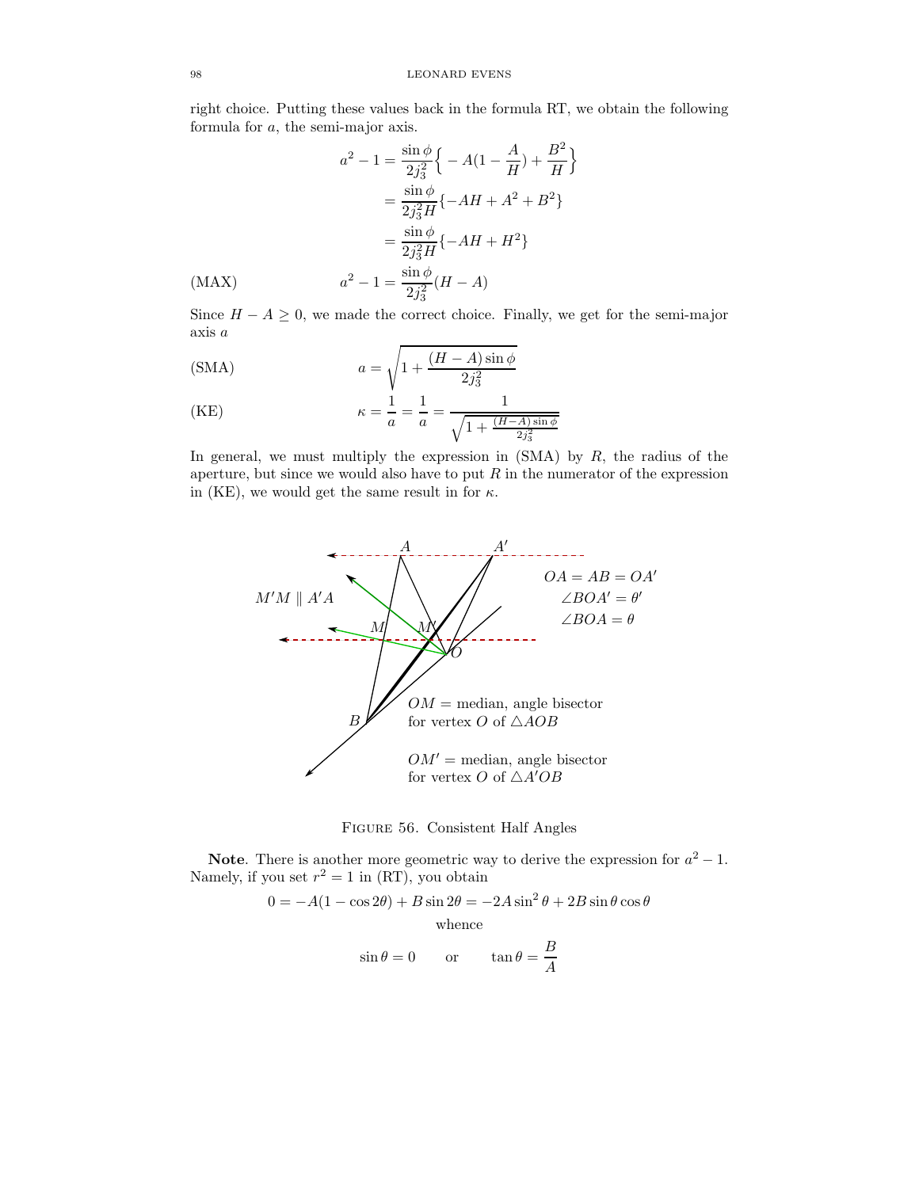right choice. Putting these values back in the formula RT, we obtain the following formula for $a$, the semi-major axis.

$$a^2 - 1 = \frac{\sin\phi}{2j_3^2}\Big\{ -A(1-\frac{A}{H}) + \frac{B^2}{H}\Big\}$$

$$= \frac{\sin\phi}{2j_3^2 H}\{-AH + A^2 + B^2\}$$

$$= \frac{\sin\phi}{2j_3^2 H}\{-AH + H^2\}$$

$$a^2 - 1 = \frac{\sin\phi}{2j_3^2}(H - A) \qquad \text{(MAX)}$$

Since $H - A \geq 0$, we made the correct choice. Finally, we get for the semi-major axis $a$

$$a = \sqrt{1 + \frac{(H-A)\sin\phi}{2j_3^2}} \qquad \text{(SMA)}$$

$$\kappa = \frac{1}{a} = \frac{1}{a} = \frac{1}{\sqrt{1 + \frac{(H-A)\sin\phi}{2j_3^2}}} \qquad \text{(KE)}$$

In general, we must multiply the expression in (SMA) by $R$, the radius of the aperture, but since we would also have to put $R$ in the numerator of the expression in (KE), we would get the same result in for $\kappa$.

FIGURE 56. Consistent Half Angles

**Note**. There is another more geometric way to derive the expression for $a^2 - 1$. Namely, if you set $r^2 = 1$ in (RT), you obtain

$$0 = -A(1 - \cos 2\theta) + B\sin 2\theta = -2A\sin^2\theta + 2B\sin\theta\cos\theta$$

whence

$$\sin\theta = 0 \qquad \text{or} \qquad \tan\theta = \frac{B}{A}$$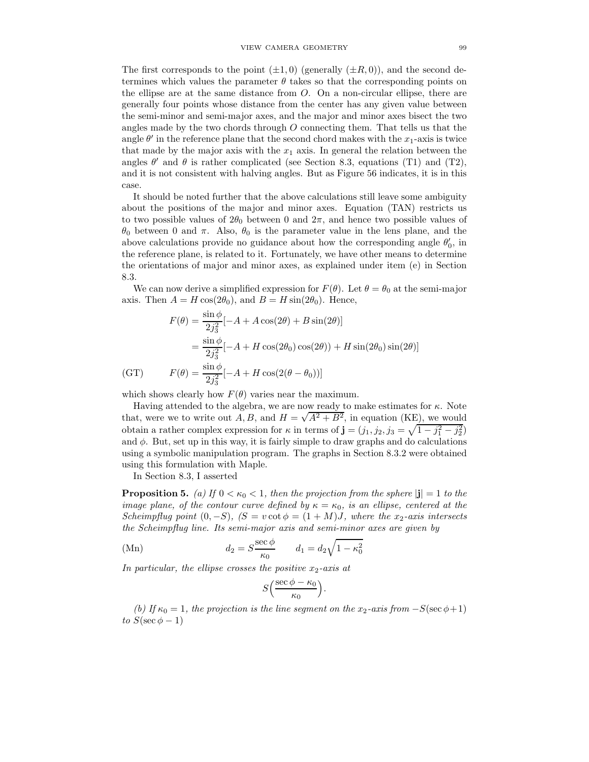The first corresponds to the point $(\pm 1, 0)$ (generally $(\pm R, 0)$), and the second determines which values the parameter $\theta$ takes so that the corresponding points on the ellipse are at the same distance from $O$. On a non-circular ellipse, there are generally four points whose distance from the center has any given value between the semi-minor and semi-major axes, and the major and minor axes bisect the two angles made by the two chords through $O$ connecting them. That tells us that the angle $\theta'$ in the reference plane that the second chord makes with the $x_1$-axis is twice that made by the major axis with the $x_1$ axis. In general the relation between the angles $\theta'$ and $\theta$ is rather complicated (see Section 8.3, equations (T1) and (T2), and it is not consistent with halving angles. But as Figure 56 indicates, it is in this case.

It should be noted further that the above calculations still leave some ambiguity about the positions of the major and minor axes. Equation (TAN) restricts us to two possible values of $2\theta_0$ between 0 and $2\pi$, and hence two possible values of $\theta_0$ between 0 and $\pi$. Also, $\theta_0$ is the parameter value in the lens plane, and the above calculations provide no guidance about how the corresponding angle $\theta'_0$, in the reference plane, is related to it. Fortunately, we have other means to determine the orientations of major and minor axes, as explained under item (e) in Section 8.3.

We can now derive a simplified expression for $F(\theta)$. Let $\theta = \theta_0$ at the semi-major axis. Then $A = H\cos(2\theta_0)$, and $B = H\sin(2\theta_0)$. Hence,

$$F(\theta) = \frac{\sin\phi}{2j_3^2}[-A + A\cos(2\theta) + B\sin(2\theta)]$$

$$= \frac{\sin\phi}{2j_3^2}[-A + H\cos(2\theta_0)\cos(2\theta)) + H\sin(2\theta_0)\sin(2\theta)]$$

$$\text{(GT)} \qquad F(\theta) = \frac{\sin\phi}{2j_3^2}[-A + H\cos(2(\theta - \theta_0))]$$

which shows clearly how $F(\theta)$ varies near the maximum.

Having attended to the algebra, we are now ready to make estimates for $\kappa$. Note that, were we to write out $A, B$, and $H = \sqrt{A^2 + B^2}$, in equation (KE), we would obtain a rather complex expression for $\kappa$ in terms of $\mathbf{j} = (j_1, j_2, j_3 = \sqrt{1 - j_1^2 - j_2^2})$ and $\phi$. But, set up in this way, it is fairly simple to draw graphs and do calculations using a symbolic manipulation program. The graphs in Section 8.3.2 were obtained using this formulation with Maple.

In Section 8.3, I asserted

**Proposition 5.** *(a) If $0 < \kappa_0 < 1$, then the projection from the sphere $|\mathbf{j}| = 1$ to the image plane, of the contour curve defined by $\kappa = \kappa_0$, is an ellipse, centered at the Scheimpflug point $(0, -S)$, ($S = v\cot\phi = (1 + M)J$, where the $x_2$-axis intersects the Scheimpflug line. Its semi-major axis and semi-minor axes are given by*

$$\text{(Mn)} \qquad d_2 = S\frac{\sec\phi}{\kappa_0} \qquad d_1 = d_2\sqrt{1 - \kappa_0^2}$$

*In particular, the ellipse crosses the positive $x_2$-axis at*

$$S\Big(\frac{\sec\phi - \kappa_0}{\kappa_0}\Big).$$

*(b) If $\kappa_0 = 1$, the projection is the line segment on the $x_2$-axis from $-S(\sec\phi + 1)$ to $S(\sec\phi - 1)$*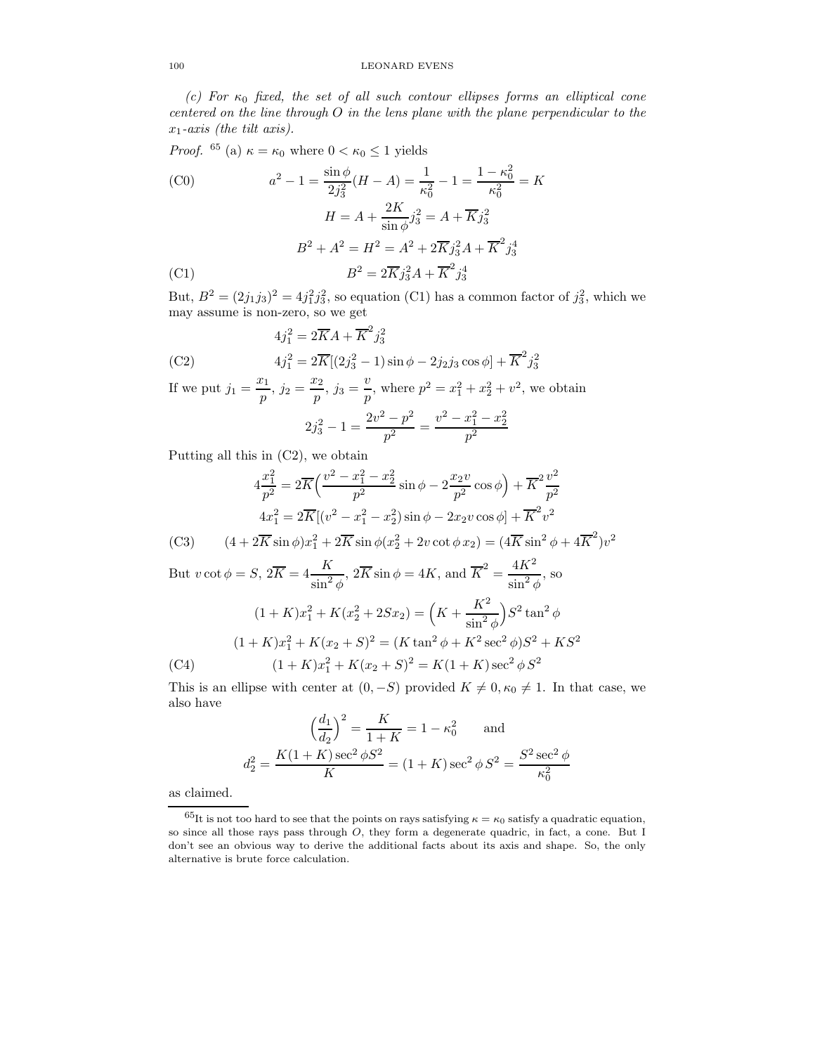*(c) For $\kappa_0$ fixed, the set of all such contour ellipses forms an elliptical cone centered on the line through $O$ in the lens plane with the plane perpendicular to the $x_1$-axis (the tilt axis).*

*Proof.* [65] (a) $\kappa = \kappa_0$ where $0 < \kappa_0 \le 1$ yields

$$a^2 - 1 = \frac{\sin\phi}{2j_3^2}(H - A) = \frac{1}{\kappa_0^2} - 1 = \frac{1-\kappa_0^2}{\kappa_0^2} = K \tag{C0}$$

$$H = A + \frac{2K}{\sin\phi}j_3^2 = A + \overline{K}j_3^2$$

$$B^2 + A^2 = H^2 = A^2 + 2\overline{K}j_3^2 A + \overline{K}^2 j_3^4$$

$$B^2 = 2\overline{K}j_3^2 A + \overline{K}^2 j_3^4 \tag{C1}$$

But, $B^2 = (2j_1j_3)^2 = 4j_1^2j_3^2$, so equation (C1) has a common factor of $j_3^2$, which we may assume is non-zero, so we get

$$4j_1^2 = 2\overline{K}A + \overline{K}^2 j_3^2$$

$$4j_1^2 = 2\overline{K}[(2j_3^2 - 1)\sin\phi - 2j_2j_3\cos\phi] + \overline{K}^2 j_3^2 \tag{C2}$$

If we put $j_1 = \dfrac{x_1}{p}$, $j_2 = \dfrac{x_2}{p}$, $j_3 = \dfrac{v}{p}$, where $p^2 = x_1^2 + x_2^2 + v^2$, we obtain

$$2j_3^2 - 1 = \frac{2v^2 - p^2}{p^2} = \frac{v^2 - x_1^2 - x_2^2}{p^2}$$

Putting all this in (C2), we obtain

$$4\frac{x_1^2}{p^2} = 2\overline{K}\Big(\frac{v^2 - x_1^2 - x_2^2}{p^2}\sin\phi - 2\frac{x_2 v}{p^2}\cos\phi\Big) + \overline{K}^2\frac{v^2}{p^2}$$

$$4x_1^2 = 2\overline{K}[(v^2 - x_1^2 - x_2^2)\sin\phi - 2x_2 v\cos\phi] + \overline{K}^2 v^2$$

$$(4 + 2\overline{K}\sin\phi)x_1^2 + 2\overline{K}\sin\phi(x_2^2 + 2v\cot\phi\, x_2) = (4\overline{K}\sin^2\phi + 4\overline{K}^2)v^2 \tag{C3}$$

But $v\cot\phi = S$, $2\overline{K} = 4\dfrac{K}{\sin^2\phi}$, $2\overline{K}\sin\phi = 4K$, and $\overline{K}^2 = \dfrac{4K^2}{\sin^2\phi}$, so

$$(1+K)x_1^2 + K(x_2^2 + 2Sx_2) = \Big(K + \frac{K^2}{\sin^2\phi}\Big)S^2\tan^2\phi$$

$$(1+K)x_1^2 + K(x_2 + S)^2 = (K\tan^2\phi + K^2\sec^2\phi)S^2 + KS^2$$

$$(1+K)x_1^2 + K(x_2 + S)^2 = K(1+K)\sec^2\phi\, S^2 \tag{C4}$$

This is an ellipse with center at $(0, -S)$ provided $K \ne 0, \kappa_0 \ne 1$. In that case, we also have

$$\Big(\frac{d_1}{d_2}\Big)^2 = \frac{K}{1+K} = 1 - \kappa_0^2 \qquad \text{and}$$

$$d_2^2 = \frac{K(1+K)\sec^2\phi S^2}{K} = (1+K)\sec^2\phi\, S^2 = \frac{S^2\sec^2\phi}{\kappa_0^2}$$

as claimed.

---

[65] It is not too hard to see that the points on rays satisfying $\kappa = \kappa_0$ satisfy a quadratic equation, so since all those rays pass through $O$, they form a degenerate quadric, in fact, a cone. But I don't see an obvious way to derive the additional facts about its axis and shape. So, the only alternative is brute force calculation.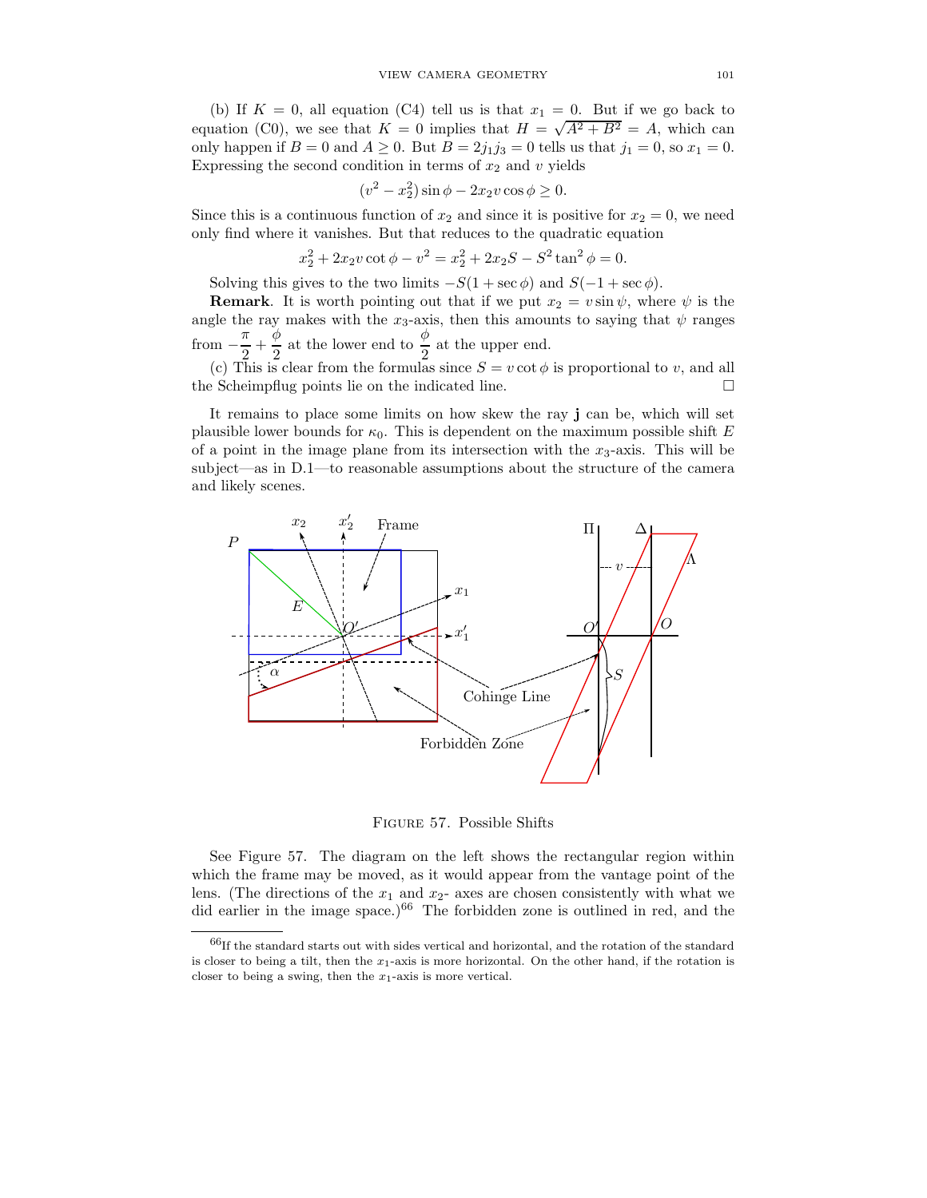(b) If $K = 0$, all equation (C4) tell us is that $x_1 = 0$. But if we go back to equation (C0), we see that $K = 0$ implies that $H = \sqrt{A^2 + B^2} = A$, which can only happen if $B = 0$ and $A \geq 0$. But $B = 2j_1j_3 = 0$ tells us that $j_1 = 0$, so $x_1 = 0$. Expressing the second condition in terms of $x_2$ and $v$ yields

$$(v^2 - x_2^2)\sin\phi - 2x_2v\cos\phi \geq 0.$$

Since this is a continuous function of $x_2$ and since it is positive for $x_2 = 0$, we need only find where it vanishes. But that reduces to the quadratic equation

$$x_2^2 + 2x_2v\cot\phi - v^2 = x_2^2 + 2x_2S - S^2\tan^2\phi = 0.$$

Solving this gives to the two limits $-S(1 + \sec\phi)$ and $S(-1 + \sec\phi)$.

**Remark**. It is worth pointing out that if we put $x_2 = v\sin\psi$, where $\psi$ is the angle the ray makes with the $x_3$-axis, then this amounts to saying that $\psi$ ranges from $-\dfrac{\pi}{2} + \dfrac{\phi}{2}$ at the lower end to $\dfrac{\phi}{2}$ at the upper end.

(c) This is clear from the formulas since $S = v\cot\phi$ is proportional to $v$, and all the Scheimpflug points lie on the indicated line. □

It remains to place some limits on how skew the ray $\mathbf{j}$ can be, which will set plausible lower bounds for $\kappa_0$. This is dependent on the maximum possible shift $E$ of a point in the image plane from its intersection with the $x_3$-axis. This will be subject—as in D.1—to reasonable assumptions about the structure of the camera and likely scenes.

Figure 57. Possible Shifts

See Figure 57. The diagram on the left shows the rectangular region within which the frame may be moved, as it would appear from the vantage point of the lens. (The directions of the $x_1$ and $x_2$- axes are chosen consistently with what we did earlier in the image space.)[66] The forbidden zone is outlined in red, and the

---

[66] If the standard starts out with sides vertical and horizontal, and the rotation of the standard is closer to being a tilt, then the $x_1$-axis is more horizontal. On the other hand, if the rotation is closer to being a swing, then the $x_1$-axis is more vertical.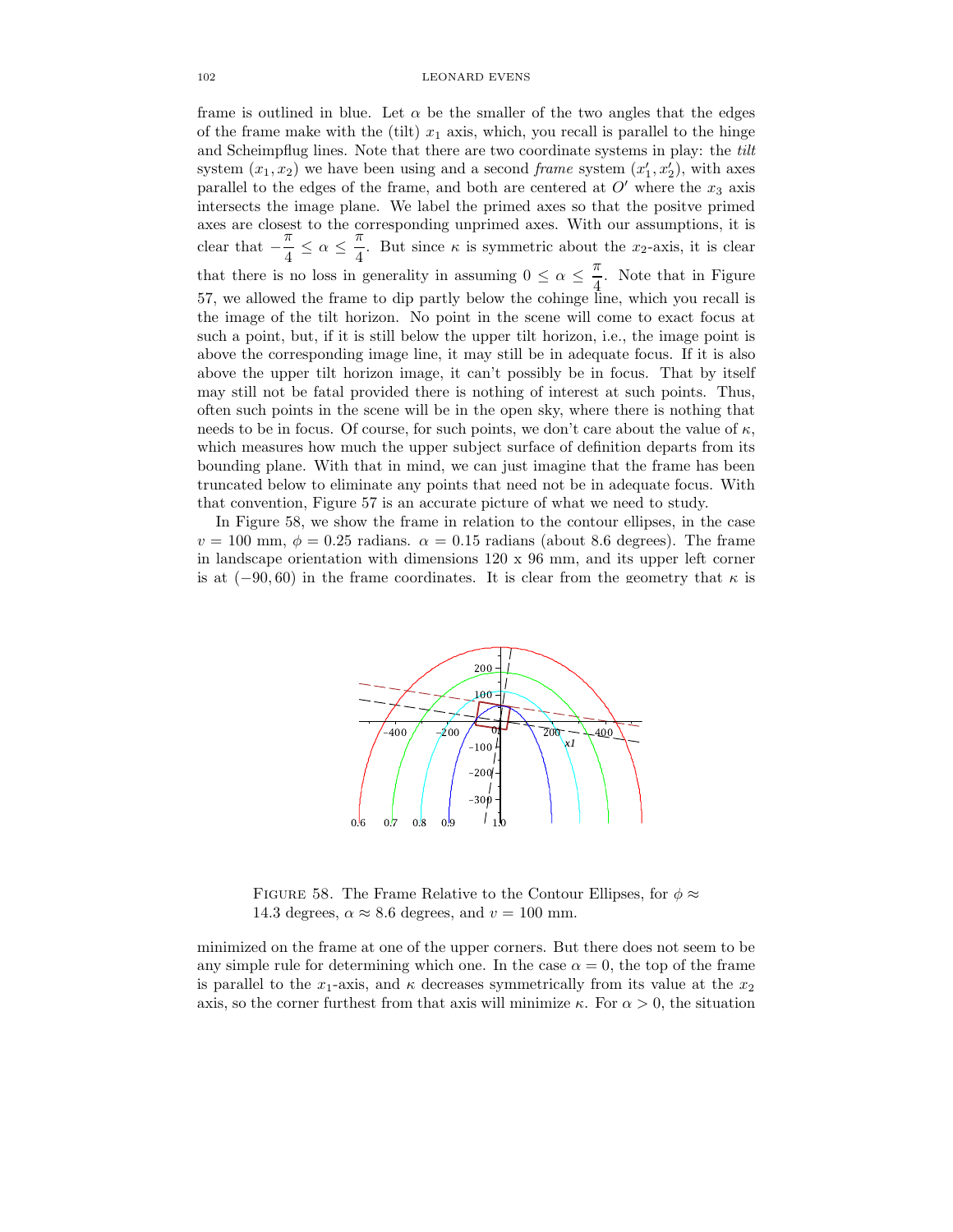frame is outlined in blue. Let $\alpha$ be the smaller of the two angles that the edges of the frame make with the (tilt) $x_1$ axis, which, you recall is parallel to the hinge and Scheimpflug lines. Note that there are two coordinate systems in play: the *tilt* system $(x_1, x_2)$ we have been using and a second *frame* system $(x_1', x_2')$, with axes parallel to the edges of the frame, and both are centered at $O'$ where the $x_3$ axis intersects the image plane. We label the primed axes so that the positve primed axes are closest to the corresponding unprimed axes. With our assumptions, it is clear that $-\dfrac{\pi}{4} \le \alpha \le \dfrac{\pi}{4}$. But since $\kappa$ is symmetric about the $x_2$-axis, it is clear that there is no loss in generality in assuming $0 \le \alpha \le \dfrac{\pi}{4}$. Note that in Figure 57, we allowed the frame to dip partly below the cohinge line, which you recall is the image of the tilt horizon. No point in the scene will come to exact focus at such a point, but, if it is still below the upper tilt horizon, i.e., the image point is above the corresponding image line, it may still be in adequate focus. If it is also above the upper tilt horizon image, it can't possibly be in focus. That by itself may still not be fatal provided there is nothing of interest at such points. Thus, often such points in the scene will be in the open sky, where there is nothing that needs to be in focus. Of course, for such points, we don't care about the value of $\kappa$, which measures how much the upper subject surface of definition departs from its bounding plane. With that in mind, we can just imagine that the frame has been truncated below to eliminate any points that need not be in adequate focus. With that convention, Figure 57 is an accurate picture of what we need to study.

In Figure 58, we show the frame in relation to the contour ellipses, in the case $v = 100$ mm, $\phi = 0.25$ radians. $\alpha = 0.15$ radians (about 8.6 degrees). The frame in landscape orientation with dimensions 120 x 96 mm, and its upper left corner is at $(-90, 60)$ in the frame coordinates. It is clear from the geometry that $\kappa$ is

FIGURE 58. The Frame Relative to the Contour Ellipses, for $\phi \approx 14.3$ degrees, $\alpha \approx 8.6$ degrees, and $v = 100$ mm.

minimized on the frame at one of the upper corners. But there does not seem to be any simple rule for determining which one. In the case $\alpha = 0$, the top of the frame is parallel to the $x_1$-axis, and $\kappa$ decreases symmetrically from its value at the $x_2$ axis, so the corner furthest from that axis will minimize $\kappa$. For $\alpha > 0$, the situation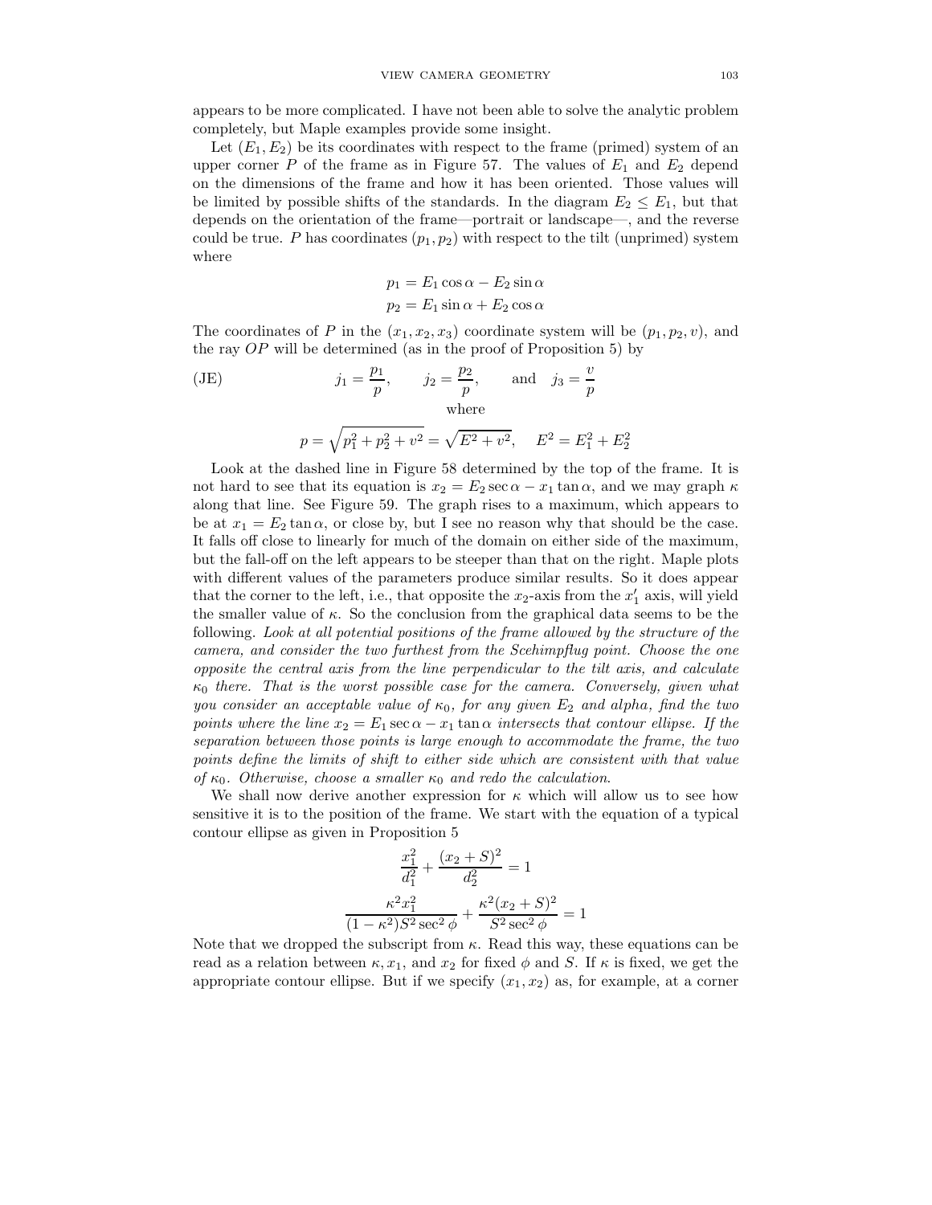appears to be more complicated. I have not been able to solve the analytic problem completely, but Maple examples provide some insight.

Let $(E_1, E_2)$ be its coordinates with respect to the frame (primed) system of an upper corner $P$ of the frame as in Figure 57. The values of $E_1$ and $E_2$ depend on the dimensions of the frame and how it has been oriented. Those values will be limited by possible shifts of the standards. In the diagram $E_2 \leq E_1$, but that depends on the orientation of the frame—portrait or landscape—, and the reverse could be true. $P$ has coordinates $(p_1, p_2)$ with respect to the tilt (unprimed) system where

$$p_1 = E_1 \cos\alpha - E_2 \sin\alpha$$
$$p_2 = E_1 \sin\alpha + E_2 \cos\alpha$$

The coordinates of $P$ in the $(x_1, x_2, x_3)$ coordinate system will be $(p_1, p_2, v)$, and the ray $OP$ will be determined (as in the proof of Proposition 5) by

$$\text{(JE)} \qquad j_1 = \frac{p_1}{p}, \qquad j_2 = \frac{p_2}{p}, \qquad \text{and} \quad j_3 = \frac{v}{p}$$

where

$$p = \sqrt{p_1^2 + p_2^2 + v^2} = \sqrt{E^2 + v^2}, \quad E^2 = E_1^2 + E_2^2$$

Look at the dashed line in Figure 58 determined by the top of the frame. It is not hard to see that its equation is $x_2 = E_2 \sec\alpha - x_1 \tan\alpha$, and we may graph $\kappa$ along that line. See Figure 59. The graph rises to a maximum, which appears to be at $x_1 = E_2 \tan\alpha$, or close by, but I see no reason why that should be the case. It falls off close to linearly for much of the domain on either side of the maximum, but the fall-off on the left appears to be steeper than that on the right. Maple plots with different values of the parameters produce similar results. So it does appear that the corner to the left, i.e., that opposite the $x_2$-axis from the $x_1'$ axis, will yield the smaller value of $\kappa$. So the conclusion from the graphical data seems to be the following. *Look at all potential positions of the frame allowed by the structure of the camera, and consider the two furthest from the Sceimpflug point. Choose the one opposite the central axis from the line perpendicular to the tilt axis, and calculate $\kappa_0$ there. That is the worst possible case for the camera. Conversely, given what you consider an acceptable value of $\kappa_0$, for any given $E_2$ and alpha, find the two points where the line $x_2 = E_1 \sec\alpha - x_1 \tan\alpha$ intersects that contour ellipse. If the separation between those points is large enough to accommodate the frame, the two points define the limits of shift to either side which are consistent with that value of $\kappa_0$. Otherwise, choose a smaller $\kappa_0$ and redo the calculation.*

We shall now derive another expression for $\kappa$ which will allow us to see how sensitive it is to the position of the frame. We start with the equation of a typical contour ellipse as given in Proposition 5

$$\frac{x_1^2}{d_1^2} + \frac{(x_2 + S)^2}{d_2^2} = 1$$
$$\frac{\kappa^2 x_1^2}{(1 - \kappa^2) S^2 \sec^2\phi} + \frac{\kappa^2 (x_2 + S)^2}{S^2 \sec^2\phi} = 1$$

Note that we dropped the subscript from $\kappa$. Read this way, these equations can be read as a relation between $\kappa, x_1$, and $x_2$ for fixed $\phi$ and $S$. If $\kappa$ is fixed, we get the appropriate contour ellipse. But if we specify $(x_1, x_2)$ as, for example, at a corner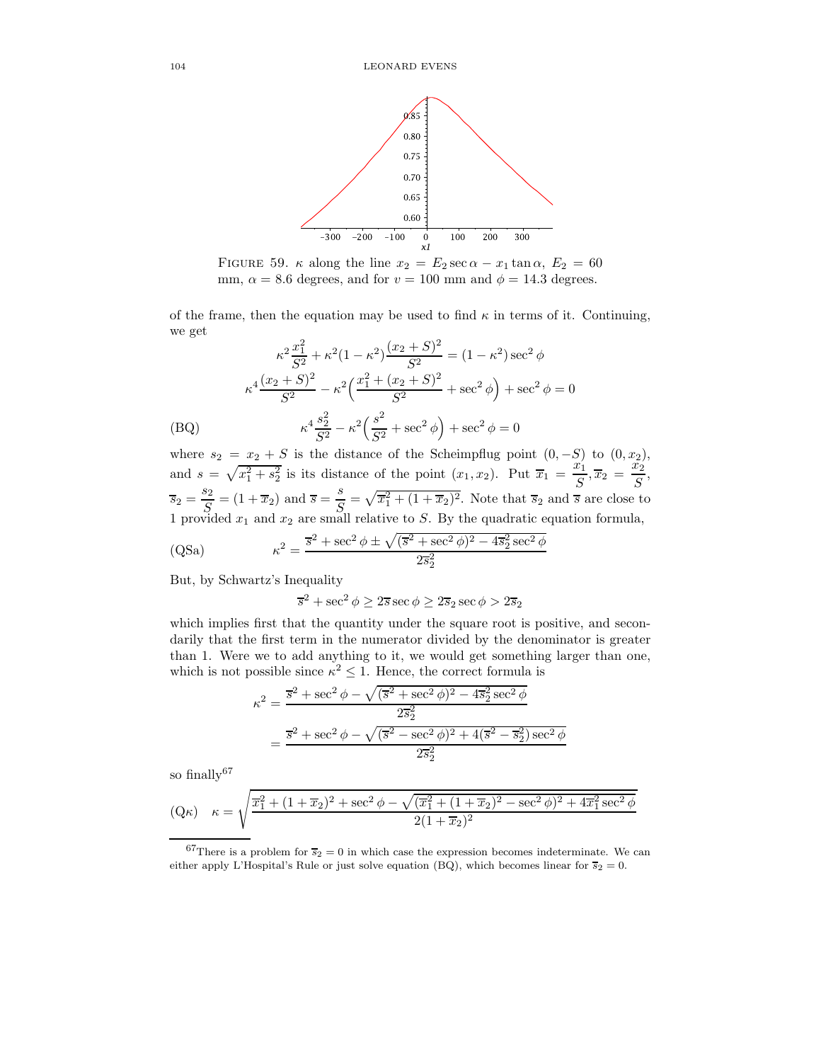FIGURE 59. $\kappa$ along the line $x_2 = E_2 \sec\alpha - x_1 \tan\alpha$, $E_2 = 60$ mm, $\alpha = 8.6$ degrees, and for $v = 100$ mm and $\phi = 14.3$ degrees.

of the frame, then the equation may be used to find $\kappa$ in terms of it. Continuing, we get

$$\kappa^2 \frac{x_1^2}{S^2} + \kappa^2(1-\kappa^2)\frac{(x_2+S)^2}{S^2} = (1-\kappa^2)\sec^2\phi$$

$$\kappa^4 \frac{(x_2+S)^2}{S^2} - \kappa^2\Big(\frac{x_1^2 + (x_2+S)^2}{S^2} + \sec^2\phi\Big) + \sec^2\phi = 0$$

$$\text{(BQ)} \qquad \kappa^4 \frac{s_2^2}{S^2} - \kappa^2\Big(\frac{s^2}{S^2} + \sec^2\phi\Big) + \sec^2\phi = 0$$

where $s_2 = x_2 + S$ is the distance of the Scheimpflug point $(0, -S)$ to $(0, x_2)$, and $s = \sqrt{x_1^2 + s_2^2}$ is its distance of the point $(x_1, x_2)$. Put $\overline{x}_1 = \dfrac{x_1}{S}, \overline{x}_2 = \dfrac{x_2}{S}$, $\overline{s}_2 = \dfrac{s_2}{S} = (1+\overline{x}_2)$ and $\overline{s} = \dfrac{s}{S} = \sqrt{\overline{x}_1^2 + (1+\overline{x}_2)^2}$. Note that $\overline{s}_2$ and $\overline{s}$ are close to 1 provided $x_1$ and $x_2$ are small relative to $S$. By the quadratic equation formula,

$$\text{(QSa)} \qquad \kappa^2 = \frac{\overline{s}^2 + \sec^2\phi \pm \sqrt{(\overline{s}^2 + \sec^2\phi)^2 - 4\overline{s}_2^2\sec^2\phi}}{2\overline{s}_2^2}$$

But, by Schwartz's Inequality

$$\overline{s}^2 + \sec^2\phi \geq 2\overline{s}\sec\phi \geq 2\overline{s}_2\sec\phi > 2\overline{s}_2$$

which implies first that the quantity under the square root is positive, and secondarily that the first term in the numerator divided by the denominator is greater than 1. Were we to add anything to it, we would get something larger than one, which is not possible since $\kappa^2 \leq 1$. Hence, the correct formula is

$$\kappa^2 = \frac{\overline{s}^2 + \sec^2\phi - \sqrt{(\overline{s}^2 + \sec^2\phi)^2 - 4\overline{s}_2^2\sec^2\phi}}{2\overline{s}_2^2}$$

$$= \frac{\overline{s}^2 + \sec^2\phi - \sqrt{(\overline{s}^2 - \sec^2\phi)^2 + 4(\overline{s}^2 - \overline{s}_2^2)\sec^2\phi}}{2\overline{s}_2^2}$$

so finally[67]

$$\text{(Q}\kappa\text{)} \quad \kappa = \sqrt{\frac{\overline{x}_1^2 + (1+\overline{x}_2)^2 + \sec^2\phi - \sqrt{(\overline{x}_1^2 + (1+\overline{x}_2)^2 - \sec^2\phi)^2 + 4\overline{x}_1^2\sec^2\phi}}{2(1+\overline{x}_2)^2}}$$

[67] There is a problem for $\overline{s}_2 = 0$ in which case the expression becomes indeterminate. We can either apply L'Hospital's Rule or just solve equation (BQ), which becomes linear for $\overline{s}_2 = 0$.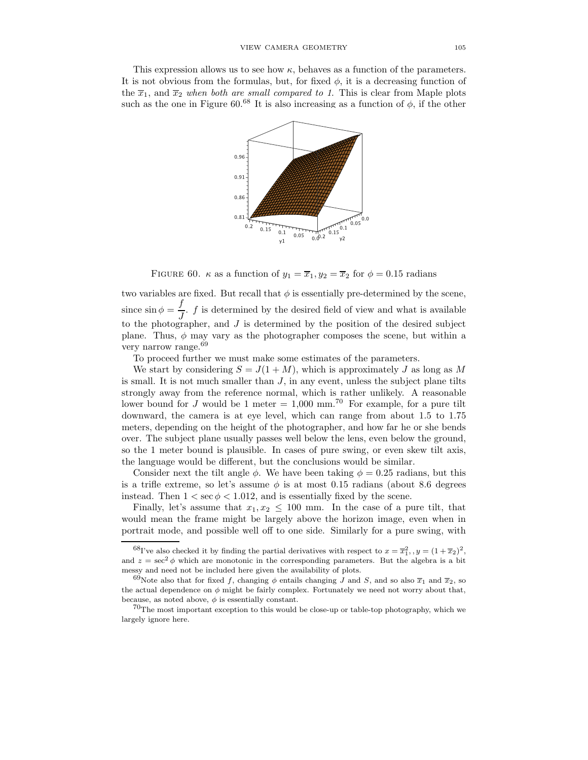This expression allows us to see how $\kappa$, behaves as a function of the parameters. It is not obvious from the formulas, but, for fixed $\phi$, it is a decreasing function of the $\overline{x}_1$, and $\overline{x}_2$ *when both are small compared to 1.* This is clear from Maple plots such as the one in Figure 60.[68] It is also increasing as a function of $\phi$, if the other

FIGURE 60. $\kappa$ as a function of $y_1 = \overline{x}_1, y_2 = \overline{x}_2$ for $\phi = 0.15$ radians

two variables are fixed. But recall that $\phi$ is essentially pre-determined by the scene, since $\sin\phi = \dfrac{f}{J}$. $f$ is determined by the desired field of view and what is available to the photographer, and $J$ is determined by the position of the desired subject plane. Thus, $\phi$ may vary as the photographer composes the scene, but within a very narrow range.[69]

To proceed further we must make some estimates of the parameters.

We start by considering $S = J(1 + M)$, which is approximately $J$ as long as $M$ is small. It is not much smaller than $J$, in any event, unless the subject plane tilts strongly away from the reference normal, which is rather unlikely. A reasonable lower bound for $J$ would be 1 meter = 1,000 mm.[70] For example, for a pure tilt downward, the camera is at eye level, which can range from about 1.5 to 1.75 meters, depending on the height of the photographer, and how far he or she bends over. The subject plane usually passes well below the lens, even below the ground, so the 1 meter bound is plausible. In cases of pure swing, or even skew tilt axis, the language would be different, but the conclusions would be similar.

Consider next the tilt angle $\phi$. We have been taking $\phi = 0.25$ radians, but this is a trifle extreme, so let's assume $\phi$ is at most 0.15 radians (about 8.6 degrees instead. Then $1 < \sec\phi < 1.012$, and is essentially fixed by the scene.

Finally, let's assume that $x_1, x_2 \leq 100$ mm. In the case of a pure tilt, that would mean the frame might be largely above the horizon image, even when in portrait mode, and possible well off to one side. Similarly for a pure swing, with

[68] I've also checked it by finding the partial derivatives with respect to $x = \overline{x}_1^2, , y = (1 + \overline{x}_2)^2$, and $z = \sec^2\phi$ which are monotonic in the corresponding parameters. But the algebra is a bit messy and need not be included here given the availability of plots.

[69] Note also that for fixed $f$, changing $\phi$ entails changing $J$ and $S$, and so also $\overline{x}_1$ and $\overline{x}_2$, so the actual dependence on $\phi$ might be fairly complex. Fortunately we need not worry about that, because, as noted above, $\phi$ is essentially constant.

[70] The most important exception to this would be close-up or table-top photography, which we largely ignore here.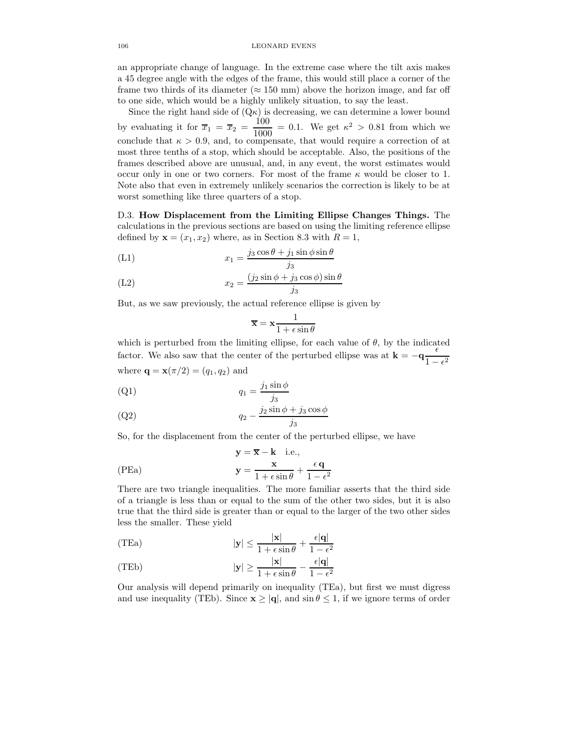an appropriate change of language. In the extreme case where the tilt axis makes a 45 degree angle with the edges of the frame, this would still place a corner of the frame two thirds of its diameter ($\approx 150$ mm) above the horizon image, and far off to one side, which would be a highly unlikely situation, to say the least.

Since the right hand side of (Q$\kappa$) is decreasing, we can determine a lower bound by evaluating it for $\overline{x}_1 = \overline{x}_2 = \dfrac{100}{1000} = 0.1$. We get $\kappa^2 > 0.81$ from which we conclude that $\kappa > 0.9$, and, to compensate, that would require a correction of at most three tenths of a stop, which should be acceptable. Also, the positions of the frames described above are unusual, and, in any event, the worst estimates would occur only in one or two corners. For most of the frame $\kappa$ would be closer to 1. Note also that even in extremely unlikely scenarios the correction is likely to be at worst something like three quarters of a stop.

D.3. **How Displacement from the Limiting Ellipse Changes Things.** The calculations in the previous sections are based on using the limiting reference ellipse defined by $\mathbf{x} = (x_1, x_2)$ where, as in Section 8.3 with $R = 1$,

$$x_1 = \frac{j_3 \cos\theta + j_1 \sin\phi \sin\theta}{j_3} \tag{L1}$$

$$x_2 = \frac{(j_2 \sin\phi + j_3 \cos\phi)\sin\theta}{j_3} \tag{L2}$$

But, as we saw previously, the actual reference ellipse is given by

$$\overline{\mathbf{x}} = \mathbf{x}\frac{1}{1 + \epsilon \sin\theta}$$

which is perturbed from the limiting ellipse, for each value of $\theta$, by the indicated factor. We also saw that the center of the perturbed ellipse was at $\mathbf{k} = -\mathbf{q}\dfrac{\epsilon}{1-\epsilon^2}$ where $\mathbf{q} = \mathbf{x}(\pi/2) = (q_1, q_2)$ and

$$q_1 = \frac{j_1 \sin\phi}{j_3} \tag{Q1}$$

$$q_2 - \frac{j_2 \sin\phi + j_3 \cos\phi}{j_3} \tag{Q2}$$

So, for the displacement from the center of the perturbed ellipse, we have

$$\mathbf{y} = \overline{\mathbf{x}} - \mathbf{k} \quad \text{i.e.,}$$

$$\mathbf{y} = \frac{\mathbf{x}}{1 + \epsilon \sin\theta} + \frac{\epsilon\, \mathbf{q}}{1 - \epsilon^2} \tag{PEa}$$

There are two triangle inequalities. The more familiar asserts that the third side of a triangle is less than or equal to the sum of the other two sides, but it is also true that the third side is greater than or equal to the larger of the two other sides less the smaller. These yield

$$|\mathbf{y}| \le \frac{|\mathbf{x}|}{1 + \epsilon \sin\theta} + \frac{\epsilon |\mathbf{q}|}{1 - \epsilon^2} \tag{TEa}$$

$$|\mathbf{y}| \ge \frac{|\mathbf{x}|}{1 + \epsilon \sin\theta} - \frac{\epsilon |\mathbf{q}|}{1 - \epsilon^2} \tag{TEb}$$

Our analysis will depend primarily on inequality (TEa), but first we must digress and use inequality (TEb). Since $\mathbf{x} \ge |\mathbf{q}|$, and $\sin\theta \le 1$, if we ignore terms of order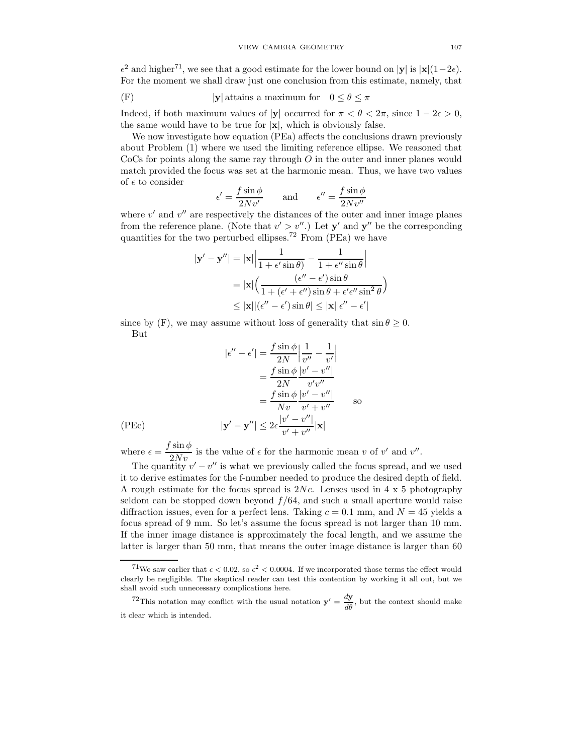$\epsilon^2$ and higher[71], we see that a good estimate for the lower bound on $|\mathbf{y}|$ is $|\mathbf{x}|(1-2\epsilon)$. For the moment we shall draw just one conclusion from this estimate, namely, that

$$\text{(F)} \qquad |\mathbf{y}| \text{ attains a maximum for } \quad 0 \le \theta \le \pi$$

Indeed, if both maximum values of $|\mathbf{y}|$ occurred for $\pi < \theta < 2\pi$, since $1 - 2\epsilon > 0$, the same would have to be true for $|\mathbf{x}|$, which is obviously false.

We now investigate how equation (PEa) affects the conclusions drawn previously about Problem (1) where we used the limiting reference ellipse. We reasoned that CoCs for points along the same ray through $O$ in the outer and inner planes would match provided the focus was set at the harmonic mean. Thus, we have two values of $\epsilon$ to consider

$$\epsilon' = \frac{f \sin\phi}{2Nv'} \qquad \text{and} \qquad \epsilon'' = \frac{f\sin\phi}{2Nv''}$$

where $v'$ and $v''$ are respectively the distances of the outer and inner image planes from the reference plane. (Note that $v' > v''$.) Let $\mathbf{y}'$ and $\mathbf{y}''$ be the corresponding quantities for the two perturbed ellipses.[72] From (PEa) we have

$$\begin{aligned}
|\mathbf{y}' - \mathbf{y}''| &= |\mathbf{x}|\Big|\frac{1}{1+\epsilon'\sin\theta)} - \frac{1}{1+\epsilon''\sin\theta}\Big| \\
&= |\mathbf{x}|\Big(\frac{(\epsilon''-\epsilon')\sin\theta}{1 + (\epsilon'+\epsilon'')\sin\theta + \epsilon'\epsilon''\sin^2\theta}\Big) \\
&\le |\mathbf{x}||(\epsilon''-\epsilon')\sin\theta| \le |\mathbf{x}||\epsilon''-\epsilon'|
\end{aligned}$$

since by (F), we may assume without loss of generality that $\sin\theta \ge 0$.

But

$$\begin{aligned}
|\epsilon''-\epsilon'| &= \frac{f\sin\phi}{2N}\Big|\frac{1}{v''} - \frac{1}{v'}\Big| \\
&= \frac{f\sin\phi}{2N}\frac{|v'-v''|}{v'v''} \\
&= \frac{f\sin\phi}{Nv}\frac{|v'-v''|}{v'+v''} \qquad \text{so}
\end{aligned}$$

$$\text{(PEc)} \qquad |\mathbf{y}'-\mathbf{y}''| \le 2\epsilon\frac{|v'-v''|}{v'+v''}|\mathbf{x}|$$

where $\epsilon = \dfrac{f\sin\phi}{2Nv}$ is the value of $\epsilon$ for the harmonic mean $v$ of $v'$ and $v''$.

The quantity $v'-v''$ is what we previously called the focus spread, and we used it to derive estimates for the f-number needed to produce the desired depth of field. A rough estimate for the focus spread is $2Nc$. Lenses used in 4 x 5 photography seldom can be stopped down beyond $f/64$, and such a small aperture would raise diffraction issues, even for a perfect lens. Taking $c = 0.1$ mm, and $N = 45$ yields a focus spread of 9 mm. So let's assume the focus spread is not larger than 10 mm. If the inner image distance is approximately the focal length, and we assume the latter is larger than 50 mm, that means the outer image distance is larger than 60

---

[71] We saw earlier that $\epsilon < 0.02$, so $\epsilon^2 < 0.0004$. If we incorporated those terms the effect would clearly be negligible. The skeptical reader can test this contention by working it all out, but we shall avoid such unnecessary complications here.

[72] This notation may conflict with the usual notation $\mathbf{y}' = \dfrac{d\mathbf{y}}{d\theta}$, but the context should make it clear which is intended.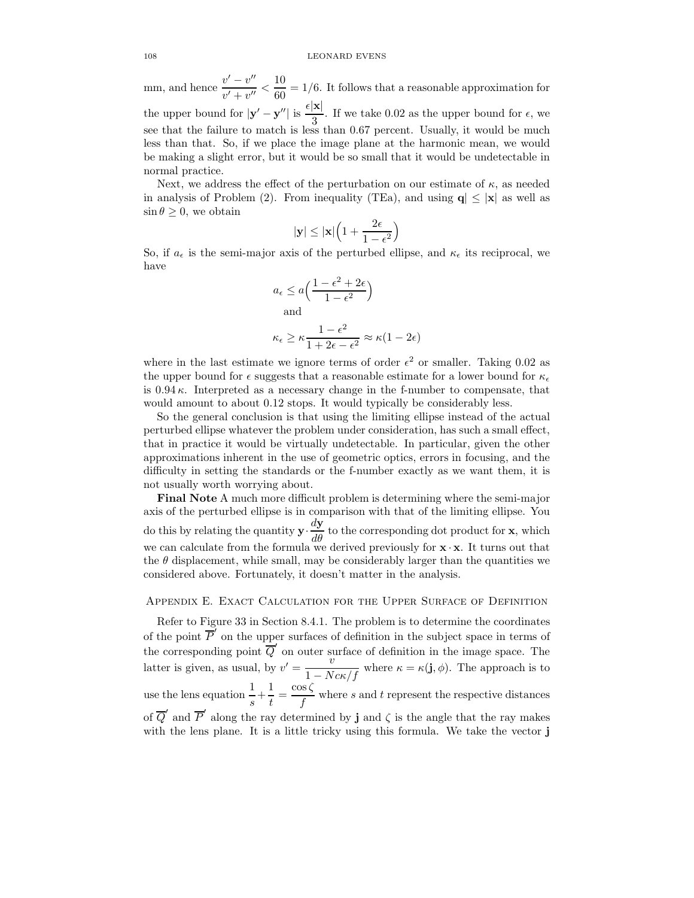mm, and hence $\dfrac{v' - v''}{v' + v''} < \dfrac{10}{60} = 1/6$. It follows that a reasonable approximation for the upper bound for $|\mathbf{y}' - \mathbf{y}''|$ is $\dfrac{\epsilon|\mathbf{x}|}{3}$. If we take 0.02 as the upper bound for $\epsilon$, we see that the failure to match is less than 0.67 percent. Usually, it would be much less than that. So, if we place the image plane at the harmonic mean, we would be making a slight error, but it would be so small that it would be undetectable in normal practice.

Next, we address the effect of the perturbation on our estimate of $\kappa$, as needed in analysis of Problem (2). From inequality (TEa), and using $\mathbf{q}| \le |\mathbf{x}|$ as well as $\sin\theta \ge 0$, we obtain

$$|\mathbf{y}| \le |\mathbf{x}|\Big(1 + \frac{2\epsilon}{1-\epsilon^2}\Big)$$

So, if $a_\epsilon$ is the semi-major axis of the perturbed ellipse, and $\kappa_\epsilon$ its reciprocal, we have

$$a_\epsilon \le a\Big(\frac{1-\epsilon^2+2\epsilon}{1-\epsilon^2}\Big)$$

and

$$\kappa_\epsilon \ge \kappa\frac{1-\epsilon^2}{1+2\epsilon-\epsilon^2} \approx \kappa(1-2\epsilon)$$

where in the last estimate we ignore terms of order $\epsilon^2$ or smaller. Taking 0.02 as the upper bound for $\epsilon$ suggests that a reasonable estimate for a lower bound for $\kappa_\epsilon$ is $0.94\,\kappa$. Interpreted as a necessary change in the f-number to compensate, that would amount to about 0.12 stops. It would typically be considerably less.

So the general conclusion is that using the limiting ellipse instead of the actual perturbed ellipse whatever the problem under consideration, has such a small effect, that in practice it would be virtually undetectable. In particular, given the other approximations inherent in the use of geometric optics, errors in focusing, and the difficulty in setting the standards or the f-number exactly as we want them, it is not usually worth worrying about.

**Final Note** A much more difficult problem is determining where the semi-major axis of the perturbed ellipse is in comparison with that of the limiting ellipse. You do this by relating the quantity $\mathbf{y}\cdot\dfrac{d\mathbf{y}}{d\theta}$ to the corresponding dot product for $\mathbf{x}$, which we can calculate from the formula we derived previously for $\mathbf{x}\cdot\mathbf{x}$. It turns out that the $\theta$ displacement, while small, may be considerably larger than the quantities we considered above. Fortunately, it doesn't matter in the analysis.

## Appendix E. Exact Calculation for the Upper Surface of Definition

Refer to Figure 33 in Section 8.4.1. The problem is to determine the coordinates of the point $\overline{P}'$ on the upper surfaces of definition in the subject space in terms of the corresponding point $\overline{Q}'$ on outer surface of definition in the image space. The latter is given, as usual, by $v' = \dfrac{v}{1 - Nc\kappa/f}$ where $\kappa = \kappa(\mathbf{j}, \phi)$. The approach is to use the lens equation $\dfrac{1}{s} + \dfrac{1}{t} = \dfrac{\cos\zeta}{f}$ where $s$ and $t$ represent the respective distances of $\overline{Q}'$ and $\overline{P}'$ along the ray determined by $\mathbf{j}$ and $\zeta$ is the angle that the ray makes with the lens plane. It is a little tricky using this formula. We take the vector $\mathbf{j}$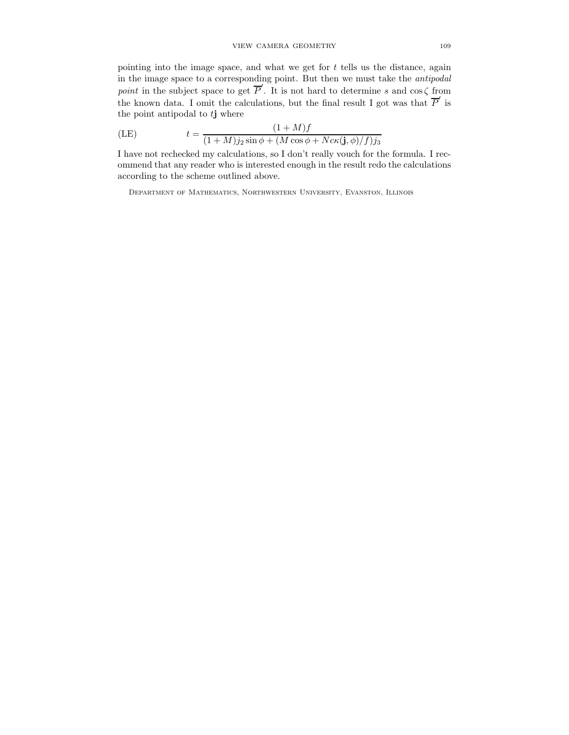pointing into the image space, and what we get for $t$ tells us the distance, again in the image space to a corresponding point. But then we must take the *antipodal point* in the subject space to get $\overline{P}'$. It is not hard to determine $s$ and $\cos\zeta$ from the known data. I omit the calculations, but the final result I got was that $\overline{P}'$ is the point antipodal to $t\mathbf{j}$ where

$$\text{(LE)} \qquad t = \frac{(1+M)f}{(1+M)j_2 \sin\phi + (M\cos\phi + Nc\kappa(\mathbf{j},\phi)/f)j_3}$$

I have not rechecked my calculations, so I don't really vouch for the formula. I recommend that any reader who is interested enough in the result redo the calculations according to the scheme outlined above.

Department of Mathematics, Northwestern University, Evanston, Illinois